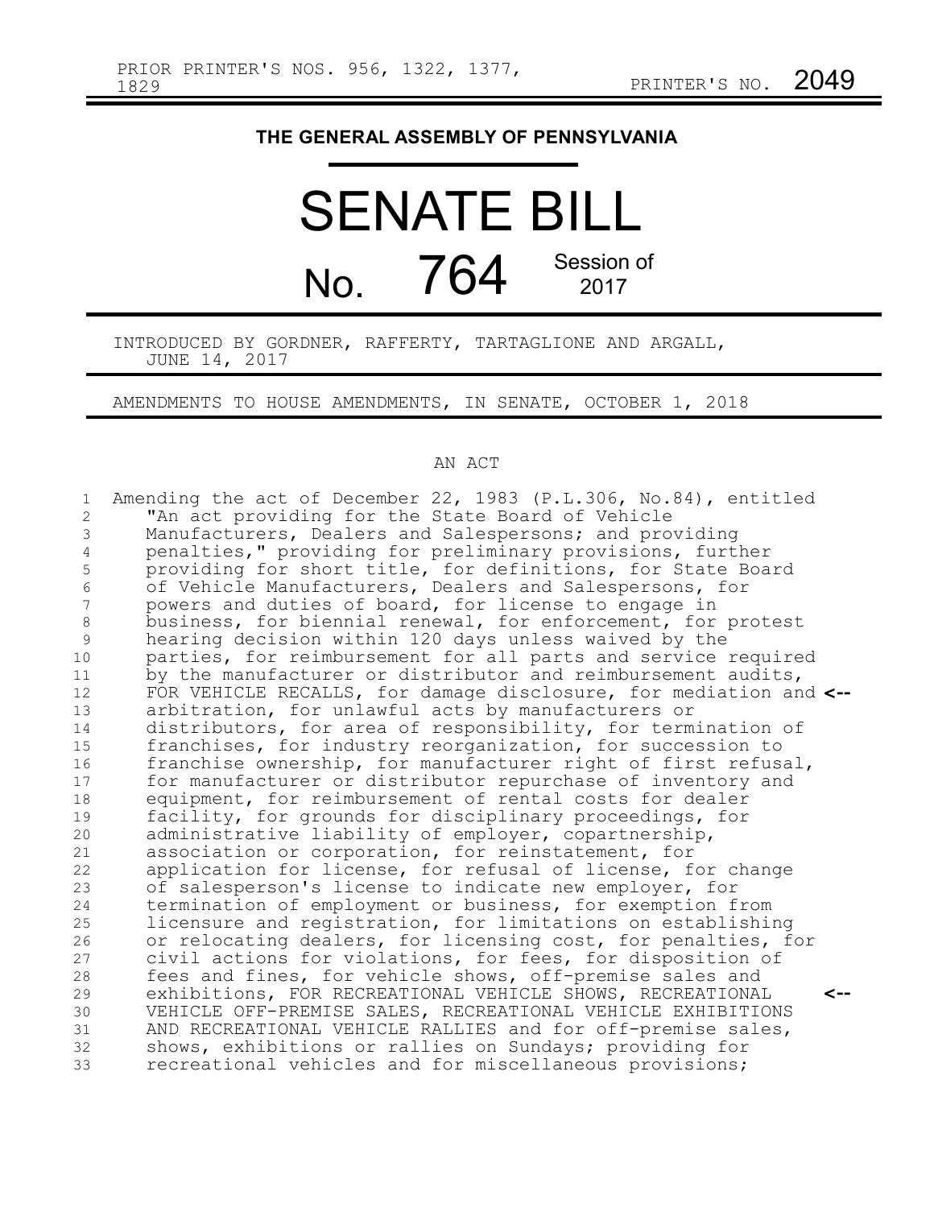PRIOR PRINTER'S NOS. 956, 1322, 1377, 1829

PRINTER'S NO. 2049

# THE GENERAL ASSEMBLY OF PENNSYLVANIA

# SENATE BILL

## No. 764 Session of 2017

INTRODUCED BY GORDNER, RAFFERTY, TARTAGLIONE AND ARGALL, JUNE 14, 2017

AMENDMENTS TO HOUSE AMENDMENTS, IN SENATE, OCTOBER 1, 2018

AN ACT

Amending the act of December 22, 1983 (P.L.306, No.84), entitled "An act providing for the State Board of Vehicle Manufacturers, Dealers and Salespersons; and providing penalties," providing for preliminary provisions, further providing for short title, for definitions, for State Board of Vehicle Manufacturers, Dealers and Salespersons, for powers and duties of board, for license to engage in business, for biennial renewal, for enforcement, for protest hearing decision within 120 days unless waived by the parties, for reimbursement for all parts and service required by the manufacturer or distributor and reimbursement audits, FOR VEHICLE RECALLS, for damage disclosure, for mediation and arbitration, for unlawful acts by manufacturers or distributors, for area of responsibility, for termination of franchises, for industry reorganization, for succession to franchise ownership, for manufacturer right of first refusal, for manufacturer or distributor repurchase of inventory and equipment, for reimbursement of rental costs for dealer facility, for grounds for disciplinary proceedings, for administrative liability of employer, copartnership, association or corporation, for reinstatement, for application for license, for refusal of license, for change of salesperson's license to indicate new employer, for termination of employment or business, for exemption from licensure and registration, for limitations on establishing or relocating dealers, for licensing cost, for penalties, for civil actions for violations, for fees, for disposition of fees and fines, for vehicle shows, off-premise sales and exhibitions, FOR RECREATIONAL VEHICLE SHOWS, RECREATIONAL VEHICLE OFF-PREMISE SALES, RECREATIONAL VEHICLE EXHIBITIONS AND RECREATIONAL VEHICLE RALLIES and for off-premise sales, shows, exhibitions or rallies on Sundays; providing for recreational vehicles and for miscellaneous provisions;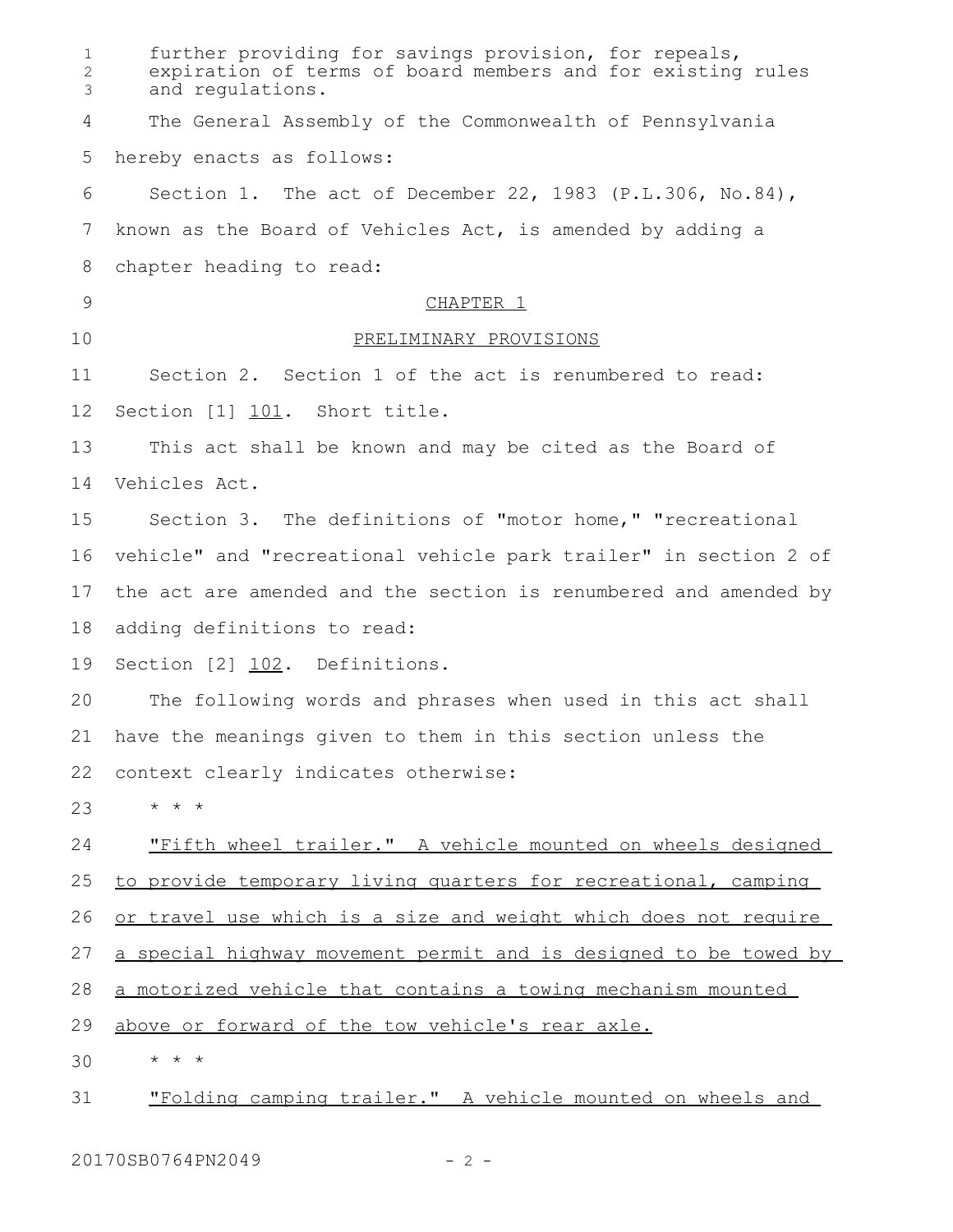further providing for savings provision, for repeals, expiration of terms of board members and for existing rules and regulations.

The General Assembly of the Commonwealth of Pennsylvania hereby enacts as follows:

Section 1. The act of December 22, 1983 (P.L.306, No.84), known as the Board of Vehicles Act, is amended by adding a chapter heading to read:

CHAPTER 1

PRELIMINARY PROVISIONS

Section 2. Section 1 of the act is renumbered to read:

Section [1] 101. Short title.

This act shall be known and may be cited as the Board of Vehicles Act.

Section 3. The definitions of "motor home," "recreational vehicle" and "recreational vehicle park trailer" in section 2 of the act are amended and the section is renumbered and amended by adding definitions to read:

Section [2] 102. Definitions.

The following words and phrases when used in this act shall have the meanings given to them in this section unless the context clearly indicates otherwise:

\* \* \*

"Fifth wheel trailer." A vehicle mounted on wheels designed to provide temporary living quarters for recreational, camping or travel use which is a size and weight which does not require a special highway movement permit and is designed to be towed by a motorized vehicle that contains a towing mechanism mounted above or forward of the tow vehicle's rear axle.

\* \* \*

"Folding camping trailer." A vehicle mounted on wheels and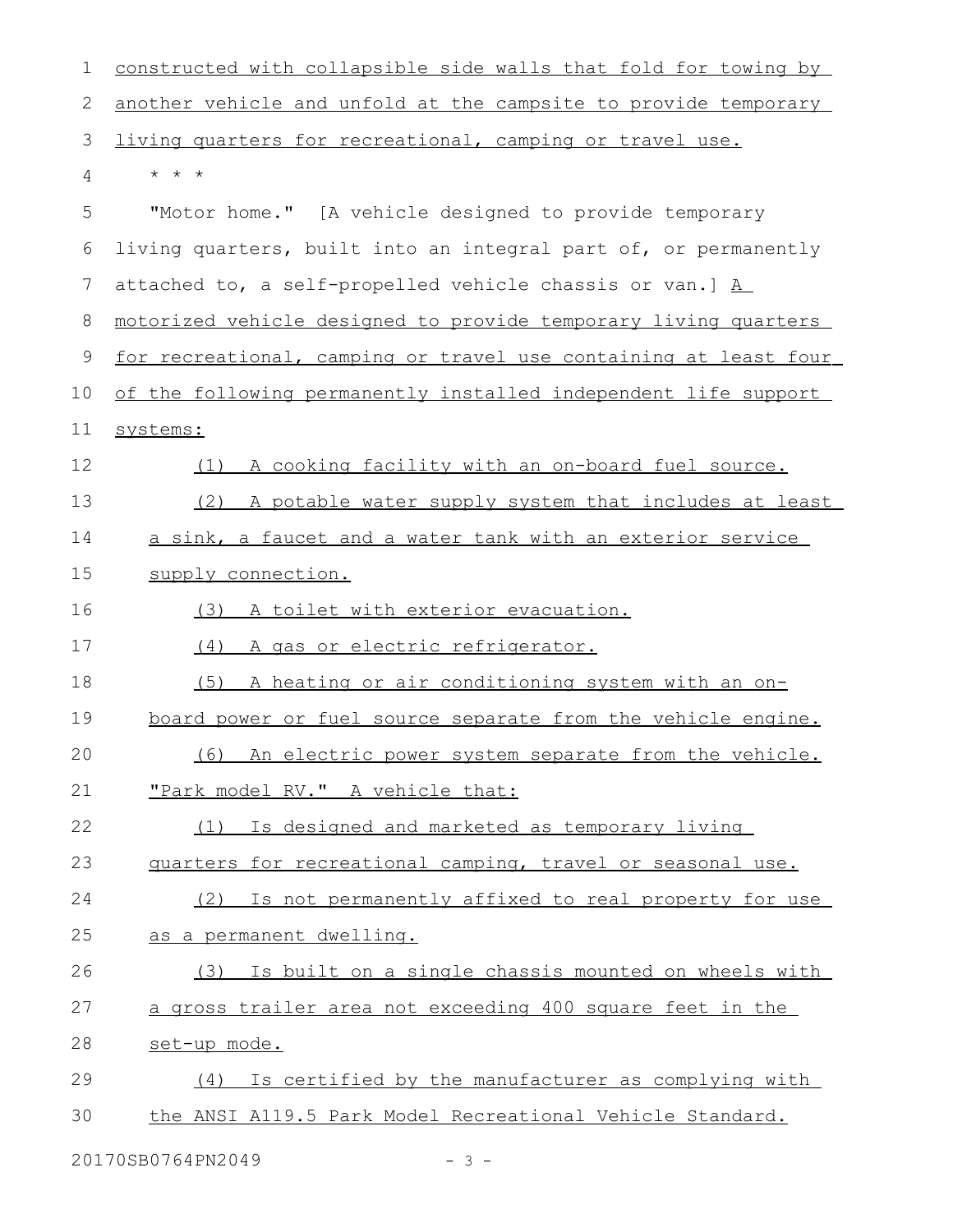constructed with collapsible side walls that fold for towing by another vehicle and unfold at the campsite to provide temporary living quarters for recreational, camping or travel use.

* * *

"Motor home." [A vehicle designed to provide temporary living quarters, built into an integral part of, or permanently attached to, a self-propelled vehicle chassis or van.] A motorized vehicle designed to provide temporary living quarters for recreational, camping or travel use containing at least four of the following permanently installed independent life support systems:

(1) A cooking facility with an on-board fuel source.

(2) A potable water supply system that includes at least a sink, a faucet and a water tank with an exterior service supply connection.

(3) A toilet with exterior evacuation.

(4) A gas or electric refrigerator.

(5) A heating or air conditioning system with an on-board power or fuel source separate from the vehicle engine.

(6) An electric power system separate from the vehicle.

"Park model RV." A vehicle that:

(1) Is designed and marketed as temporary living quarters for recreational camping, travel or seasonal use.

(2) Is not permanently affixed to real property for use as a permanent dwelling.

(3) Is built on a single chassis mounted on wheels with a gross trailer area not exceeding 400 square feet in the set-up mode.

(4) Is certified by the manufacturer as complying with the ANSI A119.5 Park Model Recreational Vehicle Standard.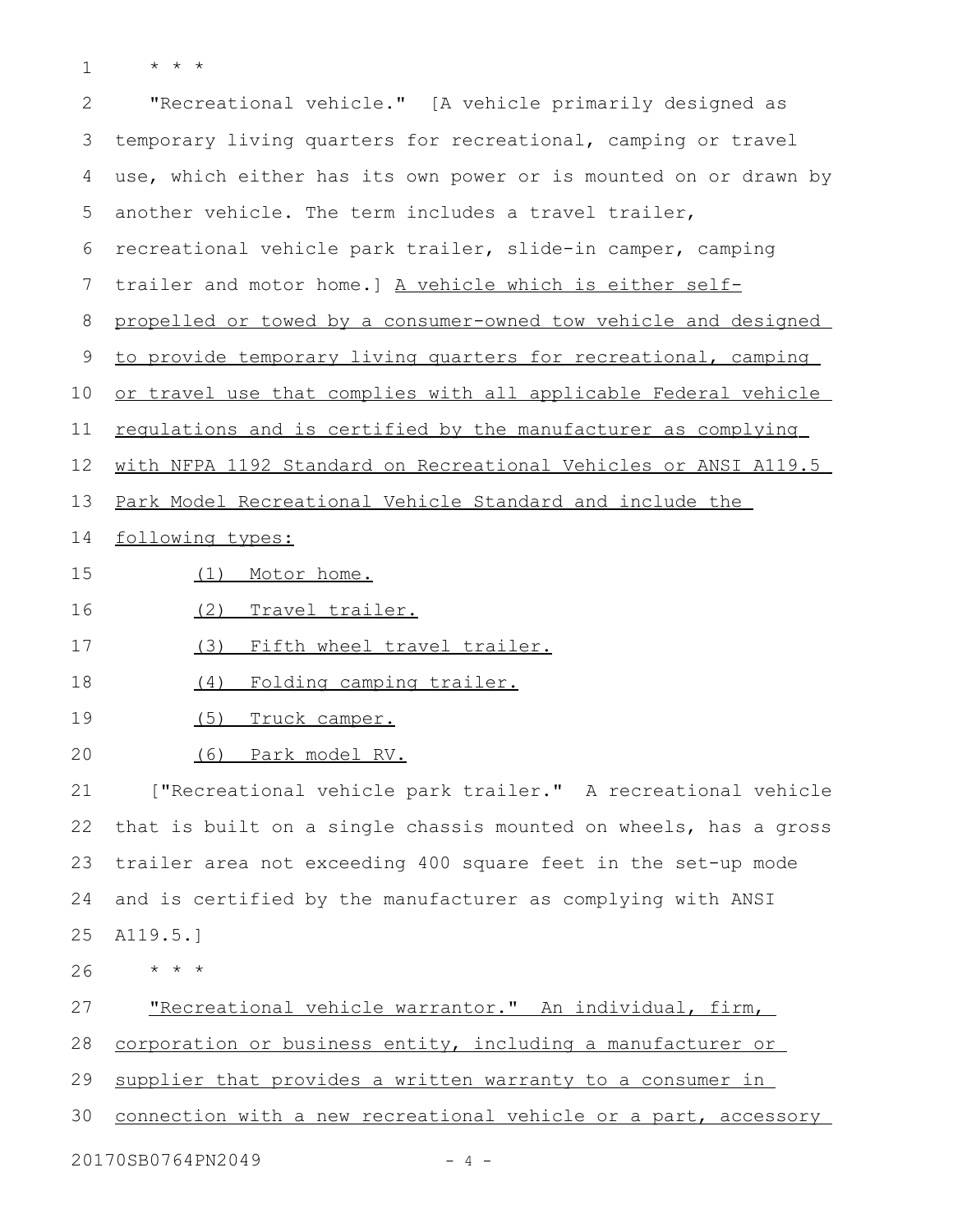* * *

"Recreational vehicle." [A vehicle primarily designed as temporary living quarters for recreational, camping or travel use, which either has its own power or is mounted on or drawn by another vehicle. The term includes a travel trailer, recreational vehicle park trailer, slide-in camper, camping trailer and motor home.] <u>A vehicle which is either self-propelled or towed by a consumer-owned tow vehicle and designed to provide temporary living quarters for recreational, camping or travel use that complies with all applicable Federal vehicle regulations and is certified by the manufacturer as complying with NFPA 1192 Standard on Recreational Vehicles or ANSI A119.5 Park Model Recreational Vehicle Standard and include the following types:</u>

<u>(1) Motor home.</u>

<u>(2) Travel trailer.</u>

<u>(3) Fifth wheel travel trailer.</u>

<u>(4) Folding camping trailer.</u>

<u>(5) Truck camper.</u>

<u>(6) Park model RV.</u>

["Recreational vehicle park trailer." A recreational vehicle that is built on a single chassis mounted on wheels, has a gross trailer area not exceeding 400 square feet in the set-up mode and is certified by the manufacturer as complying with ANSI A119.5.]

* * *

<u>"Recreational vehicle warrantor." An individual, firm, corporation or business entity, including a manufacturer or supplier that provides a written warranty to a consumer in connection with a new recreational vehicle or a part, accessory</u>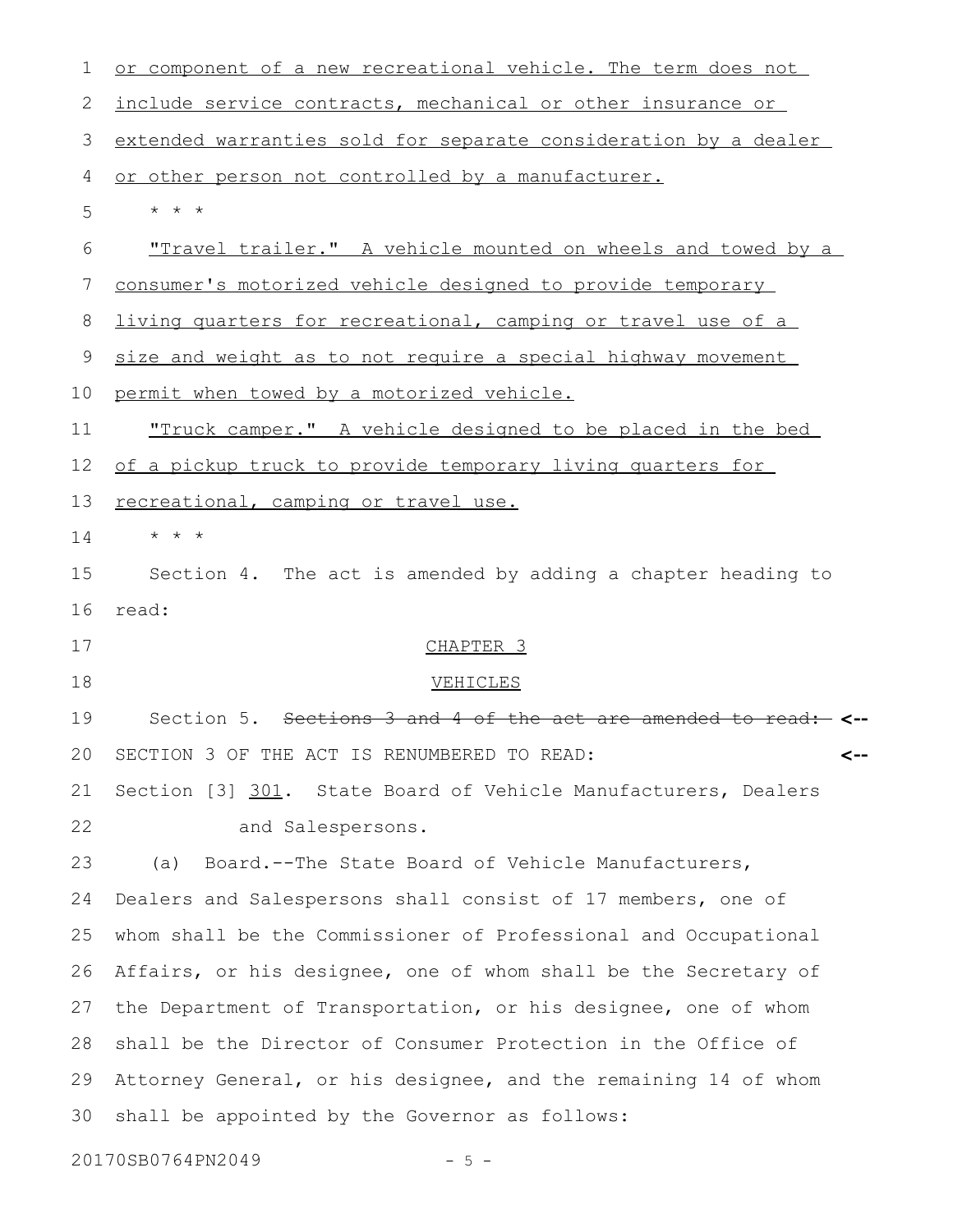or component of a new recreational vehicle. The term does not include service contracts, mechanical or other insurance or extended warranties sold for separate consideration by a dealer or other person not controlled by a manufacturer.

\* \* \*

"Travel trailer." A vehicle mounted on wheels and towed by a consumer's motorized vehicle designed to provide temporary living quarters for recreational, camping or travel use of a size and weight as to not require a special highway movement permit when towed by a motorized vehicle.

"Truck camper." A vehicle designed to be placed in the bed of a pickup truck to provide temporary living quarters for recreational, camping or travel use.

\* \* \*

Section 4. The act is amended by adding a chapter heading to read:

CHAPTER 3

VEHICLES

Section 5. ~~Sections 3 and 4 of the act are amended to read:~~ <--

SECTION 3 OF THE ACT IS RENUMBERED TO READ: <--

Section [3] 301. State Board of Vehicle Manufacturers, Dealers and Salespersons.

(a) Board.--The State Board of Vehicle Manufacturers, Dealers and Salespersons shall consist of 17 members, one of whom shall be the Commissioner of Professional and Occupational Affairs, or his designee, one of whom shall be the Secretary of the Department of Transportation, or his designee, one of whom shall be the Director of Consumer Protection in the Office of Attorney General, or his designee, and the remaining 14 of whom shall be appointed by the Governor as follows: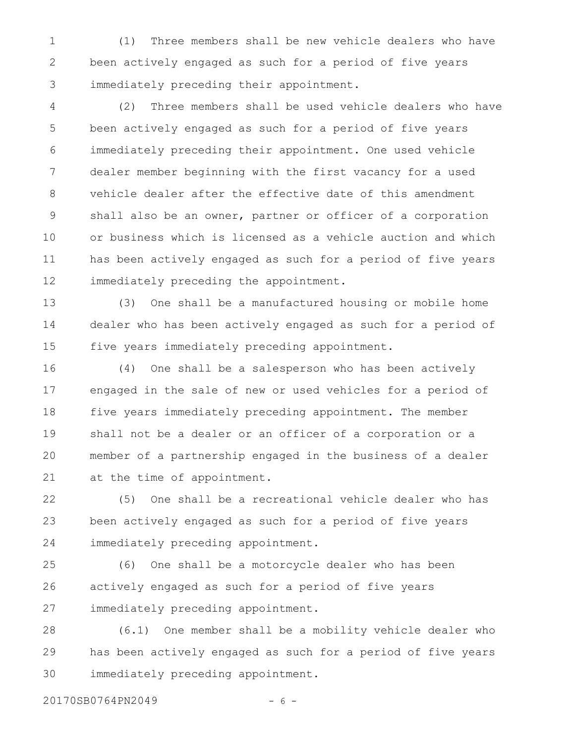(1) Three members shall be new vehicle dealers who have been actively engaged as such for a period of five years immediately preceding their appointment.

(2) Three members shall be used vehicle dealers who have been actively engaged as such for a period of five years immediately preceding their appointment. One used vehicle dealer member beginning with the first vacancy for a used vehicle dealer after the effective date of this amendment shall also be an owner, partner or officer of a corporation or business which is licensed as a vehicle auction and which has been actively engaged as such for a period of five years immediately preceding the appointment.

(3) One shall be a manufactured housing or mobile home dealer who has been actively engaged as such for a period of five years immediately preceding appointment.

(4) One shall be a salesperson who has been actively engaged in the sale of new or used vehicles for a period of five years immediately preceding appointment. The member shall not be a dealer or an officer of a corporation or a member of a partnership engaged in the business of a dealer at the time of appointment.

(5) One shall be a recreational vehicle dealer who has been actively engaged as such for a period of five years immediately preceding appointment.

(6) One shall be a motorcycle dealer who has been actively engaged as such for a period of five years immediately preceding appointment.

(6.1) One member shall be a mobility vehicle dealer who has been actively engaged as such for a period of five years immediately preceding appointment.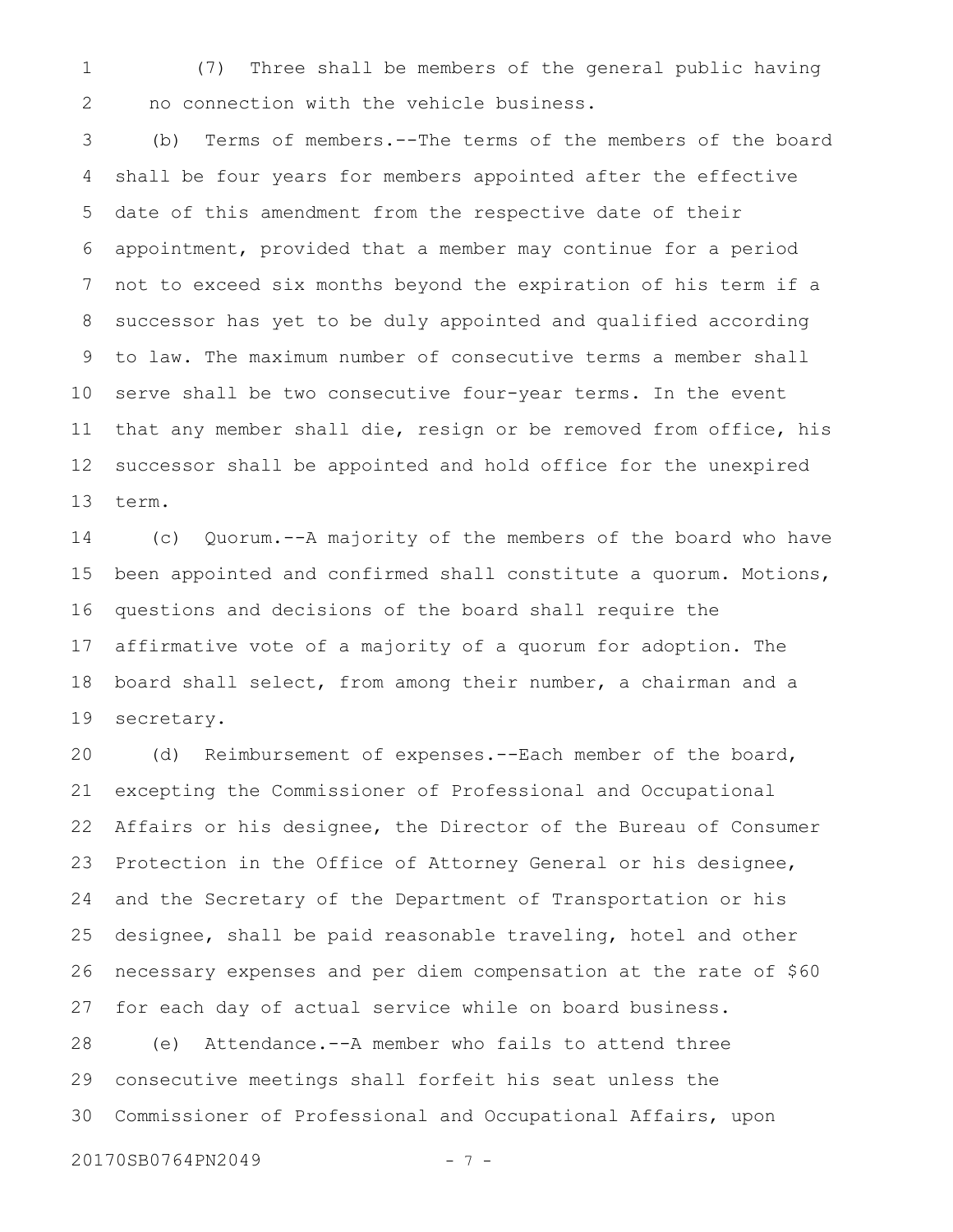(7) Three shall be members of the general public having no connection with the vehicle business.

(b) Terms of members.--The terms of the members of the board shall be four years for members appointed after the effective date of this amendment from the respective date of their appointment, provided that a member may continue for a period not to exceed six months beyond the expiration of his term if a successor has yet to be duly appointed and qualified according to law. The maximum number of consecutive terms a member shall serve shall be two consecutive four-year terms. In the event that any member shall die, resign or be removed from office, his successor shall be appointed and hold office for the unexpired term.

(c) Quorum.--A majority of the members of the board who have been appointed and confirmed shall constitute a quorum. Motions, questions and decisions of the board shall require the affirmative vote of a majority of a quorum for adoption. The board shall select, from among their number, a chairman and a secretary.

(d) Reimbursement of expenses.--Each member of the board, excepting the Commissioner of Professional and Occupational Affairs or his designee, the Director of the Bureau of Consumer Protection in the Office of Attorney General or his designee, and the Secretary of the Department of Transportation or his designee, shall be paid reasonable traveling, hotel and other necessary expenses and per diem compensation at the rate of $60 for each day of actual service while on board business.

(e) Attendance.--A member who fails to attend three consecutive meetings shall forfeit his seat unless the Commissioner of Professional and Occupational Affairs, upon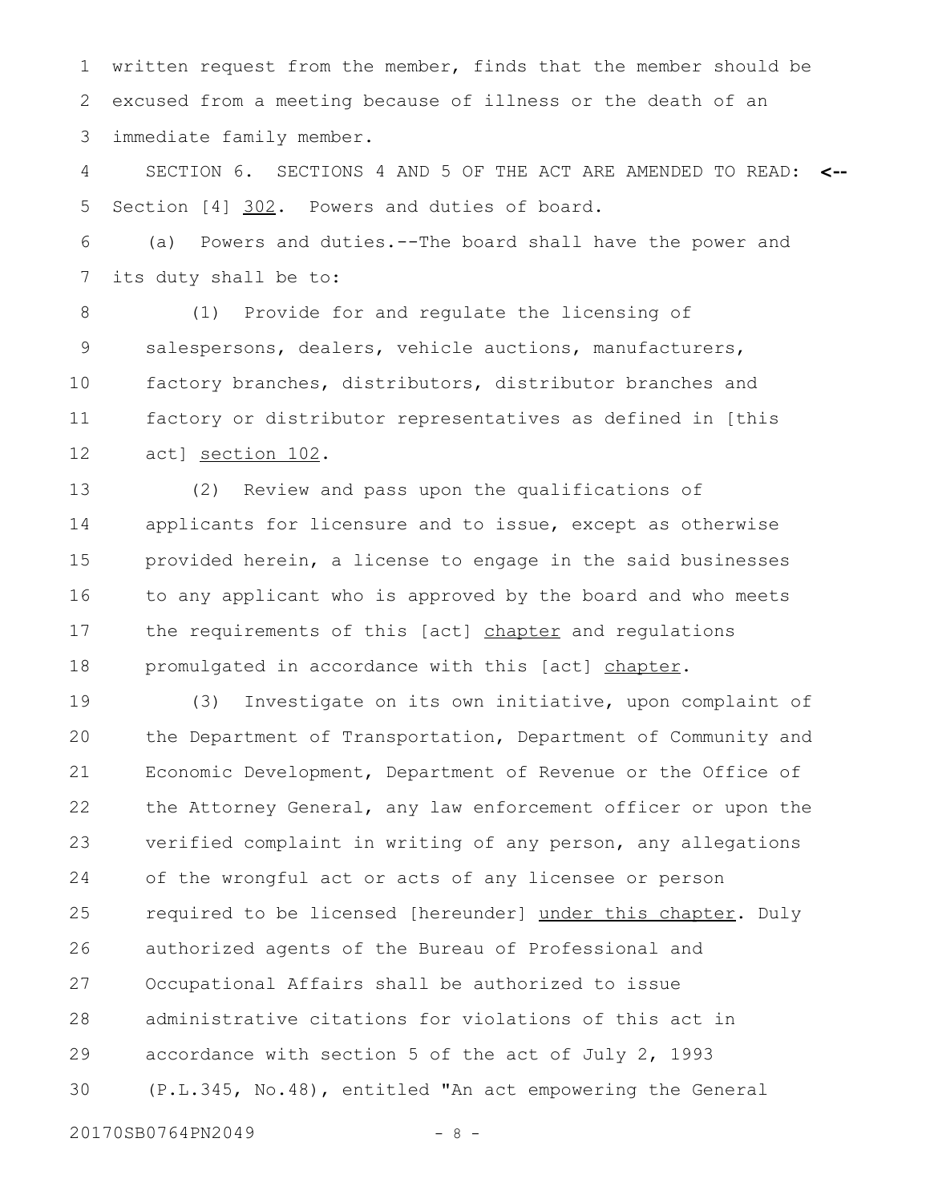written request from the member, finds that the member should be excused from a meeting because of illness or the death of an immediate family member.

SECTION 6. SECTIONS 4 AND 5 OF THE ACT ARE AMENDED TO READ: <--

Section [4] <u>302</u>. Powers and duties of board.

(a) Powers and duties.--The board shall have the power and its duty shall be to:

(1) Provide for and regulate the licensing of salespersons, dealers, vehicle auctions, manufacturers, factory branches, distributors, distributor branches and factory or distributor representatives as defined in [this act] <u>section 102</u>.

(2) Review and pass upon the qualifications of applicants for licensure and to issue, except as otherwise provided herein, a license to engage in the said businesses to any applicant who is approved by the board and who meets the requirements of this [act] <u>chapter</u> and regulations promulgated in accordance with this [act] <u>chapter</u>.

(3) Investigate on its own initiative, upon complaint of the Department of Transportation, Department of Community and Economic Development, Department of Revenue or the Office of the Attorney General, any law enforcement officer or upon the verified complaint in writing of any person, any allegations of the wrongful act or acts of any licensee or person required to be licensed [hereunder] <u>under this chapter</u>. Duly authorized agents of the Bureau of Professional and Occupational Affairs shall be authorized to issue administrative citations for violations of this act in accordance with section 5 of the act of July 2, 1993 (P.L.345, No.48), entitled "An act empowering the General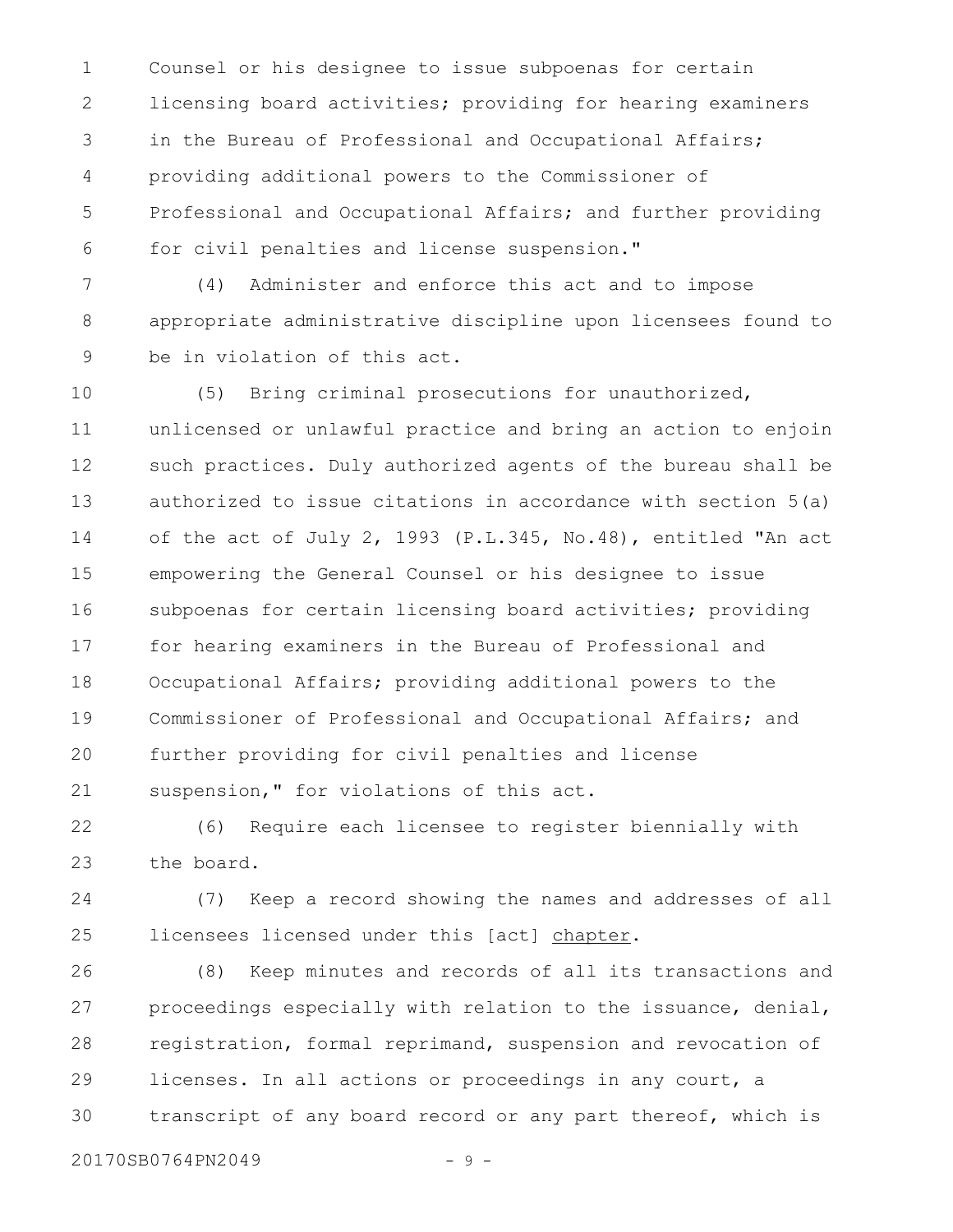Counsel or his designee to issue subpoenas for certain licensing board activities; providing for hearing examiners in the Bureau of Professional and Occupational Affairs; providing additional powers to the Commissioner of Professional and Occupational Affairs; and further providing for civil penalties and license suspension."

(4) Administer and enforce this act and to impose appropriate administrative discipline upon licensees found to be in violation of this act.

(5) Bring criminal prosecutions for unauthorized, unlicensed or unlawful practice and bring an action to enjoin such practices. Duly authorized agents of the bureau shall be authorized to issue citations in accordance with section 5(a) of the act of July 2, 1993 (P.L.345, No.48), entitled "An act empowering the General Counsel or his designee to issue subpoenas for certain licensing board activities; providing for hearing examiners in the Bureau of Professional and Occupational Affairs; providing additional powers to the Commissioner of Professional and Occupational Affairs; and further providing for civil penalties and license suspension," for violations of this act.

(6) Require each licensee to register biennially with the board.

(7) Keep a record showing the names and addresses of all licensees licensed under this [act] <u>chapter</u>.

(8) Keep minutes and records of all its transactions and proceedings especially with relation to the issuance, denial, registration, formal reprimand, suspension and revocation of licenses. In all actions or proceedings in any court, a transcript of any board record or any part thereof, which is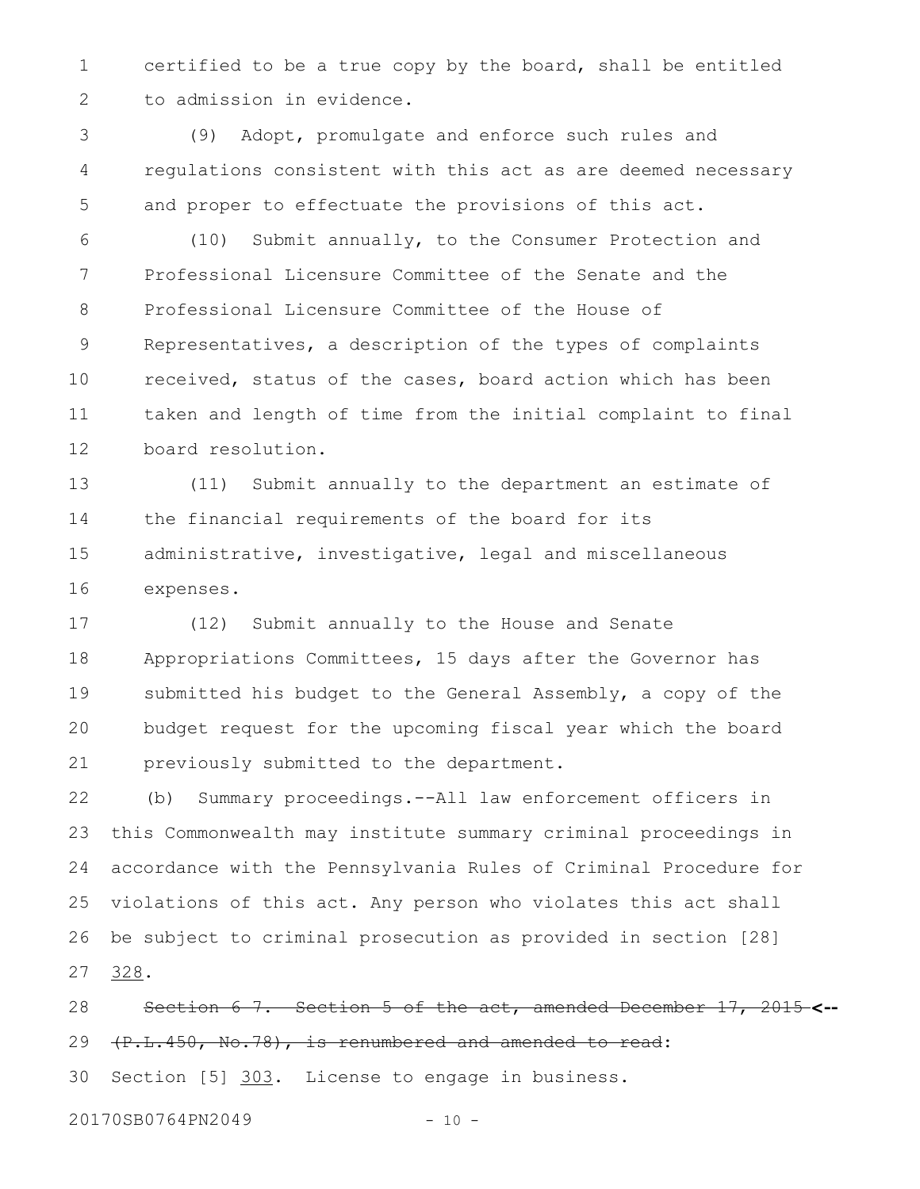certified to be a true copy by the board, shall be entitled to admission in evidence.

(9) Adopt, promulgate and enforce such rules and regulations consistent with this act as are deemed necessary and proper to effectuate the provisions of this act.

(10) Submit annually, to the Consumer Protection and Professional Licensure Committee of the Senate and the Professional Licensure Committee of the House of Representatives, a description of the types of complaints received, status of the cases, board action which has been taken and length of time from the initial complaint to final board resolution.

(11) Submit annually to the department an estimate of the financial requirements of the board for its administrative, investigative, legal and miscellaneous expenses.

(12) Submit annually to the House and Senate Appropriations Committees, 15 days after the Governor has submitted his budget to the General Assembly, a copy of the budget request for the upcoming fiscal year which the board previously submitted to the department.

(b) Summary proceedings.--All law enforcement officers in this Commonwealth may institute summary criminal proceedings in accordance with the Pennsylvania Rules of Criminal Procedure for violations of this act. Any person who violates this act shall be subject to criminal prosecution as provided in section [28] 328.

~~Section 6 7. Section 5 of the act, amended December 17, 2015 (P.L.450, No.78), is renumbered and amended to read~~: **<--**

Section [5] 303. License to engage in business.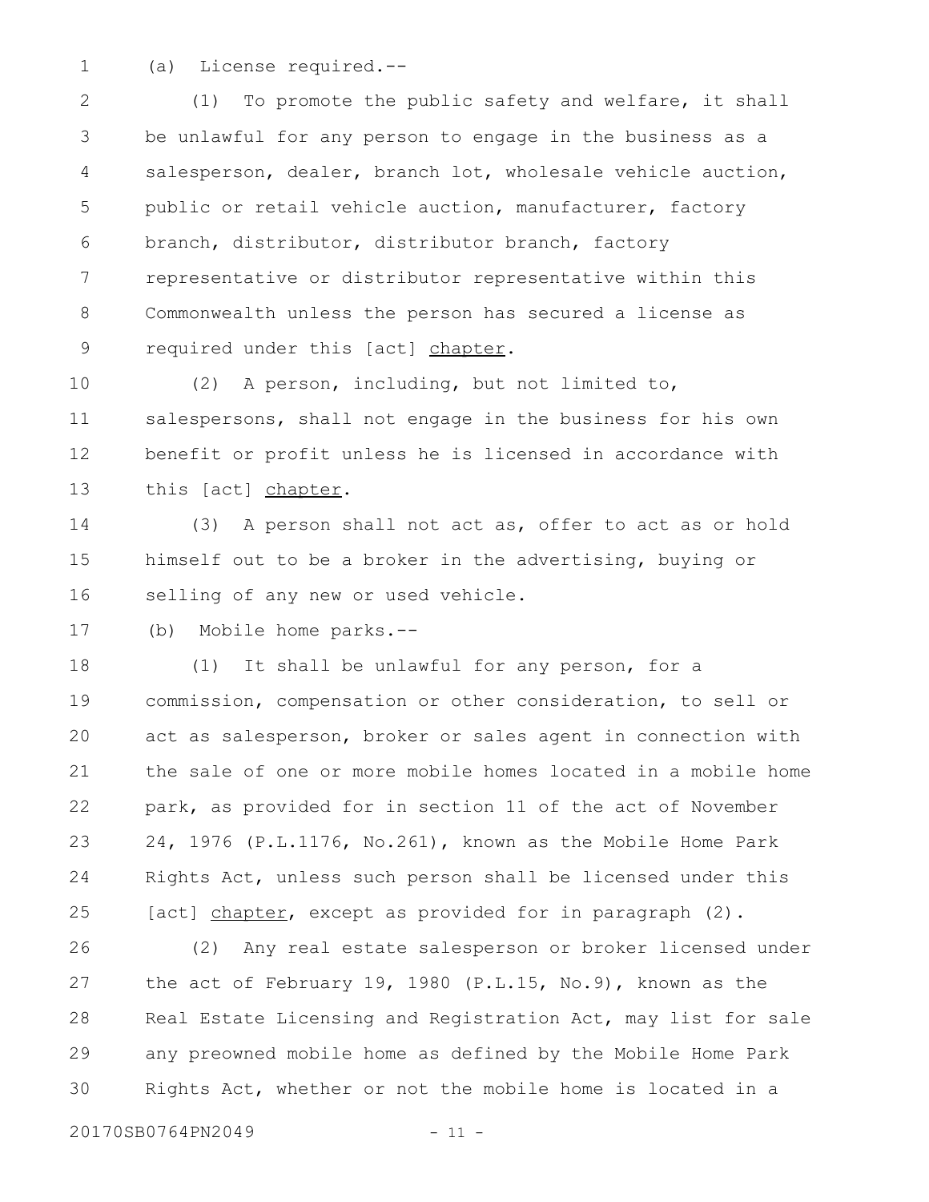(a) License required.--

(1) To promote the public safety and welfare, it shall be unlawful for any person to engage in the business as a salesperson, dealer, branch lot, wholesale vehicle auction, public or retail vehicle auction, manufacturer, factory branch, distributor, distributor branch, factory representative or distributor representative within this Commonwealth unless the person has secured a license as required under this [act] <u>chapter</u>.

(2) A person, including, but not limited to, salespersons, shall not engage in the business for his own benefit or profit unless he is licensed in accordance with this [act] <u>chapter</u>.

(3) A person shall not act as, offer to act as or hold himself out to be a broker in the advertising, buying or selling of any new or used vehicle.

(b) Mobile home parks.--

(1) It shall be unlawful for any person, for a commission, compensation or other consideration, to sell or act as salesperson, broker or sales agent in connection with the sale of one or more mobile homes located in a mobile home park, as provided for in section 11 of the act of November 24, 1976 (P.L.1176, No.261), known as the Mobile Home Park Rights Act, unless such person shall be licensed under this [act] <u>chapter</u>, except as provided for in paragraph (2).

(2) Any real estate salesperson or broker licensed under the act of February 19, 1980 (P.L.15, No.9), known as the Real Estate Licensing and Registration Act, may list for sale any preowned mobile home as defined by the Mobile Home Park Rights Act, whether or not the mobile home is located in a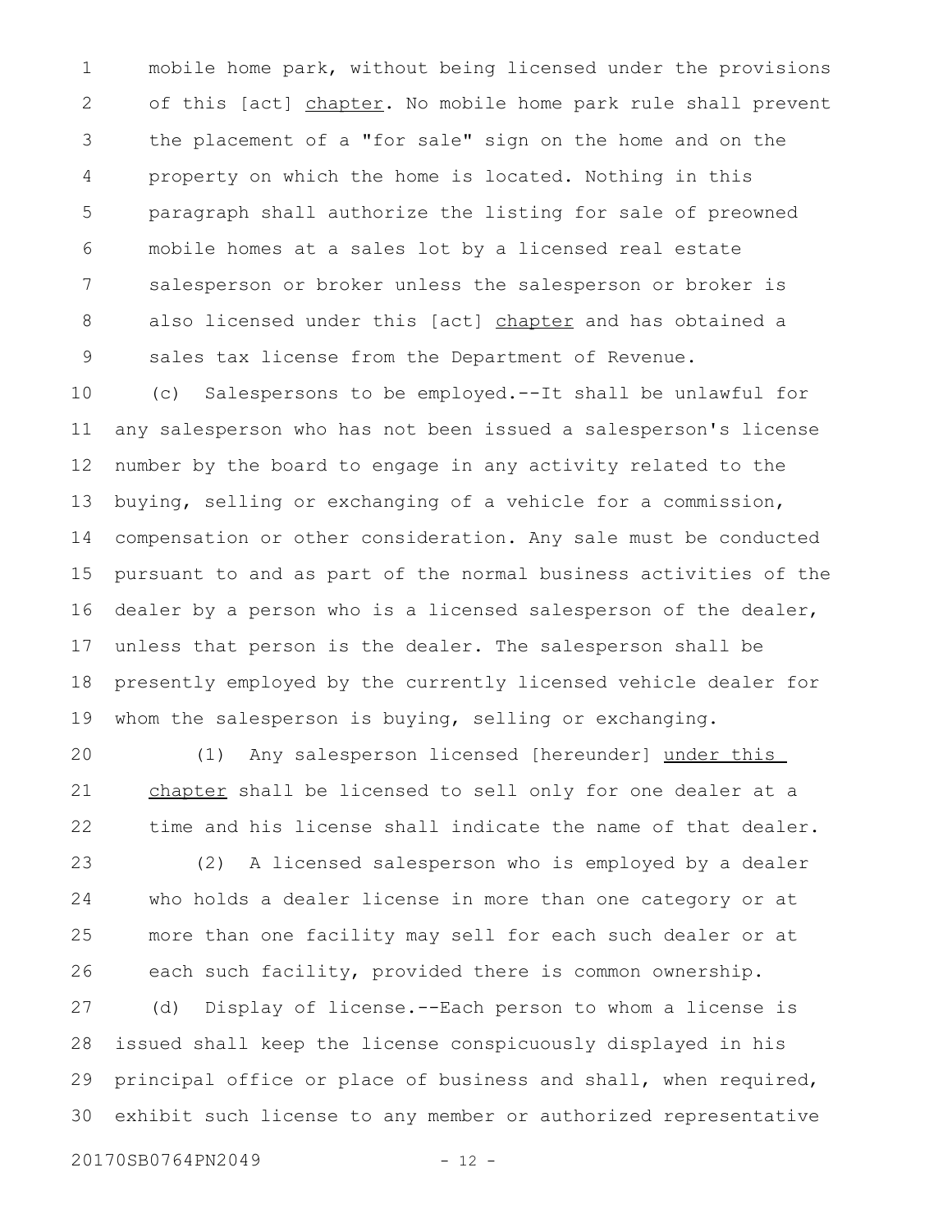mobile home park, without being licensed under the provisions of this [act] chapter. No mobile home park rule shall prevent the placement of a "for sale" sign on the home and on the property on which the home is located. Nothing in this paragraph shall authorize the listing for sale of preowned mobile homes at a sales lot by a licensed real estate salesperson or broker unless the salesperson or broker is also licensed under this [act] chapter and has obtained a sales tax license from the Department of Revenue.

(c) Salespersons to be employed.--It shall be unlawful for any salesperson who has not been issued a salesperson's license number by the board to engage in any activity related to the buying, selling or exchanging of a vehicle for a commission, compensation or other consideration. Any sale must be conducted pursuant to and as part of the normal business activities of the dealer by a person who is a licensed salesperson of the dealer, unless that person is the dealer. The salesperson shall be presently employed by the currently licensed vehicle dealer for whom the salesperson is buying, selling or exchanging.

(1) Any salesperson licensed [hereunder] under this chapter shall be licensed to sell only for one dealer at a time and his license shall indicate the name of that dealer.

(2) A licensed salesperson who is employed by a dealer who holds a dealer license in more than one category or at more than one facility may sell for each such dealer or at each such facility, provided there is common ownership.

(d) Display of license.--Each person to whom a license is issued shall keep the license conspicuously displayed in his principal office or place of business and shall, when required, exhibit such license to any member or authorized representative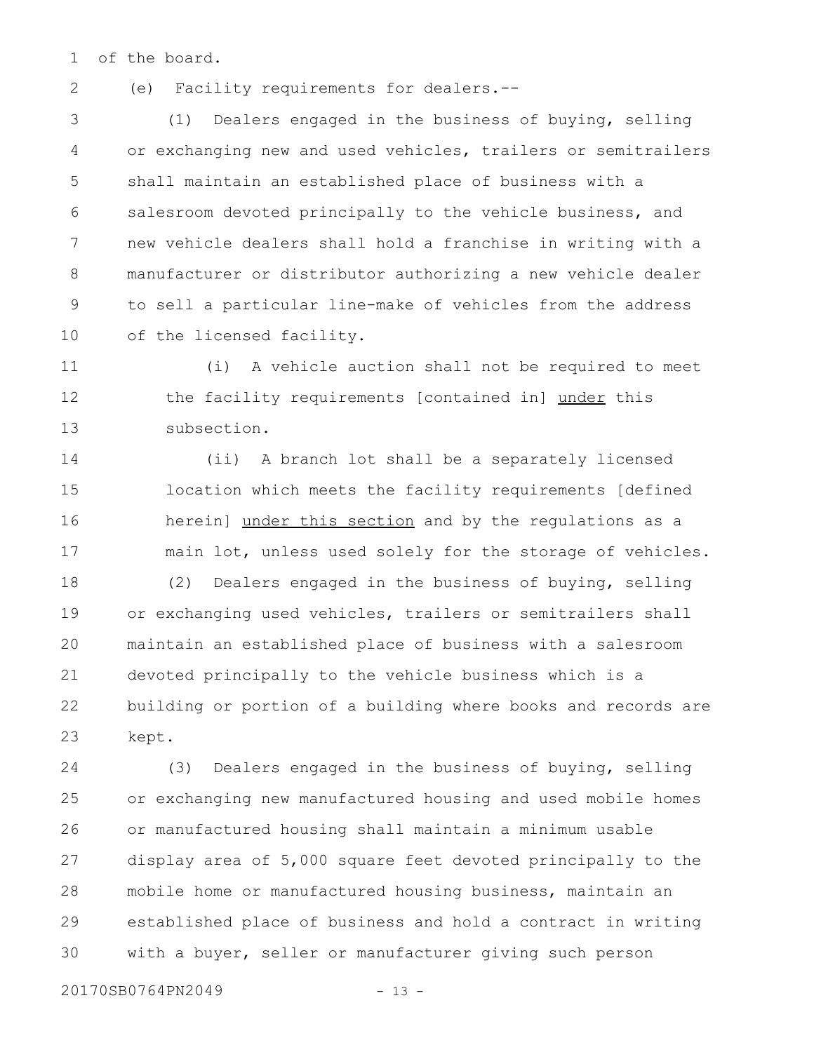of the board.

(e) Facility requirements for dealers.--

(1) Dealers engaged in the business of buying, selling or exchanging new and used vehicles, trailers or semitrailers shall maintain an established place of business with a salesroom devoted principally to the vehicle business, and new vehicle dealers shall hold a franchise in writing with a manufacturer or distributor authorizing a new vehicle dealer to sell a particular line-make of vehicles from the address of the licensed facility.

(i) A vehicle auction shall not be required to meet the facility requirements [contained in] <u>under</u> this subsection.

(ii) A branch lot shall be a separately licensed location which meets the facility requirements [defined herein] <u>under this section</u> and by the regulations as a main lot, unless used solely for the storage of vehicles.

(2) Dealers engaged in the business of buying, selling or exchanging used vehicles, trailers or semitrailers shall maintain an established place of business with a salesroom devoted principally to the vehicle business which is a building or portion of a building where books and records are kept.

(3) Dealers engaged in the business of buying, selling or exchanging new manufactured housing and used mobile homes or manufactured housing shall maintain a minimum usable display area of 5,000 square feet devoted principally to the mobile home or manufactured housing business, maintain an established place of business and hold a contract in writing with a buyer, seller or manufacturer giving such person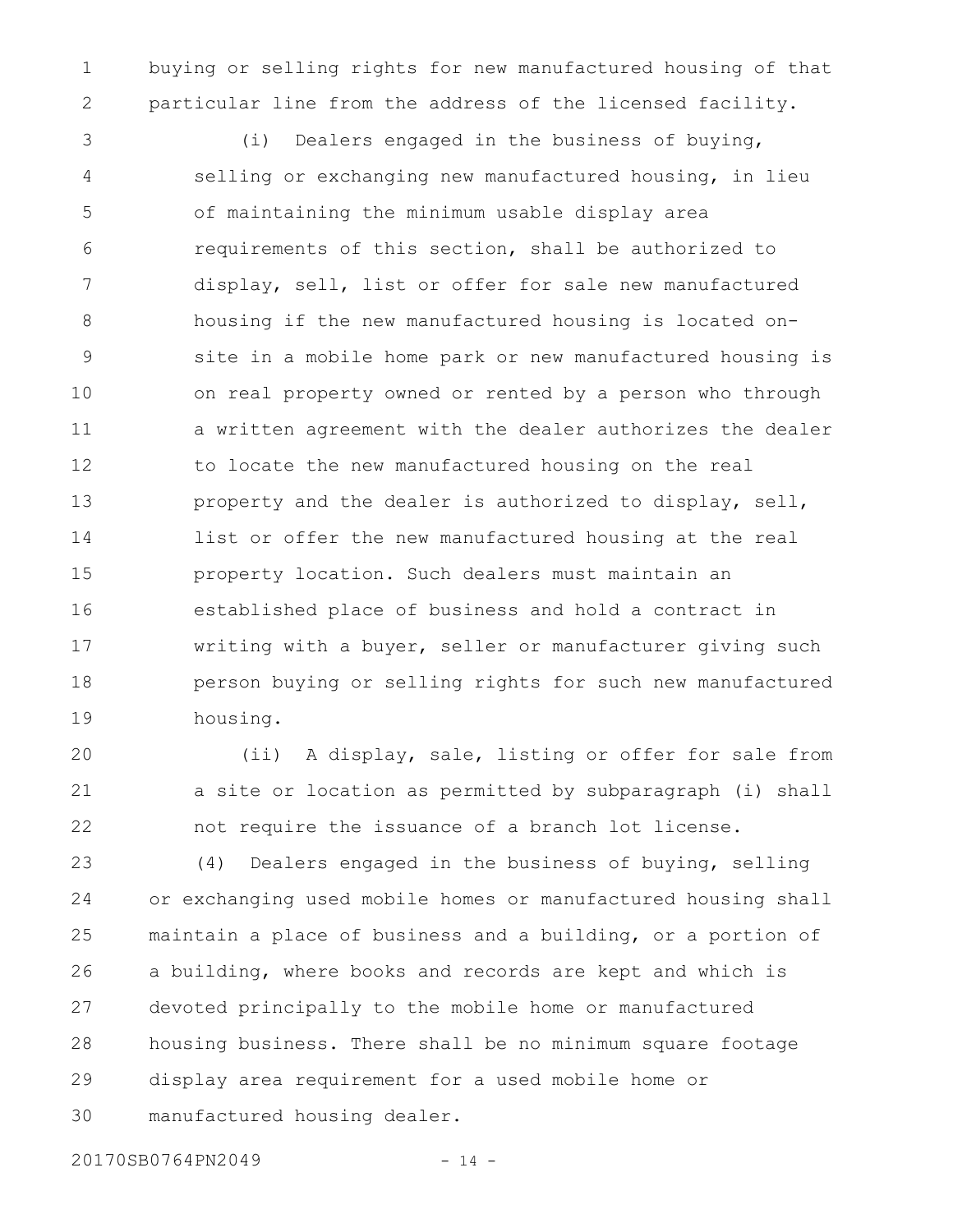buying or selling rights for new manufactured housing of that particular line from the address of the licensed facility.

(i) Dealers engaged in the business of buying, selling or exchanging new manufactured housing, in lieu of maintaining the minimum usable display area requirements of this section, shall be authorized to display, sell, list or offer for sale new manufactured housing if the new manufactured housing is located on-site in a mobile home park or new manufactured housing is on real property owned or rented by a person who through a written agreement with the dealer authorizes the dealer to locate the new manufactured housing on the real property and the dealer is authorized to display, sell, list or offer the new manufactured housing at the real property location. Such dealers must maintain an established place of business and hold a contract in writing with a buyer, seller or manufacturer giving such person buying or selling rights for such new manufactured housing.

(ii) A display, sale, listing or offer for sale from a site or location as permitted by subparagraph (i) shall not require the issuance of a branch lot license.

(4) Dealers engaged in the business of buying, selling or exchanging used mobile homes or manufactured housing shall maintain a place of business and a building, or a portion of a building, where books and records are kept and which is devoted principally to the mobile home or manufactured housing business. There shall be no minimum square footage display area requirement for a used mobile home or manufactured housing dealer.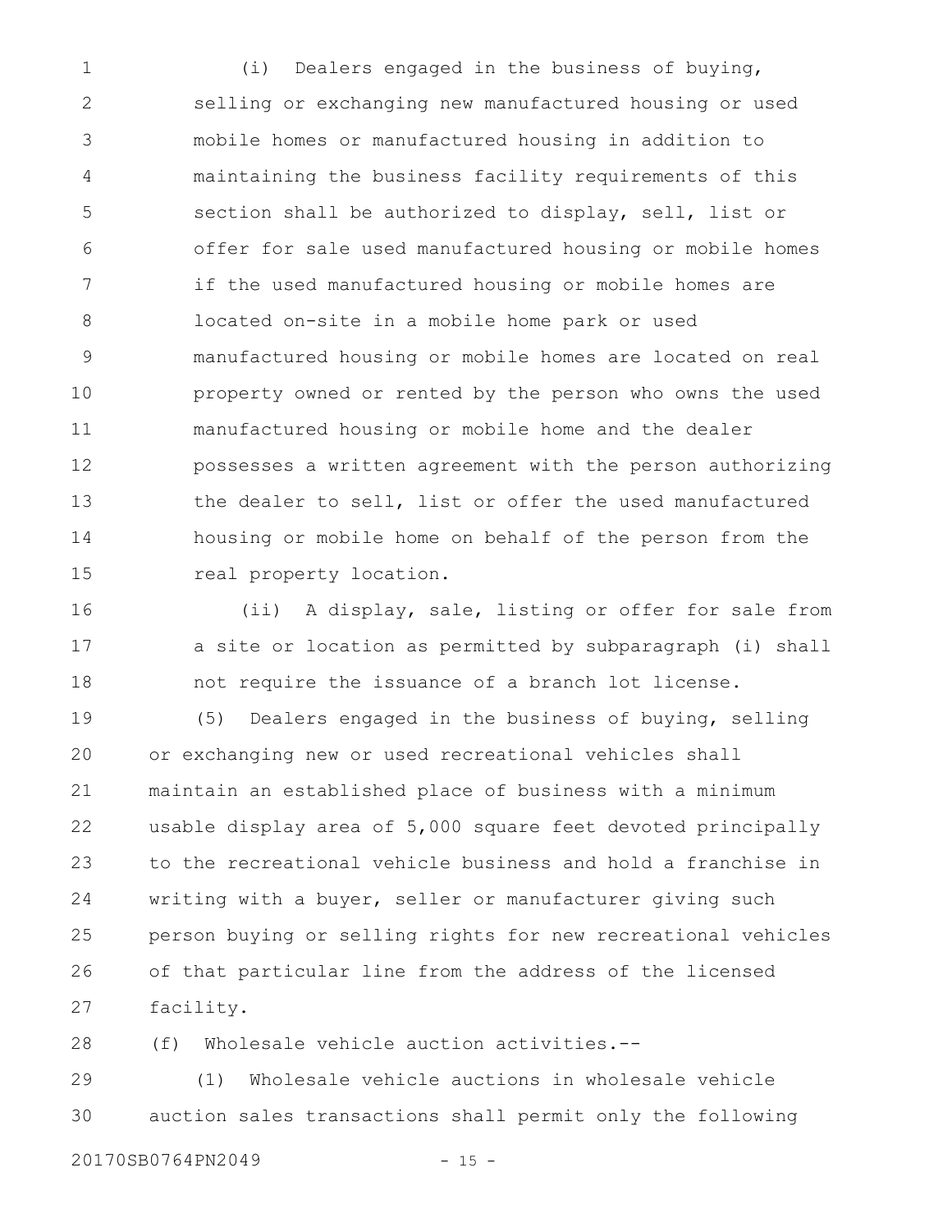(i) Dealers engaged in the business of buying, selling or exchanging new manufactured housing or used mobile homes or manufactured housing in addition to maintaining the business facility requirements of this section shall be authorized to display, sell, list or offer for sale used manufactured housing or mobile homes if the used manufactured housing or mobile homes are located on-site in a mobile home park or used manufactured housing or mobile homes are located on real property owned or rented by the person who owns the used manufactured housing or mobile home and the dealer possesses a written agreement with the person authorizing the dealer to sell, list or offer the used manufactured housing or mobile home on behalf of the person from the real property location.

(ii) A display, sale, listing or offer for sale from a site or location as permitted by subparagraph (i) shall not require the issuance of a branch lot license.

(5) Dealers engaged in the business of buying, selling or exchanging new or used recreational vehicles shall maintain an established place of business with a minimum usable display area of 5,000 square feet devoted principally to the recreational vehicle business and hold a franchise in writing with a buyer, seller or manufacturer giving such person buying or selling rights for new recreational vehicles of that particular line from the address of the licensed facility.

(f) Wholesale vehicle auction activities.--

(1) Wholesale vehicle auctions in wholesale vehicle auction sales transactions shall permit only the following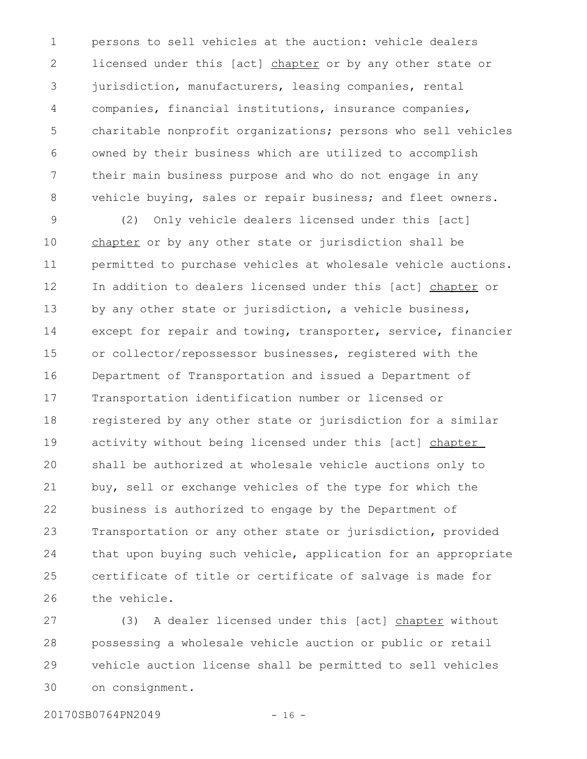persons to sell vehicles at the auction: vehicle dealers licensed under this [act] <u>chapter</u> or by any other state or jurisdiction, manufacturers, leasing companies, rental companies, financial institutions, insurance companies, charitable nonprofit organizations; persons who sell vehicles owned by their business which are utilized to accomplish their main business purpose and who do not engage in any vehicle buying, sales or repair business; and fleet owners.

(2) Only vehicle dealers licensed under this [act] <u>chapter</u> or by any other state or jurisdiction shall be permitted to purchase vehicles at wholesale vehicle auctions. In addition to dealers licensed under this [act] <u>chapter</u> or by any other state or jurisdiction, a vehicle business, except for repair and towing, transporter, service, financier or collector/repossessor businesses, registered with the Department of Transportation and issued a Department of Transportation identification number or licensed or registered by any other state or jurisdiction for a similar activity without being licensed under this [act] <u>chapter</u> shall be authorized at wholesale vehicle auctions only to buy, sell or exchange vehicles of the type for which the business is authorized to engage by the Department of Transportation or any other state or jurisdiction, provided that upon buying such vehicle, application for an appropriate certificate of title or certificate of salvage is made for the vehicle.

(3) A dealer licensed under this [act] <u>chapter</u> without possessing a wholesale vehicle auction or public or retail vehicle auction license shall be permitted to sell vehicles on consignment.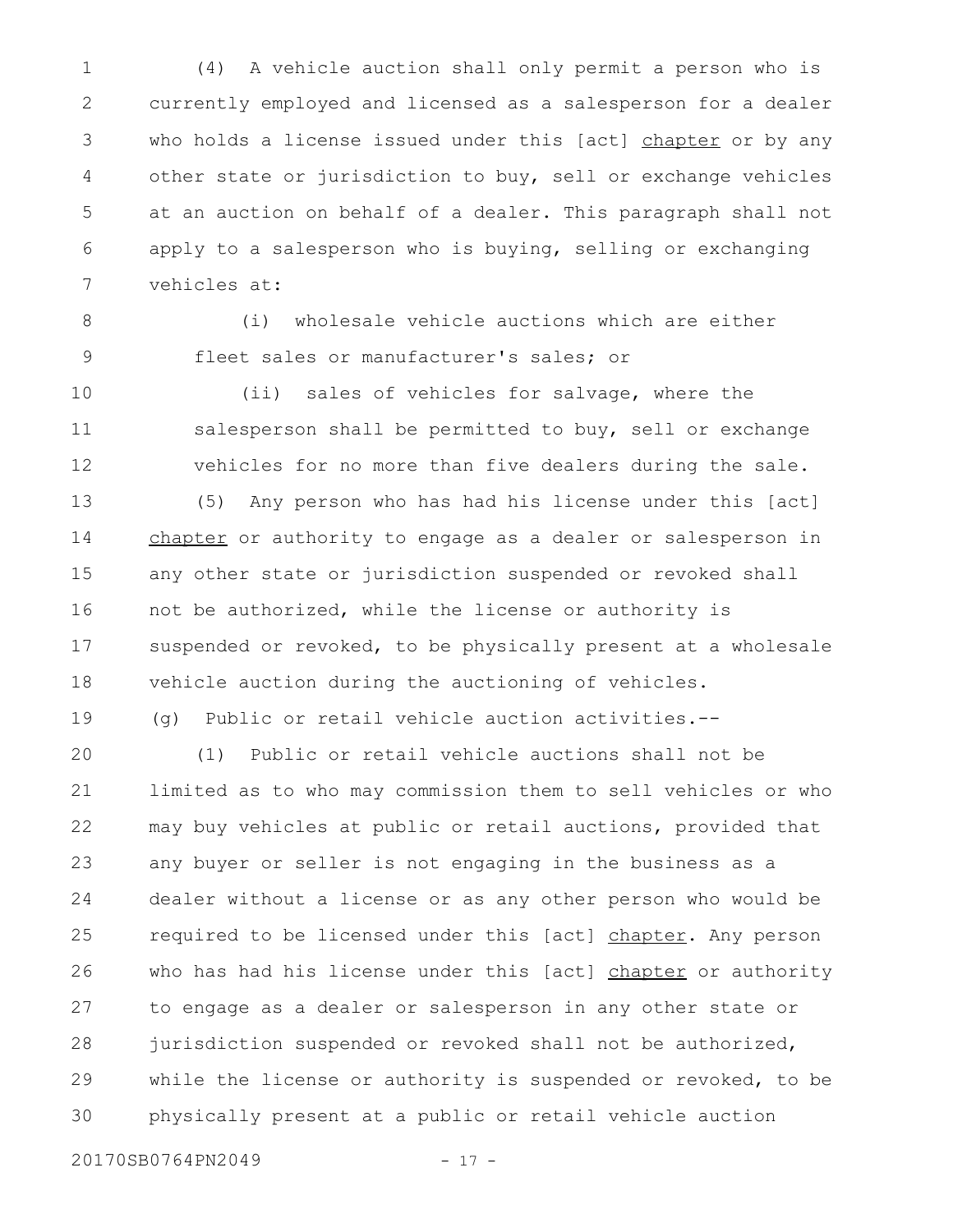(4) A vehicle auction shall only permit a person who is currently employed and licensed as a salesperson for a dealer who holds a license issued under this [act] chapter or by any other state or jurisdiction to buy, sell or exchange vehicles at an auction on behalf of a dealer. This paragraph shall not apply to a salesperson who is buying, selling or exchanging vehicles at:

(i) wholesale vehicle auctions which are either fleet sales or manufacturer's sales; or

(ii) sales of vehicles for salvage, where the salesperson shall be permitted to buy, sell or exchange vehicles for no more than five dealers during the sale.

(5) Any person who has had his license under this [act] chapter or authority to engage as a dealer or salesperson in any other state or jurisdiction suspended or revoked shall not be authorized, while the license or authority is suspended or revoked, to be physically present at a wholesale vehicle auction during the auctioning of vehicles.

(g) Public or retail vehicle auction activities.--

(1) Public or retail vehicle auctions shall not be limited as to who may commission them to sell vehicles or who may buy vehicles at public or retail auctions, provided that any buyer or seller is not engaging in the business as a dealer without a license or as any other person who would be required to be licensed under this [act] chapter. Any person who has had his license under this [act] chapter or authority to engage as a dealer or salesperson in any other state or jurisdiction suspended or revoked shall not be authorized, while the license or authority is suspended or revoked, to be physically present at a public or retail vehicle auction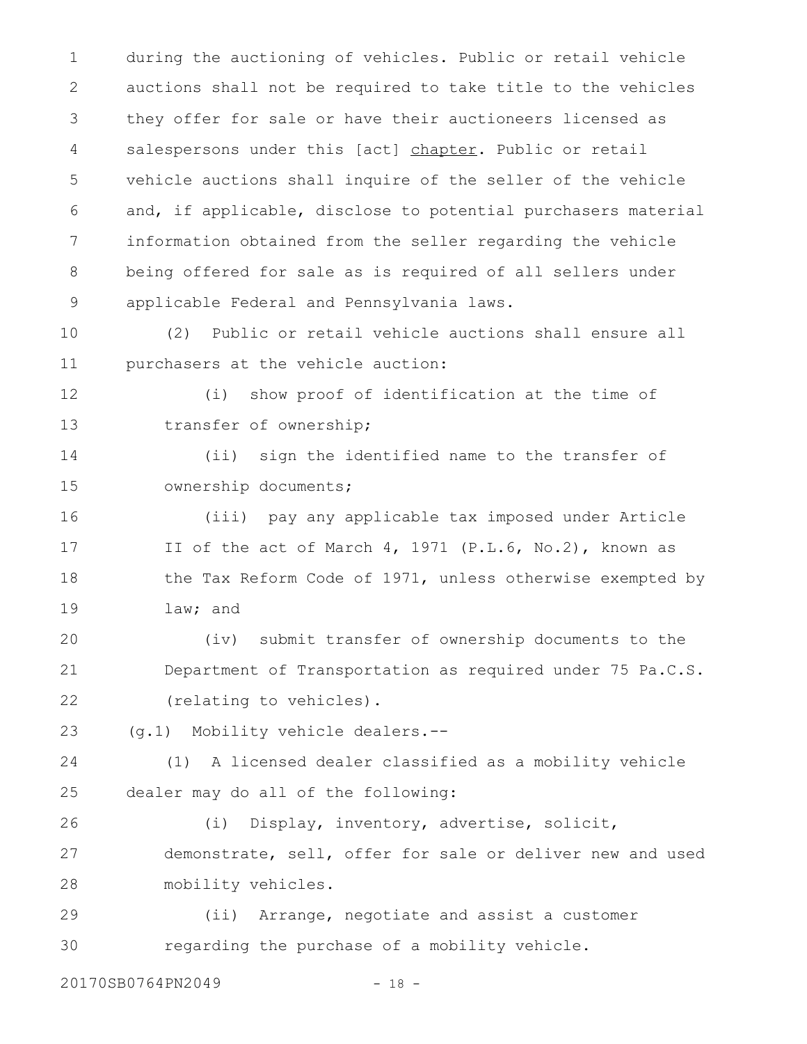during the auctioning of vehicles. Public or retail vehicle auctions shall not be required to take title to the vehicles they offer for sale or have their auctioneers licensed as salespersons under this [act] chapter. Public or retail vehicle auctions shall inquire of the seller of the vehicle and, if applicable, disclose to potential purchasers material information obtained from the seller regarding the vehicle being offered for sale as is required of all sellers under applicable Federal and Pennsylvania laws.

(2) Public or retail vehicle auctions shall ensure all purchasers at the vehicle auction:

(i) show proof of identification at the time of transfer of ownership;

(ii) sign the identified name to the transfer of ownership documents;

(iii) pay any applicable tax imposed under Article II of the act of March 4, 1971 (P.L.6, No.2), known as the Tax Reform Code of 1971, unless otherwise exempted by law; and

(iv) submit transfer of ownership documents to the Department of Transportation as required under 75 Pa.C.S. (relating to vehicles).

(g.1) Mobility vehicle dealers.--

(1) A licensed dealer classified as a mobility vehicle dealer may do all of the following:

(i) Display, inventory, advertise, solicit, demonstrate, sell, offer for sale or deliver new and used mobility vehicles.

(ii) Arrange, negotiate and assist a customer regarding the purchase of a mobility vehicle.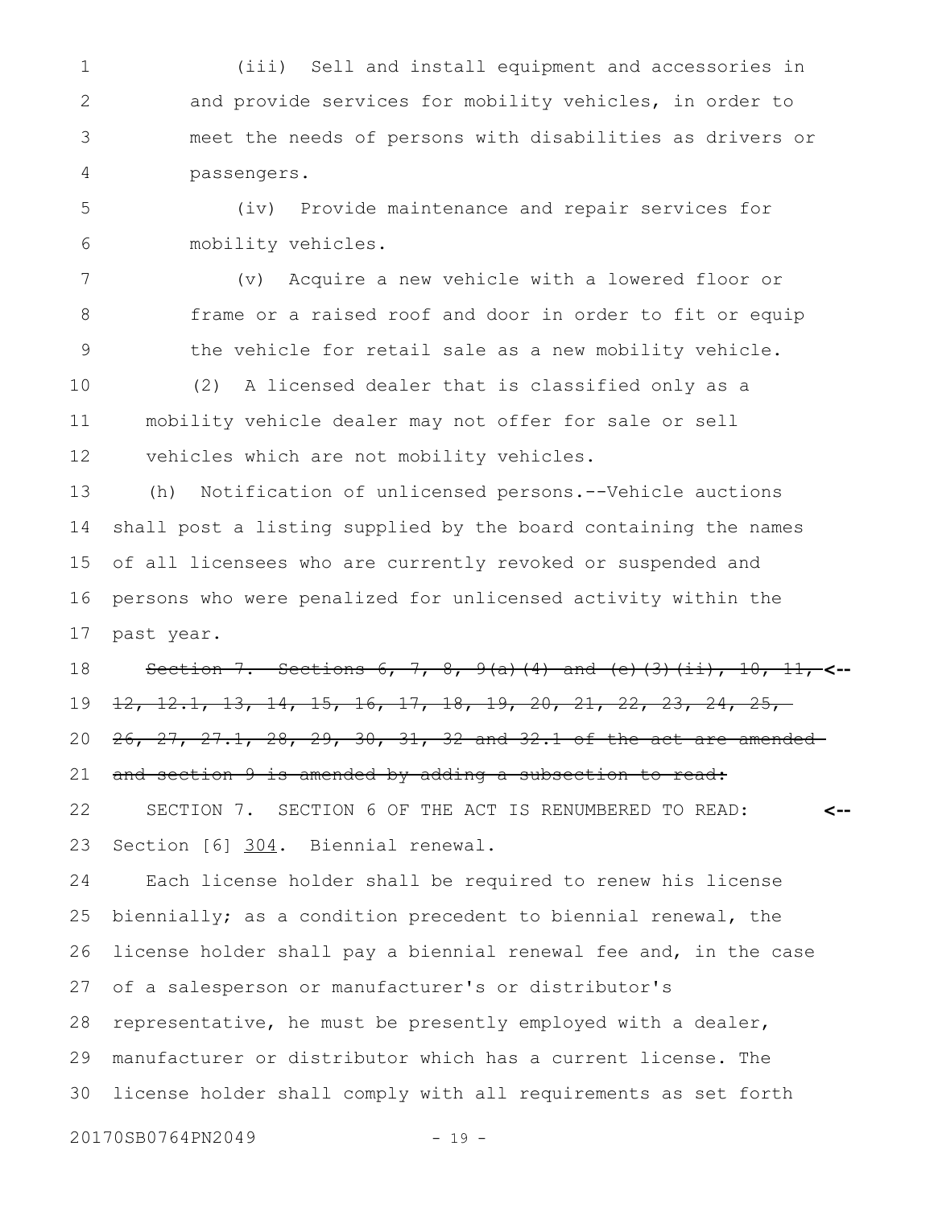(iii) Sell and install equipment and accessories in and provide services for mobility vehicles, in order to meet the needs of persons with disabilities as drivers or passengers.

(iv) Provide maintenance and repair services for mobility vehicles.

(v) Acquire a new vehicle with a lowered floor or frame or a raised roof and door in order to fit or equip the vehicle for retail sale as a new mobility vehicle.

(2) A licensed dealer that is classified only as a mobility vehicle dealer may not offer for sale or sell vehicles which are not mobility vehicles.

(h) Notification of unlicensed persons.--Vehicle auctions shall post a listing supplied by the board containing the names of all licensees who are currently revoked or suspended and persons who were penalized for unlicensed activity within the past year.

~~Section 7. Sections 6, 7, 8, 9(a)(4) and (e)(3)(ii), 10, 11, 12, 12.1, 13, 14, 15, 16, 17, 18, 19, 20, 21, 22, 23, 24, 25, 26, 27, 27.1, 28, 29, 30, 31, 32 and 32.1 of the act are amended and section 9 is amended by adding a subsection to read:~~ <--

SECTION 7. SECTION 6 OF THE ACT IS RENUMBERED TO READ: <--

Section [6] 304. Biennial renewal.

Each license holder shall be required to renew his license biennially; as a condition precedent to biennial renewal, the license holder shall pay a biennial renewal fee and, in the case of a salesperson or manufacturer's or distributor's representative, he must be presently employed with a dealer, manufacturer or distributor which has a current license. The license holder shall comply with all requirements as set forth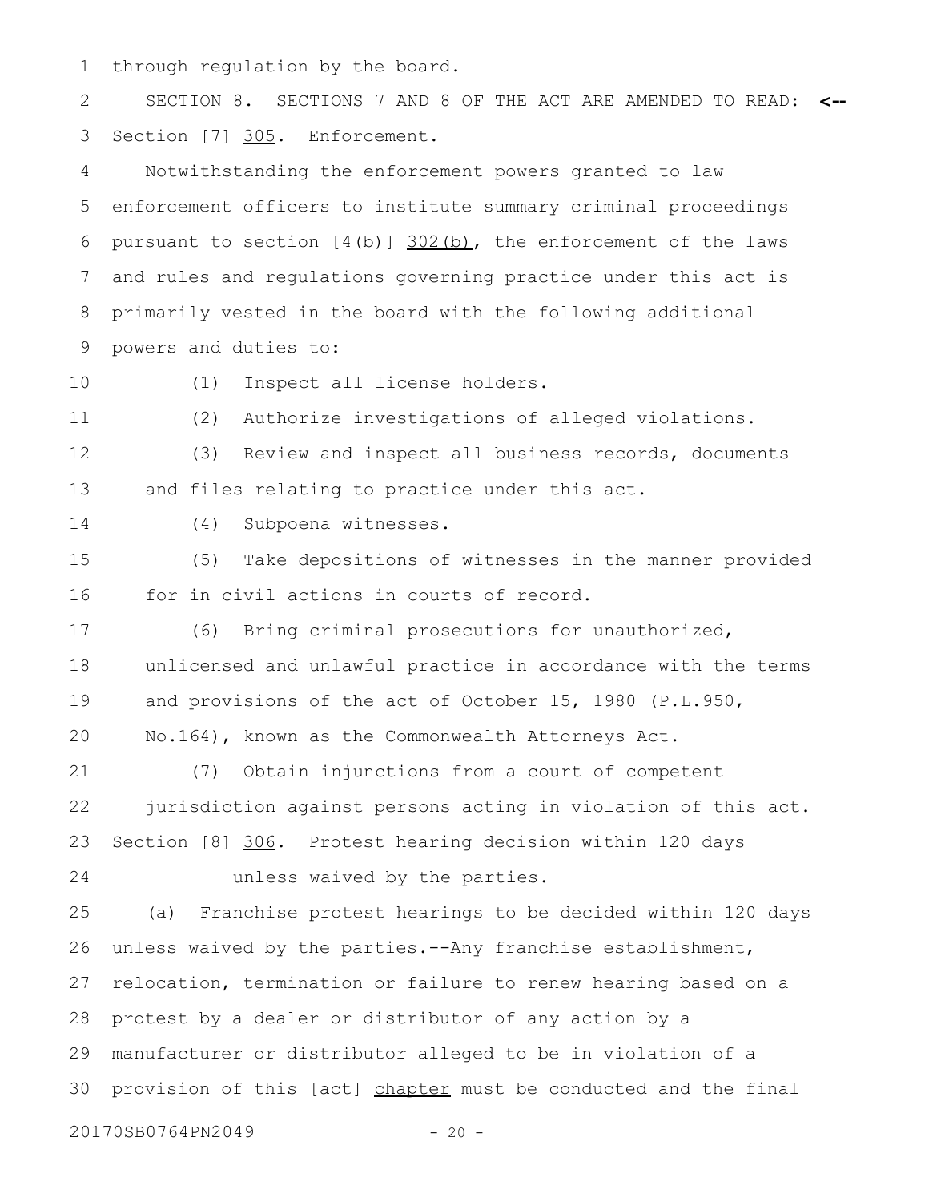through regulation by the board.

SECTION 8. SECTIONS 7 AND 8 OF THE ACT ARE AMENDED TO READ: <--

Section [7] <u>305</u>. Enforcement.

Notwithstanding the enforcement powers granted to law enforcement officers to institute summary criminal proceedings pursuant to section [4(b)] <u>302(b)</u>, the enforcement of the laws and rules and regulations governing practice under this act is primarily vested in the board with the following additional powers and duties to:

(1) Inspect all license holders.

(2) Authorize investigations of alleged violations.

(3) Review and inspect all business records, documents and files relating to practice under this act.

(4) Subpoena witnesses.

(5) Take depositions of witnesses in the manner provided for in civil actions in courts of record.

(6) Bring criminal prosecutions for unauthorized, unlicensed and unlawful practice in accordance with the terms and provisions of the act of October 15, 1980 (P.L.950, No.164), known as the Commonwealth Attorneys Act.

(7) Obtain injunctions from a court of competent jurisdiction against persons acting in violation of this act.

Section [8] <u>306</u>. Protest hearing decision within 120 days unless waived by the parties.

(a) Franchise protest hearings to be decided within 120 days unless waived by the parties.--Any franchise establishment, relocation, termination or failure to renew hearing based on a protest by a dealer or distributor of any action by a manufacturer or distributor alleged to be in violation of a provision of this [act] <u>chapter</u> must be conducted and the final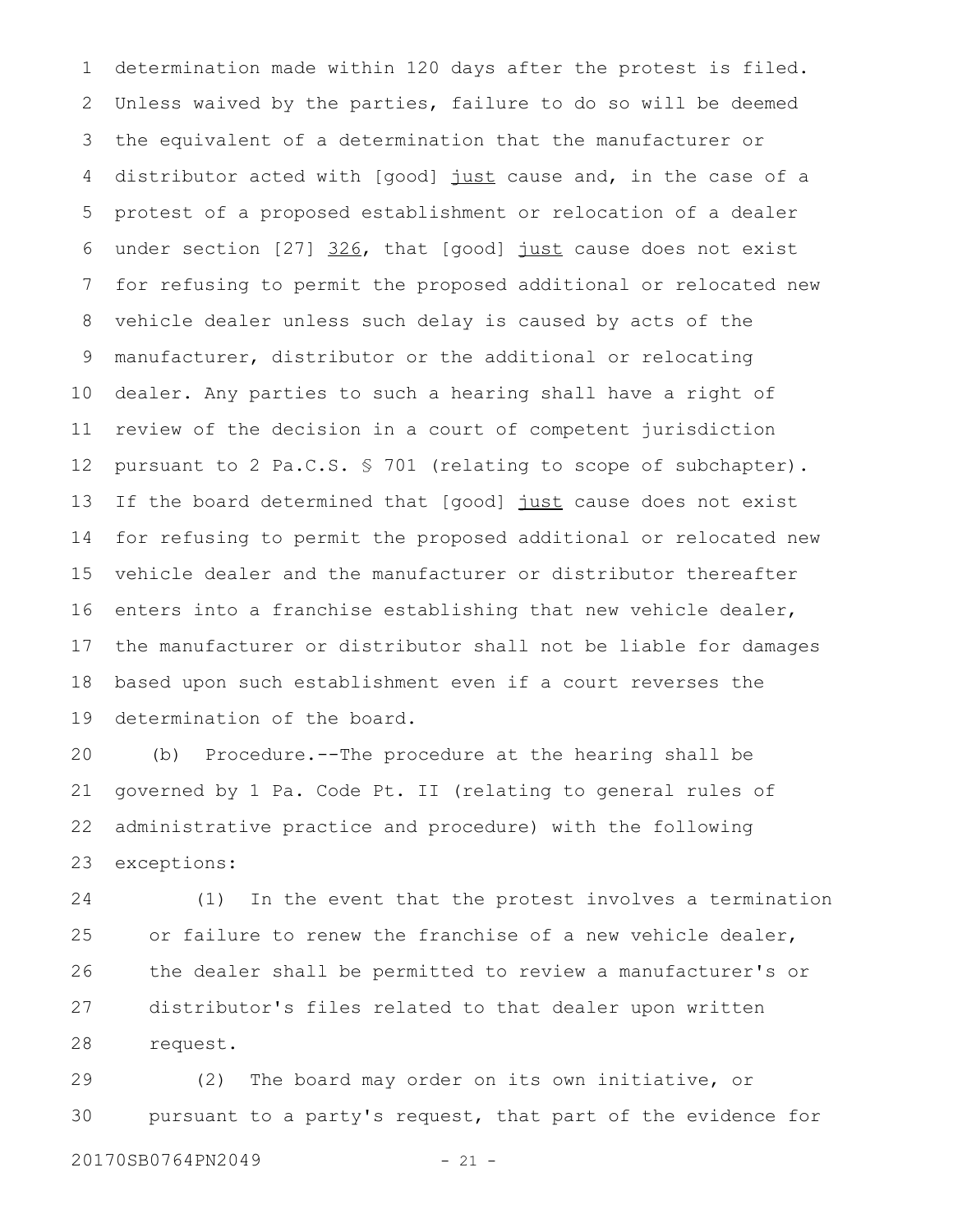determination made within 120 days after the protest is filed. Unless waived by the parties, failure to do so will be deemed the equivalent of a determination that the manufacturer or distributor acted with [good] just cause and, in the case of a protest of a proposed establishment or relocation of a dealer under section [27] 326, that [good] just cause does not exist for refusing to permit the proposed additional or relocated new vehicle dealer unless such delay is caused by acts of the manufacturer, distributor or the additional or relocating dealer. Any parties to such a hearing shall have a right of review of the decision in a court of competent jurisdiction pursuant to 2 Pa.C.S. § 701 (relating to scope of subchapter). If the board determined that [good] just cause does not exist for refusing to permit the proposed additional or relocated new vehicle dealer and the manufacturer or distributor thereafter enters into a franchise establishing that new vehicle dealer, the manufacturer or distributor shall not be liable for damages based upon such establishment even if a court reverses the determination of the board.

(b) Procedure.--The procedure at the hearing shall be governed by 1 Pa. Code Pt. II (relating to general rules of administrative practice and procedure) with the following exceptions:

(1) In the event that the protest involves a termination or failure to renew the franchise of a new vehicle dealer, the dealer shall be permitted to review a manufacturer's or distributor's files related to that dealer upon written request.

(2) The board may order on its own initiative, or pursuant to a party's request, that part of the evidence for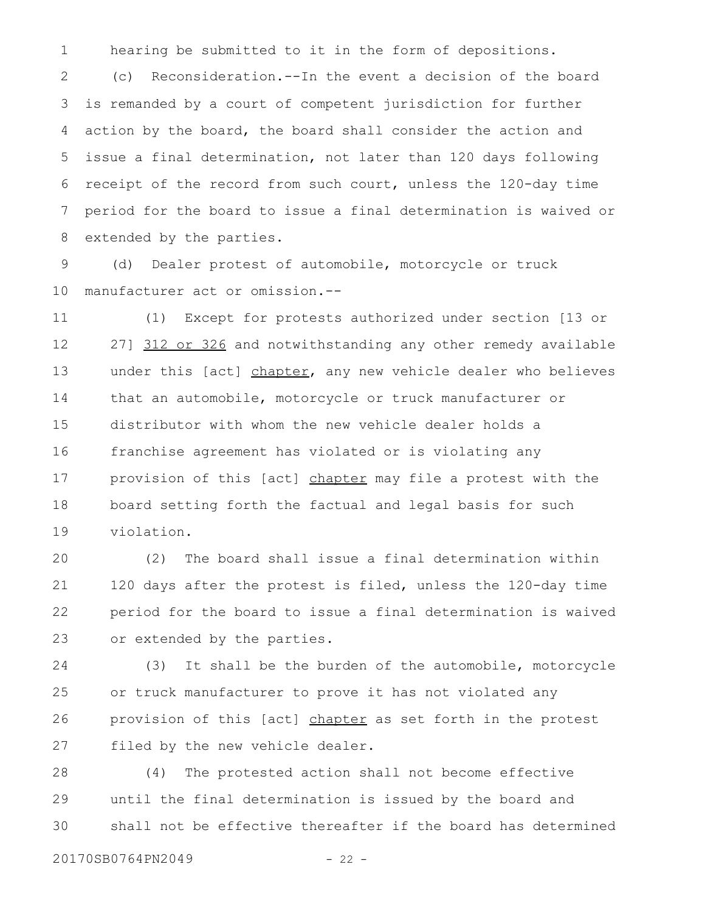hearing be submitted to it in the form of depositions.

(c) Reconsideration.--In the event a decision of the board is remanded by a court of competent jurisdiction for further action by the board, the board shall consider the action and issue a final determination, not later than 120 days following receipt of the record from such court, unless the 120-day time period for the board to issue a final determination is waived or extended by the parties.

(d) Dealer protest of automobile, motorcycle or truck manufacturer act or omission.--

(1) Except for protests authorized under section [13 or 27] <u>312 or 326</u> and notwithstanding any other remedy available under this [act] <u>chapter</u>, any new vehicle dealer who believes that an automobile, motorcycle or truck manufacturer or distributor with whom the new vehicle dealer holds a franchise agreement has violated or is violating any provision of this [act] <u>chapter</u> may file a protest with the board setting forth the factual and legal basis for such violation.

(2) The board shall issue a final determination within 120 days after the protest is filed, unless the 120-day time period for the board to issue a final determination is waived or extended by the parties.

(3) It shall be the burden of the automobile, motorcycle or truck manufacturer to prove it has not violated any provision of this [act] <u>chapter</u> as set forth in the protest filed by the new vehicle dealer.

(4) The protested action shall not become effective until the final determination is issued by the board and shall not be effective thereafter if the board has determined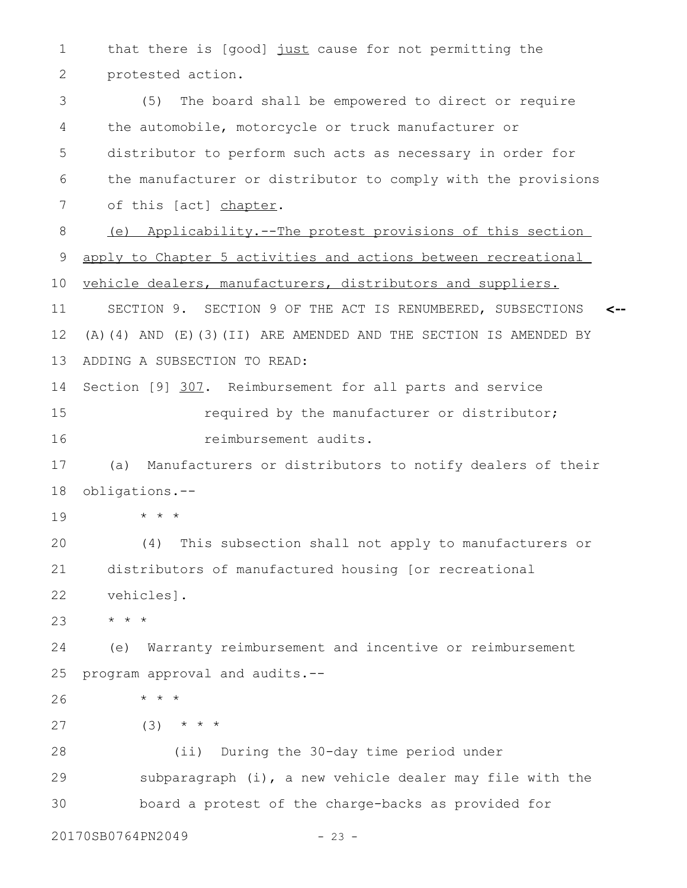that there is [good] just cause for not permitting the protested action.

(5) The board shall be empowered to direct or require the automobile, motorcycle or truck manufacturer or distributor to perform such acts as necessary in order for the manufacturer or distributor to comply with the provisions of this [act] chapter.

(e) Applicability.--The protest provisions of this section apply to Chapter 5 activities and actions between recreational vehicle dealers, manufacturers, distributors and suppliers.

SECTION 9. SECTION 9 OF THE ACT IS RENUMBERED, SUBSECTIONS (A)(4) AND (E)(3)(II) ARE AMENDED AND THE SECTION IS AMENDED BY ADDING A SUBSECTION TO READ: <--

Section [9] 307. Reimbursement for all parts and service required by the manufacturer or distributor; reimbursement audits.

(a) Manufacturers or distributors to notify dealers of their obligations.--

* * *

(4) This subsection shall not apply to manufacturers or distributors of manufactured housing [or recreational vehicles].

* * *

(e) Warranty reimbursement and incentive or reimbursement program approval and audits.--

* * *

(3) * * *

(ii) During the 30-day time period under subparagraph (i), a new vehicle dealer may file with the board a protest of the charge-backs as provided for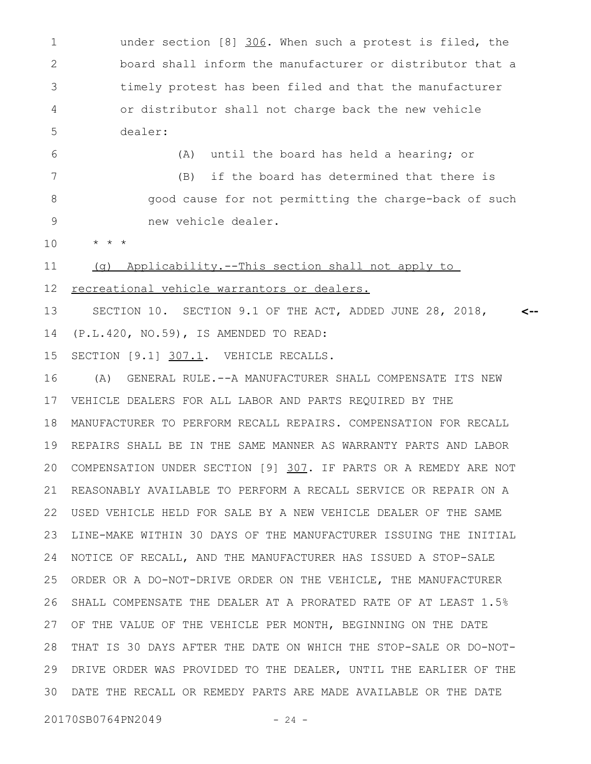under section [8] 306. When such a protest is filed, the board shall inform the manufacturer or distributor that a timely protest has been filed and that the manufacturer or distributor shall not charge back the new vehicle dealer:

(A) until the board has held a hearing; or

(B) if the board has determined that there is good cause for not permitting the charge-back of such new vehicle dealer.

* * *

(g) Applicability.--This section shall not apply to recreational vehicle warrantors or dealers.

SECTION 10. SECTION 9.1 OF THE ACT, ADDED JUNE 28, 2018, (P.L.420, NO.59), IS AMENDED TO READ:

SECTION [9.1] 307.1. VEHICLE RECALLS.

(A) GENERAL RULE.--A MANUFACTURER SHALL COMPENSATE ITS NEW VEHICLE DEALERS FOR ALL LABOR AND PARTS REQUIRED BY THE MANUFACTURER TO PERFORM RECALL REPAIRS. COMPENSATION FOR RECALL REPAIRS SHALL BE IN THE SAME MANNER AS WARRANTY PARTS AND LABOR COMPENSATION UNDER SECTION [9] 307. IF PARTS OR A REMEDY ARE NOT REASONABLY AVAILABLE TO PERFORM A RECALL SERVICE OR REPAIR ON A USED VEHICLE HELD FOR SALE BY A NEW VEHICLE DEALER OF THE SAME LINE-MAKE WITHIN 30 DAYS OF THE MANUFACTURER ISSUING THE INITIAL NOTICE OF RECALL, AND THE MANUFACTURER HAS ISSUED A STOP-SALE ORDER OR A DO-NOT-DRIVE ORDER ON THE VEHICLE, THE MANUFACTURER SHALL COMPENSATE THE DEALER AT A PRORATED RATE OF AT LEAST 1.5% OF THE VALUE OF THE VEHICLE PER MONTH, BEGINNING ON THE DATE THAT IS 30 DAYS AFTER THE DATE ON WHICH THE STOP-SALE OR DO-NOT-DRIVE ORDER WAS PROVIDED TO THE DEALER, UNTIL THE EARLIER OF THE DATE THE RECALL OR REMEDY PARTS ARE MADE AVAILABLE OR THE DATE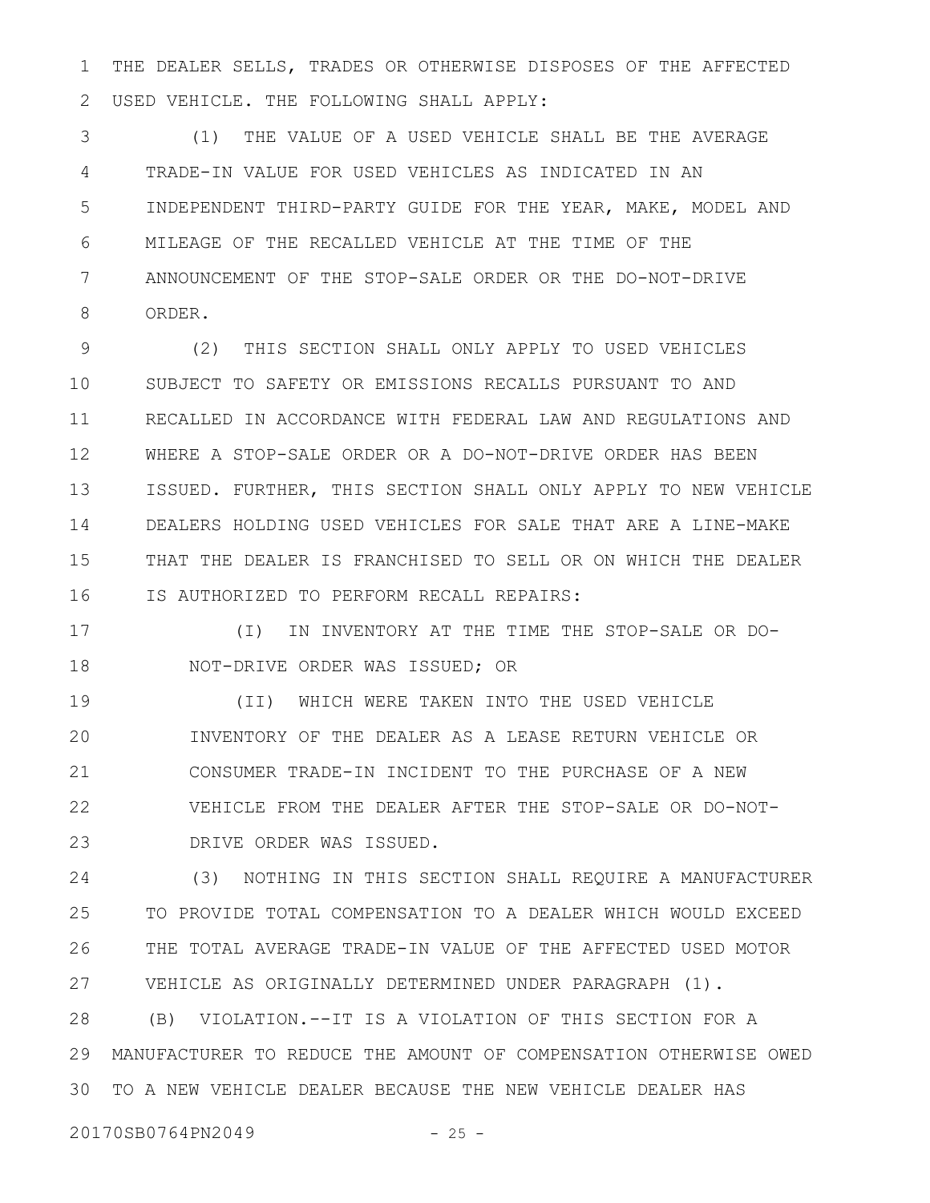THE DEALER SELLS, TRADES OR OTHERWISE DISPOSES OF THE AFFECTED USED VEHICLE. THE FOLLOWING SHALL APPLY:

(1) THE VALUE OF A USED VEHICLE SHALL BE THE AVERAGE TRADE-IN VALUE FOR USED VEHICLES AS INDICATED IN AN INDEPENDENT THIRD-PARTY GUIDE FOR THE YEAR, MAKE, MODEL AND MILEAGE OF THE RECALLED VEHICLE AT THE TIME OF THE ANNOUNCEMENT OF THE STOP-SALE ORDER OR THE DO-NOT-DRIVE ORDER.

(2) THIS SECTION SHALL ONLY APPLY TO USED VEHICLES SUBJECT TO SAFETY OR EMISSIONS RECALLS PURSUANT TO AND RECALLED IN ACCORDANCE WITH FEDERAL LAW AND REGULATIONS AND WHERE A STOP-SALE ORDER OR A DO-NOT-DRIVE ORDER HAS BEEN ISSUED. FURTHER, THIS SECTION SHALL ONLY APPLY TO NEW VEHICLE DEALERS HOLDING USED VEHICLES FOR SALE THAT ARE A LINE-MAKE THAT THE DEALER IS FRANCHISED TO SELL OR ON WHICH THE DEALER IS AUTHORIZED TO PERFORM RECALL REPAIRS:

(I) IN INVENTORY AT THE TIME THE STOP-SALE OR DO-NOT-DRIVE ORDER WAS ISSUED; OR

(II) WHICH WERE TAKEN INTO THE USED VEHICLE INVENTORY OF THE DEALER AS A LEASE RETURN VEHICLE OR CONSUMER TRADE-IN INCIDENT TO THE PURCHASE OF A NEW VEHICLE FROM THE DEALER AFTER THE STOP-SALE OR DO-NOT-DRIVE ORDER WAS ISSUED.

(3) NOTHING IN THIS SECTION SHALL REQUIRE A MANUFACTURER TO PROVIDE TOTAL COMPENSATION TO A DEALER WHICH WOULD EXCEED THE TOTAL AVERAGE TRADE-IN VALUE OF THE AFFECTED USED MOTOR VEHICLE AS ORIGINALLY DETERMINED UNDER PARAGRAPH (1).

(B) VIOLATION.--IT IS A VIOLATION OF THIS SECTION FOR A MANUFACTURER TO REDUCE THE AMOUNT OF COMPENSATION OTHERWISE OWED TO A NEW VEHICLE DEALER BECAUSE THE NEW VEHICLE DEALER HAS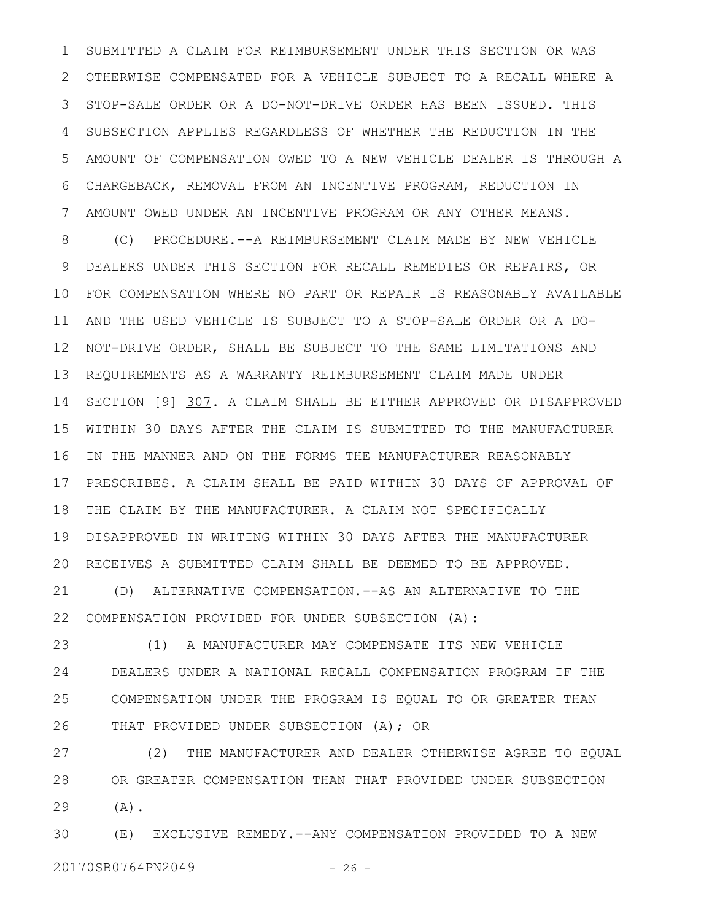SUBMITTED A CLAIM FOR REIMBURSEMENT UNDER THIS SECTION OR WAS OTHERWISE COMPENSATED FOR A VEHICLE SUBJECT TO A RECALL WHERE A STOP-SALE ORDER OR A DO-NOT-DRIVE ORDER HAS BEEN ISSUED. THIS SUBSECTION APPLIES REGARDLESS OF WHETHER THE REDUCTION IN THE AMOUNT OF COMPENSATION OWED TO A NEW VEHICLE DEALER IS THROUGH A CHARGEBACK, REMOVAL FROM AN INCENTIVE PROGRAM, REDUCTION IN AMOUNT OWED UNDER AN INCENTIVE PROGRAM OR ANY OTHER MEANS.

(C) PROCEDURE.--A REIMBURSEMENT CLAIM MADE BY NEW VEHICLE DEALERS UNDER THIS SECTION FOR RECALL REMEDIES OR REPAIRS, OR FOR COMPENSATION WHERE NO PART OR REPAIR IS REASONABLY AVAILABLE AND THE USED VEHICLE IS SUBJECT TO A STOP-SALE ORDER OR A DO-NOT-DRIVE ORDER, SHALL BE SUBJECT TO THE SAME LIMITATIONS AND REQUIREMENTS AS A WARRANTY REIMBURSEMENT CLAIM MADE UNDER SECTION [9] 307. A CLAIM SHALL BE EITHER APPROVED OR DISAPPROVED WITHIN 30 DAYS AFTER THE CLAIM IS SUBMITTED TO THE MANUFACTURER IN THE MANNER AND ON THE FORMS THE MANUFACTURER REASONABLY PRESCRIBES. A CLAIM SHALL BE PAID WITHIN 30 DAYS OF APPROVAL OF THE CLAIM BY THE MANUFACTURER. A CLAIM NOT SPECIFICALLY DISAPPROVED IN WRITING WITHIN 30 DAYS AFTER THE MANUFACTURER RECEIVES A SUBMITTED CLAIM SHALL BE DEEMED TO BE APPROVED.

(D) ALTERNATIVE COMPENSATION.--AS AN ALTERNATIVE TO THE COMPENSATION PROVIDED FOR UNDER SUBSECTION (A):

(1) A MANUFACTURER MAY COMPENSATE ITS NEW VEHICLE DEALERS UNDER A NATIONAL RECALL COMPENSATION PROGRAM IF THE COMPENSATION UNDER THE PROGRAM IS EQUAL TO OR GREATER THAN THAT PROVIDED UNDER SUBSECTION (A); OR

(2) THE MANUFACTURER AND DEALER OTHERWISE AGREE TO EQUAL OR GREATER COMPENSATION THAN THAT PROVIDED UNDER SUBSECTION (A).

(E) EXCLUSIVE REMEDY.--ANY COMPENSATION PROVIDED TO A NEW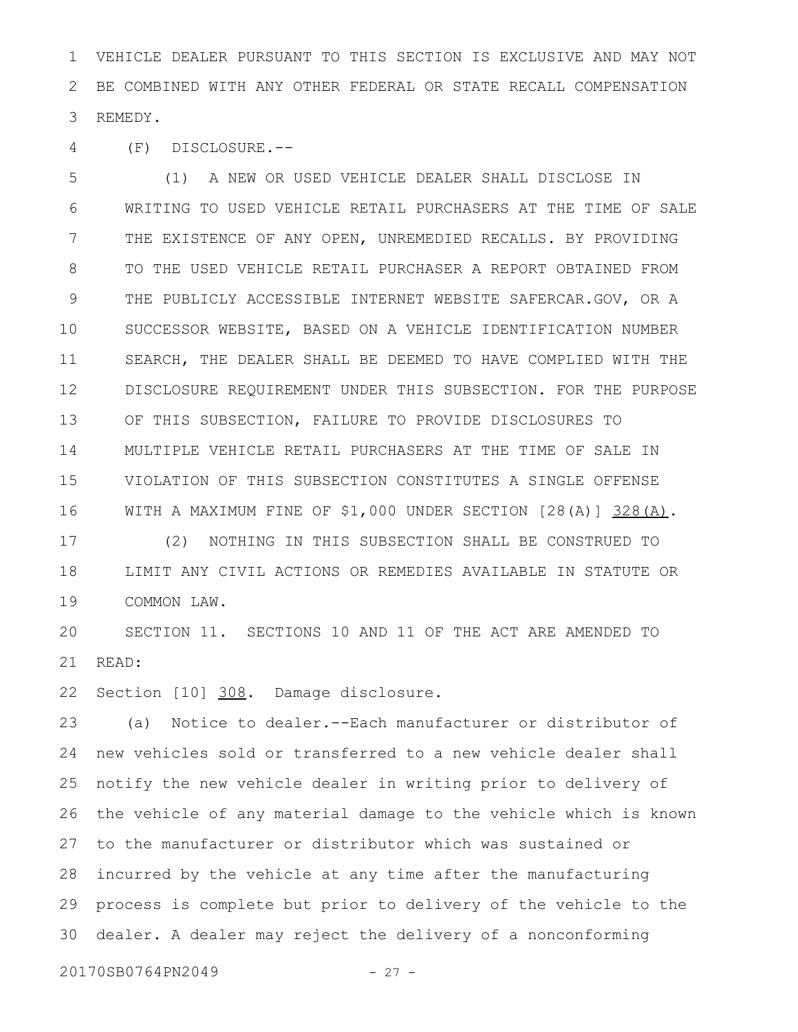VEHICLE DEALER PURSUANT TO THIS SECTION IS EXCLUSIVE AND MAY NOT BE COMBINED WITH ANY OTHER FEDERAL OR STATE RECALL COMPENSATION REMEDY.

(F) DISCLOSURE.--

(1) A NEW OR USED VEHICLE DEALER SHALL DISCLOSE IN WRITING TO USED VEHICLE RETAIL PURCHASERS AT THE TIME OF SALE THE EXISTENCE OF ANY OPEN, UNREMEDIED RECALLS. BY PROVIDING TO THE USED VEHICLE RETAIL PURCHASER A REPORT OBTAINED FROM THE PUBLICLY ACCESSIBLE INTERNET WEBSITE SAFERCAR.GOV, OR A SUCCESSOR WEBSITE, BASED ON A VEHICLE IDENTIFICATION NUMBER SEARCH, THE DEALER SHALL BE DEEMED TO HAVE COMPLIED WITH THE DISCLOSURE REQUIREMENT UNDER THIS SUBSECTION. FOR THE PURPOSE OF THIS SUBSECTION, FAILURE TO PROVIDE DISCLOSURES TO MULTIPLE VEHICLE RETAIL PURCHASERS AT THE TIME OF SALE IN VIOLATION OF THIS SUBSECTION CONSTITUTES A SINGLE OFFENSE WITH A MAXIMUM FINE OF $1,000 UNDER SECTION [28(A)] 328(A).

(2) NOTHING IN THIS SUBSECTION SHALL BE CONSTRUED TO LIMIT ANY CIVIL ACTIONS OR REMEDIES AVAILABLE IN STATUTE OR COMMON LAW.

SECTION 11. SECTIONS 10 AND 11 OF THE ACT ARE AMENDED TO READ:

Section [10] 308. Damage disclosure.

(a) Notice to dealer.--Each manufacturer or distributor of new vehicles sold or transferred to a new vehicle dealer shall notify the new vehicle dealer in writing prior to delivery of the vehicle of any material damage to the vehicle which is known to the manufacturer or distributor which was sustained or incurred by the vehicle at any time after the manufacturing process is complete but prior to delivery of the vehicle to the dealer. A dealer may reject the delivery of a nonconforming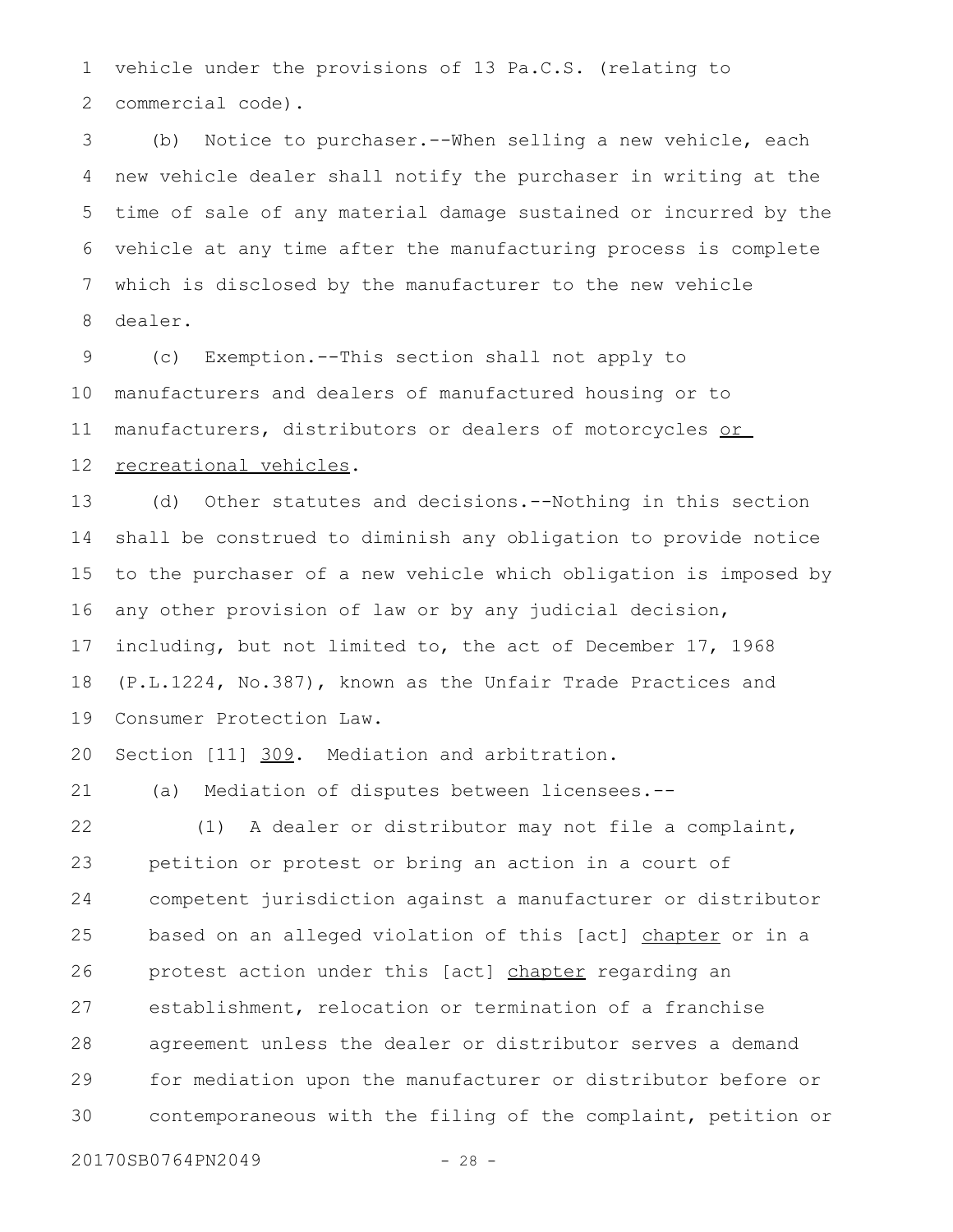vehicle under the provisions of 13 Pa.C.S. (relating to commercial code).

(b) Notice to purchaser.--When selling a new vehicle, each new vehicle dealer shall notify the purchaser in writing at the time of sale of any material damage sustained or incurred by the vehicle at any time after the manufacturing process is complete which is disclosed by the manufacturer to the new vehicle dealer.

(c) Exemption.--This section shall not apply to manufacturers and dealers of manufactured housing or to manufacturers, distributors or dealers of motorcycles or recreational vehicles.

(d) Other statutes and decisions.--Nothing in this section shall be construed to diminish any obligation to provide notice to the purchaser of a new vehicle which obligation is imposed by any other provision of law or by any judicial decision, including, but not limited to, the act of December 17, 1968 (P.L.1224, No.387), known as the Unfair Trade Practices and Consumer Protection Law.

Section [11] 309. Mediation and arbitration.

(a) Mediation of disputes between licensees.--

(1) A dealer or distributor may not file a complaint, petition or protest or bring an action in a court of competent jurisdiction against a manufacturer or distributor based on an alleged violation of this [act] chapter or in a protest action under this [act] chapter regarding an establishment, relocation or termination of a franchise agreement unless the dealer or distributor serves a demand for mediation upon the manufacturer or distributor before or contemporaneous with the filing of the complaint, petition or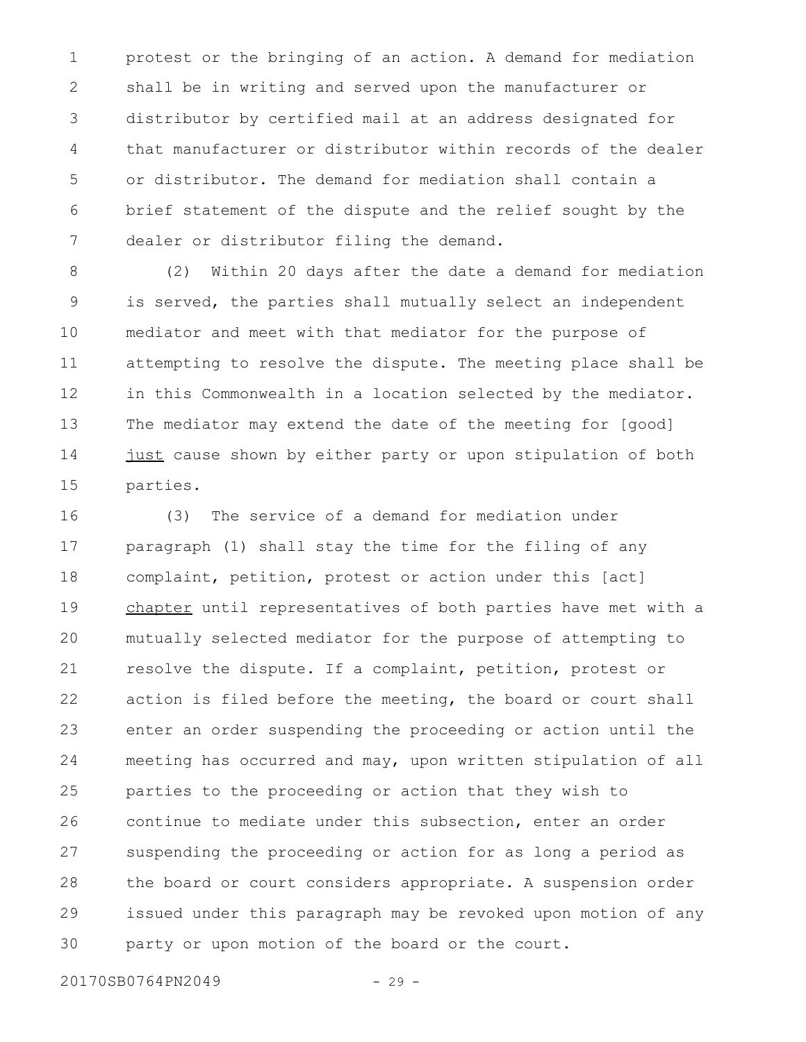protest or the bringing of an action. A demand for mediation shall be in writing and served upon the manufacturer or distributor by certified mail at an address designated for that manufacturer or distributor within records of the dealer or distributor. The demand for mediation shall contain a brief statement of the dispute and the relief sought by the dealer or distributor filing the demand.

(2) Within 20 days after the date a demand for mediation is served, the parties shall mutually select an independent mediator and meet with that mediator for the purpose of attempting to resolve the dispute. The meeting place shall be in this Commonwealth in a location selected by the mediator. The mediator may extend the date of the meeting for [good] just cause shown by either party or upon stipulation of both parties.

(3) The service of a demand for mediation under paragraph (1) shall stay the time for the filing of any complaint, petition, protest or action under this [act] chapter until representatives of both parties have met with a mutually selected mediator for the purpose of attempting to resolve the dispute. If a complaint, petition, protest or action is filed before the meeting, the board or court shall enter an order suspending the proceeding or action until the meeting has occurred and may, upon written stipulation of all parties to the proceeding or action that they wish to continue to mediate under this subsection, enter an order suspending the proceeding or action for as long a period as the board or court considers appropriate. A suspension order issued under this paragraph may be revoked upon motion of any party or upon motion of the board or the court.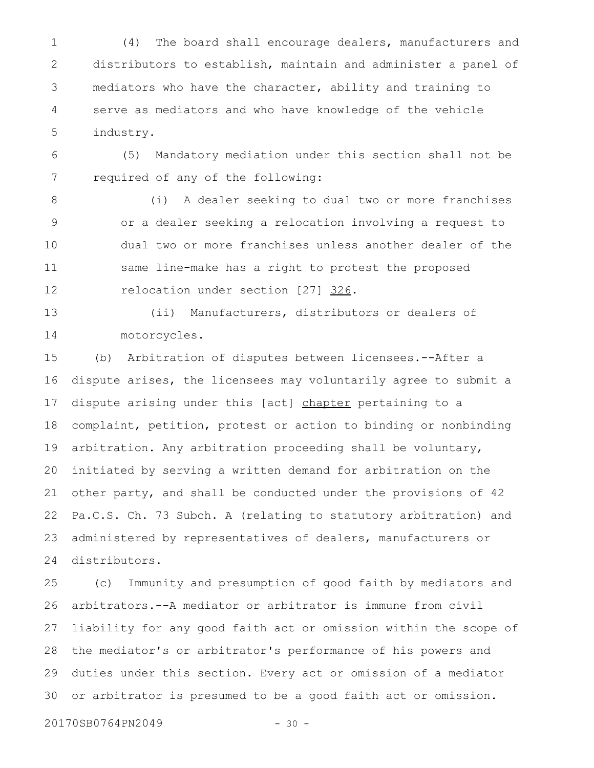(4) The board shall encourage dealers, manufacturers and distributors to establish, maintain and administer a panel of mediators who have the character, ability and training to serve as mediators and who have knowledge of the vehicle industry.

(5) Mandatory mediation under this section shall not be required of any of the following:

(i) A dealer seeking to dual two or more franchises or a dealer seeking a relocation involving a request to dual two or more franchises unless another dealer of the same line-make has a right to protest the proposed relocation under section [27] <u>326</u>.

(ii) Manufacturers, distributors or dealers of motorcycles.

(b) Arbitration of disputes between licensees.--After a dispute arises, the licensees may voluntarily agree to submit a dispute arising under this [act] <u>chapter</u> pertaining to a complaint, petition, protest or action to binding or nonbinding arbitration. Any arbitration proceeding shall be voluntary, initiated by serving a written demand for arbitration on the other party, and shall be conducted under the provisions of 42 Pa.C.S. Ch. 73 Subch. A (relating to statutory arbitration) and administered by representatives of dealers, manufacturers or distributors.

(c) Immunity and presumption of good faith by mediators and arbitrators.--A mediator or arbitrator is immune from civil liability for any good faith act or omission within the scope of the mediator's or arbitrator's performance of his powers and duties under this section. Every act or omission of a mediator or arbitrator is presumed to be a good faith act or omission.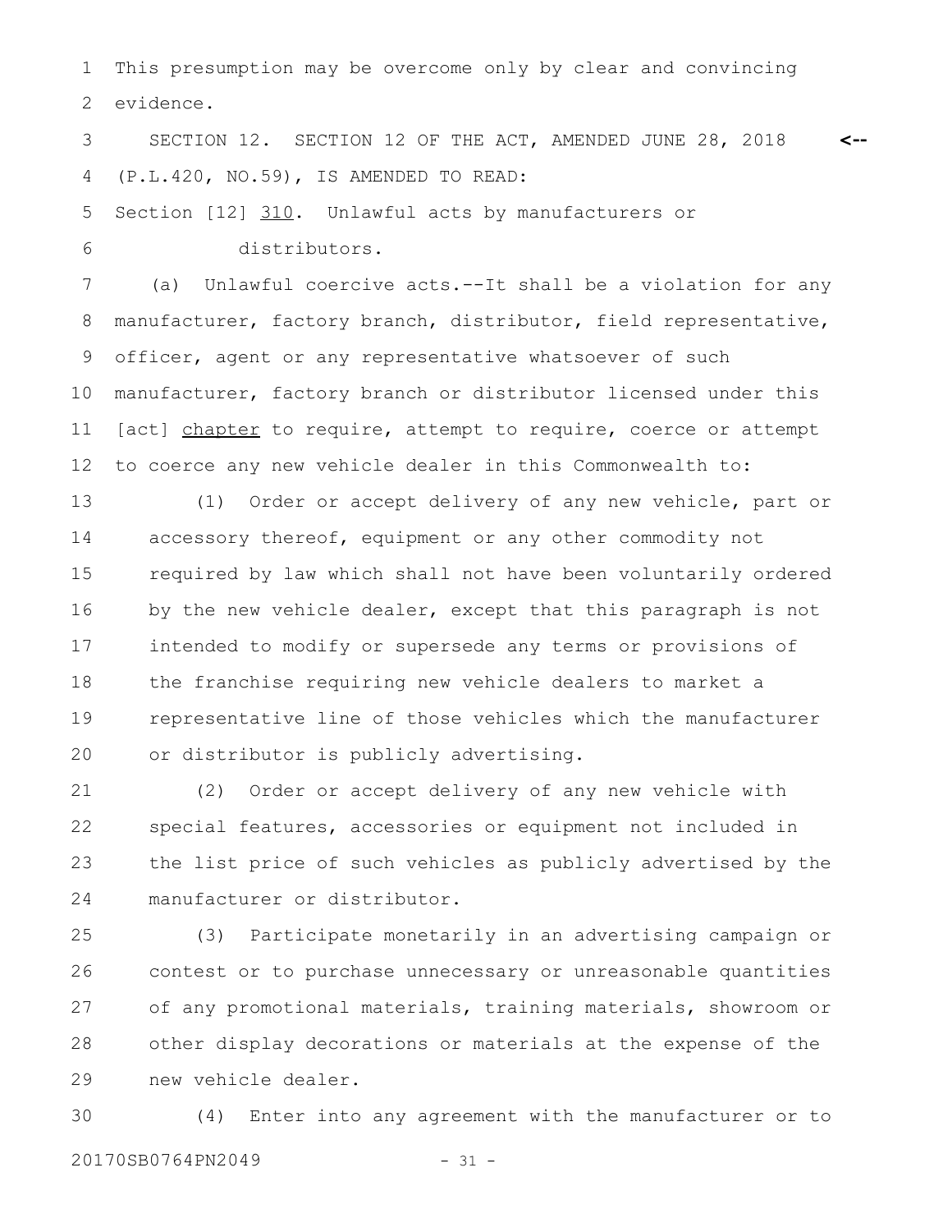This presumption may be overcome only by clear and convincing evidence.

SECTION 12. SECTION 12 OF THE ACT, AMENDED JUNE 28, 2018 (P.L.420, NO.59), IS AMENDED TO READ:

Section [12] <u>310</u>. Unlawful acts by manufacturers or distributors.

(a) Unlawful coercive acts.--It shall be a violation for any manufacturer, factory branch, distributor, field representative, officer, agent or any representative whatsoever of such manufacturer, factory branch or distributor licensed under this [act] <u>chapter</u> to require, attempt to require, coerce or attempt to coerce any new vehicle dealer in this Commonwealth to:

(1) Order or accept delivery of any new vehicle, part or accessory thereof, equipment or any other commodity not required by law which shall not have been voluntarily ordered by the new vehicle dealer, except that this paragraph is not intended to modify or supersede any terms or provisions of the franchise requiring new vehicle dealers to market a representative line of those vehicles which the manufacturer or distributor is publicly advertising.

(2) Order or accept delivery of any new vehicle with special features, accessories or equipment not included in the list price of such vehicles as publicly advertised by the manufacturer or distributor.

(3) Participate monetarily in an advertising campaign or contest or to purchase unnecessary or unreasonable quantities of any promotional materials, training materials, showroom or other display decorations or materials at the expense of the new vehicle dealer.

(4) Enter into any agreement with the manufacturer or to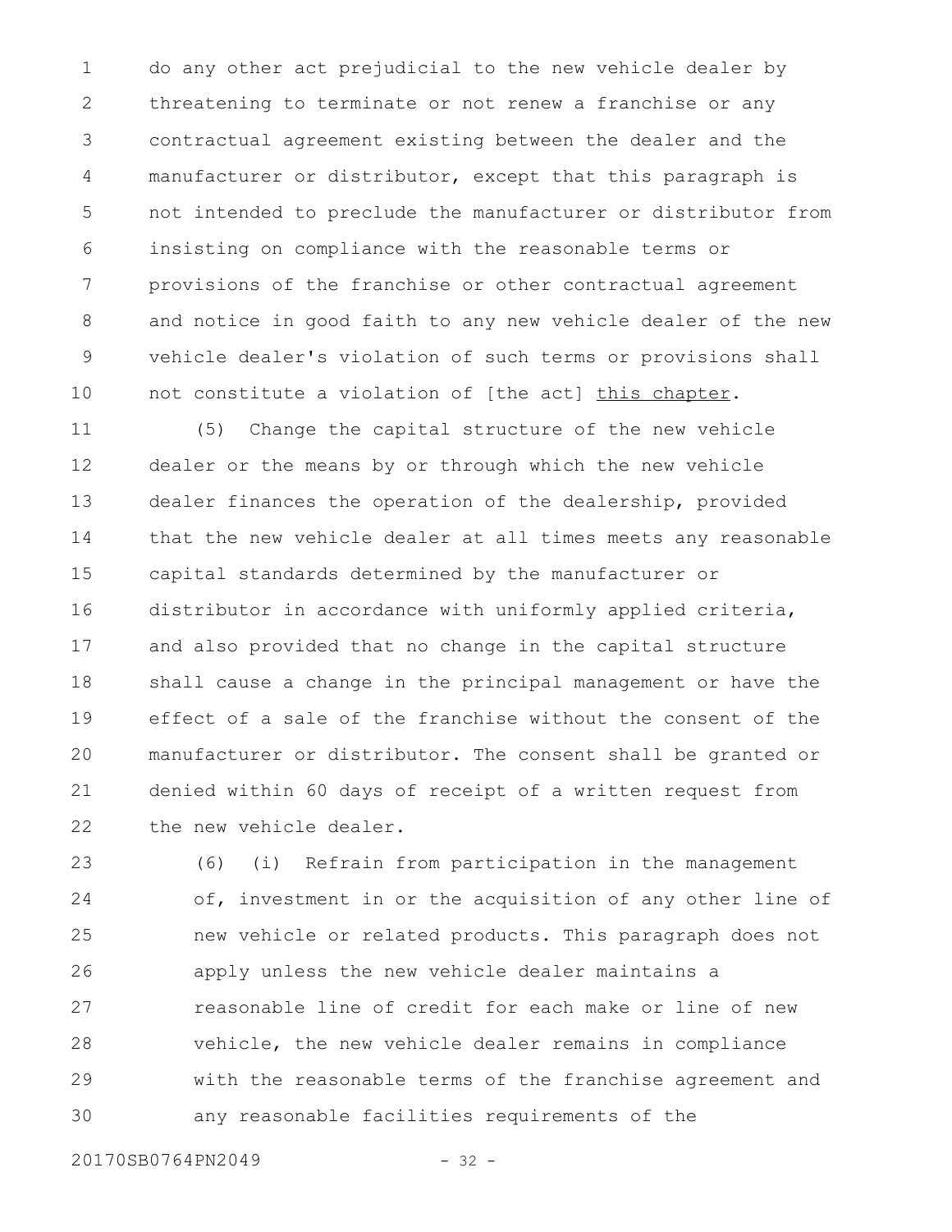do any other act prejudicial to the new vehicle dealer by threatening to terminate or not renew a franchise or any contractual agreement existing between the dealer and the manufacturer or distributor, except that this paragraph is not intended to preclude the manufacturer or distributor from insisting on compliance with the reasonable terms or provisions of the franchise or other contractual agreement and notice in good faith to any new vehicle dealer of the new vehicle dealer's violation of such terms or provisions shall not constitute a violation of [the act] <u>this chapter</u>.

(5) Change the capital structure of the new vehicle dealer or the means by or through which the new vehicle dealer finances the operation of the dealership, provided that the new vehicle dealer at all times meets any reasonable capital standards determined by the manufacturer or distributor in accordance with uniformly applied criteria, and also provided that no change in the capital structure shall cause a change in the principal management or have the effect of a sale of the franchise without the consent of the manufacturer or distributor. The consent shall be granted or denied within 60 days of receipt of a written request from the new vehicle dealer.

(6) (i) Refrain from participation in the management of, investment in or the acquisition of any other line of new vehicle or related products. This paragraph does not apply unless the new vehicle dealer maintains a reasonable line of credit for each make or line of new vehicle, the new vehicle dealer remains in compliance with the reasonable terms of the franchise agreement and any reasonable facilities requirements of the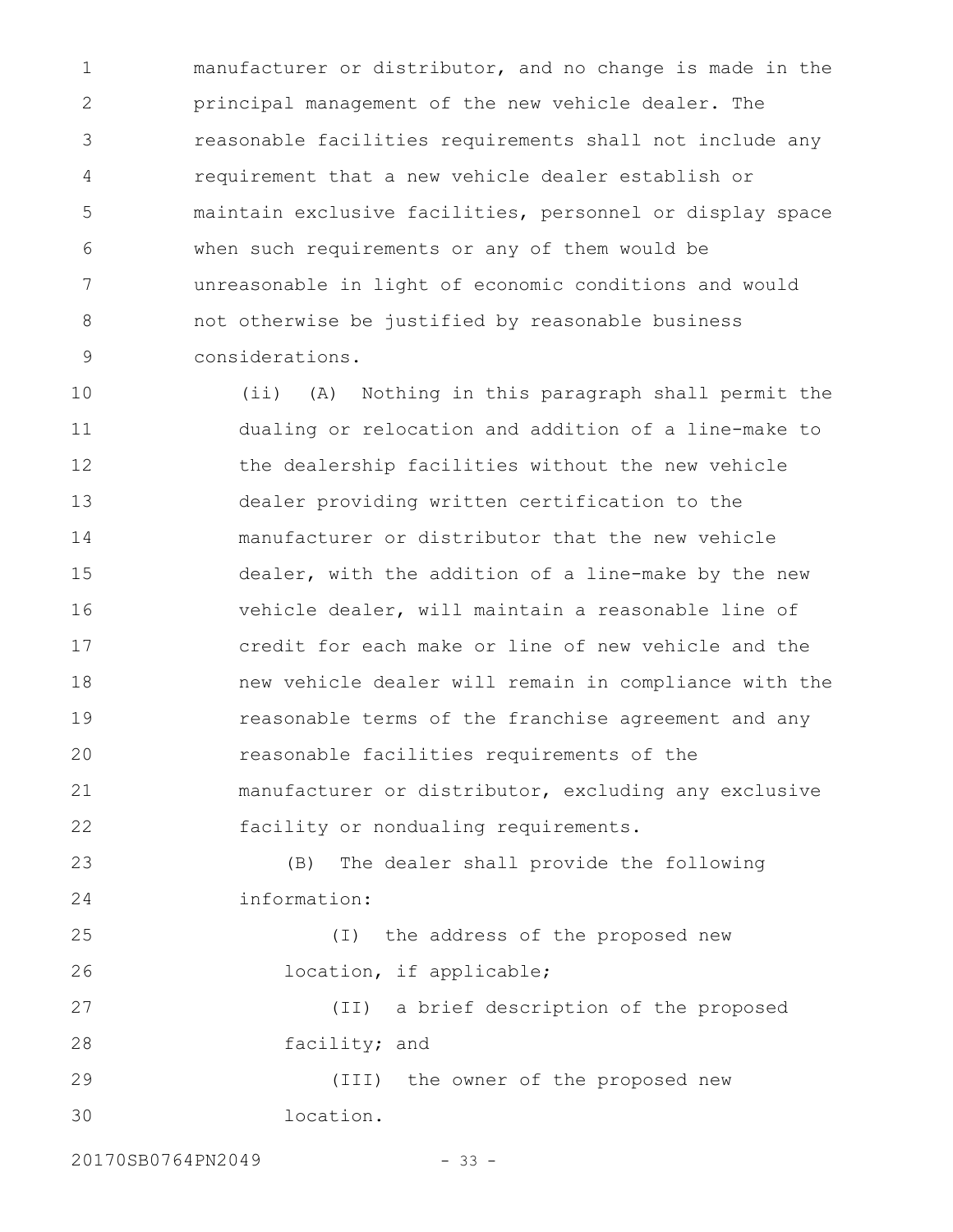manufacturer or distributor, and no change is made in the principal management of the new vehicle dealer. The reasonable facilities requirements shall not include any requirement that a new vehicle dealer establish or maintain exclusive facilities, personnel or display space when such requirements or any of them would be unreasonable in light of economic conditions and would not otherwise be justified by reasonable business considerations.

(ii) (A) Nothing in this paragraph shall permit the dualing or relocation and addition of a line-make to the dealership facilities without the new vehicle dealer providing written certification to the manufacturer or distributor that the new vehicle dealer, with the addition of a line-make by the new vehicle dealer, will maintain a reasonable line of credit for each make or line of new vehicle and the new vehicle dealer will remain in compliance with the reasonable terms of the franchise agreement and any reasonable facilities requirements of the manufacturer or distributor, excluding any exclusive facility or nondualing requirements.

(B) The dealer shall provide the following information:

(I) the address of the proposed new location, if applicable;

(II) a brief description of the proposed facility; and

(III) the owner of the proposed new location.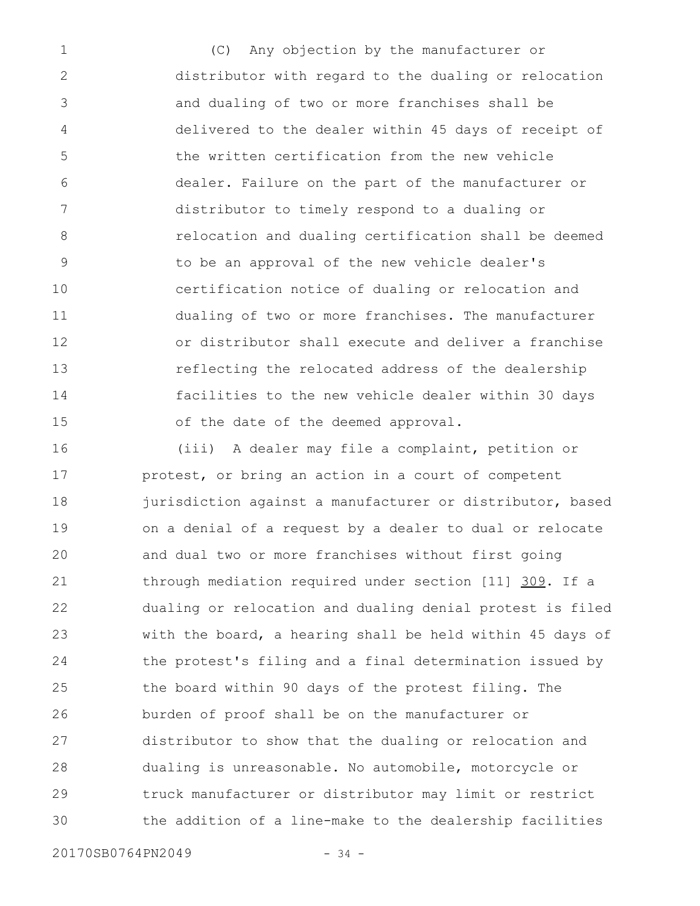(C) Any objection by the manufacturer or distributor with regard to the dualing or relocation and dualing of two or more franchises shall be delivered to the dealer within 45 days of receipt of the written certification from the new vehicle dealer. Failure on the part of the manufacturer or distributor to timely respond to a dualing or relocation and dualing certification shall be deemed to be an approval of the new vehicle dealer's certification notice of dualing or relocation and dualing of two or more franchises. The manufacturer or distributor shall execute and deliver a franchise reflecting the relocated address of the dealership facilities to the new vehicle dealer within 30 days of the date of the deemed approval.

(iii) A dealer may file a complaint, petition or protest, or bring an action in a court of competent jurisdiction against a manufacturer or distributor, based on a denial of a request by a dealer to dual or relocate and dual two or more franchises without first going through mediation required under section [11] 309. If a dualing or relocation and dualing denial protest is filed with the board, a hearing shall be held within 45 days of the protest's filing and a final determination issued by the board within 90 days of the protest filing. The burden of proof shall be on the manufacturer or distributor to show that the dualing or relocation and dualing is unreasonable. No automobile, motorcycle or truck manufacturer or distributor may limit or restrict the addition of a line-make to the dealership facilities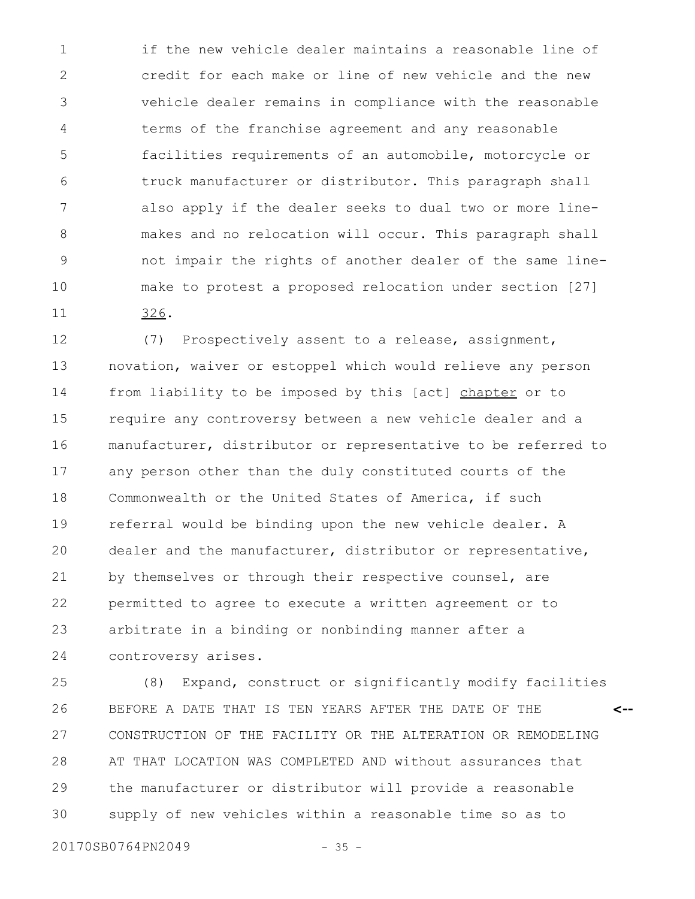if the new vehicle dealer maintains a reasonable line of credit for each make or line of new vehicle and the new vehicle dealer remains in compliance with the reasonable terms of the franchise agreement and any reasonable facilities requirements of an automobile, motorcycle or truck manufacturer or distributor. This paragraph shall also apply if the dealer seeks to dual two or more line-makes and no relocation will occur. This paragraph shall not impair the rights of another dealer of the same line-make to protest a proposed relocation under section [27] 326.

(7) Prospectively assent to a release, assignment, novation, waiver or estoppel which would relieve any person from liability to be imposed by this [act] chapter or to require any controversy between a new vehicle dealer and a manufacturer, distributor or representative to be referred to any person other than the duly constituted courts of the Commonwealth or the United States of America, if such referral would be binding upon the new vehicle dealer. A dealer and the manufacturer, distributor or representative, by themselves or through their respective counsel, are permitted to agree to execute a written agreement or to arbitrate in a binding or nonbinding manner after a controversy arises.

(8) Expand, construct or significantly modify facilities BEFORE A DATE THAT IS TEN YEARS AFTER THE DATE OF THE CONSTRUCTION OF THE FACILITY OR THE ALTERATION OR REMODELING AT THAT LOCATION WAS COMPLETED AND without assurances that the manufacturer or distributor will provide a reasonable supply of new vehicles within a reasonable time so as to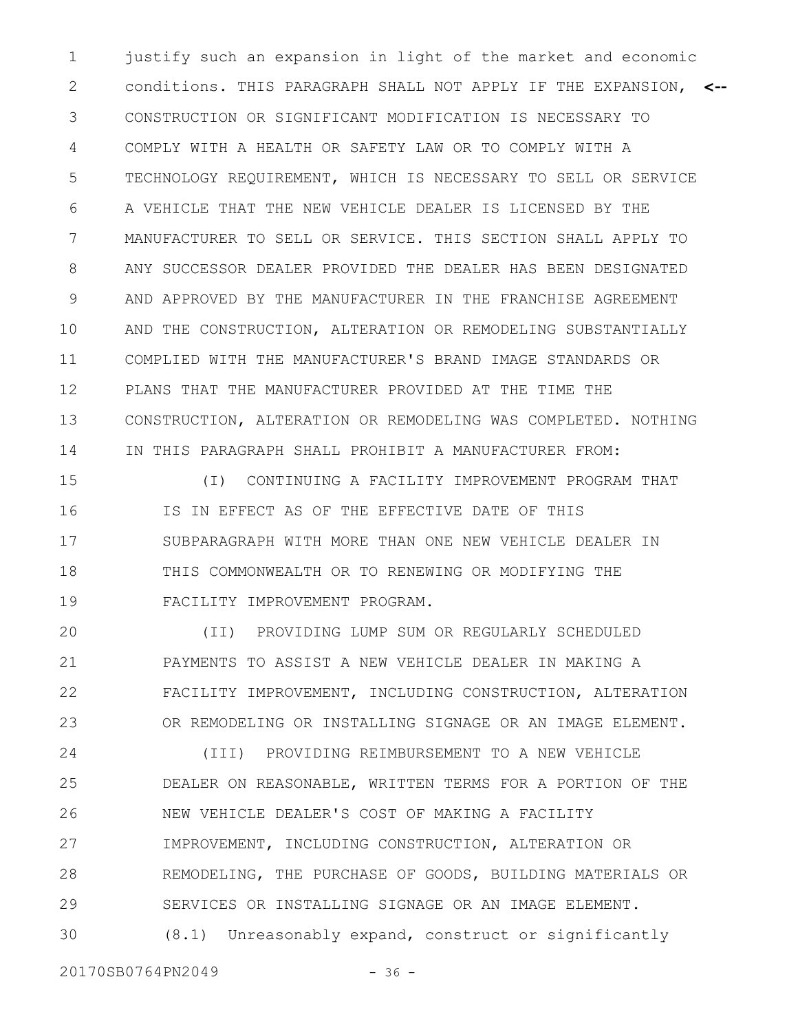justify such an expansion in light of the market and economic conditions. THIS PARAGRAPH SHALL NOT APPLY IF THE EXPANSION, CONSTRUCTION OR SIGNIFICANT MODIFICATION IS NECESSARY TO COMPLY WITH A HEALTH OR SAFETY LAW OR TO COMPLY WITH A TECHNOLOGY REQUIREMENT, WHICH IS NECESSARY TO SELL OR SERVICE A VEHICLE THAT THE NEW VEHICLE DEALER IS LICENSED BY THE MANUFACTURER TO SELL OR SERVICE. THIS SECTION SHALL APPLY TO ANY SUCCESSOR DEALER PROVIDED THE DEALER HAS BEEN DESIGNATED AND APPROVED BY THE MANUFACTURER IN THE FRANCHISE AGREEMENT AND THE CONSTRUCTION, ALTERATION OR REMODELING SUBSTANTIALLY COMPLIED WITH THE MANUFACTURER'S BRAND IMAGE STANDARDS OR PLANS THAT THE MANUFACTURER PROVIDED AT THE TIME THE CONSTRUCTION, ALTERATION OR REMODELING WAS COMPLETED. NOTHING IN THIS PARAGRAPH SHALL PROHIBIT A MANUFACTURER FROM:

(I) CONTINUING A FACILITY IMPROVEMENT PROGRAM THAT IS IN EFFECT AS OF THE EFFECTIVE DATE OF THIS SUBPARAGRAPH WITH MORE THAN ONE NEW VEHICLE DEALER IN THIS COMMONWEALTH OR TO RENEWING OR MODIFYING THE FACILITY IMPROVEMENT PROGRAM.

(II) PROVIDING LUMP SUM OR REGULARLY SCHEDULED PAYMENTS TO ASSIST A NEW VEHICLE DEALER IN MAKING A FACILITY IMPROVEMENT, INCLUDING CONSTRUCTION, ALTERATION OR REMODELING OR INSTALLING SIGNAGE OR AN IMAGE ELEMENT.

(III) PROVIDING REIMBURSEMENT TO A NEW VEHICLE DEALER ON REASONABLE, WRITTEN TERMS FOR A PORTION OF THE NEW VEHICLE DEALER'S COST OF MAKING A FACILITY IMPROVEMENT, INCLUDING CONSTRUCTION, ALTERATION OR REMODELING, THE PURCHASE OF GOODS, BUILDING MATERIALS OR SERVICES OR INSTALLING SIGNAGE OR AN IMAGE ELEMENT.

(8.1) Unreasonably expand, construct or significantly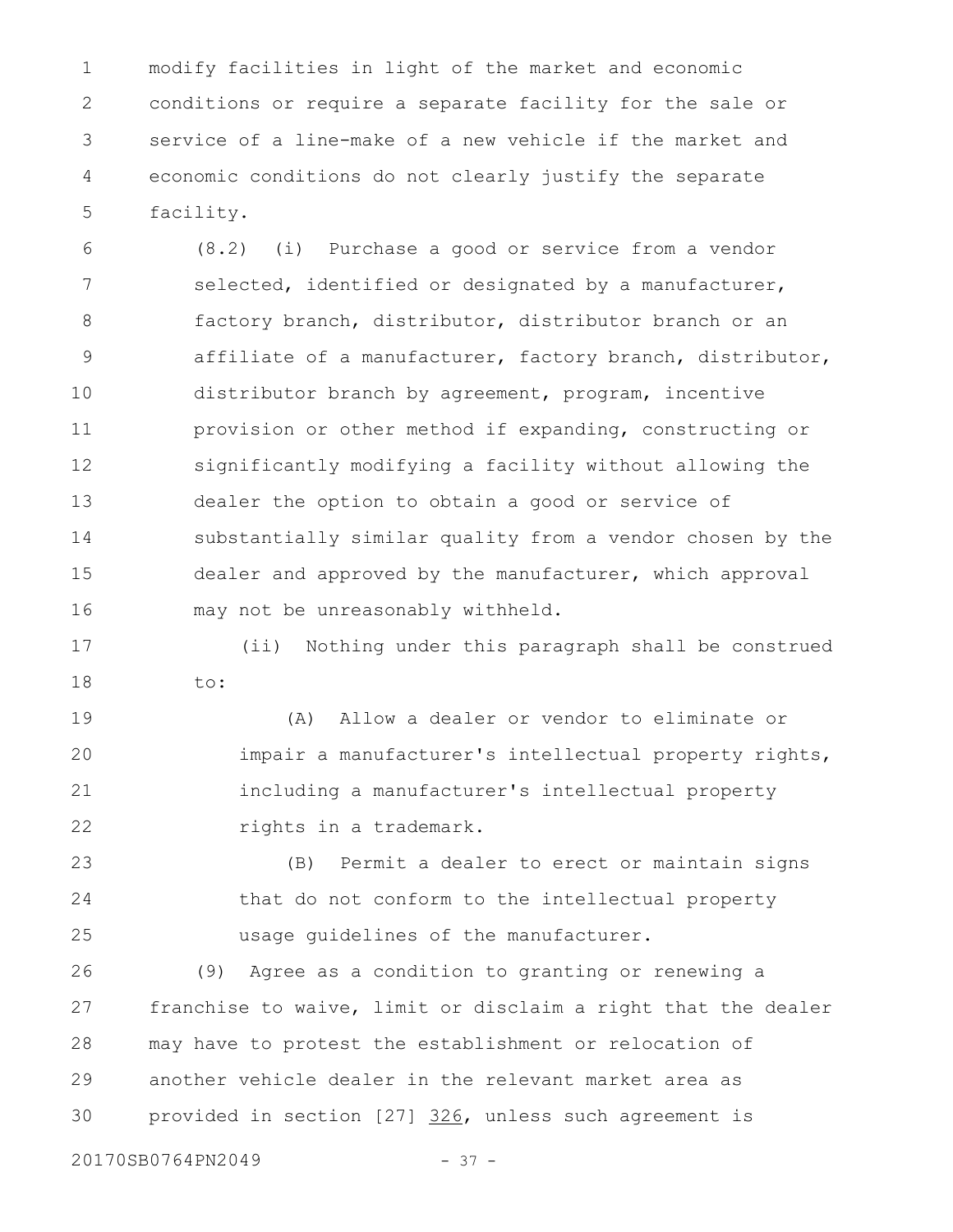modify facilities in light of the market and economic conditions or require a separate facility for the sale or service of a line-make of a new vehicle if the market and economic conditions do not clearly justify the separate facility.

(8.2) (i) Purchase a good or service from a vendor selected, identified or designated by a manufacturer, factory branch, distributor, distributor branch or an affiliate of a manufacturer, factory branch, distributor, distributor branch by agreement, program, incentive provision or other method if expanding, constructing or significantly modifying a facility without allowing the dealer the option to obtain a good or service of substantially similar quality from a vendor chosen by the dealer and approved by the manufacturer, which approval may not be unreasonably withheld.

(ii) Nothing under this paragraph shall be construed to:

(A) Allow a dealer or vendor to eliminate or impair a manufacturer's intellectual property rights, including a manufacturer's intellectual property rights in a trademark.

(B) Permit a dealer to erect or maintain signs that do not conform to the intellectual property usage guidelines of the manufacturer.

(9) Agree as a condition to granting or renewing a franchise to waive, limit or disclaim a right that the dealer may have to protest the establishment or relocation of another vehicle dealer in the relevant market area as provided in section [27] <u>326</u>, unless such agreement is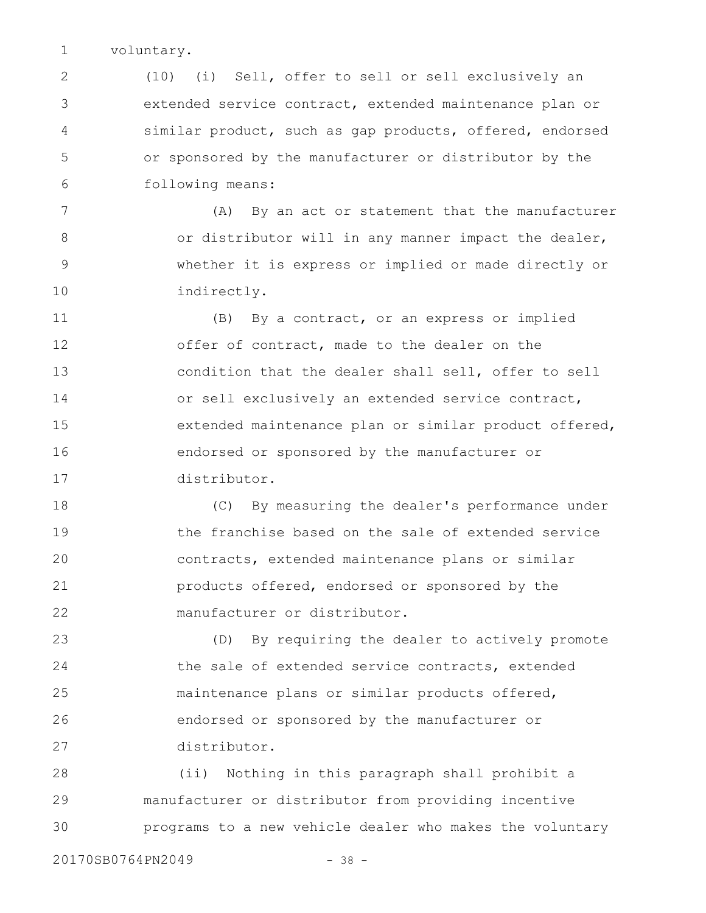voluntary.

(10) (i) Sell, offer to sell or sell exclusively an extended service contract, extended maintenance plan or similar product, such as gap products, offered, endorsed or sponsored by the manufacturer or distributor by the following means:

(A) By an act or statement that the manufacturer or distributor will in any manner impact the dealer, whether it is express or implied or made directly or indirectly.

(B) By a contract, or an express or implied offer of contract, made to the dealer on the condition that the dealer shall sell, offer to sell or sell exclusively an extended service contract, extended maintenance plan or similar product offered, endorsed or sponsored by the manufacturer or distributor.

(C) By measuring the dealer's performance under the franchise based on the sale of extended service contracts, extended maintenance plans or similar products offered, endorsed or sponsored by the manufacturer or distributor.

(D) By requiring the dealer to actively promote the sale of extended service contracts, extended maintenance plans or similar products offered, endorsed or sponsored by the manufacturer or distributor.

(ii) Nothing in this paragraph shall prohibit a manufacturer or distributor from providing incentive programs to a new vehicle dealer who makes the voluntary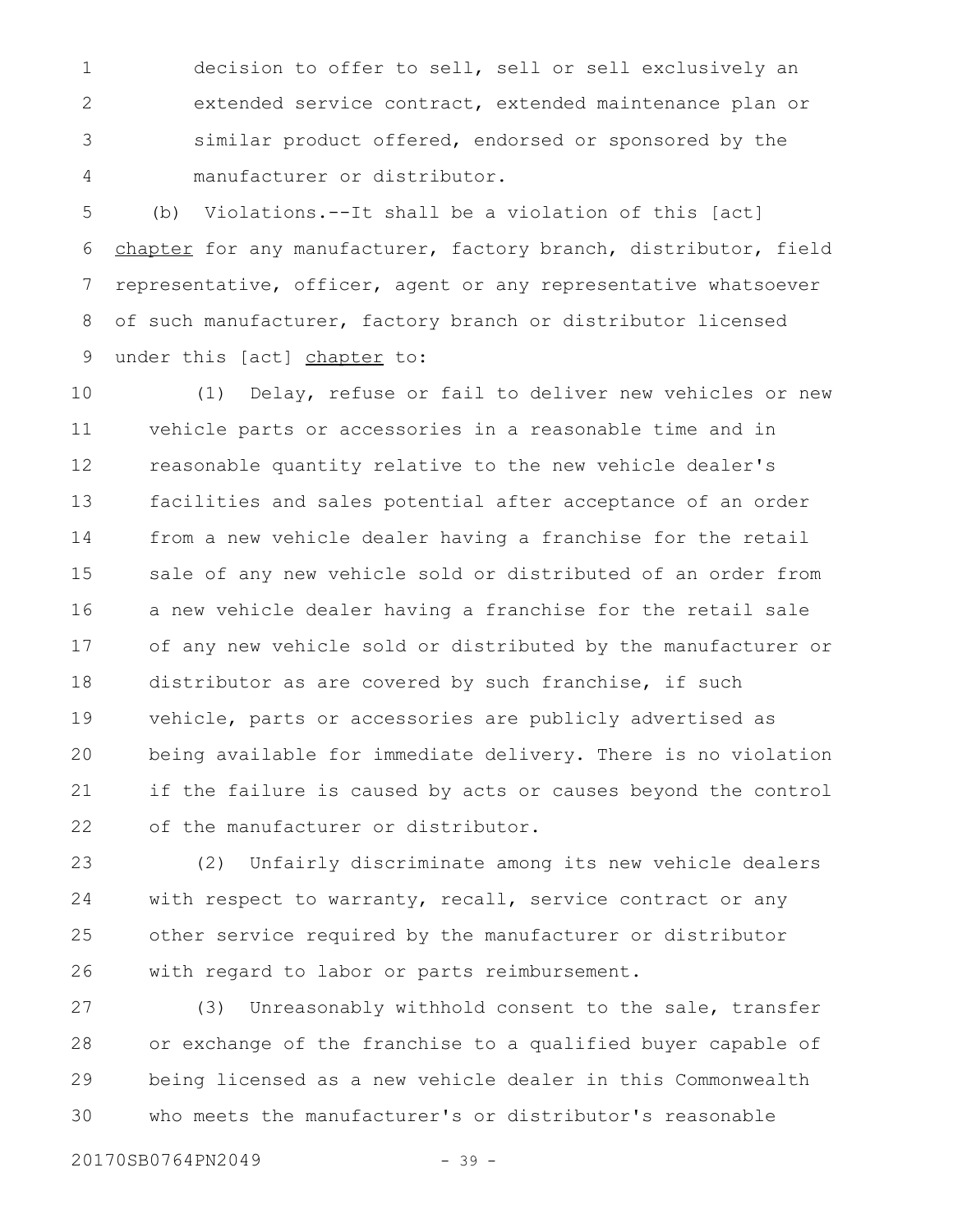decision to offer to sell, sell or sell exclusively an extended service contract, extended maintenance plan or similar product offered, endorsed or sponsored by the manufacturer or distributor.

(b) Violations.--It shall be a violation of this [act] chapter for any manufacturer, factory branch, distributor, field representative, officer, agent or any representative whatsoever of such manufacturer, factory branch or distributor licensed under this [act] chapter to:

(1) Delay, refuse or fail to deliver new vehicles or new vehicle parts or accessories in a reasonable time and in reasonable quantity relative to the new vehicle dealer's facilities and sales potential after acceptance of an order from a new vehicle dealer having a franchise for the retail sale of any new vehicle sold or distributed of an order from a new vehicle dealer having a franchise for the retail sale of any new vehicle sold or distributed by the manufacturer or distributor as are covered by such franchise, if such vehicle, parts or accessories are publicly advertised as being available for immediate delivery. There is no violation if the failure is caused by acts or causes beyond the control of the manufacturer or distributor.

(2) Unfairly discriminate among its new vehicle dealers with respect to warranty, recall, service contract or any other service required by the manufacturer or distributor with regard to labor or parts reimbursement.

(3) Unreasonably withhold consent to the sale, transfer or exchange of the franchise to a qualified buyer capable of being licensed as a new vehicle dealer in this Commonwealth who meets the manufacturer's or distributor's reasonable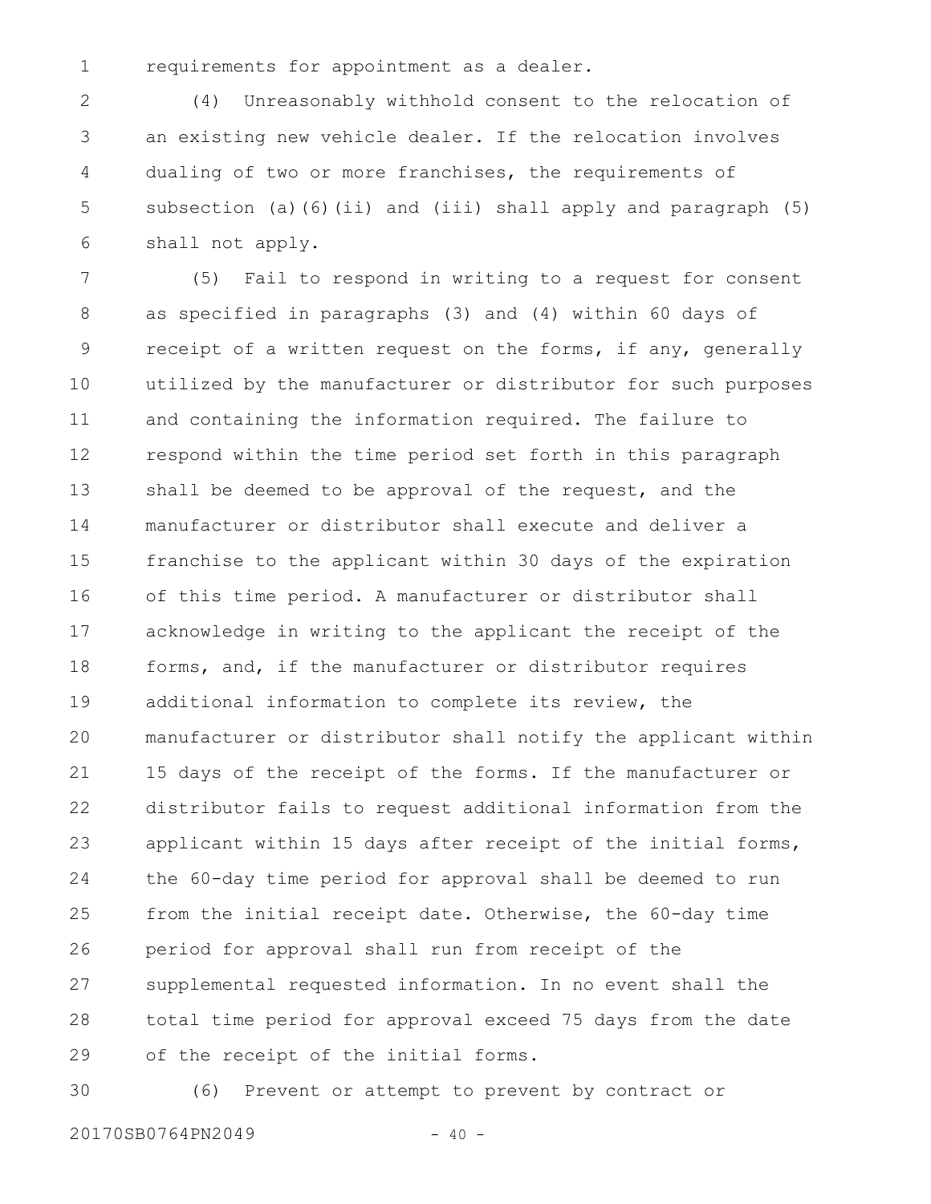requirements for appointment as a dealer.

(4) Unreasonably withhold consent to the relocation of an existing new vehicle dealer. If the relocation involves dualing of two or more franchises, the requirements of subsection (a)(6)(ii) and (iii) shall apply and paragraph (5) shall not apply.

(5) Fail to respond in writing to a request for consent as specified in paragraphs (3) and (4) within 60 days of receipt of a written request on the forms, if any, generally utilized by the manufacturer or distributor for such purposes and containing the information required. The failure to respond within the time period set forth in this paragraph shall be deemed to be approval of the request, and the manufacturer or distributor shall execute and deliver a franchise to the applicant within 30 days of the expiration of this time period. A manufacturer or distributor shall acknowledge in writing to the applicant the receipt of the forms, and, if the manufacturer or distributor requires additional information to complete its review, the manufacturer or distributor shall notify the applicant within 15 days of the receipt of the forms. If the manufacturer or distributor fails to request additional information from the applicant within 15 days after receipt of the initial forms, the 60-day time period for approval shall be deemed to run from the initial receipt date. Otherwise, the 60-day time period for approval shall run from receipt of the supplemental requested information. In no event shall the total time period for approval exceed 75 days from the date of the receipt of the initial forms.

(6) Prevent or attempt to prevent by contract or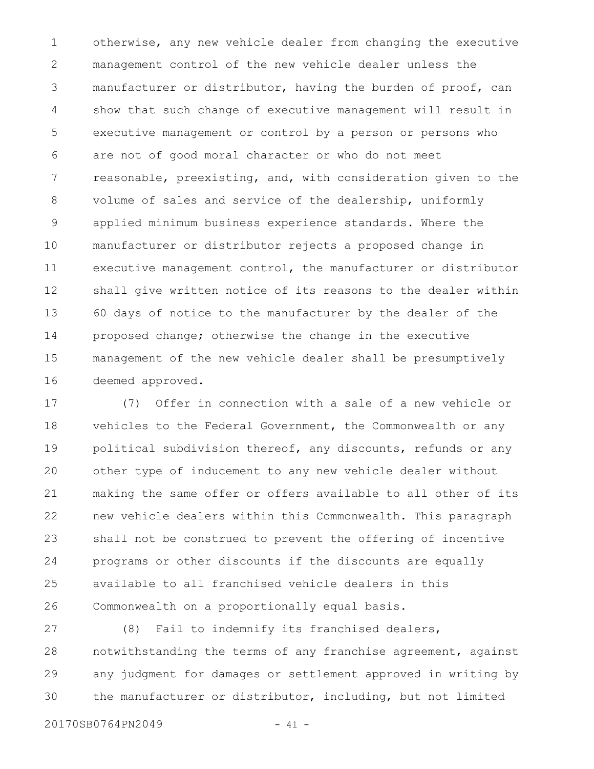otherwise, any new vehicle dealer from changing the executive management control of the new vehicle dealer unless the manufacturer or distributor, having the burden of proof, can show that such change of executive management will result in executive management or control by a person or persons who are not of good moral character or who do not meet reasonable, preexisting, and, with consideration given to the volume of sales and service of the dealership, uniformly applied minimum business experience standards. Where the manufacturer or distributor rejects a proposed change in executive management control, the manufacturer or distributor shall give written notice of its reasons to the dealer within 60 days of notice to the manufacturer by the dealer of the proposed change; otherwise the change in the executive management of the new vehicle dealer shall be presumptively deemed approved.

(7) Offer in connection with a sale of a new vehicle or vehicles to the Federal Government, the Commonwealth or any political subdivision thereof, any discounts, refunds or any other type of inducement to any new vehicle dealer without making the same offer or offers available to all other of its new vehicle dealers within this Commonwealth. This paragraph shall not be construed to prevent the offering of incentive programs or other discounts if the discounts are equally available to all franchised vehicle dealers in this Commonwealth on a proportionally equal basis.

(8) Fail to indemnify its franchised dealers, notwithstanding the terms of any franchise agreement, against any judgment for damages or settlement approved in writing by the manufacturer or distributor, including, but not limited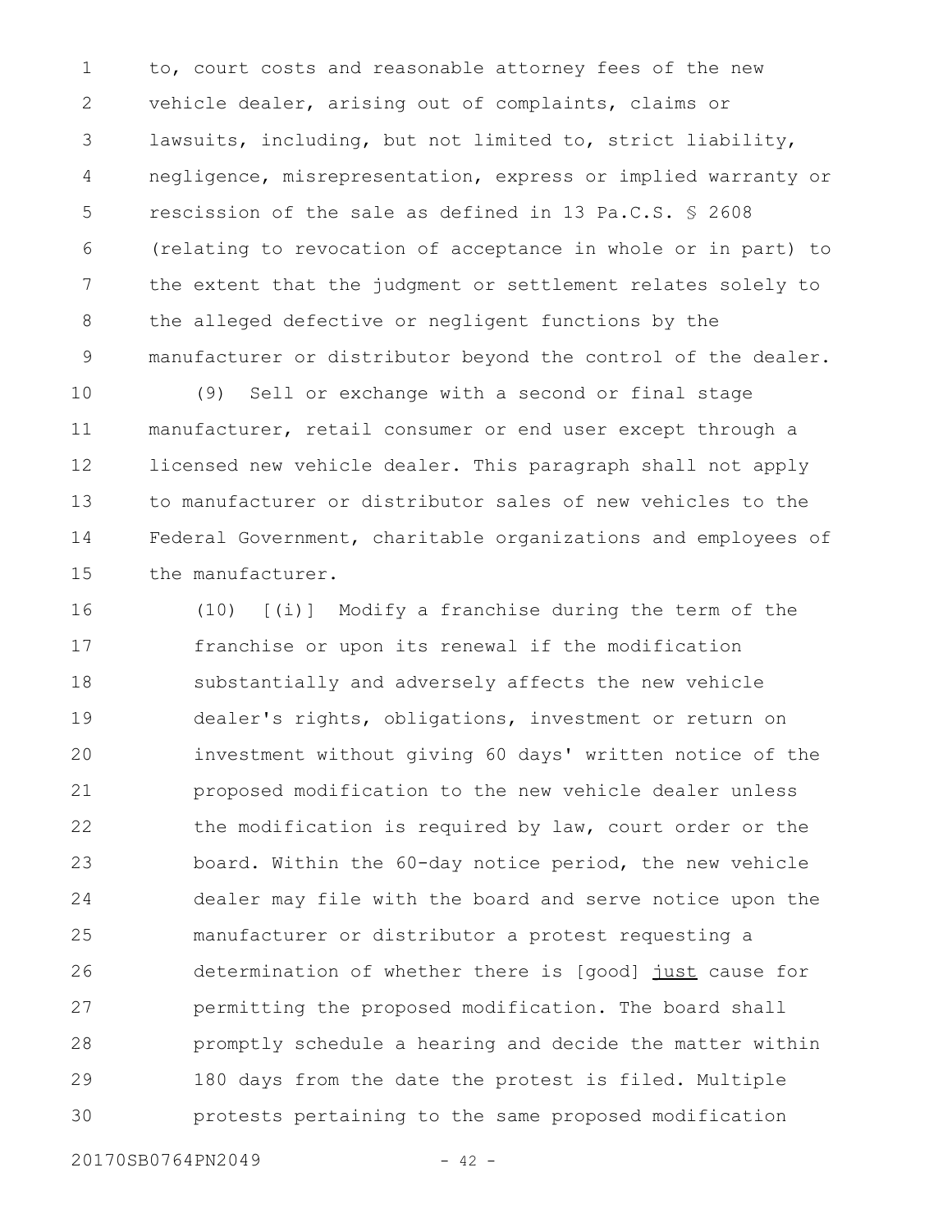to, court costs and reasonable attorney fees of the new vehicle dealer, arising out of complaints, claims or lawsuits, including, but not limited to, strict liability, negligence, misrepresentation, express or implied warranty or rescission of the sale as defined in 13 Pa.C.S. § 2608 (relating to revocation of acceptance in whole or in part) to the extent that the judgment or settlement relates solely to the alleged defective or negligent functions by the manufacturer or distributor beyond the control of the dealer.

(9) Sell or exchange with a second or final stage manufacturer, retail consumer or end user except through a licensed new vehicle dealer. This paragraph shall not apply to manufacturer or distributor sales of new vehicles to the Federal Government, charitable organizations and employees of the manufacturer.

(10) [(i)] Modify a franchise during the term of the franchise or upon its renewal if the modification substantially and adversely affects the new vehicle dealer's rights, obligations, investment or return on investment without giving 60 days' written notice of the proposed modification to the new vehicle dealer unless the modification is required by law, court order or the board. Within the 60-day notice period, the new vehicle dealer may file with the board and serve notice upon the manufacturer or distributor a protest requesting a determination of whether there is [good] <u>just</u> cause for permitting the proposed modification. The board shall promptly schedule a hearing and decide the matter within 180 days from the date the protest is filed. Multiple protests pertaining to the same proposed modification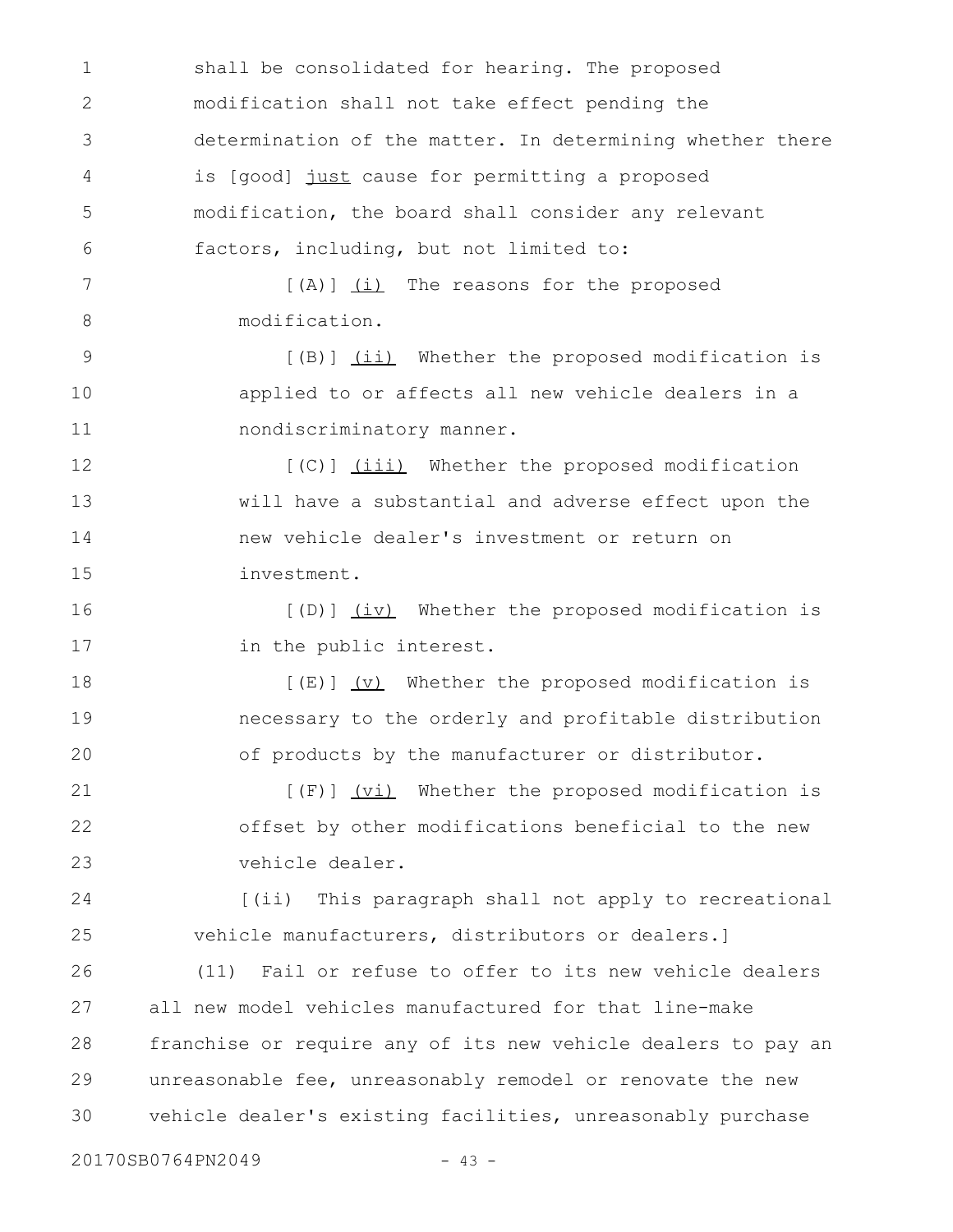shall be consolidated for hearing. The proposed modification shall not take effect pending the determination of the matter. In determining whether there is [good] just cause for permitting a proposed modification, the board shall consider any relevant factors, including, but not limited to:

[(A)] (i) The reasons for the proposed modification.

[(B)] (ii) Whether the proposed modification is applied to or affects all new vehicle dealers in a nondiscriminatory manner.

[(C)] (iii) Whether the proposed modification will have a substantial and adverse effect upon the new vehicle dealer's investment or return on investment.

[(D)] (iv) Whether the proposed modification is in the public interest.

[(E)] (v) Whether the proposed modification is necessary to the orderly and profitable distribution of products by the manufacturer or distributor.

[(F)] (vi) Whether the proposed modification is offset by other modifications beneficial to the new vehicle dealer.

[(ii) This paragraph shall not apply to recreational vehicle manufacturers, distributors or dealers.]

(11) Fail or refuse to offer to its new vehicle dealers all new model vehicles manufactured for that line-make franchise or require any of its new vehicle dealers to pay an unreasonable fee, unreasonably remodel or renovate the new vehicle dealer's existing facilities, unreasonably purchase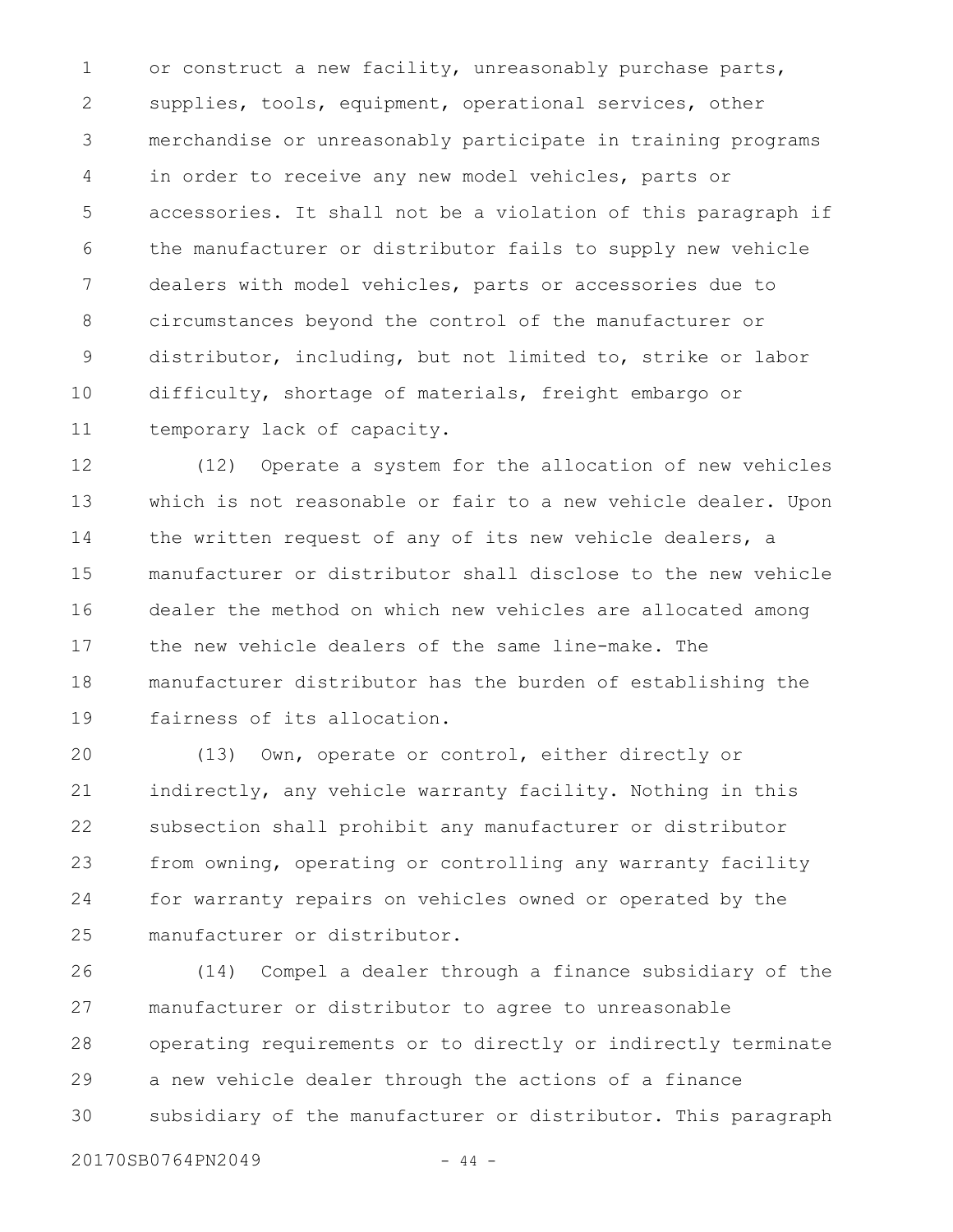or construct a new facility, unreasonably purchase parts, supplies, tools, equipment, operational services, other merchandise or unreasonably participate in training programs in order to receive any new model vehicles, parts or accessories. It shall not be a violation of this paragraph if the manufacturer or distributor fails to supply new vehicle dealers with model vehicles, parts or accessories due to circumstances beyond the control of the manufacturer or distributor, including, but not limited to, strike or labor difficulty, shortage of materials, freight embargo or temporary lack of capacity.

(12) Operate a system for the allocation of new vehicles which is not reasonable or fair to a new vehicle dealer. Upon the written request of any of its new vehicle dealers, a manufacturer or distributor shall disclose to the new vehicle dealer the method on which new vehicles are allocated among the new vehicle dealers of the same line-make. The manufacturer distributor has the burden of establishing the fairness of its allocation.

(13) Own, operate or control, either directly or indirectly, any vehicle warranty facility. Nothing in this subsection shall prohibit any manufacturer or distributor from owning, operating or controlling any warranty facility for warranty repairs on vehicles owned or operated by the manufacturer or distributor.

(14) Compel a dealer through a finance subsidiary of the manufacturer or distributor to agree to unreasonable operating requirements or to directly or indirectly terminate a new vehicle dealer through the actions of a finance subsidiary of the manufacturer or distributor. This paragraph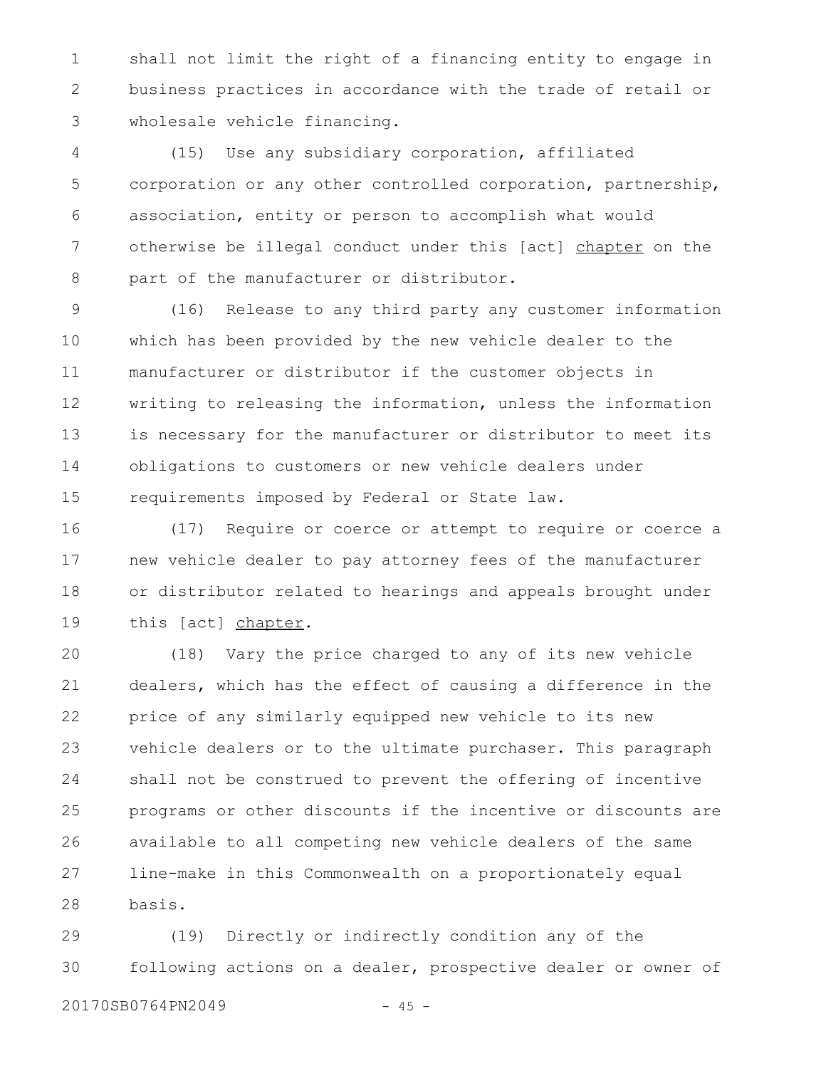shall not limit the right of a financing entity to engage in business practices in accordance with the trade of retail or wholesale vehicle financing.

(15) Use any subsidiary corporation, affiliated corporation or any other controlled corporation, partnership, association, entity or person to accomplish what would otherwise be illegal conduct under this [act] <u>chapter</u> on the part of the manufacturer or distributor.

(16) Release to any third party any customer information which has been provided by the new vehicle dealer to the manufacturer or distributor if the customer objects in writing to releasing the information, unless the information is necessary for the manufacturer or distributor to meet its obligations to customers or new vehicle dealers under requirements imposed by Federal or State law.

(17) Require or coerce or attempt to require or coerce a new vehicle dealer to pay attorney fees of the manufacturer or distributor related to hearings and appeals brought under this [act] <u>chapter</u>.

(18) Vary the price charged to any of its new vehicle dealers, which has the effect of causing a difference in the price of any similarly equipped new vehicle to its new vehicle dealers or to the ultimate purchaser. This paragraph shall not be construed to prevent the offering of incentive programs or other discounts if the incentive or discounts are available to all competing new vehicle dealers of the same line-make in this Commonwealth on a proportionately equal basis.

(19) Directly or indirectly condition any of the following actions on a dealer, prospective dealer or owner of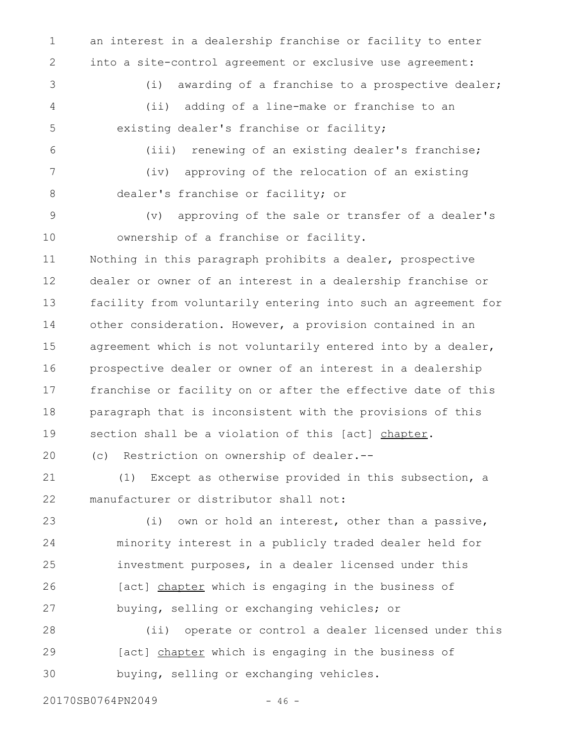an interest in a dealership franchise or facility to enter into a site-control agreement or exclusive use agreement:

(i) awarding of a franchise to a prospective dealer;

(ii) adding of a line-make or franchise to an existing dealer's franchise or facility;

(iii) renewing of an existing dealer's franchise;

(iv) approving of the relocation of an existing dealer's franchise or facility; or

(v) approving of the sale or transfer of a dealer's ownership of a franchise or facility.

Nothing in this paragraph prohibits a dealer, prospective dealer or owner of an interest in a dealership franchise or facility from voluntarily entering into such an agreement for other consideration. However, a provision contained in an agreement which is not voluntarily entered into by a dealer, prospective dealer or owner of an interest in a dealership franchise or facility on or after the effective date of this paragraph that is inconsistent with the provisions of this section shall be a violation of this [act] <u>chapter</u>.

(c) Restriction on ownership of dealer.--

(1) Except as otherwise provided in this subsection, a manufacturer or distributor shall not:

(i) own or hold an interest, other than a passive, minority interest in a publicly traded dealer held for investment purposes, in a dealer licensed under this [act] <u>chapter</u> which is engaging in the business of buying, selling or exchanging vehicles; or

(ii) operate or control a dealer licensed under this [act] <u>chapter</u> which is engaging in the business of buying, selling or exchanging vehicles.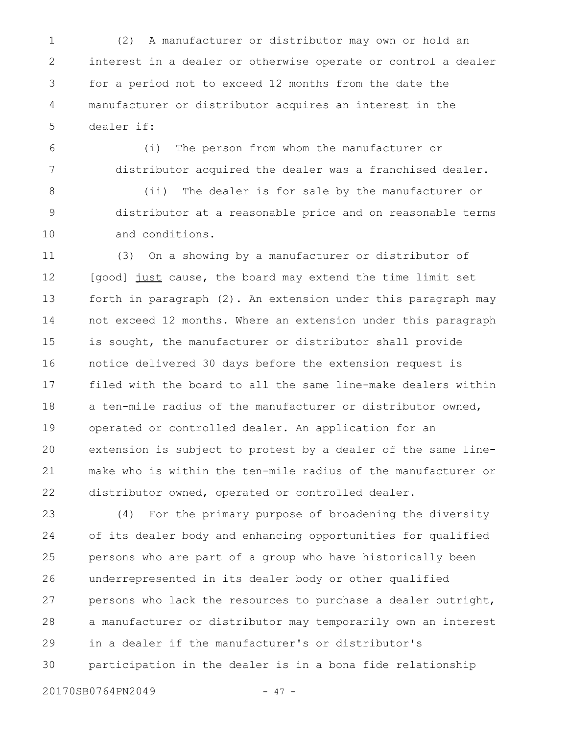(2) A manufacturer or distributor may own or hold an interest in a dealer or otherwise operate or control a dealer for a period not to exceed 12 months from the date the manufacturer or distributor acquires an interest in the dealer if:

(i) The person from whom the manufacturer or distributor acquired the dealer was a franchised dealer.

(ii) The dealer is for sale by the manufacturer or distributor at a reasonable price and on reasonable terms and conditions.

(3) On a showing by a manufacturer or distributor of [good] <u>just</u> cause, the board may extend the time limit set forth in paragraph (2). An extension under this paragraph may not exceed 12 months. Where an extension under this paragraph is sought, the manufacturer or distributor shall provide notice delivered 30 days before the extension request is filed with the board to all the same line-make dealers within a ten-mile radius of the manufacturer or distributor owned, operated or controlled dealer. An application for an extension is subject to protest by a dealer of the same line-make who is within the ten-mile radius of the manufacturer or distributor owned, operated or controlled dealer.

(4) For the primary purpose of broadening the diversity of its dealer body and enhancing opportunities for qualified persons who are part of a group who have historically been underrepresented in its dealer body or other qualified persons who lack the resources to purchase a dealer outright, a manufacturer or distributor may temporarily own an interest in a dealer if the manufacturer's or distributor's participation in the dealer is in a bona fide relationship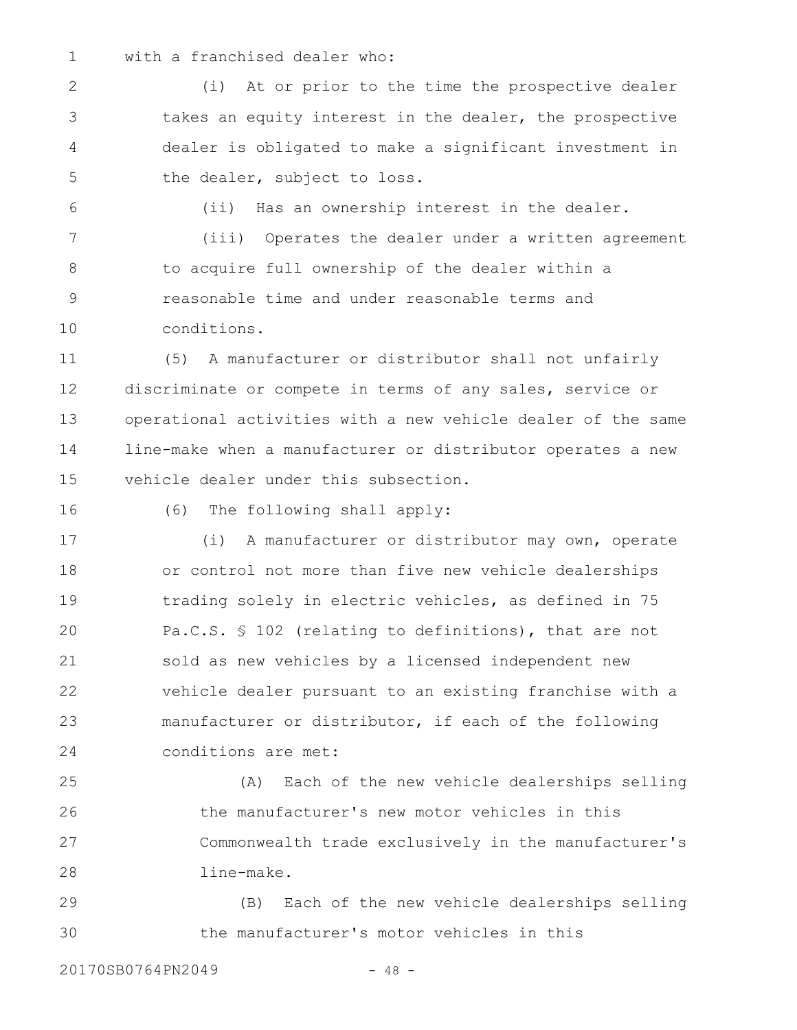with a franchised dealer who:

(i) At or prior to the time the prospective dealer takes an equity interest in the dealer, the prospective dealer is obligated to make a significant investment in the dealer, subject to loss.

(ii) Has an ownership interest in the dealer.

(iii) Operates the dealer under a written agreement to acquire full ownership of the dealer within a reasonable time and under reasonable terms and conditions.

(5) A manufacturer or distributor shall not unfairly discriminate or compete in terms of any sales, service or operational activities with a new vehicle dealer of the same line-make when a manufacturer or distributor operates a new vehicle dealer under this subsection.

(6) The following shall apply:

(i) A manufacturer or distributor may own, operate or control not more than five new vehicle dealerships trading solely in electric vehicles, as defined in 75 Pa.C.S. § 102 (relating to definitions), that are not sold as new vehicles by a licensed independent new vehicle dealer pursuant to an existing franchise with a manufacturer or distributor, if each of the following conditions are met:

(A) Each of the new vehicle dealerships selling the manufacturer's new motor vehicles in this Commonwealth trade exclusively in the manufacturer's line-make.

(B) Each of the new vehicle dealerships selling the manufacturer's motor vehicles in this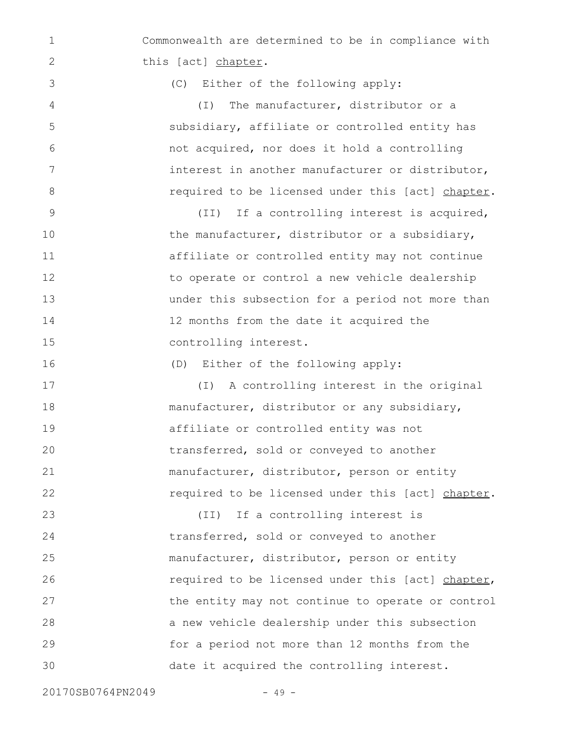Commonwealth are determined to be in compliance with this [act] <u>chapter</u>.

(C) Either of the following apply:

(I) The manufacturer, distributor or a subsidiary, affiliate or controlled entity has not acquired, nor does it hold a controlling interest in another manufacturer or distributor, required to be licensed under this [act] <u>chapter</u>.

(II) If a controlling interest is acquired, the manufacturer, distributor or a subsidiary, affiliate or controlled entity may not continue to operate or control a new vehicle dealership under this subsection for a period not more than 12 months from the date it acquired the controlling interest.

(D) Either of the following apply:

(I) A controlling interest in the original manufacturer, distributor or any subsidiary, affiliate or controlled entity was not transferred, sold or conveyed to another manufacturer, distributor, person or entity required to be licensed under this [act] <u>chapter</u>.

(II) If a controlling interest is transferred, sold or conveyed to another manufacturer, distributor, person or entity required to be licensed under this [act] <u>chapter</u>, the entity may not continue to operate or control a new vehicle dealership under this subsection for a period not more than 12 months from the date it acquired the controlling interest.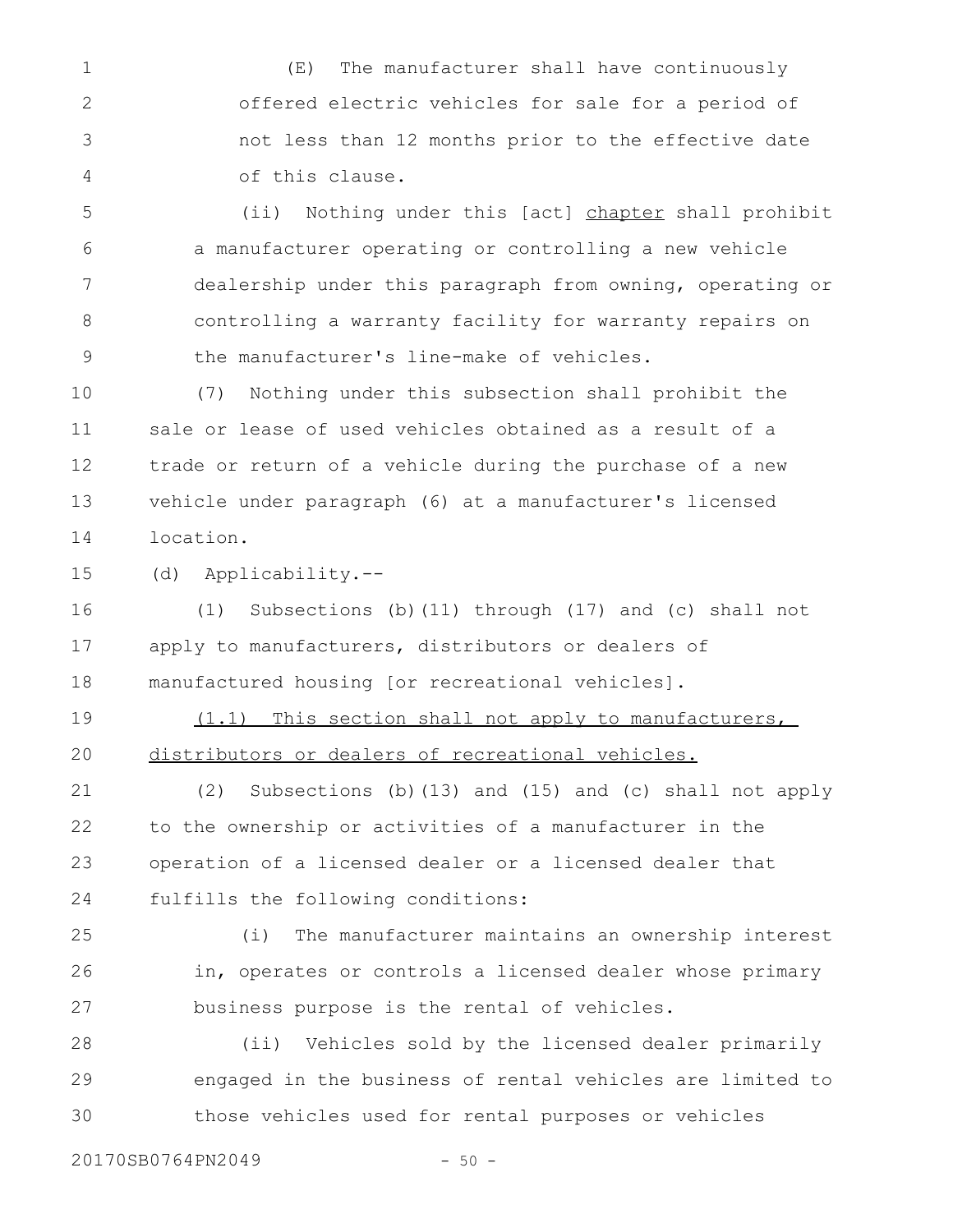(E) The manufacturer shall have continuously offered electric vehicles for sale for a period of not less than 12 months prior to the effective date of this clause.

(ii) Nothing under this [act] <u>chapter</u> shall prohibit a manufacturer operating or controlling a new vehicle dealership under this paragraph from owning, operating or controlling a warranty facility for warranty repairs on the manufacturer's line-make of vehicles.

(7) Nothing under this subsection shall prohibit the sale or lease of used vehicles obtained as a result of a trade or return of a vehicle during the purchase of a new vehicle under paragraph (6) at a manufacturer's licensed location.

(d) Applicability.--

(1) Subsections (b)(11) through (17) and (c) shall not apply to manufacturers, distributors or dealers of manufactured housing [or recreational vehicles].

<u>(1.1) This section shall not apply to manufacturers, distributors or dealers of recreational vehicles.</u>

(2) Subsections (b)(13) and (15) and (c) shall not apply to the ownership or activities of a manufacturer in the operation of a licensed dealer or a licensed dealer that fulfills the following conditions:

(i) The manufacturer maintains an ownership interest in, operates or controls a licensed dealer whose primary business purpose is the rental of vehicles.

(ii) Vehicles sold by the licensed dealer primarily engaged in the business of rental vehicles are limited to those vehicles used for rental purposes or vehicles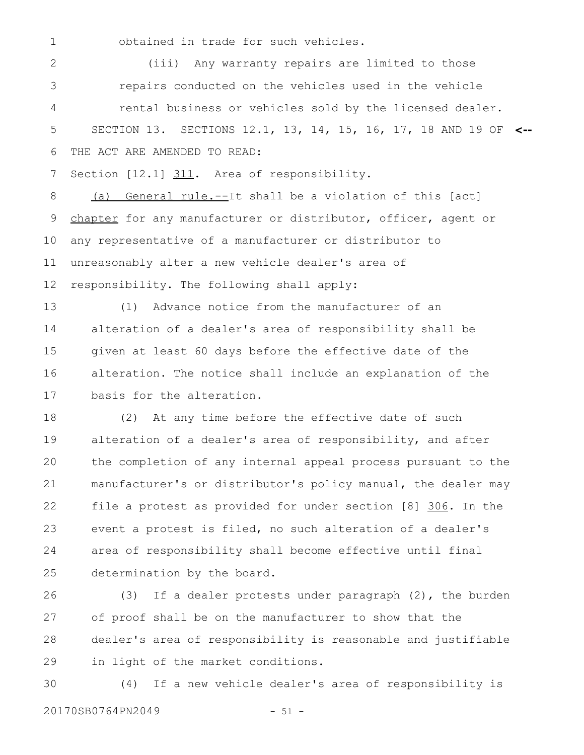obtained in trade for such vehicles.

(iii) Any warranty repairs are limited to those repairs conducted on the vehicles used in the vehicle rental business or vehicles sold by the licensed dealer.

SECTION 13. SECTIONS 12.1, 13, 14, 15, 16, 17, 18 AND 19 OF THE ACT ARE AMENDED TO READ: <--

Section [12.1] 311. Area of responsibility.

(a) General rule.--It shall be a violation of this [act] chapter for any manufacturer or distributor, officer, agent or any representative of a manufacturer or distributor to unreasonably alter a new vehicle dealer's area of responsibility. The following shall apply:

(1) Advance notice from the manufacturer of an alteration of a dealer's area of responsibility shall be given at least 60 days before the effective date of the alteration. The notice shall include an explanation of the basis for the alteration.

(2) At any time before the effective date of such alteration of a dealer's area of responsibility, and after the completion of any internal appeal process pursuant to the manufacturer's or distributor's policy manual, the dealer may file a protest as provided for under section [8] 306. In the event a protest is filed, no such alteration of a dealer's area of responsibility shall become effective until final determination by the board.

(3) If a dealer protests under paragraph (2), the burden of proof shall be on the manufacturer to show that the dealer's area of responsibility is reasonable and justifiable in light of the market conditions.

(4) If a new vehicle dealer's area of responsibility is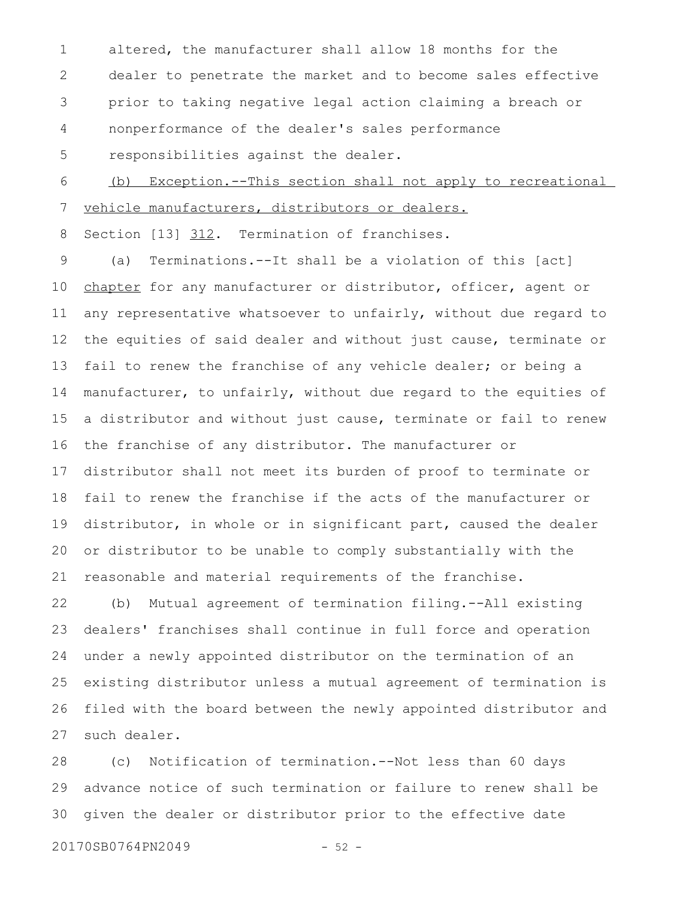altered, the manufacturer shall allow 18 months for the dealer to penetrate the market and to become sales effective prior to taking negative legal action claiming a breach or nonperformance of the dealer's sales performance responsibilities against the dealer.

(b) Exception.--This section shall not apply to recreational vehicle manufacturers, distributors or dealers.

Section [13] 312. Termination of franchises.

(a) Terminations.--It shall be a violation of this [act] chapter for any manufacturer or distributor, officer, agent or any representative whatsoever to unfairly, without due regard to the equities of said dealer and without just cause, terminate or fail to renew the franchise of any vehicle dealer; or being a manufacturer, to unfairly, without due regard to the equities of a distributor and without just cause, terminate or fail to renew the franchise of any distributor. The manufacturer or distributor shall not meet its burden of proof to terminate or fail to renew the franchise if the acts of the manufacturer or distributor, in whole or in significant part, caused the dealer or distributor to be unable to comply substantially with the reasonable and material requirements of the franchise.

(b) Mutual agreement of termination filing.--All existing dealers' franchises shall continue in full force and operation under a newly appointed distributor on the termination of an existing distributor unless a mutual agreement of termination is filed with the board between the newly appointed distributor and such dealer.

(c) Notification of termination.--Not less than 60 days advance notice of such termination or failure to renew shall be given the dealer or distributor prior to the effective date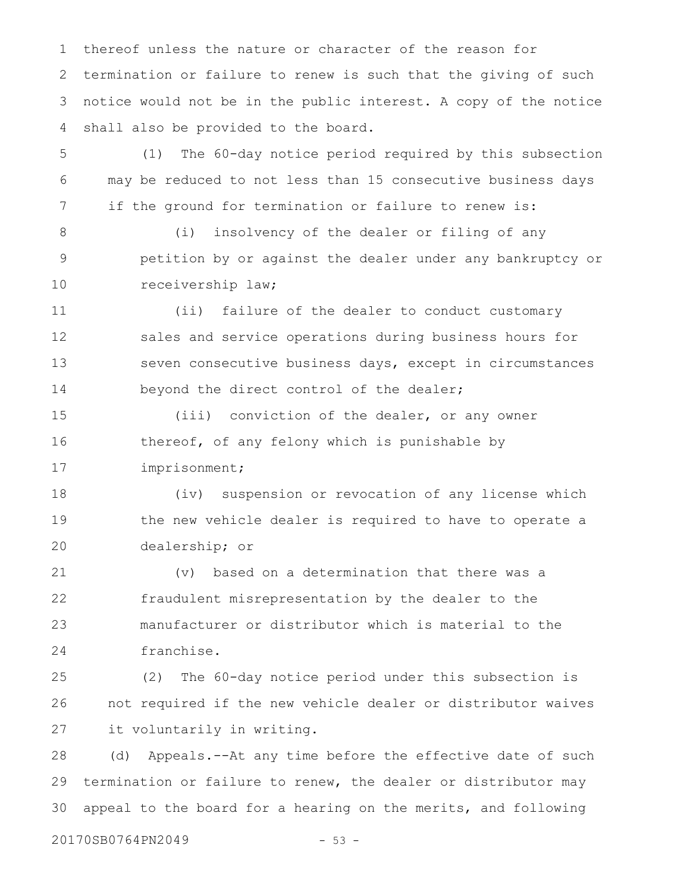thereof unless the nature or character of the reason for termination or failure to renew is such that the giving of such notice would not be in the public interest. A copy of the notice shall also be provided to the board.

(1) The 60-day notice period required by this subsection may be reduced to not less than 15 consecutive business days if the ground for termination or failure to renew is:

(i) insolvency of the dealer or filing of any petition by or against the dealer under any bankruptcy or receivership law;

(ii) failure of the dealer to conduct customary sales and service operations during business hours for seven consecutive business days, except in circumstances beyond the direct control of the dealer;

(iii) conviction of the dealer, or any owner thereof, of any felony which is punishable by imprisonment;

(iv) suspension or revocation of any license which the new vehicle dealer is required to have to operate a dealership; or

(v) based on a determination that there was a fraudulent misrepresentation by the dealer to the manufacturer or distributor which is material to the franchise.

(2) The 60-day notice period under this subsection is not required if the new vehicle dealer or distributor waives it voluntarily in writing.

(d) Appeals.--At any time before the effective date of such termination or failure to renew, the dealer or distributor may appeal to the board for a hearing on the merits, and following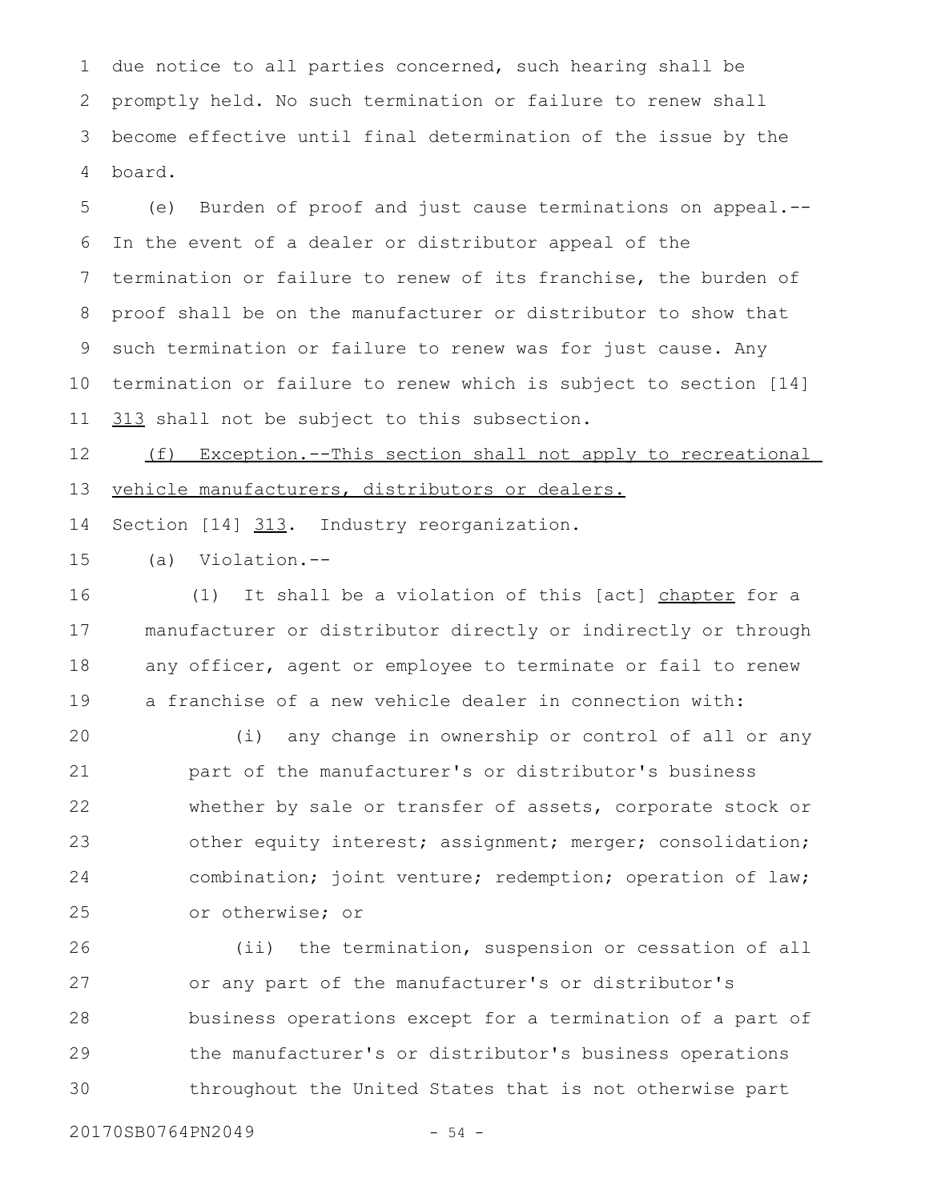due notice to all parties concerned, such hearing shall be promptly held. No such termination or failure to renew shall become effective until final determination of the issue by the board.

(e) Burden of proof and just cause terminations on appeal.--In the event of a dealer or distributor appeal of the termination or failure to renew of its franchise, the burden of proof shall be on the manufacturer or distributor to show that such termination or failure to renew was for just cause. Any termination or failure to renew which is subject to section [14] 313 shall not be subject to this subsection.

(f) Exception.--This section shall not apply to recreational vehicle manufacturers, distributors or dealers.

Section [14] 313. Industry reorganization.

(a) Violation.--

(1) It shall be a violation of this [act] chapter for a manufacturer or distributor directly or indirectly or through any officer, agent or employee to terminate or fail to renew a franchise of a new vehicle dealer in connection with:

(i) any change in ownership or control of all or any part of the manufacturer's or distributor's business whether by sale or transfer of assets, corporate stock or other equity interest; assignment; merger; consolidation; combination; joint venture; redemption; operation of law; or otherwise; or

(ii) the termination, suspension or cessation of all or any part of the manufacturer's or distributor's business operations except for a termination of a part of the manufacturer's or distributor's business operations throughout the United States that is not otherwise part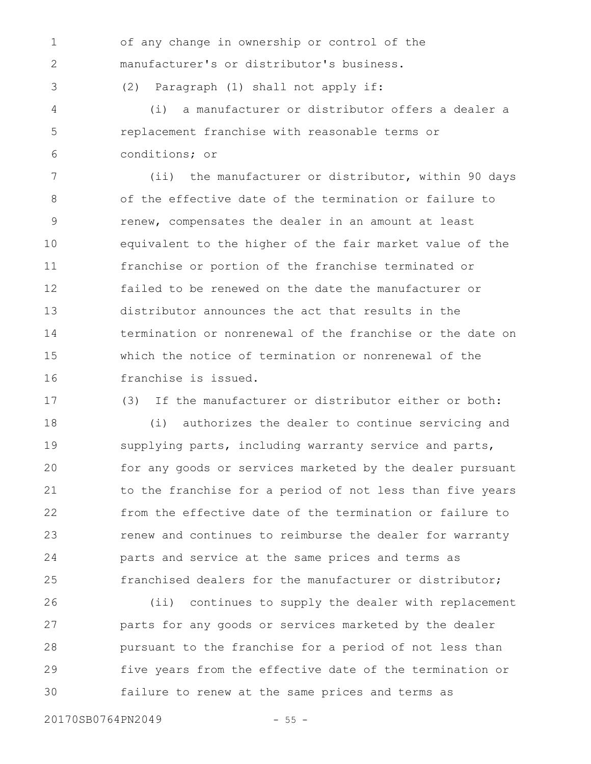of any change in ownership or control of the manufacturer's or distributor's business.

(2) Paragraph (1) shall not apply if:

(i) a manufacturer or distributor offers a dealer a replacement franchise with reasonable terms or conditions; or

(ii) the manufacturer or distributor, within 90 days of the effective date of the termination or failure to renew, compensates the dealer in an amount at least equivalent to the higher of the fair market value of the franchise or portion of the franchise terminated or failed to be renewed on the date the manufacturer or distributor announces the act that results in the termination or nonrenewal of the franchise or the date on which the notice of termination or nonrenewal of the franchise is issued.

(3) If the manufacturer or distributor either or both:

(i) authorizes the dealer to continue servicing and supplying parts, including warranty service and parts, for any goods or services marketed by the dealer pursuant to the franchise for a period of not less than five years from the effective date of the termination or failure to renew and continues to reimburse the dealer for warranty parts and service at the same prices and terms as franchised dealers for the manufacturer or distributor;

(ii) continues to supply the dealer with replacement parts for any goods or services marketed by the dealer pursuant to the franchise for a period of not less than five years from the effective date of the termination or failure to renew at the same prices and terms as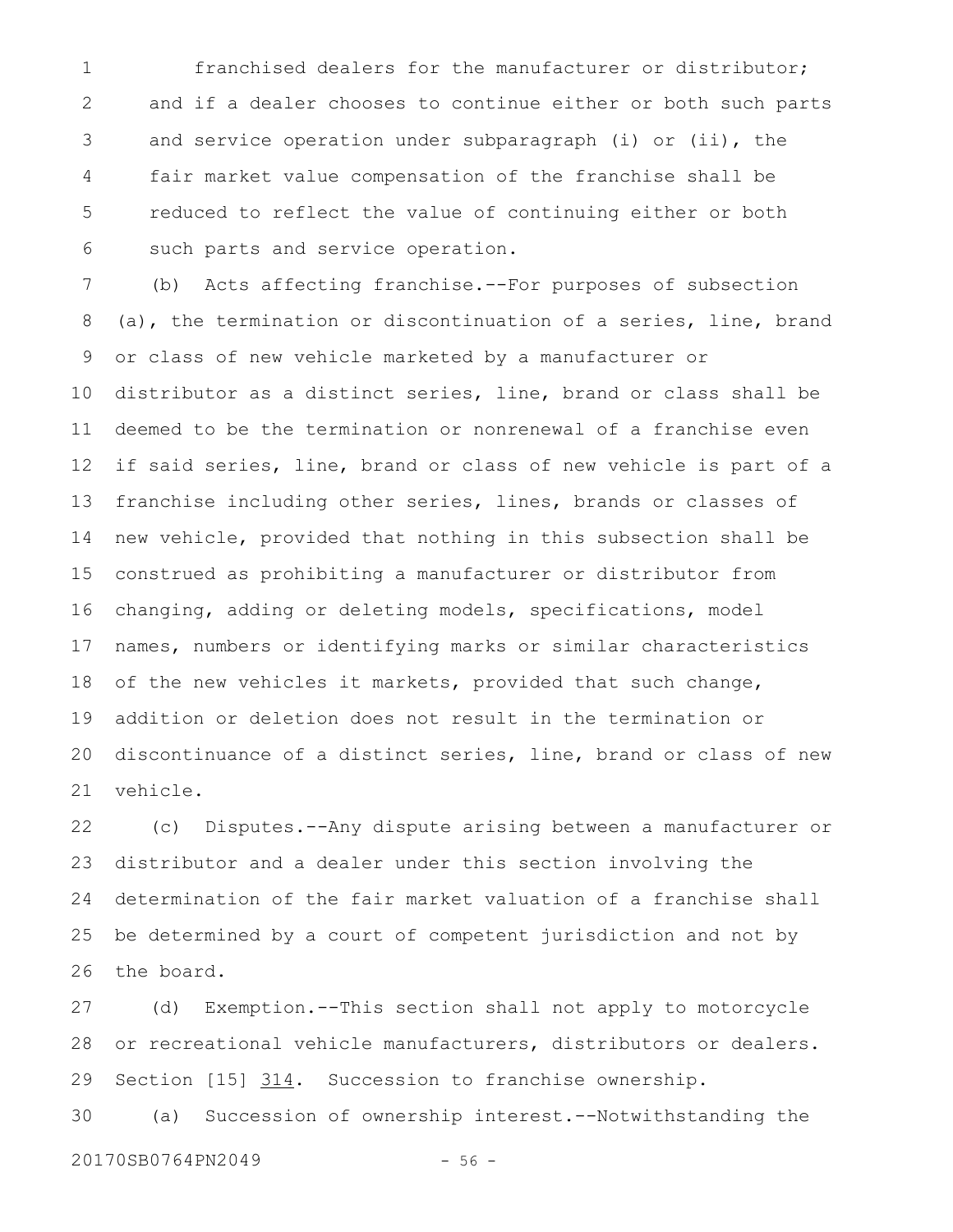franchised dealers for the manufacturer or distributor; and if a dealer chooses to continue either or both such parts and service operation under subparagraph (i) or (ii), the fair market value compensation of the franchise shall be reduced to reflect the value of continuing either or both such parts and service operation.

(b) Acts affecting franchise.--For purposes of subsection (a), the termination or discontinuation of a series, line, brand or class of new vehicle marketed by a manufacturer or distributor as a distinct series, line, brand or class shall be deemed to be the termination or nonrenewal of a franchise even if said series, line, brand or class of new vehicle is part of a franchise including other series, lines, brands or classes of new vehicle, provided that nothing in this subsection shall be construed as prohibiting a manufacturer or distributor from changing, adding or deleting models, specifications, model names, numbers or identifying marks or similar characteristics of the new vehicles it markets, provided that such change, addition or deletion does not result in the termination or discontinuance of a distinct series, line, brand or class of new vehicle.

(c) Disputes.--Any dispute arising between a manufacturer or distributor and a dealer under this section involving the determination of the fair market valuation of a franchise shall be determined by a court of competent jurisdiction and not by the board.

(d) Exemption.--This section shall not apply to motorcycle or recreational vehicle manufacturers, distributors or dealers.

Section [15] 314. Succession to franchise ownership.

(a) Succession of ownership interest.--Notwithstanding the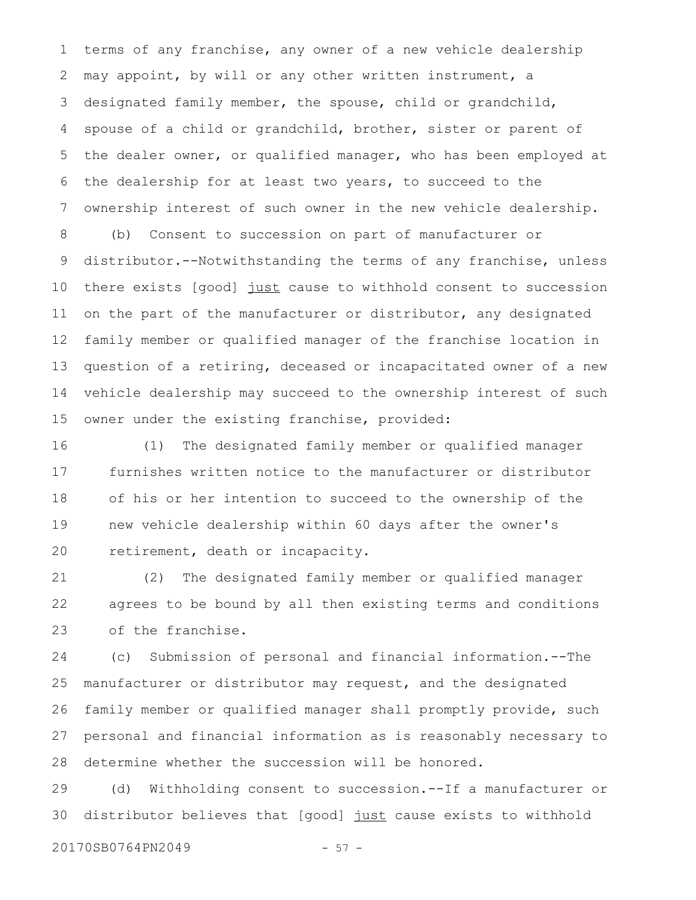terms of any franchise, any owner of a new vehicle dealership may appoint, by will or any other written instrument, a designated family member, the spouse, child or grandchild, spouse of a child or grandchild, brother, sister or parent of the dealer owner, or qualified manager, who has been employed at the dealership for at least two years, to succeed to the ownership interest of such owner in the new vehicle dealership.

(b) Consent to succession on part of manufacturer or distributor.--Notwithstanding the terms of any franchise, unless there exists [good] <u>just</u> cause to withhold consent to succession on the part of the manufacturer or distributor, any designated family member or qualified manager of the franchise location in question of a retiring, deceased or incapacitated owner of a new vehicle dealership may succeed to the ownership interest of such owner under the existing franchise, provided:

(1) The designated family member or qualified manager furnishes written notice to the manufacturer or distributor of his or her intention to succeed to the ownership of the new vehicle dealership within 60 days after the owner's retirement, death or incapacity.

(2) The designated family member or qualified manager agrees to be bound by all then existing terms and conditions of the franchise.

(c) Submission of personal and financial information.--The manufacturer or distributor may request, and the designated family member or qualified manager shall promptly provide, such personal and financial information as is reasonably necessary to determine whether the succession will be honored.

(d) Withholding consent to succession.--If a manufacturer or distributor believes that [good] <u>just</u> cause exists to withhold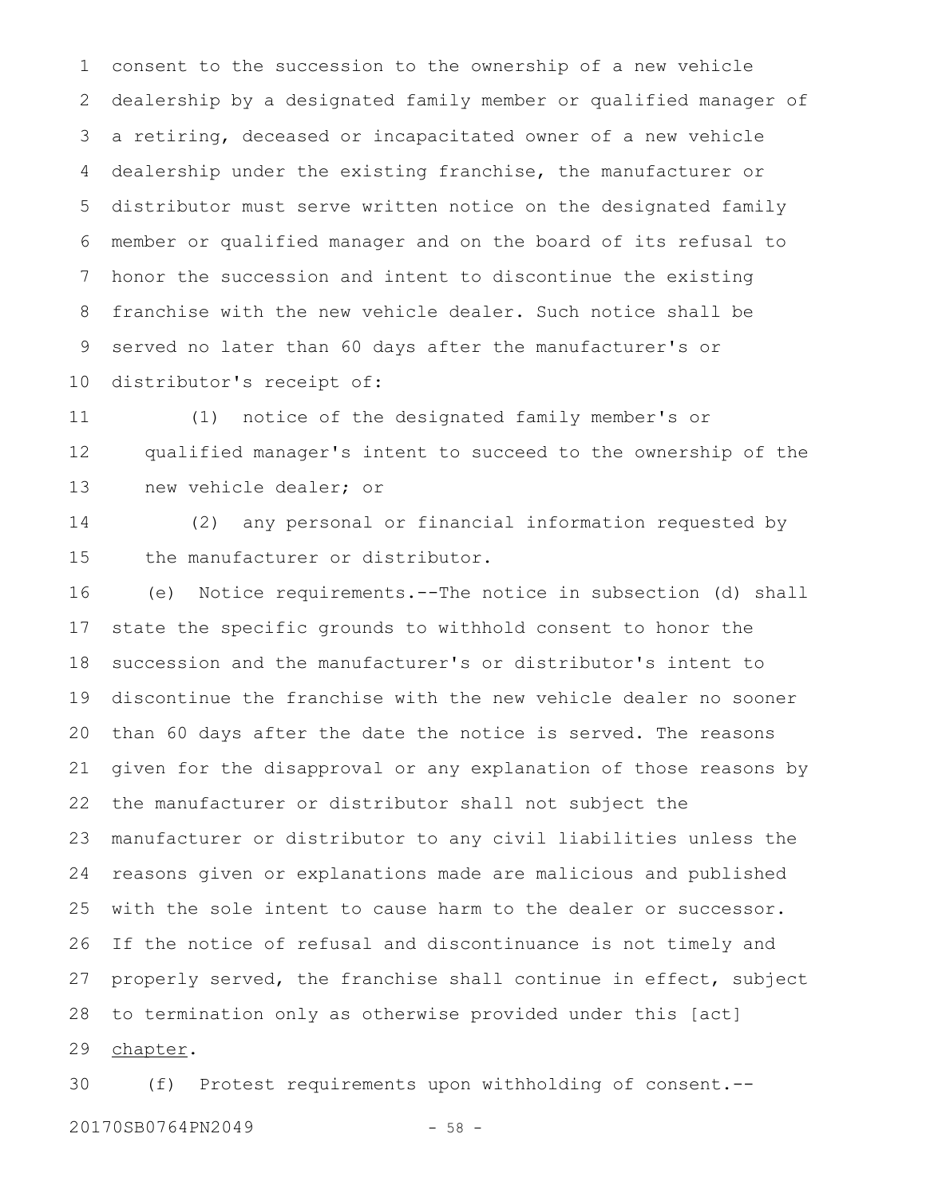consent to the succession to the ownership of a new vehicle dealership by a designated family member or qualified manager of a retiring, deceased or incapacitated owner of a new vehicle dealership under the existing franchise, the manufacturer or distributor must serve written notice on the designated family member or qualified manager and on the board of its refusal to honor the succession and intent to discontinue the existing franchise with the new vehicle dealer. Such notice shall be served no later than 60 days after the manufacturer's or distributor's receipt of:

(1) notice of the designated family member's or qualified manager's intent to succeed to the ownership of the new vehicle dealer; or

(2) any personal or financial information requested by the manufacturer or distributor.

(e) Notice requirements.--The notice in subsection (d) shall state the specific grounds to withhold consent to honor the succession and the manufacturer's or distributor's intent to discontinue the franchise with the new vehicle dealer no sooner than 60 days after the date the notice is served. The reasons given for the disapproval or any explanation of those reasons by the manufacturer or distributor shall not subject the manufacturer or distributor to any civil liabilities unless the reasons given or explanations made are malicious and published with the sole intent to cause harm to the dealer or successor. If the notice of refusal and discontinuance is not timely and properly served, the franchise shall continue in effect, subject to termination only as otherwise provided under this [act] chapter.

(f) Protest requirements upon withholding of consent.--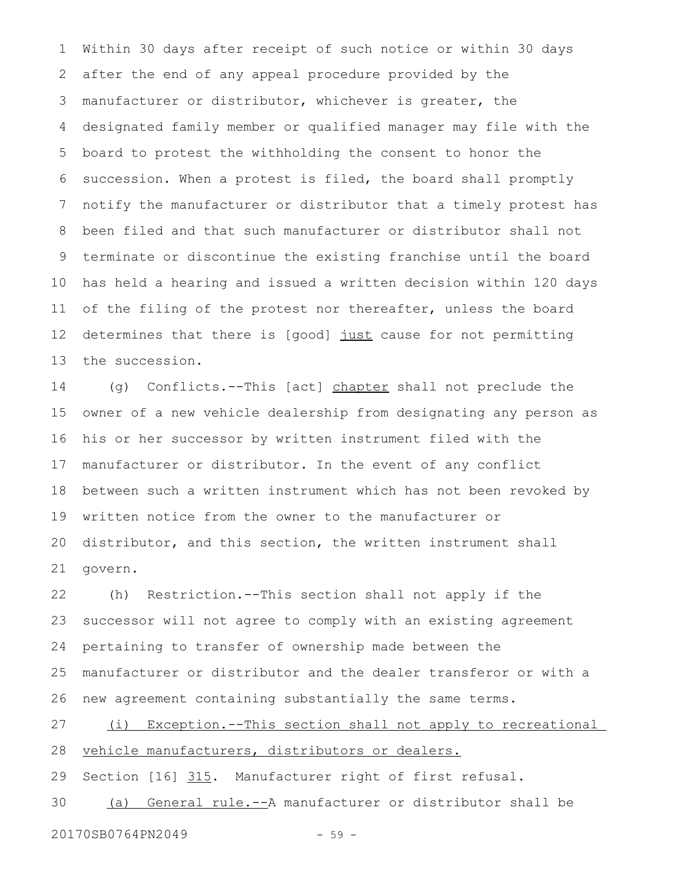Within 30 days after receipt of such notice or within 30 days after the end of any appeal procedure provided by the manufacturer or distributor, whichever is greater, the designated family member or qualified manager may file with the board to protest the withholding the consent to honor the succession. When a protest is filed, the board shall promptly notify the manufacturer or distributor that a timely protest has been filed and that such manufacturer or distributor shall not terminate or discontinue the existing franchise until the board has held a hearing and issued a written decision within 120 days of the filing of the protest nor thereafter, unless the board determines that there is [good] <u>just</u> cause for not permitting the succession.

(g) Conflicts.--This [act] <u>chapter</u> shall not preclude the owner of a new vehicle dealership from designating any person as his or her successor by written instrument filed with the manufacturer or distributor. In the event of any conflict between such a written instrument which has not been revoked by written notice from the owner to the manufacturer or distributor, and this section, the written instrument shall govern.

(h) Restriction.--This section shall not apply if the successor will not agree to comply with an existing agreement pertaining to transfer of ownership made between the manufacturer or distributor and the dealer transferor or with a new agreement containing substantially the same terms.

<u>(i) Exception.--This section shall not apply to recreational vehicle manufacturers, distributors or dealers.</u>

Section [16] <u>315</u>. Manufacturer right of first refusal.

<u>(a) General rule.--</u>A manufacturer or distributor shall be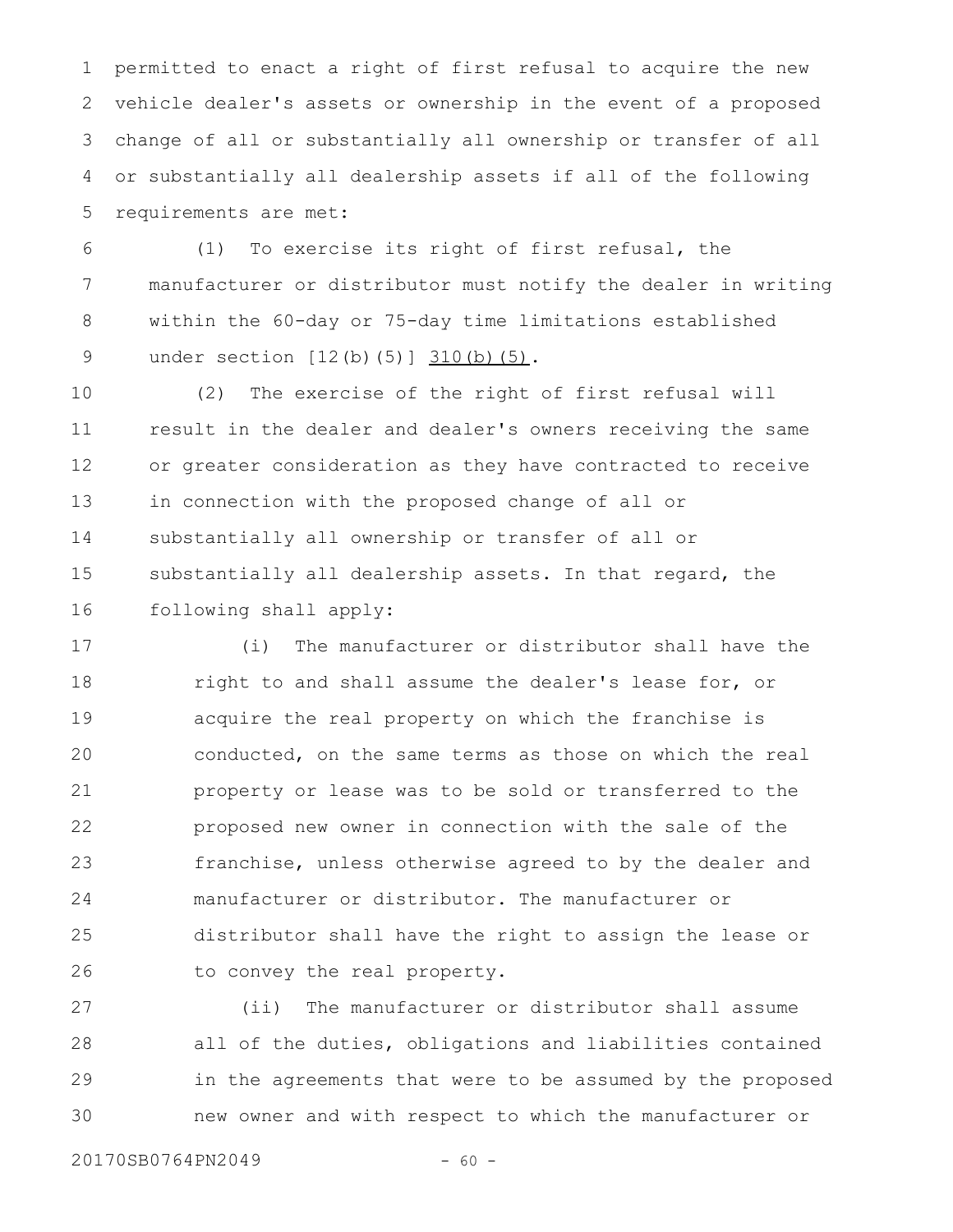permitted to enact a right of first refusal to acquire the new vehicle dealer's assets or ownership in the event of a proposed change of all or substantially all ownership or transfer of all or substantially all dealership assets if all of the following requirements are met:

(1) To exercise its right of first refusal, the manufacturer or distributor must notify the dealer in writing within the 60-day or 75-day time limitations established under section [12(b)(5)] 310(b)(5).

(2) The exercise of the right of first refusal will result in the dealer and dealer's owners receiving the same or greater consideration as they have contracted to receive in connection with the proposed change of all or substantially all ownership or transfer of all or substantially all dealership assets. In that regard, the following shall apply:

(i) The manufacturer or distributor shall have the right to and shall assume the dealer's lease for, or acquire the real property on which the franchise is conducted, on the same terms as those on which the real property or lease was to be sold or transferred to the proposed new owner in connection with the sale of the franchise, unless otherwise agreed to by the dealer and manufacturer or distributor. The manufacturer or distributor shall have the right to assign the lease or to convey the real property.

(ii) The manufacturer or distributor shall assume all of the duties, obligations and liabilities contained in the agreements that were to be assumed by the proposed new owner and with respect to which the manufacturer or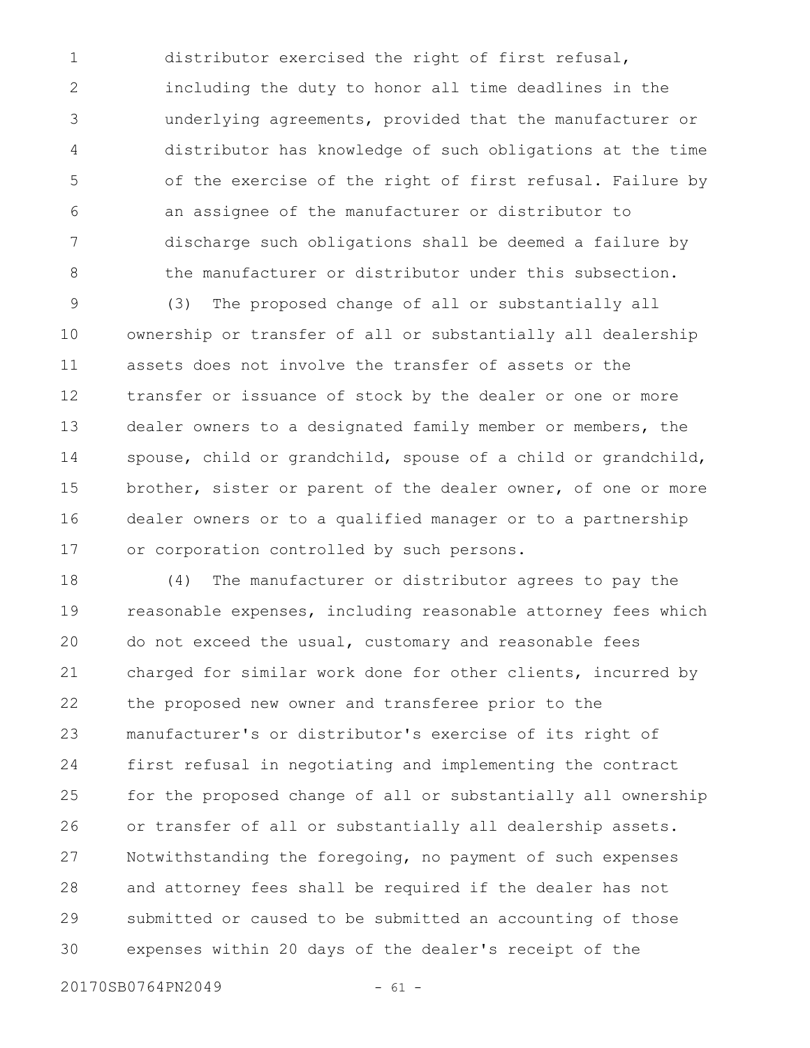distributor exercised the right of first refusal, including the duty to honor all time deadlines in the underlying agreements, provided that the manufacturer or distributor has knowledge of such obligations at the time of the exercise of the right of first refusal. Failure by an assignee of the manufacturer or distributor to discharge such obligations shall be deemed a failure by the manufacturer or distributor under this subsection.

(3) The proposed change of all or substantially all ownership or transfer of all or substantially all dealership assets does not involve the transfer of assets or the transfer or issuance of stock by the dealer or one or more dealer owners to a designated family member or members, the spouse, child or grandchild, spouse of a child or grandchild, brother, sister or parent of the dealer owner, of one or more dealer owners or to a qualified manager or to a partnership or corporation controlled by such persons.

(4) The manufacturer or distributor agrees to pay the reasonable expenses, including reasonable attorney fees which do not exceed the usual, customary and reasonable fees charged for similar work done for other clients, incurred by the proposed new owner and transferee prior to the manufacturer's or distributor's exercise of its right of first refusal in negotiating and implementing the contract for the proposed change of all or substantially all ownership or transfer of all or substantially all dealership assets. Notwithstanding the foregoing, no payment of such expenses and attorney fees shall be required if the dealer has not submitted or caused to be submitted an accounting of those expenses within 20 days of the dealer's receipt of the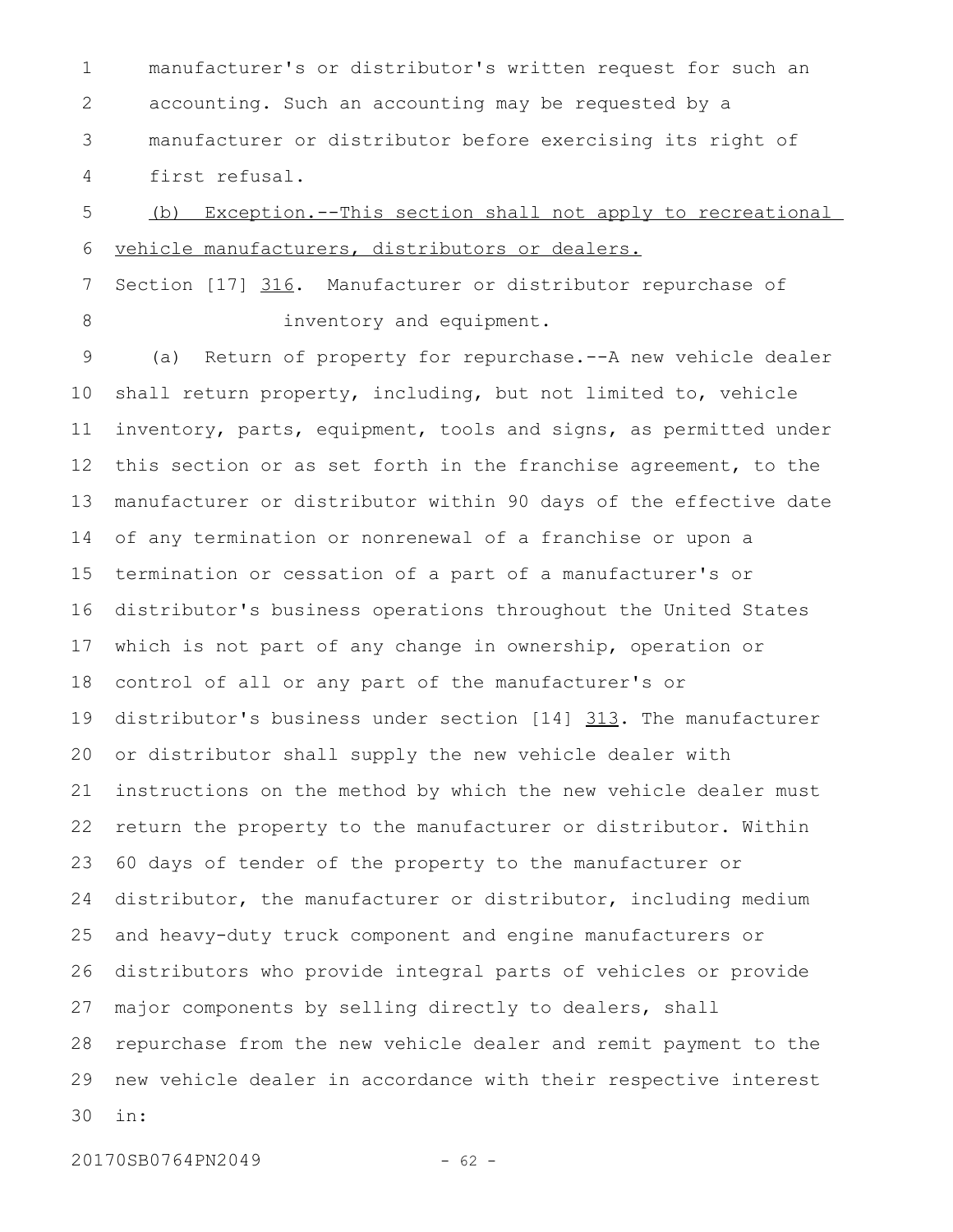manufacturer's or distributor's written request for such an accounting. Such an accounting may be requested by a manufacturer or distributor before exercising its right of first refusal.

(b) Exception.--This section shall not apply to recreational vehicle manufacturers, distributors or dealers.

Section [17] 316. Manufacturer or distributor repurchase of inventory and equipment.

(a) Return of property for repurchase.--A new vehicle dealer shall return property, including, but not limited to, vehicle inventory, parts, equipment, tools and signs, as permitted under this section or as set forth in the franchise agreement, to the manufacturer or distributor within 90 days of the effective date of any termination or nonrenewal of a franchise or upon a termination or cessation of a part of a manufacturer's or distributor's business operations throughout the United States which is not part of any change in ownership, operation or control of all or any part of the manufacturer's or distributor's business under section [14] 313. The manufacturer or distributor shall supply the new vehicle dealer with instructions on the method by which the new vehicle dealer must return the property to the manufacturer or distributor. Within 60 days of tender of the property to the manufacturer or distributor, the manufacturer or distributor, including medium and heavy-duty truck component and engine manufacturers or distributors who provide integral parts of vehicles or provide major components by selling directly to dealers, shall repurchase from the new vehicle dealer and remit payment to the new vehicle dealer in accordance with their respective interest in: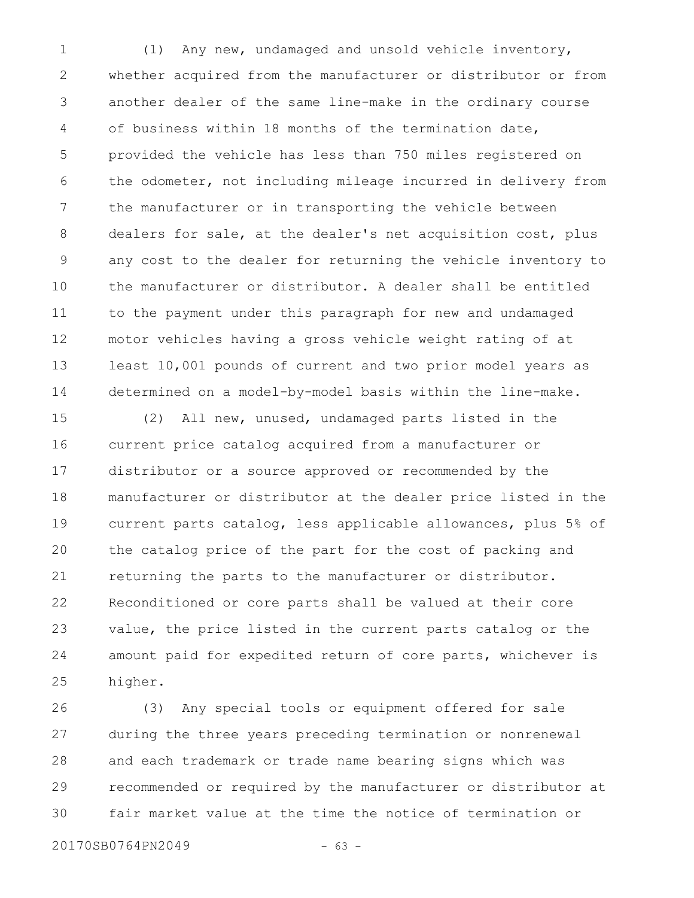(1) Any new, undamaged and unsold vehicle inventory, whether acquired from the manufacturer or distributor or from another dealer of the same line-make in the ordinary course of business within 18 months of the termination date, provided the vehicle has less than 750 miles registered on the odometer, not including mileage incurred in delivery from the manufacturer or in transporting the vehicle between dealers for sale, at the dealer's net acquisition cost, plus any cost to the dealer for returning the vehicle inventory to the manufacturer or distributor. A dealer shall be entitled to the payment under this paragraph for new and undamaged motor vehicles having a gross vehicle weight rating of at least 10,001 pounds of current and two prior model years as determined on a model-by-model basis within the line-make.

(2) All new, unused, undamaged parts listed in the current price catalog acquired from a manufacturer or distributor or a source approved or recommended by the manufacturer or distributor at the dealer price listed in the current parts catalog, less applicable allowances, plus 5% of the catalog price of the part for the cost of packing and returning the parts to the manufacturer or distributor. Reconditioned or core parts shall be valued at their core value, the price listed in the current parts catalog or the amount paid for expedited return of core parts, whichever is higher.

(3) Any special tools or equipment offered for sale during the three years preceding termination or nonrenewal and each trademark or trade name bearing signs which was recommended or required by the manufacturer or distributor at fair market value at the time the notice of termination or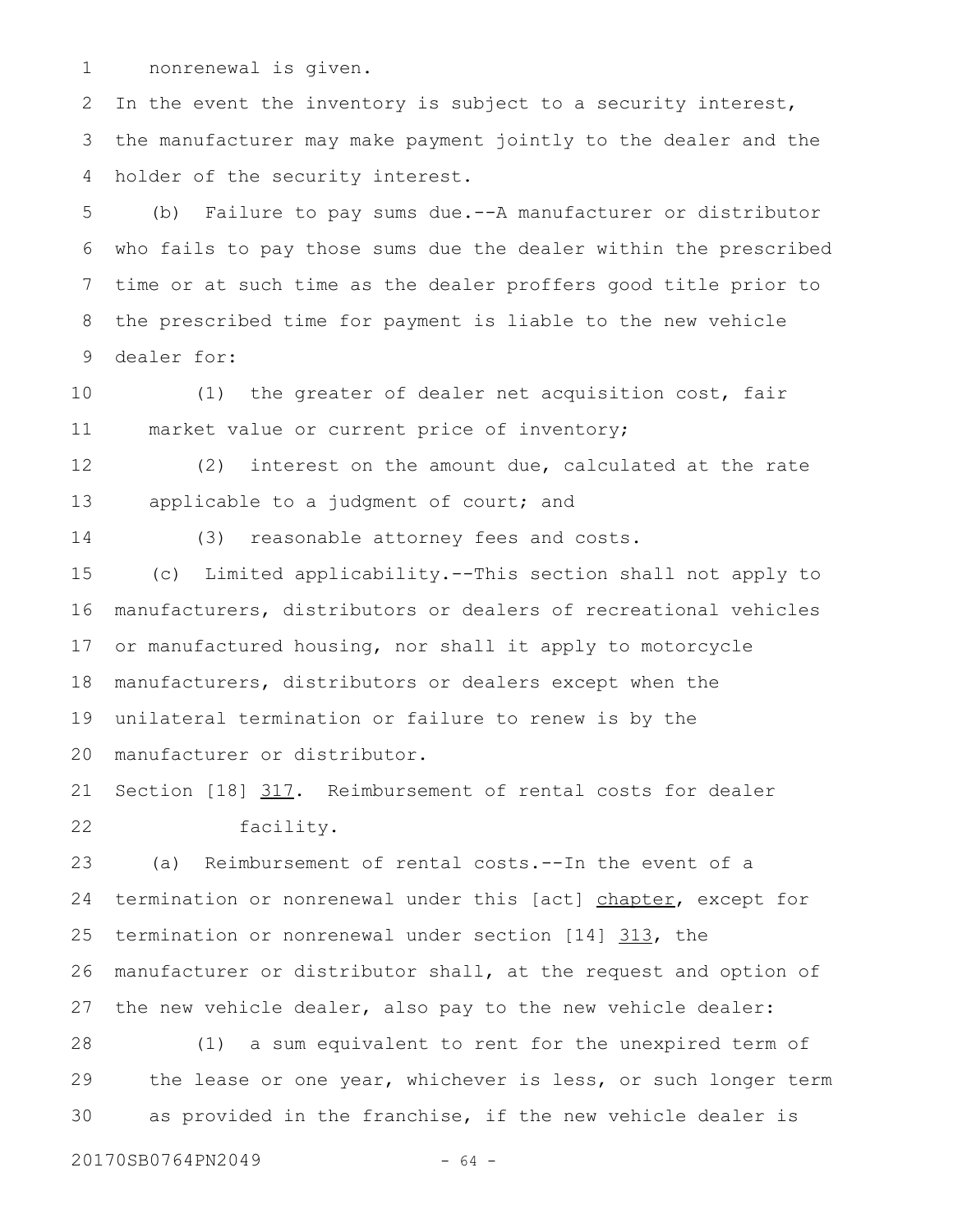nonrenewal is given.

In the event the inventory is subject to a security interest, the manufacturer may make payment jointly to the dealer and the holder of the security interest.

(b) Failure to pay sums due.--A manufacturer or distributor who fails to pay those sums due the dealer within the prescribed time or at such time as the dealer proffers good title prior to the prescribed time for payment is liable to the new vehicle dealer for:

(1) the greater of dealer net acquisition cost, fair market value or current price of inventory;

(2) interest on the amount due, calculated at the rate applicable to a judgment of court; and

(3) reasonable attorney fees and costs.

(c) Limited applicability.--This section shall not apply to manufacturers, distributors or dealers of recreational vehicles or manufactured housing, nor shall it apply to motorcycle manufacturers, distributors or dealers except when the unilateral termination or failure to renew is by the manufacturer or distributor.

Section [18] 317. Reimbursement of rental costs for dealer facility.

(a) Reimbursement of rental costs.--In the event of a termination or nonrenewal under this [act] chapter, except for termination or nonrenewal under section [14] 313, the manufacturer or distributor shall, at the request and option of the new vehicle dealer, also pay to the new vehicle dealer:

(1) a sum equivalent to rent for the unexpired term of the lease or one year, whichever is less, or such longer term as provided in the franchise, if the new vehicle dealer is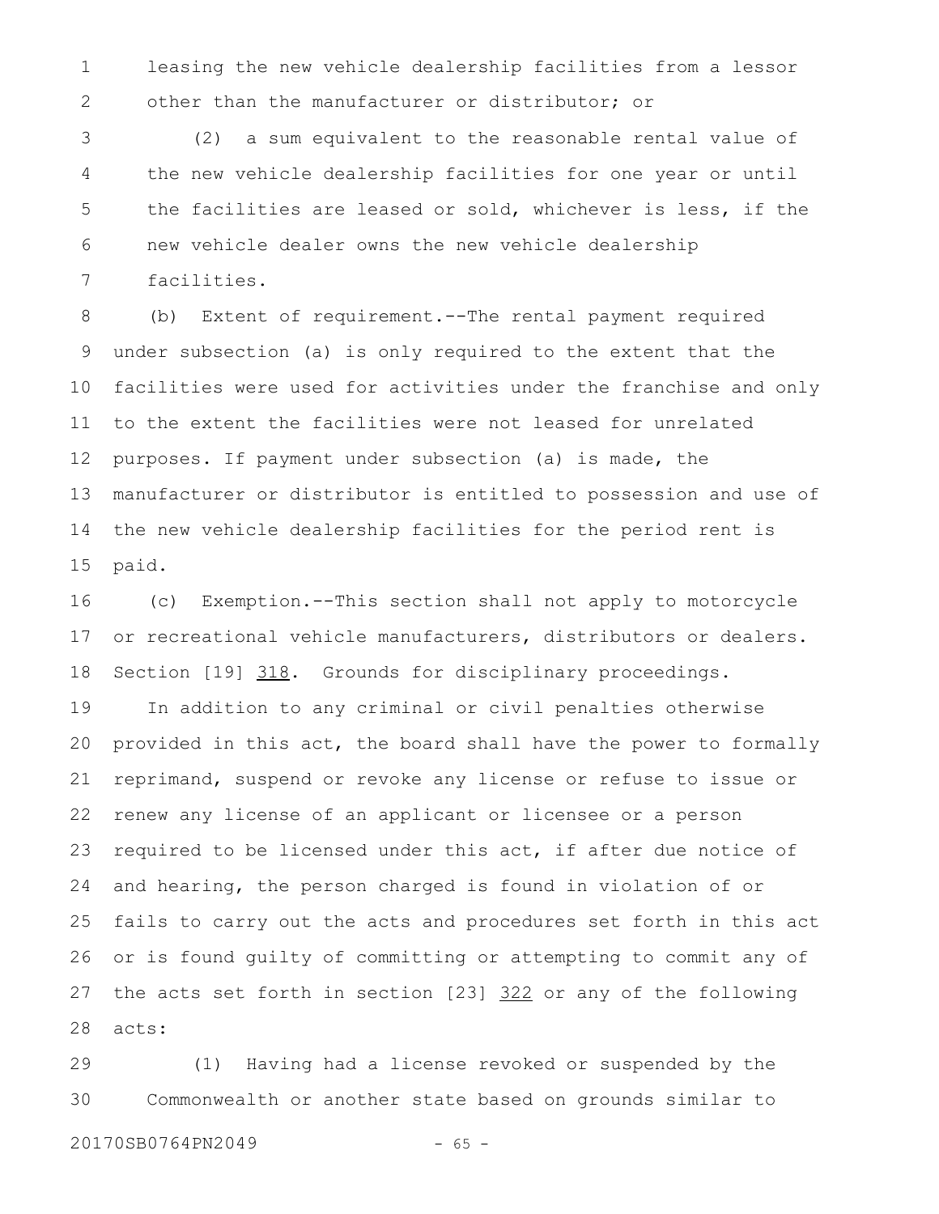leasing the new vehicle dealership facilities from a lessor other than the manufacturer or distributor; or

(2) a sum equivalent to the reasonable rental value of the new vehicle dealership facilities for one year or until the facilities are leased or sold, whichever is less, if the new vehicle dealer owns the new vehicle dealership facilities.

(b) Extent of requirement.--The rental payment required under subsection (a) is only required to the extent that the facilities were used for activities under the franchise and only to the extent the facilities were not leased for unrelated purposes. If payment under subsection (a) is made, the manufacturer or distributor is entitled to possession and use of the new vehicle dealership facilities for the period rent is paid.

(c) Exemption.--This section shall not apply to motorcycle or recreational vehicle manufacturers, distributors or dealers.

Section [19] 318. Grounds for disciplinary proceedings.

In addition to any criminal or civil penalties otherwise provided in this act, the board shall have the power to formally reprimand, suspend or revoke any license or refuse to issue or renew any license of an applicant or licensee or a person required to be licensed under this act, if after due notice of and hearing, the person charged is found in violation of or fails to carry out the acts and procedures set forth in this act or is found guilty of committing or attempting to commit any of the acts set forth in section [23] 322 or any of the following acts:

(1) Having had a license revoked or suspended by the Commonwealth or another state based on grounds similar to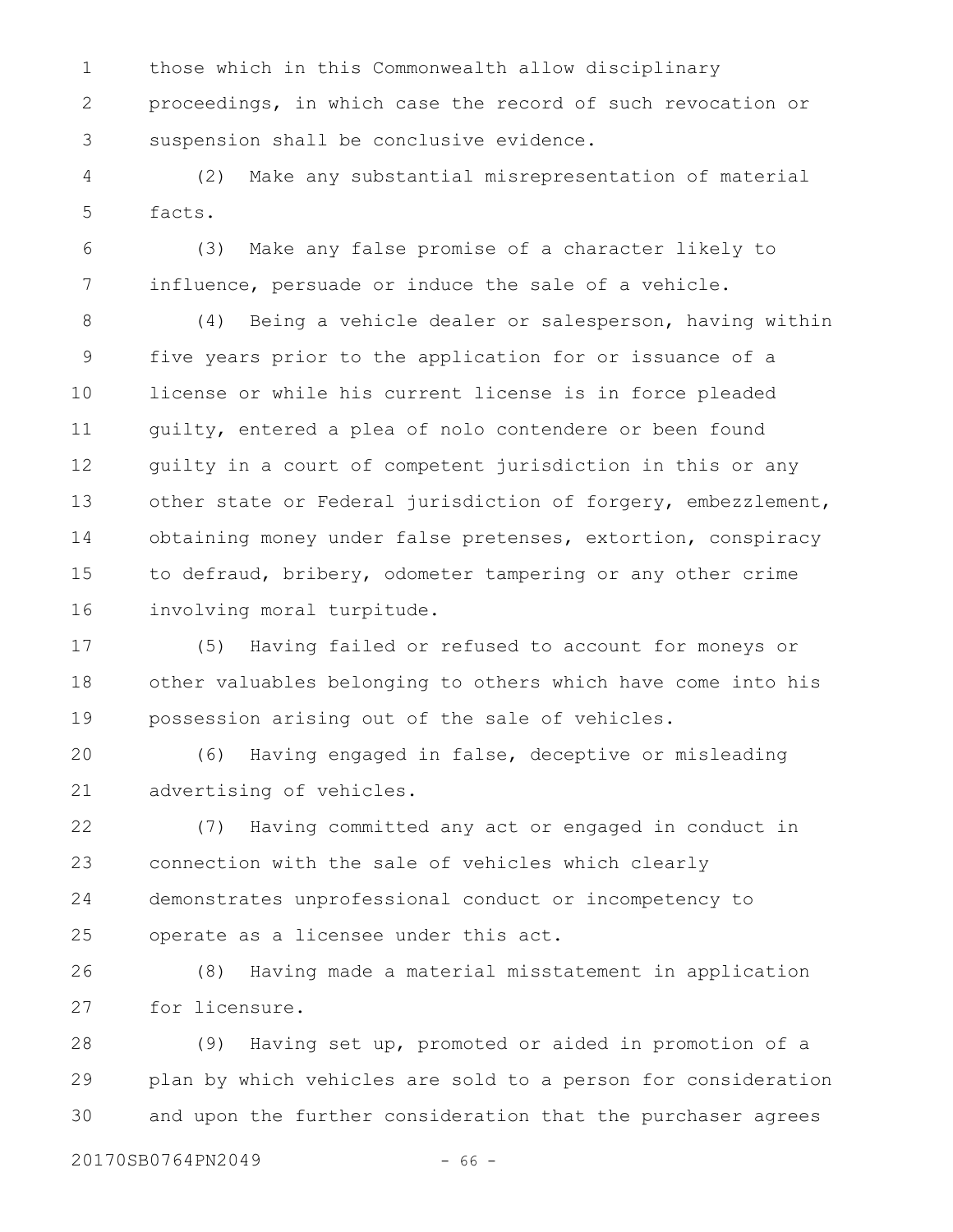those which in this Commonwealth allow disciplinary proceedings, in which case the record of such revocation or suspension shall be conclusive evidence.

(2) Make any substantial misrepresentation of material facts.

(3) Make any false promise of a character likely to influence, persuade or induce the sale of a vehicle.

(4) Being a vehicle dealer or salesperson, having within five years prior to the application for or issuance of a license or while his current license is in force pleaded guilty, entered a plea of nolo contendere or been found guilty in a court of competent jurisdiction in this or any other state or Federal jurisdiction of forgery, embezzlement, obtaining money under false pretenses, extortion, conspiracy to defraud, bribery, odometer tampering or any other crime involving moral turpitude.

(5) Having failed or refused to account for moneys or other valuables belonging to others which have come into his possession arising out of the sale of vehicles.

(6) Having engaged in false, deceptive or misleading advertising of vehicles.

(7) Having committed any act or engaged in conduct in connection with the sale of vehicles which clearly demonstrates unprofessional conduct or incompetency to operate as a licensee under this act.

(8) Having made a material misstatement in application for licensure.

(9) Having set up, promoted or aided in promotion of a plan by which vehicles are sold to a person for consideration and upon the further consideration that the purchaser agrees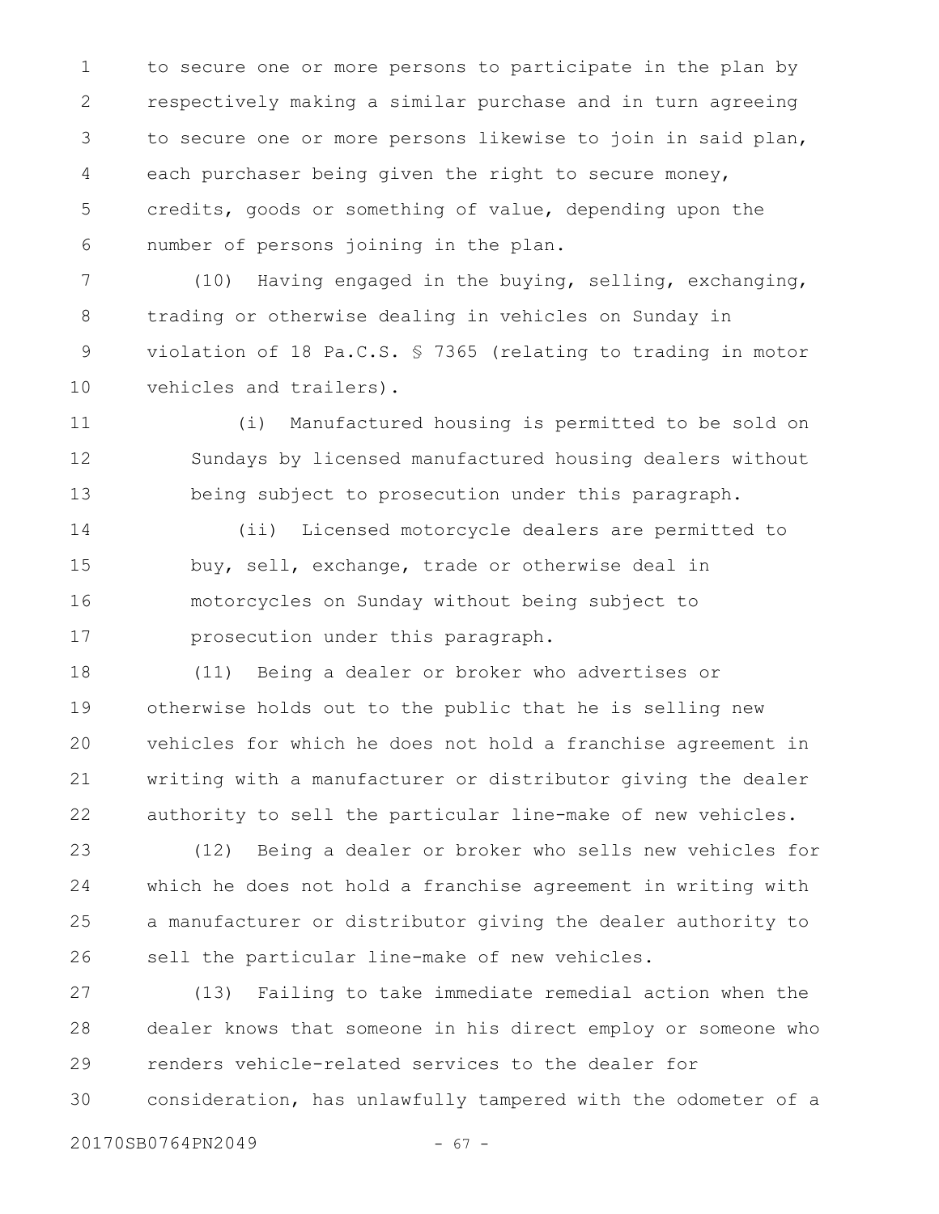to secure one or more persons to participate in the plan by respectively making a similar purchase and in turn agreeing to secure one or more persons likewise to join in said plan, each purchaser being given the right to secure money, credits, goods or something of value, depending upon the number of persons joining in the plan.

(10) Having engaged in the buying, selling, exchanging, trading or otherwise dealing in vehicles on Sunday in violation of 18 Pa.C.S. § 7365 (relating to trading in motor vehicles and trailers).

(i) Manufactured housing is permitted to be sold on Sundays by licensed manufactured housing dealers without being subject to prosecution under this paragraph.

(ii) Licensed motorcycle dealers are permitted to buy, sell, exchange, trade or otherwise deal in motorcycles on Sunday without being subject to prosecution under this paragraph.

(11) Being a dealer or broker who advertises or otherwise holds out to the public that he is selling new vehicles for which he does not hold a franchise agreement in writing with a manufacturer or distributor giving the dealer authority to sell the particular line-make of new vehicles.

(12) Being a dealer or broker who sells new vehicles for which he does not hold a franchise agreement in writing with a manufacturer or distributor giving the dealer authority to sell the particular line-make of new vehicles.

(13) Failing to take immediate remedial action when the dealer knows that someone in his direct employ or someone who renders vehicle-related services to the dealer for consideration, has unlawfully tampered with the odometer of a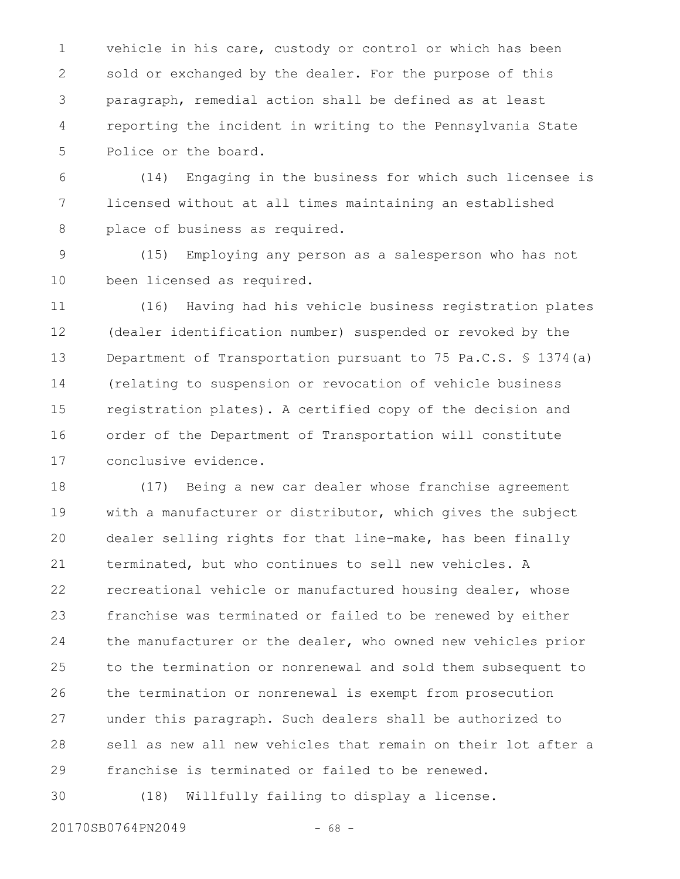vehicle in his care, custody or control or which has been sold or exchanged by the dealer. For the purpose of this paragraph, remedial action shall be defined as at least reporting the incident in writing to the Pennsylvania State Police or the board.

(14) Engaging in the business for which such licensee is licensed without at all times maintaining an established place of business as required.

(15) Employing any person as a salesperson who has not been licensed as required.

(16) Having had his vehicle business registration plates (dealer identification number) suspended or revoked by the Department of Transportation pursuant to 75 Pa.C.S. § 1374(a) (relating to suspension or revocation of vehicle business registration plates). A certified copy of the decision and order of the Department of Transportation will constitute conclusive evidence.

(17) Being a new car dealer whose franchise agreement with a manufacturer or distributor, which gives the subject dealer selling rights for that line-make, has been finally terminated, but who continues to sell new vehicles. A recreational vehicle or manufactured housing dealer, whose franchise was terminated or failed to be renewed by either the manufacturer or the dealer, who owned new vehicles prior to the termination or nonrenewal and sold them subsequent to the termination or nonrenewal is exempt from prosecution under this paragraph. Such dealers shall be authorized to sell as new all new vehicles that remain on their lot after a franchise is terminated or failed to be renewed.

(18) Willfully failing to display a license.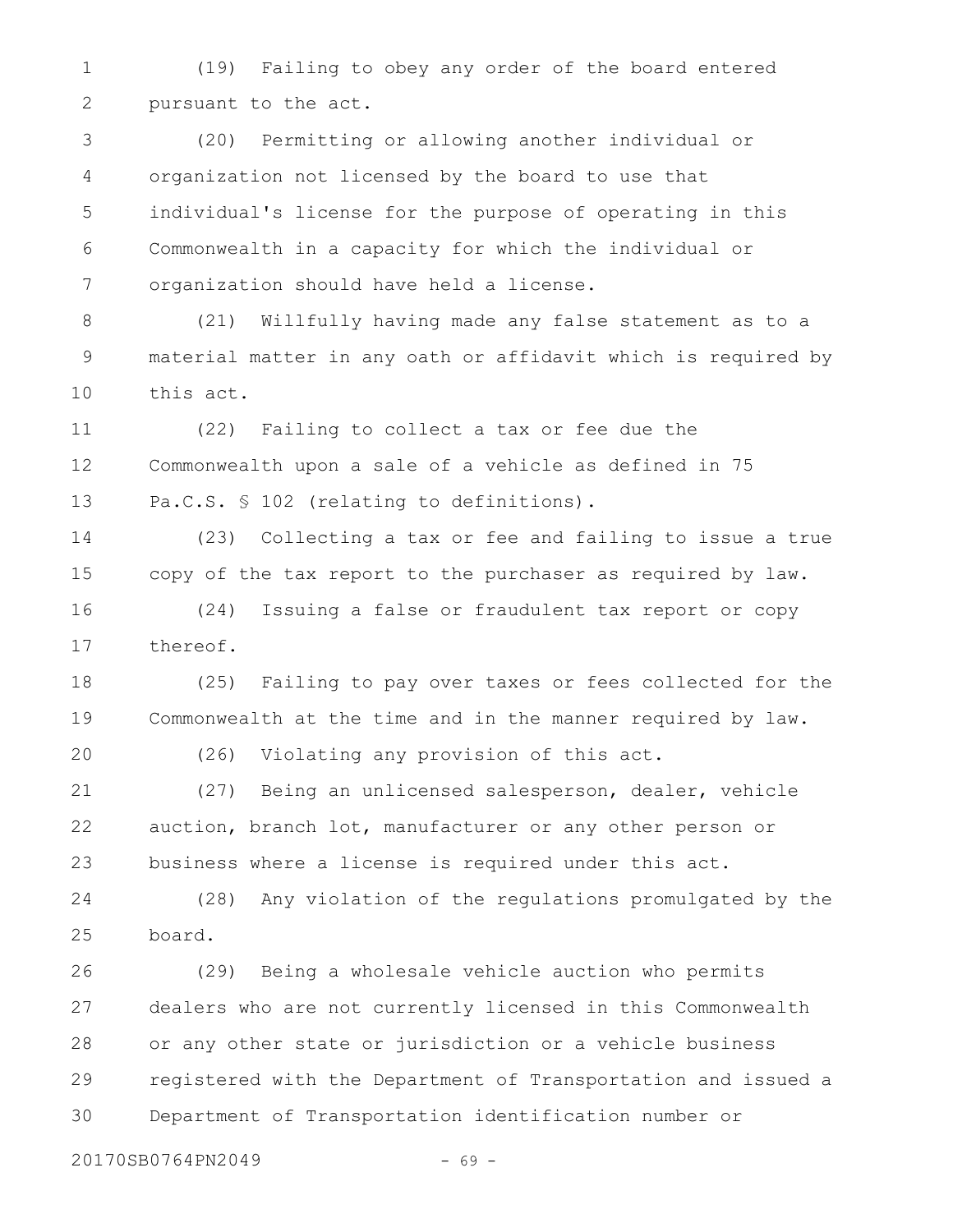(19) Failing to obey any order of the board entered pursuant to the act.

(20) Permitting or allowing another individual or organization not licensed by the board to use that individual's license for the purpose of operating in this Commonwealth in a capacity for which the individual or organization should have held a license.

(21) Willfully having made any false statement as to a material matter in any oath or affidavit which is required by this act.

(22) Failing to collect a tax or fee due the Commonwealth upon a sale of a vehicle as defined in 75 Pa.C.S. § 102 (relating to definitions).

(23) Collecting a tax or fee and failing to issue a true copy of the tax report to the purchaser as required by law.

(24) Issuing a false or fraudulent tax report or copy thereof.

(25) Failing to pay over taxes or fees collected for the Commonwealth at the time and in the manner required by law.

(26) Violating any provision of this act.

(27) Being an unlicensed salesperson, dealer, vehicle auction, branch lot, manufacturer or any other person or business where a license is required under this act.

(28) Any violation of the regulations promulgated by the board.

(29) Being a wholesale vehicle auction who permits dealers who are not currently licensed in this Commonwealth or any other state or jurisdiction or a vehicle business registered with the Department of Transportation and issued a Department of Transportation identification number or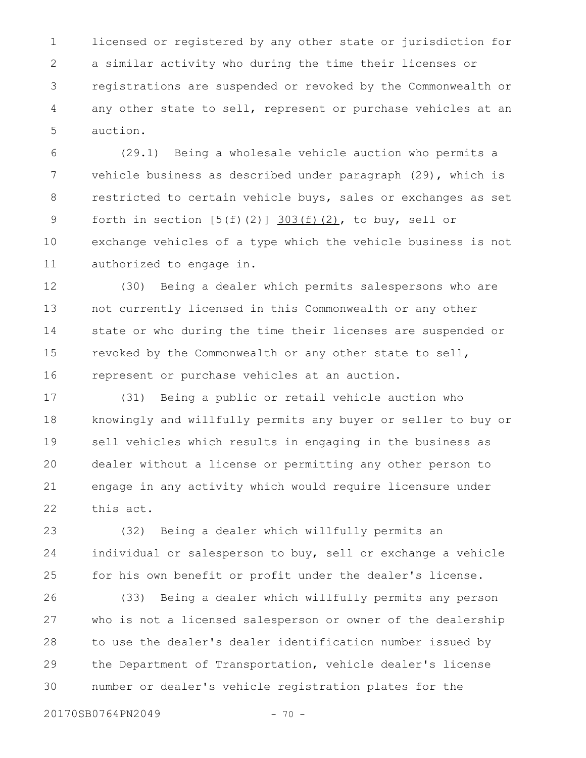licensed or registered by any other state or jurisdiction for a similar activity who during the time their licenses or registrations are suspended or revoked by the Commonwealth or any other state to sell, represent or purchase vehicles at an auction.

(29.1) Being a wholesale vehicle auction who permits a vehicle business as described under paragraph (29), which is restricted to certain vehicle buys, sales or exchanges as set forth in section [5(f)(2)] 303(f)(2), to buy, sell or exchange vehicles of a type which the vehicle business is not authorized to engage in.

(30) Being a dealer which permits salespersons who are not currently licensed in this Commonwealth or any other state or who during the time their licenses are suspended or revoked by the Commonwealth or any other state to sell, represent or purchase vehicles at an auction.

(31) Being a public or retail vehicle auction who knowingly and willfully permits any buyer or seller to buy or sell vehicles which results in engaging in the business as dealer without a license or permitting any other person to engage in any activity which would require licensure under this act.

(32) Being a dealer which willfully permits an individual or salesperson to buy, sell or exchange a vehicle for his own benefit or profit under the dealer's license.

(33) Being a dealer which willfully permits any person who is not a licensed salesperson or owner of the dealership to use the dealer's dealer identification number issued by the Department of Transportation, vehicle dealer's license number or dealer's vehicle registration plates for the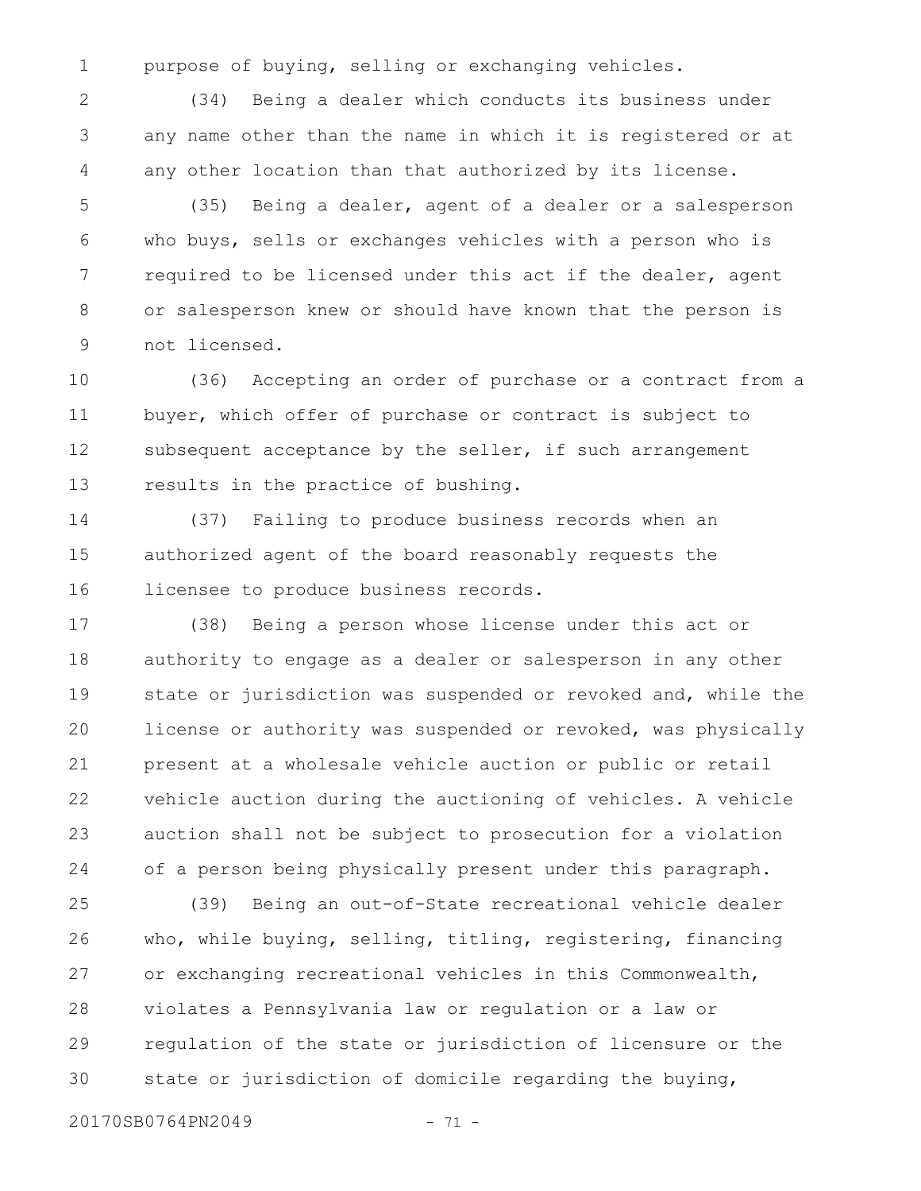purpose of buying, selling or exchanging vehicles.

(34) Being a dealer which conducts its business under any name other than the name in which it is registered or at any other location than that authorized by its license.

(35) Being a dealer, agent of a dealer or a salesperson who buys, sells or exchanges vehicles with a person who is required to be licensed under this act if the dealer, agent or salesperson knew or should have known that the person is not licensed.

(36) Accepting an order of purchase or a contract from a buyer, which offer of purchase or contract is subject to subsequent acceptance by the seller, if such arrangement results in the practice of bushing.

(37) Failing to produce business records when an authorized agent of the board reasonably requests the licensee to produce business records.

(38) Being a person whose license under this act or authority to engage as a dealer or salesperson in any other state or jurisdiction was suspended or revoked and, while the license or authority was suspended or revoked, was physically present at a wholesale vehicle auction or public or retail vehicle auction during the auctioning of vehicles. A vehicle auction shall not be subject to prosecution for a violation of a person being physically present under this paragraph.

(39) Being an out-of-State recreational vehicle dealer who, while buying, selling, titling, registering, financing or exchanging recreational vehicles in this Commonwealth, violates a Pennsylvania law or regulation or a law or regulation of the state or jurisdiction of licensure or the state or jurisdiction of domicile regarding the buying,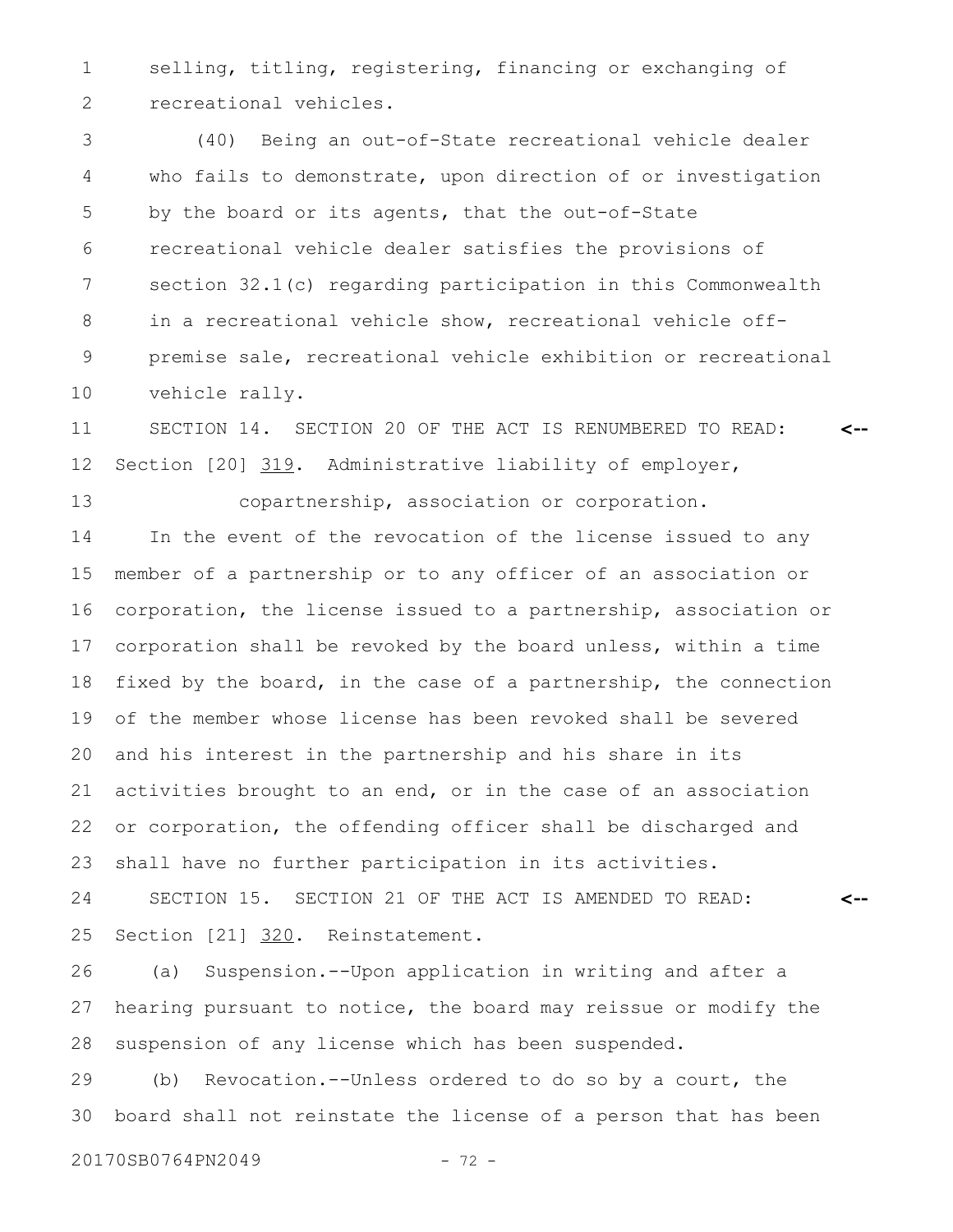selling, titling, registering, financing or exchanging of recreational vehicles.

(40) Being an out-of-State recreational vehicle dealer who fails to demonstrate, upon direction of or investigation by the board or its agents, that the out-of-State recreational vehicle dealer satisfies the provisions of section 32.1(c) regarding participation in this Commonwealth in a recreational vehicle show, recreational vehicle off-premise sale, recreational vehicle exhibition or recreational vehicle rally.

SECTION 14. SECTION 20 OF THE ACT IS RENUMBERED TO READ: <--

Section [20] <u>319</u>. Administrative liability of employer, copartnership, association or corporation.

In the event of the revocation of the license issued to any member of a partnership or to any officer of an association or corporation, the license issued to a partnership, association or corporation shall be revoked by the board unless, within a time fixed by the board, in the case of a partnership, the connection of the member whose license has been revoked shall be severed and his interest in the partnership and his share in its activities brought to an end, or in the case of an association or corporation, the offending officer shall be discharged and shall have no further participation in its activities.

SECTION 15. SECTION 21 OF THE ACT IS AMENDED TO READ: <--

Section [21] <u>320</u>. Reinstatement.

(a) Suspension.--Upon application in writing and after a hearing pursuant to notice, the board may reissue or modify the suspension of any license which has been suspended.

(b) Revocation.--Unless ordered to do so by a court, the board shall not reinstate the license of a person that has been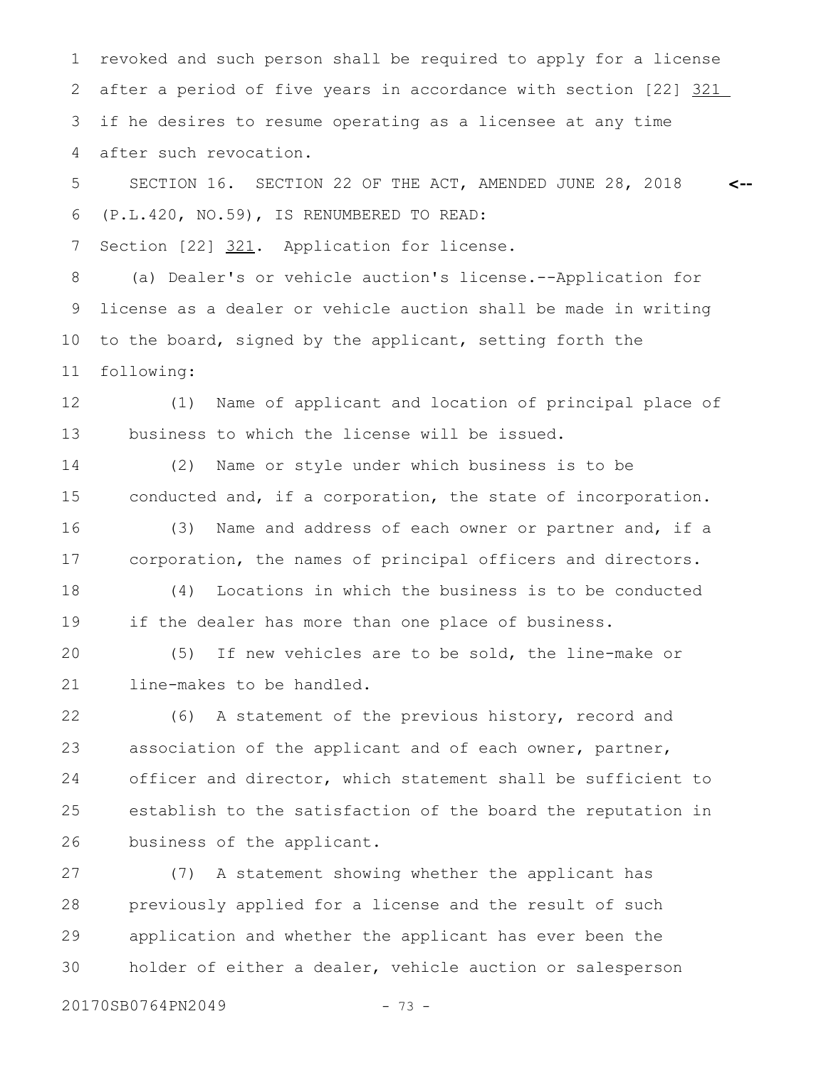revoked and such person shall be required to apply for a license after a period of five years in accordance with section [22] 321 if he desires to resume operating as a licensee at any time after such revocation.

SECTION 16. SECTION 22 OF THE ACT, AMENDED JUNE 28, 2018 (P.L.420, NO.59), IS RENUMBERED TO READ:

Section [22] 321. Application for license.

(a) Dealer's or vehicle auction's license.--Application for license as a dealer or vehicle auction shall be made in writing to the board, signed by the applicant, setting forth the following:

(1) Name of applicant and location of principal place of business to which the license will be issued.

(2) Name or style under which business is to be conducted and, if a corporation, the state of incorporation.

(3) Name and address of each owner or partner and, if a corporation, the names of principal officers and directors.

(4) Locations in which the business is to be conducted if the dealer has more than one place of business.

(5) If new vehicles are to be sold, the line-make or line-makes to be handled.

(6) A statement of the previous history, record and association of the applicant and of each owner, partner, officer and director, which statement shall be sufficient to establish to the satisfaction of the board the reputation in business of the applicant.

(7) A statement showing whether the applicant has previously applied for a license and the result of such application and whether the applicant has ever been the holder of either a dealer, vehicle auction or salesperson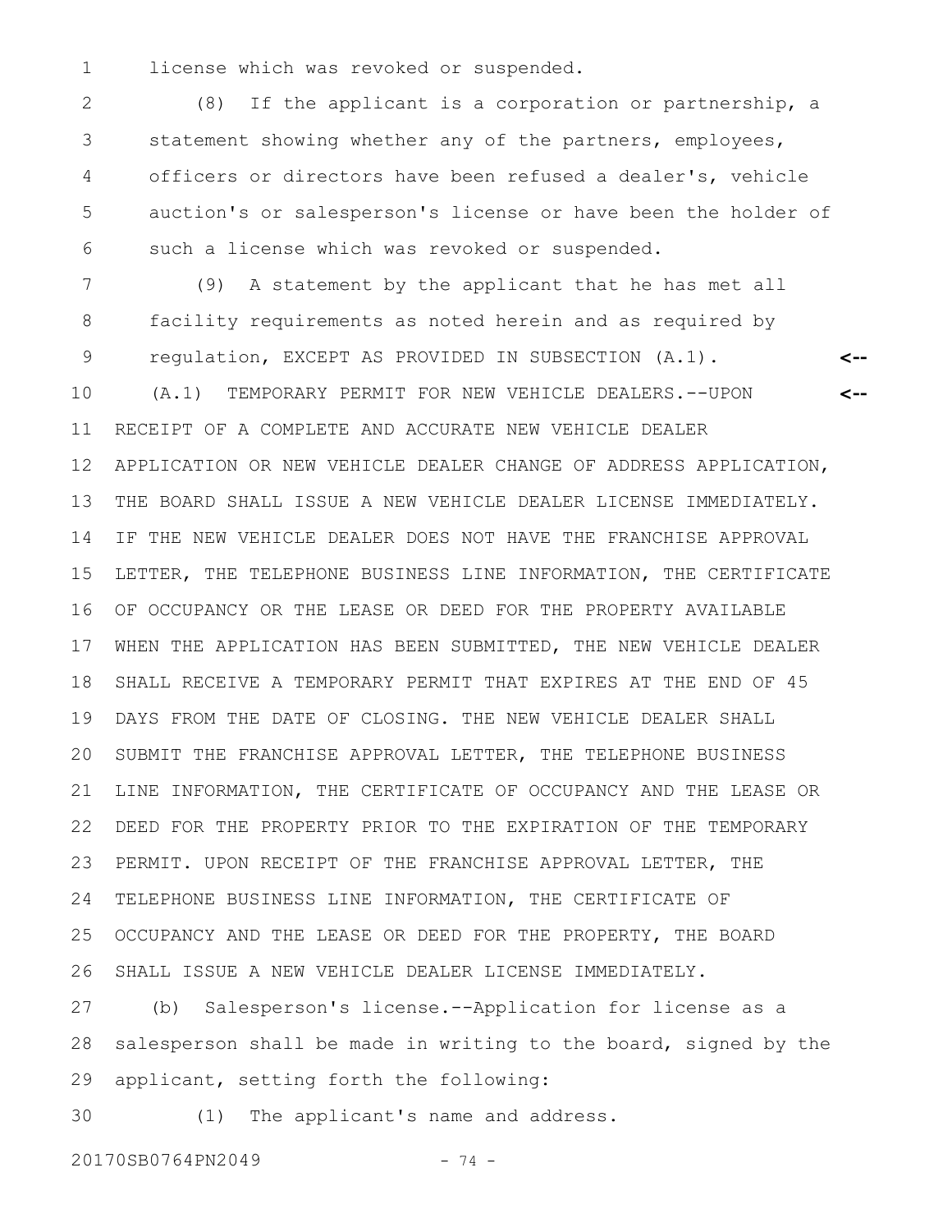license which was revoked or suspended.

(8) If the applicant is a corporation or partnership, a statement showing whether any of the partners, employees, officers or directors have been refused a dealer's, vehicle auction's or salesperson's license or have been the holder of such a license which was revoked or suspended.

(9) A statement by the applicant that he has met all facility requirements as noted herein and as required by regulation, EXCEPT AS PROVIDED IN SUBSECTION (A.1).

(A.1) TEMPORARY PERMIT FOR NEW VEHICLE DEALERS.--UPON RECEIPT OF A COMPLETE AND ACCURATE NEW VEHICLE DEALER APPLICATION OR NEW VEHICLE DEALER CHANGE OF ADDRESS APPLICATION, THE BOARD SHALL ISSUE A NEW VEHICLE DEALER LICENSE IMMEDIATELY. IF THE NEW VEHICLE DEALER DOES NOT HAVE THE FRANCHISE APPROVAL LETTER, THE TELEPHONE BUSINESS LINE INFORMATION, THE CERTIFICATE OF OCCUPANCY OR THE LEASE OR DEED FOR THE PROPERTY AVAILABLE WHEN THE APPLICATION HAS BEEN SUBMITTED, THE NEW VEHICLE DEALER SHALL RECEIVE A TEMPORARY PERMIT THAT EXPIRES AT THE END OF 45 DAYS FROM THE DATE OF CLOSING. THE NEW VEHICLE DEALER SHALL SUBMIT THE FRANCHISE APPROVAL LETTER, THE TELEPHONE BUSINESS LINE INFORMATION, THE CERTIFICATE OF OCCUPANCY AND THE LEASE OR DEED FOR THE PROPERTY PRIOR TO THE EXPIRATION OF THE TEMPORARY PERMIT. UPON RECEIPT OF THE FRANCHISE APPROVAL LETTER, THE TELEPHONE BUSINESS LINE INFORMATION, THE CERTIFICATE OF OCCUPANCY AND THE LEASE OR DEED FOR THE PROPERTY, THE BOARD SHALL ISSUE A NEW VEHICLE DEALER LICENSE IMMEDIATELY.

(b) Salesperson's license.--Application for license as a salesperson shall be made in writing to the board, signed by the applicant, setting forth the following:

(1) The applicant's name and address.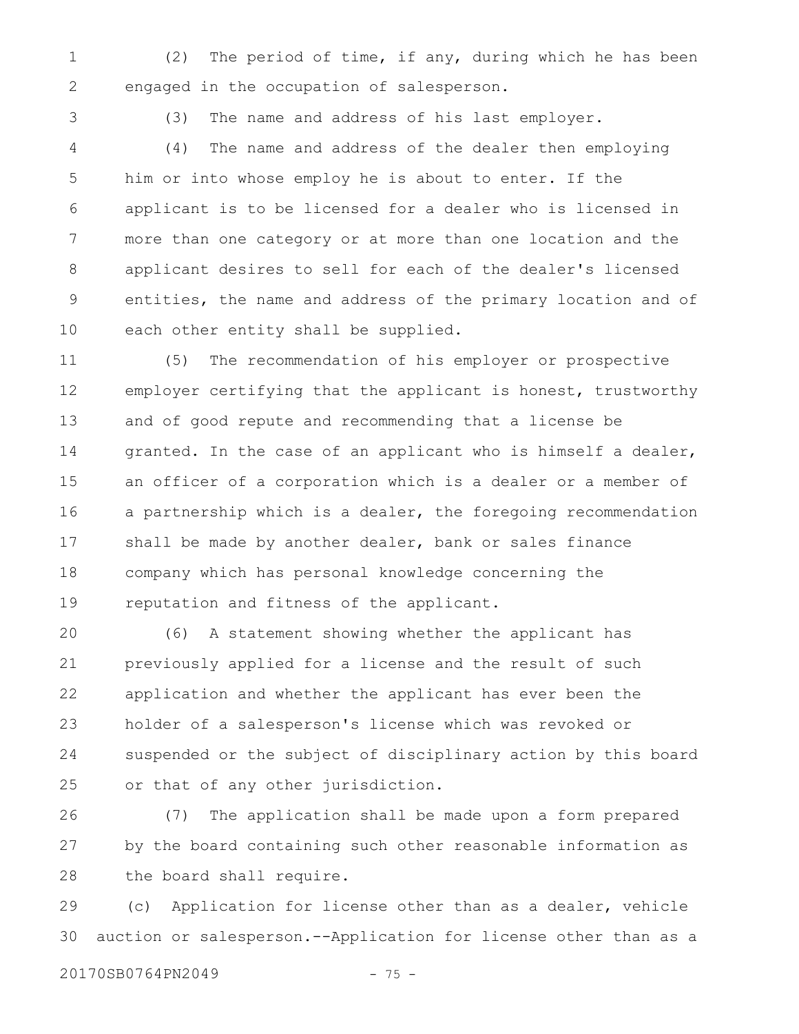(2) The period of time, if any, during which he has been engaged in the occupation of salesperson.

(3) The name and address of his last employer.

(4) The name and address of the dealer then employing him or into whose employ he is about to enter. If the applicant is to be licensed for a dealer who is licensed in more than one category or at more than one location and the applicant desires to sell for each of the dealer's licensed entities, the name and address of the primary location and of each other entity shall be supplied.

(5) The recommendation of his employer or prospective employer certifying that the applicant is honest, trustworthy and of good repute and recommending that a license be granted. In the case of an applicant who is himself a dealer, an officer of a corporation which is a dealer or a member of a partnership which is a dealer, the foregoing recommendation shall be made by another dealer, bank or sales finance company which has personal knowledge concerning the reputation and fitness of the applicant.

(6) A statement showing whether the applicant has previously applied for a license and the result of such application and whether the applicant has ever been the holder of a salesperson's license which was revoked or suspended or the subject of disciplinary action by this board or that of any other jurisdiction.

(7) The application shall be made upon a form prepared by the board containing such other reasonable information as the board shall require.

(c) Application for license other than as a dealer, vehicle auction or salesperson.--Application for license other than as a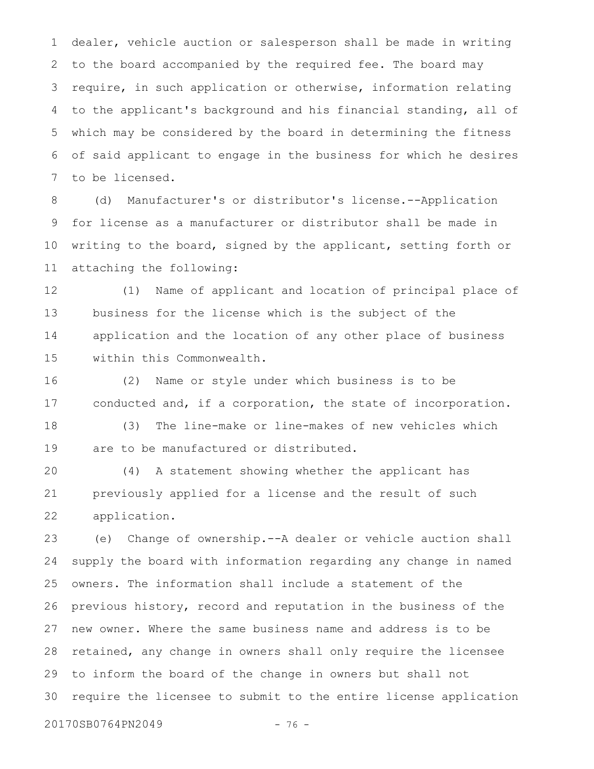dealer, vehicle auction or salesperson shall be made in writing to the board accompanied by the required fee. The board may require, in such application or otherwise, information relating to the applicant's background and his financial standing, all of which may be considered by the board in determining the fitness of said applicant to engage in the business for which he desires to be licensed.

(d) Manufacturer's or distributor's license.--Application for license as a manufacturer or distributor shall be made in writing to the board, signed by the applicant, setting forth or attaching the following:

(1) Name of applicant and location of principal place of business for the license which is the subject of the application and the location of any other place of business within this Commonwealth.

(2) Name or style under which business is to be conducted and, if a corporation, the state of incorporation.

(3) The line-make or line-makes of new vehicles which are to be manufactured or distributed.

(4) A statement showing whether the applicant has previously applied for a license and the result of such application.

(e) Change of ownership.--A dealer or vehicle auction shall supply the board with information regarding any change in named owners. The information shall include a statement of the previous history, record and reputation in the business of the new owner. Where the same business name and address is to be retained, any change in owners shall only require the licensee to inform the board of the change in owners but shall not require the licensee to submit to the entire license application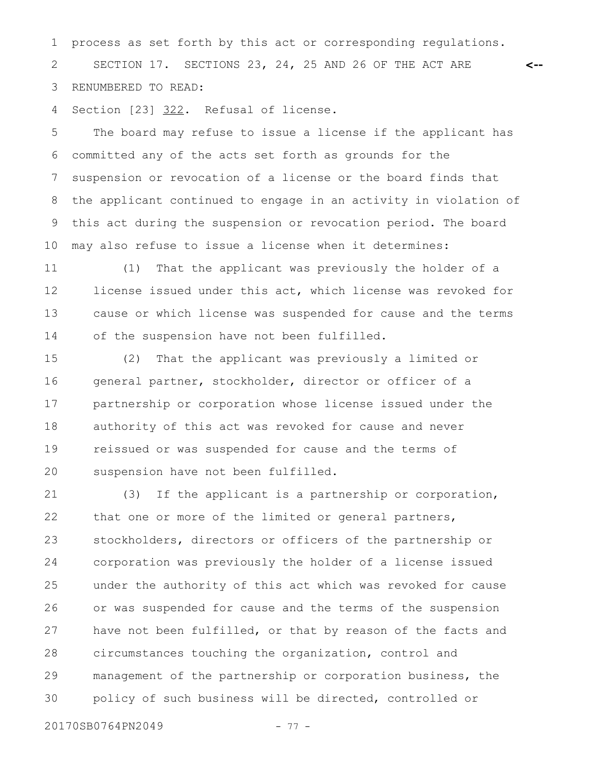process as set forth by this act or corresponding regulations.

SECTION 17. SECTIONS 23, 24, 25 AND 26 OF THE ACT ARE RENUMBERED TO READ:

Section [23] 322. Refusal of license.

The board may refuse to issue a license if the applicant has committed any of the acts set forth as grounds for the suspension or revocation of a license or the board finds that the applicant continued to engage in an activity in violation of this act during the suspension or revocation period. The board may also refuse to issue a license when it determines:

(1) That the applicant was previously the holder of a license issued under this act, which license was revoked for cause or which license was suspended for cause and the terms of the suspension have not been fulfilled.

(2) That the applicant was previously a limited or general partner, stockholder, director or officer of a partnership or corporation whose license issued under the authority of this act was revoked for cause and never reissued or was suspended for cause and the terms of suspension have not been fulfilled.

(3) If the applicant is a partnership or corporation, that one or more of the limited or general partners, stockholders, directors or officers of the partnership or corporation was previously the holder of a license issued under the authority of this act which was revoked for cause or was suspended for cause and the terms of the suspension have not been fulfilled, or that by reason of the facts and circumstances touching the organization, control and management of the partnership or corporation business, the policy of such business will be directed, controlled or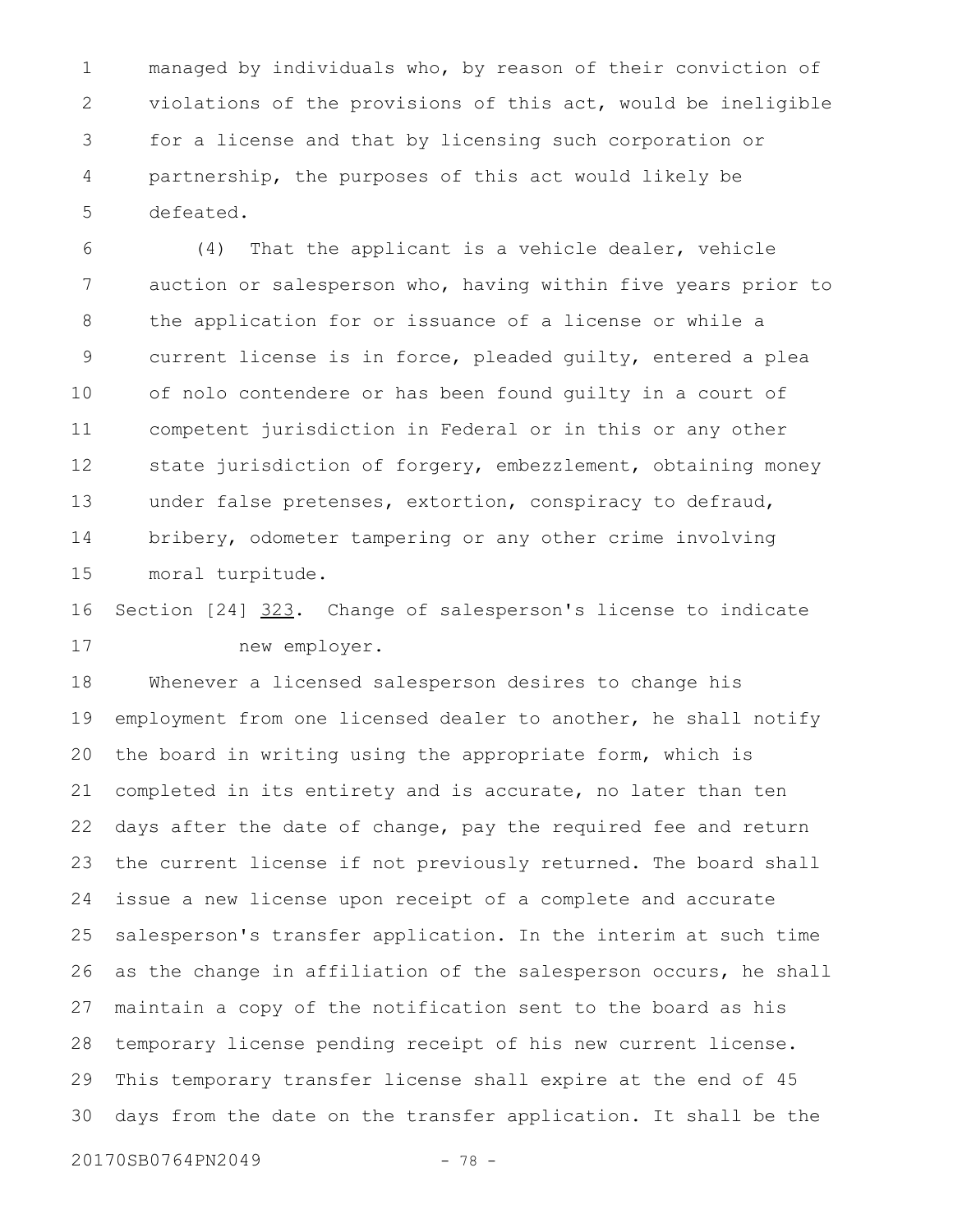managed by individuals who, by reason of their conviction of violations of the provisions of this act, would be ineligible for a license and that by licensing such corporation or partnership, the purposes of this act would likely be defeated.

(4) That the applicant is a vehicle dealer, vehicle auction or salesperson who, having within five years prior to the application for or issuance of a license or while a current license is in force, pleaded guilty, entered a plea of nolo contendere or has been found guilty in a court of competent jurisdiction in Federal or in this or any other state jurisdiction of forgery, embezzlement, obtaining money under false pretenses, extortion, conspiracy to defraud, bribery, odometer tampering or any other crime involving moral turpitude.

Section [24] 323. Change of salesperson's license to indicate new employer.

Whenever a licensed salesperson desires to change his employment from one licensed dealer to another, he shall notify the board in writing using the appropriate form, which is completed in its entirety and is accurate, no later than ten days after the date of change, pay the required fee and return the current license if not previously returned. The board shall issue a new license upon receipt of a complete and accurate salesperson's transfer application. In the interim at such time as the change in affiliation of the salesperson occurs, he shall maintain a copy of the notification sent to the board as his temporary license pending receipt of his new current license. This temporary transfer license shall expire at the end of 45 days from the date on the transfer application. It shall be the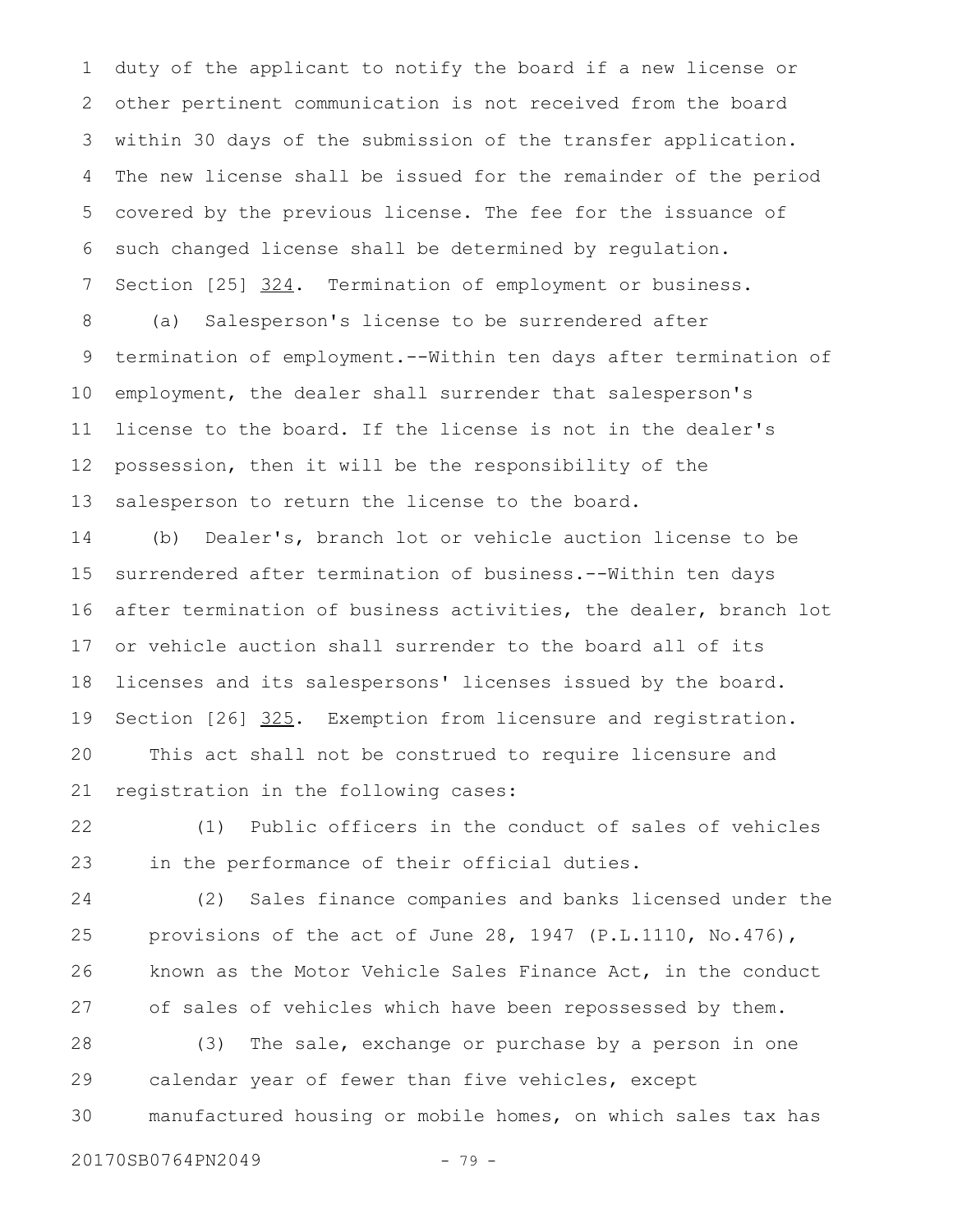duty of the applicant to notify the board if a new license or other pertinent communication is not received from the board within 30 days of the submission of the transfer application. The new license shall be issued for the remainder of the period covered by the previous license. The fee for the issuance of such changed license shall be determined by regulation.

Section [25] 324. Termination of employment or business.

(a) Salesperson's license to be surrendered after termination of employment.--Within ten days after termination of employment, the dealer shall surrender that salesperson's license to the board. If the license is not in the dealer's possession, then it will be the responsibility of the salesperson to return the license to the board.

(b) Dealer's, branch lot or vehicle auction license to be surrendered after termination of business.--Within ten days after termination of business activities, the dealer, branch lot or vehicle auction shall surrender to the board all of its licenses and its salespersons' licenses issued by the board.

Section [26] 325. Exemption from licensure and registration.

This act shall not be construed to require licensure and registration in the following cases:

(1) Public officers in the conduct of sales of vehicles in the performance of their official duties.

(2) Sales finance companies and banks licensed under the provisions of the act of June 28, 1947 (P.L.1110, No.476), known as the Motor Vehicle Sales Finance Act, in the conduct of sales of vehicles which have been repossessed by them.

(3) The sale, exchange or purchase by a person in one calendar year of fewer than five vehicles, except manufactured housing or mobile homes, on which sales tax has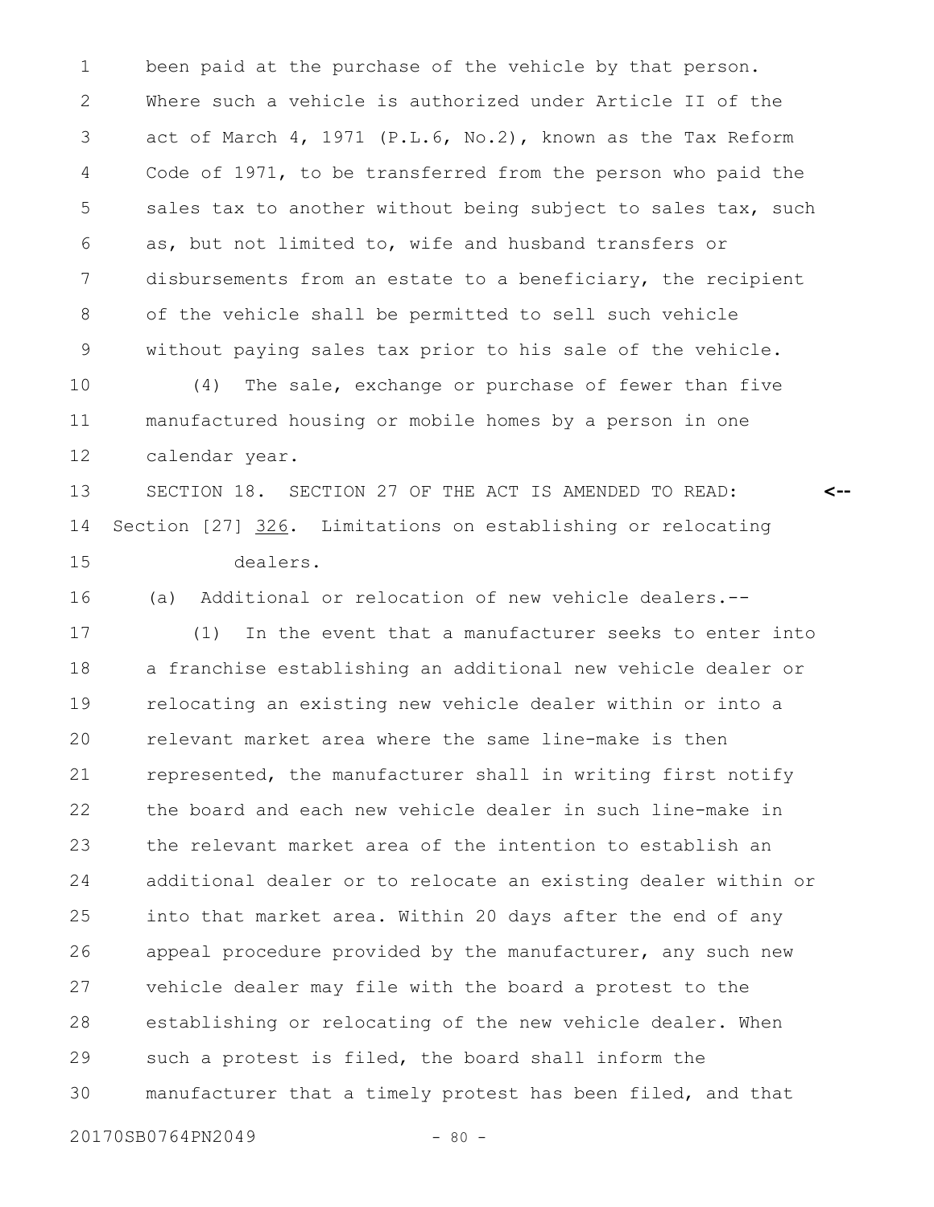been paid at the purchase of the vehicle by that person. Where such a vehicle is authorized under Article II of the act of March 4, 1971 (P.L.6, No.2), known as the Tax Reform Code of 1971, to be transferred from the person who paid the sales tax to another without being subject to sales tax, such as, but not limited to, wife and husband transfers or disbursements from an estate to a beneficiary, the recipient of the vehicle shall be permitted to sell such vehicle without paying sales tax prior to his sale of the vehicle.

(4) The sale, exchange or purchase of fewer than five manufactured housing or mobile homes by a person in one calendar year.

SECTION 18. SECTION 27 OF THE ACT IS AMENDED TO READ: <--

Section [27] <u>326</u>. Limitations on establishing or relocating dealers.

(a) Additional or relocation of new vehicle dealers.--

(1) In the event that a manufacturer seeks to enter into a franchise establishing an additional new vehicle dealer or relocating an existing new vehicle dealer within or into a relevant market area where the same line-make is then represented, the manufacturer shall in writing first notify the board and each new vehicle dealer in such line-make in the relevant market area of the intention to establish an additional dealer or to relocate an existing dealer within or into that market area. Within 20 days after the end of any appeal procedure provided by the manufacturer, any such new vehicle dealer may file with the board a protest to the establishing or relocating of the new vehicle dealer. When such a protest is filed, the board shall inform the manufacturer that a timely protest has been filed, and that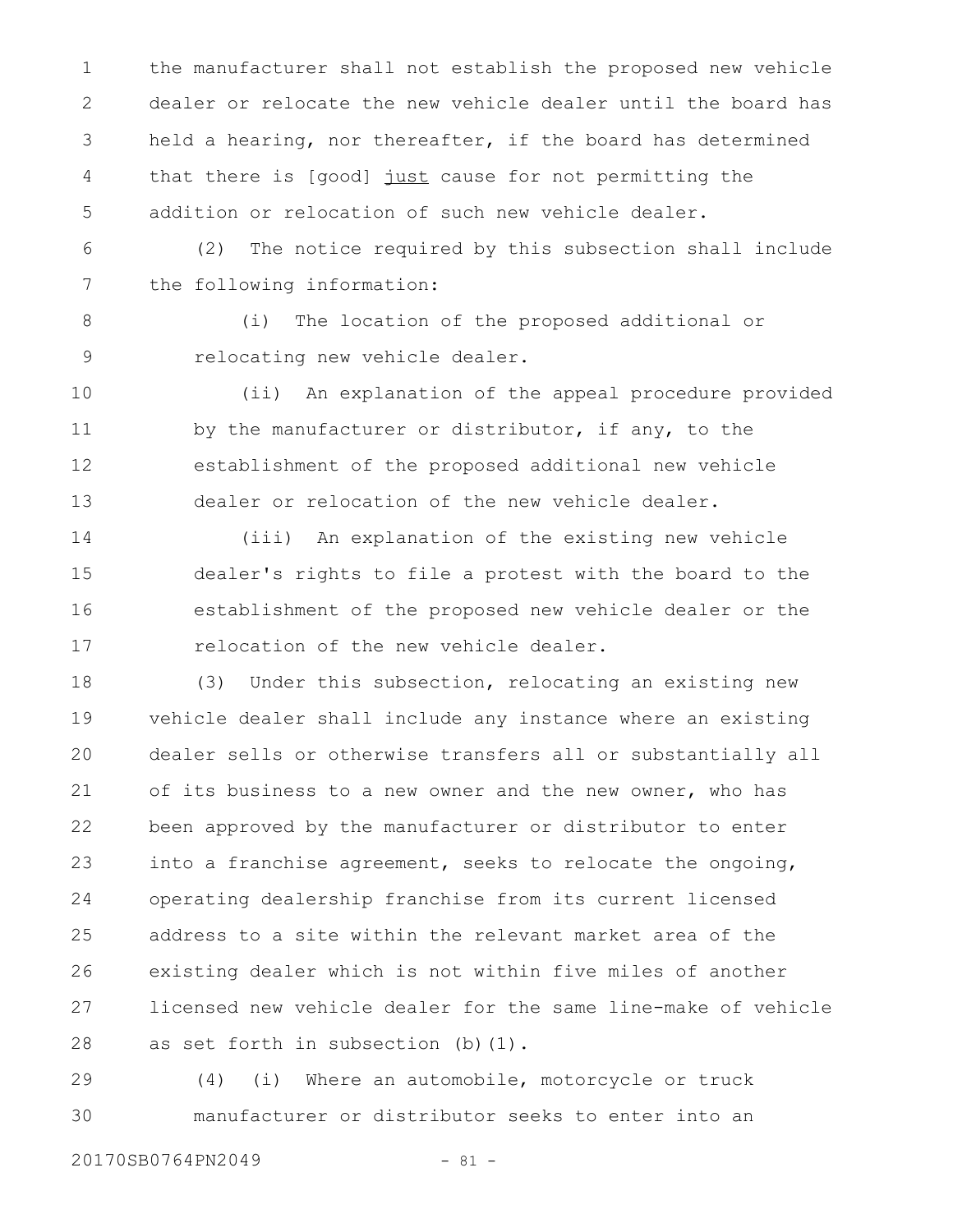the manufacturer shall not establish the proposed new vehicle dealer or relocate the new vehicle dealer until the board has held a hearing, nor thereafter, if the board has determined that there is [good] <u>just</u> cause for not permitting the addition or relocation of such new vehicle dealer.

(2) The notice required by this subsection shall include the following information:

(i) The location of the proposed additional or relocating new vehicle dealer.

(ii) An explanation of the appeal procedure provided by the manufacturer or distributor, if any, to the establishment of the proposed additional new vehicle dealer or relocation of the new vehicle dealer.

(iii) An explanation of the existing new vehicle dealer's rights to file a protest with the board to the establishment of the proposed new vehicle dealer or the relocation of the new vehicle dealer.

(3) Under this subsection, relocating an existing new vehicle dealer shall include any instance where an existing dealer sells or otherwise transfers all or substantially all of its business to a new owner and the new owner, who has been approved by the manufacturer or distributor to enter into a franchise agreement, seeks to relocate the ongoing, operating dealership franchise from its current licensed address to a site within the relevant market area of the existing dealer which is not within five miles of another licensed new vehicle dealer for the same line-make of vehicle as set forth in subsection (b)(1).

(4) (i) Where an automobile, motorcycle or truck manufacturer or distributor seeks to enter into an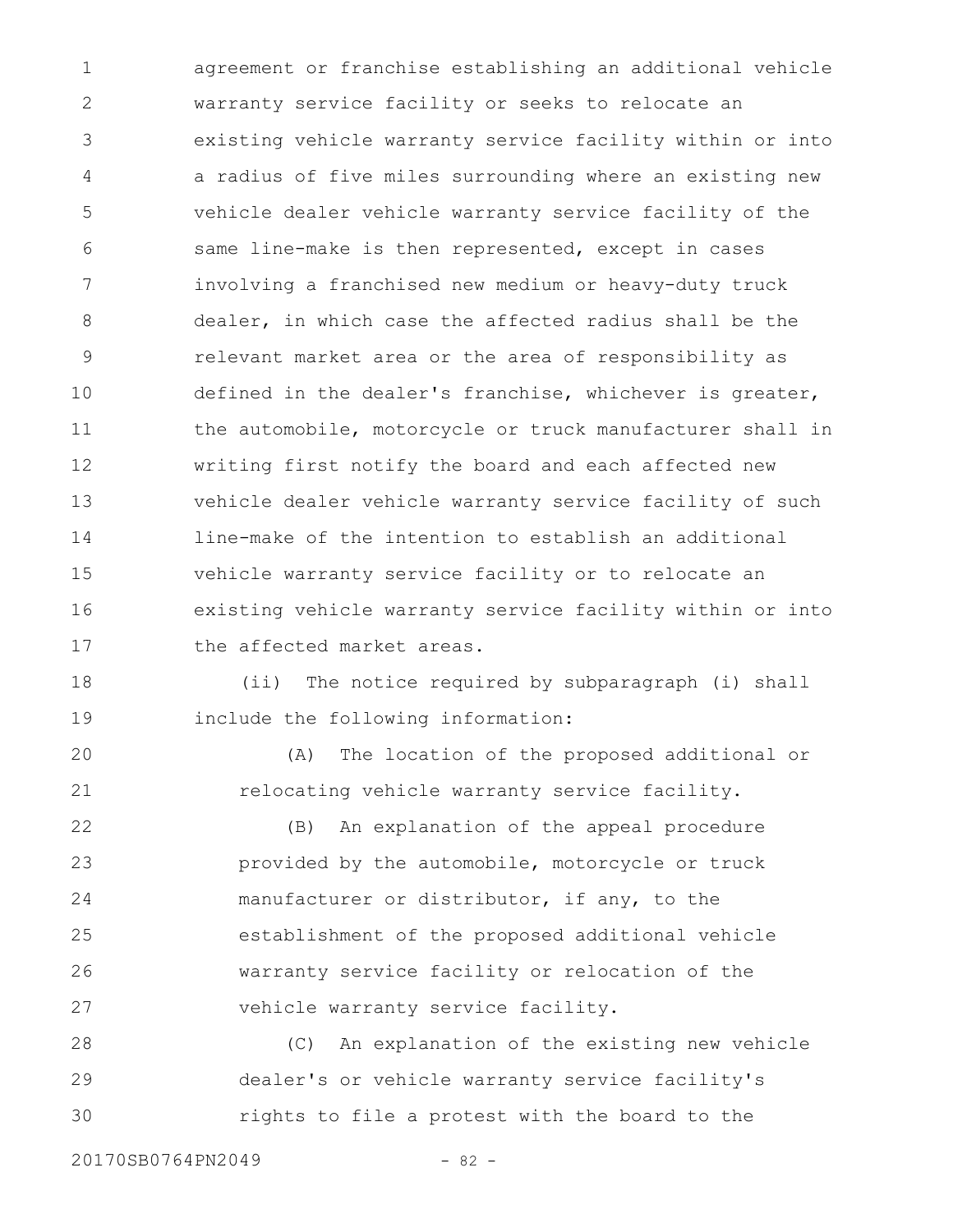agreement or franchise establishing an additional vehicle warranty service facility or seeks to relocate an existing vehicle warranty service facility within or into a radius of five miles surrounding where an existing new vehicle dealer vehicle warranty service facility of the same line-make is then represented, except in cases involving a franchised new medium or heavy-duty truck dealer, in which case the affected radius shall be the relevant market area or the area of responsibility as defined in the dealer's franchise, whichever is greater, the automobile, motorcycle or truck manufacturer shall in writing first notify the board and each affected new vehicle dealer vehicle warranty service facility of such line-make of the intention to establish an additional vehicle warranty service facility or to relocate an existing vehicle warranty service facility within or into the affected market areas.

(ii) The notice required by subparagraph (i) shall include the following information:

(A) The location of the proposed additional or relocating vehicle warranty service facility.

(B) An explanation of the appeal procedure provided by the automobile, motorcycle or truck manufacturer or distributor, if any, to the establishment of the proposed additional vehicle warranty service facility or relocation of the vehicle warranty service facility.

(C) An explanation of the existing new vehicle dealer's or vehicle warranty service facility's rights to file a protest with the board to the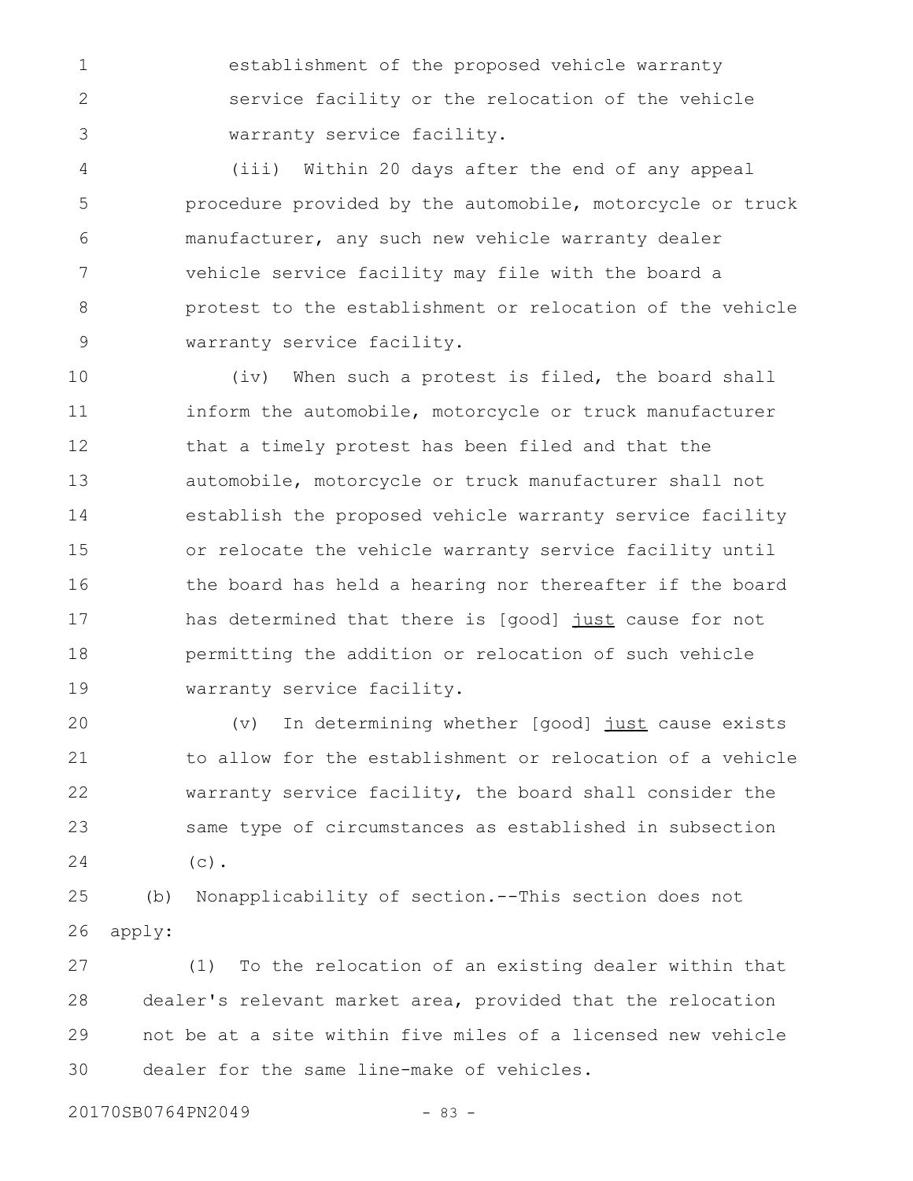establishment of the proposed vehicle warranty service facility or the relocation of the vehicle warranty service facility.

(iii) Within 20 days after the end of any appeal procedure provided by the automobile, motorcycle or truck manufacturer, any such new vehicle warranty dealer vehicle service facility may file with the board a protest to the establishment or relocation of the vehicle warranty service facility.

(iv) When such a protest is filed, the board shall inform the automobile, motorcycle or truck manufacturer that a timely protest has been filed and that the automobile, motorcycle or truck manufacturer shall not establish the proposed vehicle warranty service facility or relocate the vehicle warranty service facility until the board has held a hearing nor thereafter if the board has determined that there is [good] <u>just</u> cause for not permitting the addition or relocation of such vehicle warranty service facility.

(v) In determining whether [good] <u>just</u> cause exists to allow for the establishment or relocation of a vehicle warranty service facility, the board shall consider the same type of circumstances as established in subsection (c).

(b) Nonapplicability of section.--This section does not apply:

(1) To the relocation of an existing dealer within that dealer's relevant market area, provided that the relocation not be at a site within five miles of a licensed new vehicle dealer for the same line-make of vehicles.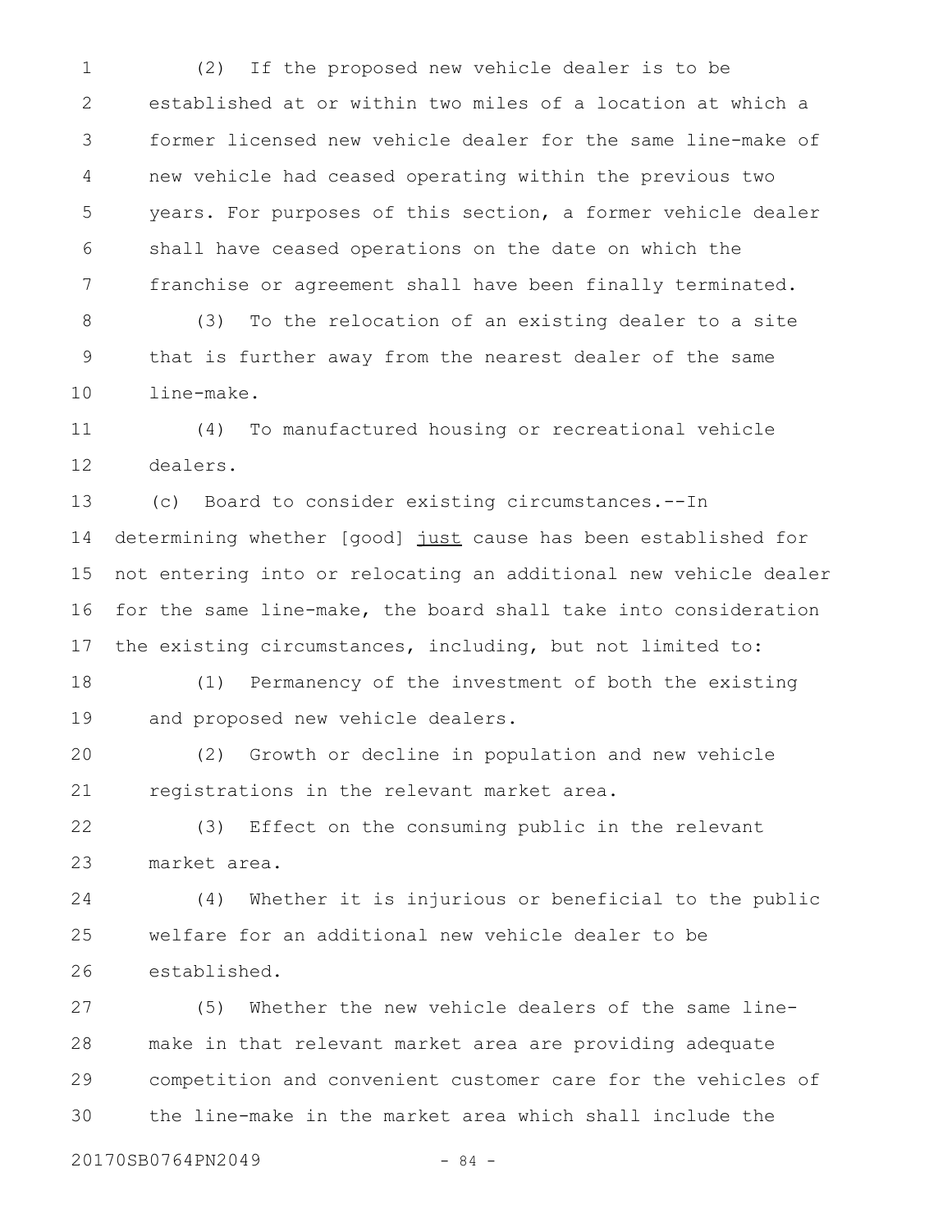(2) If the proposed new vehicle dealer is to be established at or within two miles of a location at which a former licensed new vehicle dealer for the same line-make of new vehicle had ceased operating within the previous two years. For purposes of this section, a former vehicle dealer shall have ceased operations on the date on which the franchise or agreement shall have been finally terminated.

(3) To the relocation of an existing dealer to a site that is further away from the nearest dealer of the same line-make.

(4) To manufactured housing or recreational vehicle dealers.

(c) Board to consider existing circumstances.--In determining whether [good] <u>just</u> cause has been established for not entering into or relocating an additional new vehicle dealer for the same line-make, the board shall take into consideration the existing circumstances, including, but not limited to:

(1) Permanency of the investment of both the existing and proposed new vehicle dealers.

(2) Growth or decline in population and new vehicle registrations in the relevant market area.

(3) Effect on the consuming public in the relevant market area.

(4) Whether it is injurious or beneficial to the public welfare for an additional new vehicle dealer to be established.

(5) Whether the new vehicle dealers of the same line-make in that relevant market area are providing adequate competition and convenient customer care for the vehicles of the line-make in the market area which shall include the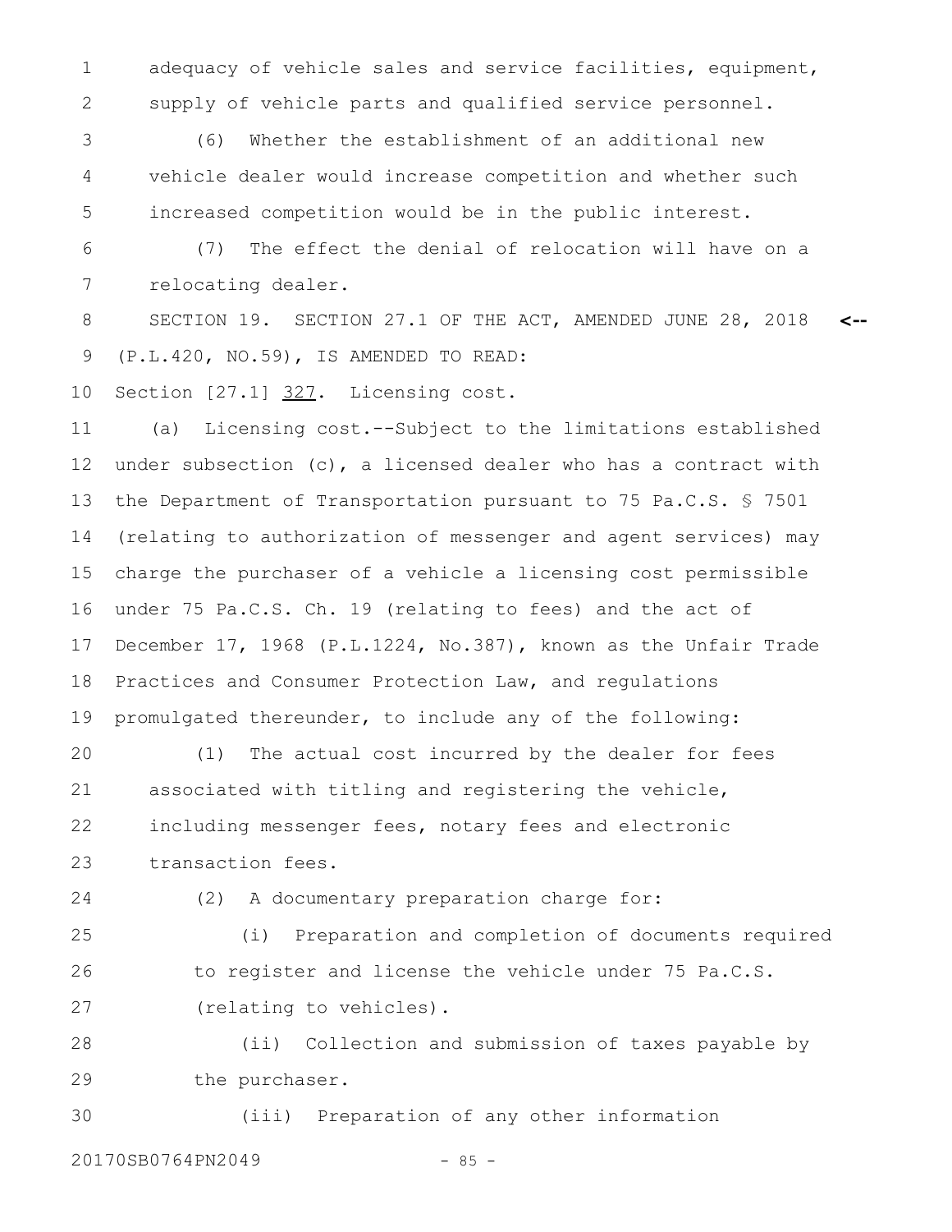adequacy of vehicle sales and service facilities, equipment, supply of vehicle parts and qualified service personnel.

(6) Whether the establishment of an additional new vehicle dealer would increase competition and whether such increased competition would be in the public interest.

(7) The effect the denial of relocation will have on a relocating dealer.

SECTION 19. SECTION 27.1 OF THE ACT, AMENDED JUNE 28, 2018 (P.L.420, NO.59), IS AMENDED TO READ: <--

Section [27.1] 327. Licensing cost.

(a) Licensing cost.--Subject to the limitations established under subsection (c), a licensed dealer who has a contract with the Department of Transportation pursuant to 75 Pa.C.S. § 7501 (relating to authorization of messenger and agent services) may charge the purchaser of a vehicle a licensing cost permissible under 75 Pa.C.S. Ch. 19 (relating to fees) and the act of December 17, 1968 (P.L.1224, No.387), known as the Unfair Trade Practices and Consumer Protection Law, and regulations promulgated thereunder, to include any of the following:

(1) The actual cost incurred by the dealer for fees associated with titling and registering the vehicle, including messenger fees, notary fees and electronic transaction fees.

(2) A documentary preparation charge for:

(i) Preparation and completion of documents required to register and license the vehicle under 75 Pa.C.S. (relating to vehicles).

(ii) Collection and submission of taxes payable by the purchaser.

(iii) Preparation of any other information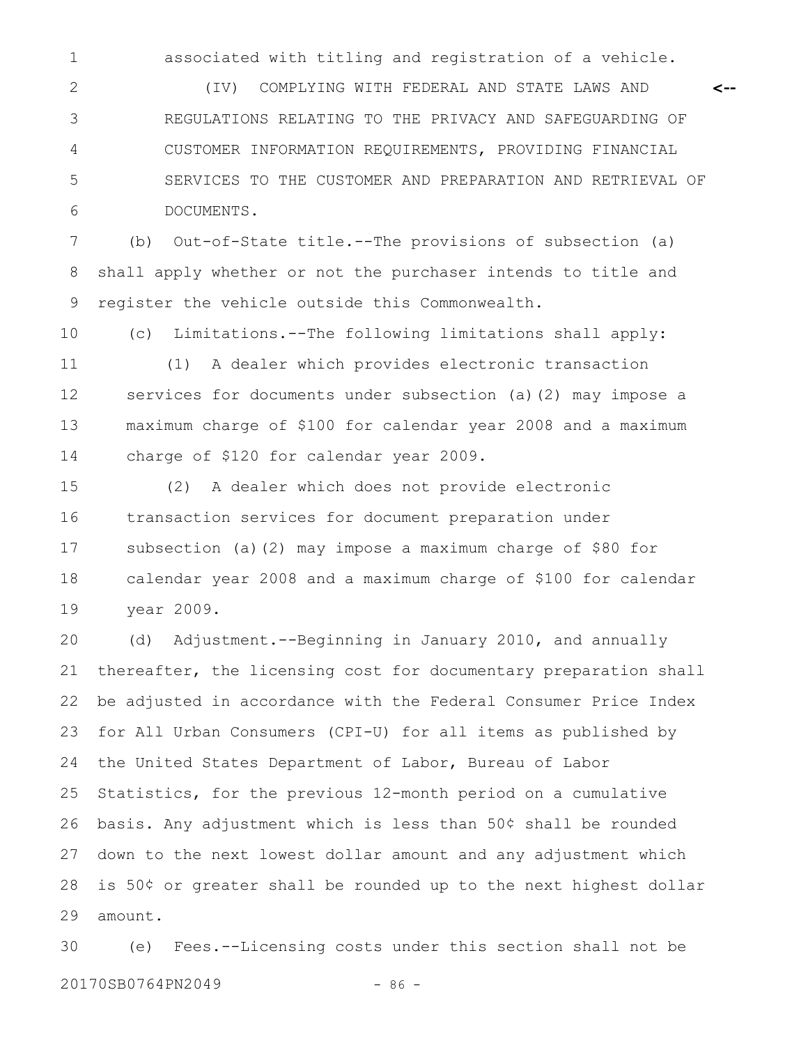associated with titling and registration of a vehicle.

(IV) COMPLYING WITH FEDERAL AND STATE LAWS AND REGULATIONS RELATING TO THE PRIVACY AND SAFEGUARDING OF CUSTOMER INFORMATION REQUIREMENTS, PROVIDING FINANCIAL SERVICES TO THE CUSTOMER AND PREPARATION AND RETRIEVAL OF DOCUMENTS.

(b) Out-of-State title.--The provisions of subsection (a) shall apply whether or not the purchaser intends to title and register the vehicle outside this Commonwealth.

(c) Limitations.--The following limitations shall apply:

(1) A dealer which provides electronic transaction services for documents under subsection (a)(2) may impose a maximum charge of $100 for calendar year 2008 and a maximum charge of $120 for calendar year 2009.

(2) A dealer which does not provide electronic transaction services for document preparation under subsection (a)(2) may impose a maximum charge of $80 for calendar year 2008 and a maximum charge of $100 for calendar year 2009.

(d) Adjustment.--Beginning in January 2010, and annually thereafter, the licensing cost for documentary preparation shall be adjusted in accordance with the Federal Consumer Price Index for All Urban Consumers (CPI-U) for all items as published by the United States Department of Labor, Bureau of Labor Statistics, for the previous 12-month period on a cumulative basis. Any adjustment which is less than 50¢ shall be rounded down to the next lowest dollar amount and any adjustment which is 50¢ or greater shall be rounded up to the next highest dollar amount.

(e) Fees.--Licensing costs under this section shall not be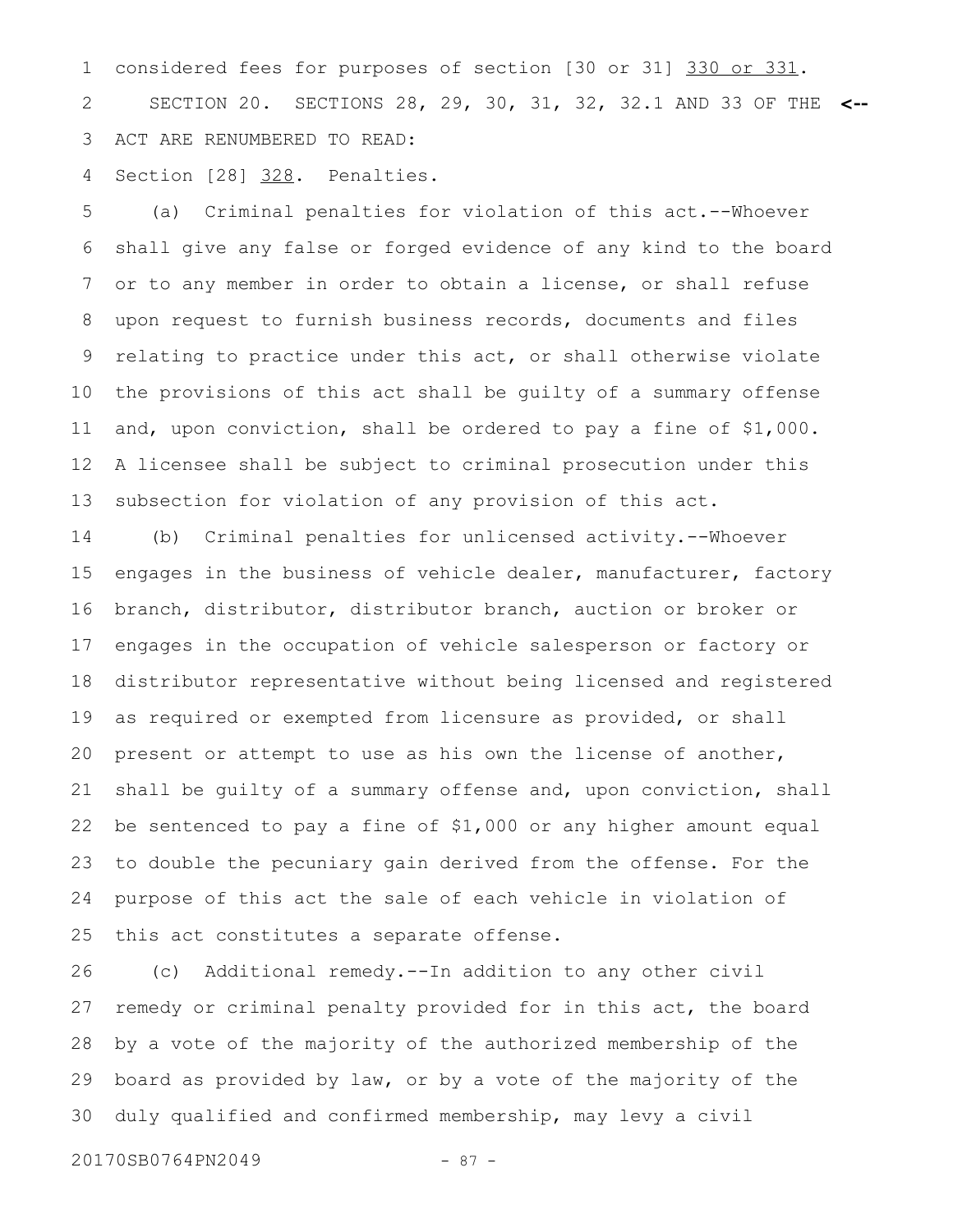considered fees for purposes of section [30 or 31] <u>330 or 331</u>.

SECTION 20. SECTIONS 28, 29, 30, 31, 32, 32.1 AND 33 OF THE ACT ARE RENUMBERED TO READ:

Section [28] <u>328</u>. Penalties.

(a) Criminal penalties for violation of this act.--Whoever shall give any false or forged evidence of any kind to the board or to any member in order to obtain a license, or shall refuse upon request to furnish business records, documents and files relating to practice under this act, or shall otherwise violate the provisions of this act shall be guilty of a summary offense and, upon conviction, shall be ordered to pay a fine of $1,000. A licensee shall be subject to criminal prosecution under this subsection for violation of any provision of this act.

(b) Criminal penalties for unlicensed activity.--Whoever engages in the business of vehicle dealer, manufacturer, factory branch, distributor, distributor branch, auction or broker or engages in the occupation of vehicle salesperson or factory or distributor representative without being licensed and registered as required or exempted from licensure as provided, or shall present or attempt to use as his own the license of another, shall be guilty of a summary offense and, upon conviction, shall be sentenced to pay a fine of $1,000 or any higher amount equal to double the pecuniary gain derived from the offense. For the purpose of this act the sale of each vehicle in violation of this act constitutes a separate offense.

(c) Additional remedy.--In addition to any other civil remedy or criminal penalty provided for in this act, the board by a vote of the majority of the authorized membership of the board as provided by law, or by a vote of the majority of the duly qualified and confirmed membership, may levy a civil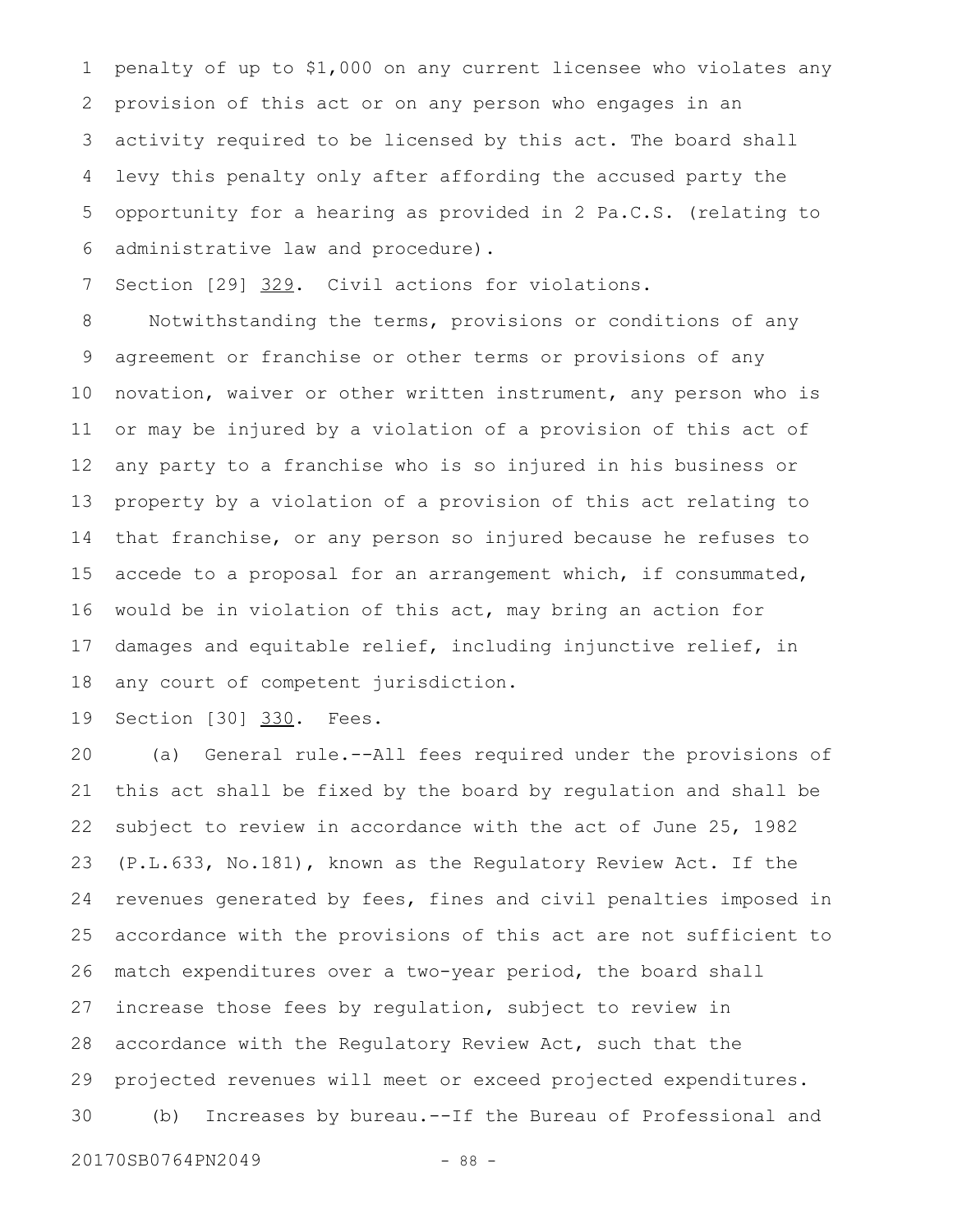penalty of up to $1,000 on any current licensee who violates any provision of this act or on any person who engages in an activity required to be licensed by this act. The board shall levy this penalty only after affording the accused party the opportunity for a hearing as provided in 2 Pa.C.S. (relating to administrative law and procedure).

Section [29] 329. Civil actions for violations.

Notwithstanding the terms, provisions or conditions of any agreement or franchise or other terms or provisions of any novation, waiver or other written instrument, any person who is or may be injured by a violation of a provision of this act of any party to a franchise who is so injured in his business or property by a violation of a provision of this act relating to that franchise, or any person so injured because he refuses to accede to a proposal for an arrangement which, if consummated, would be in violation of this act, may bring an action for damages and equitable relief, including injunctive relief, in any court of competent jurisdiction.

Section [30] 330. Fees.

(a) General rule.--All fees required under the provisions of this act shall be fixed by the board by regulation and shall be subject to review in accordance with the act of June 25, 1982 (P.L.633, No.181), known as the Regulatory Review Act. If the revenues generated by fees, fines and civil penalties imposed in accordance with the provisions of this act are not sufficient to match expenditures over a two-year period, the board shall increase those fees by regulation, subject to review in accordance with the Regulatory Review Act, such that the projected revenues will meet or exceed projected expenditures.

(b) Increases by bureau.--If the Bureau of Professional and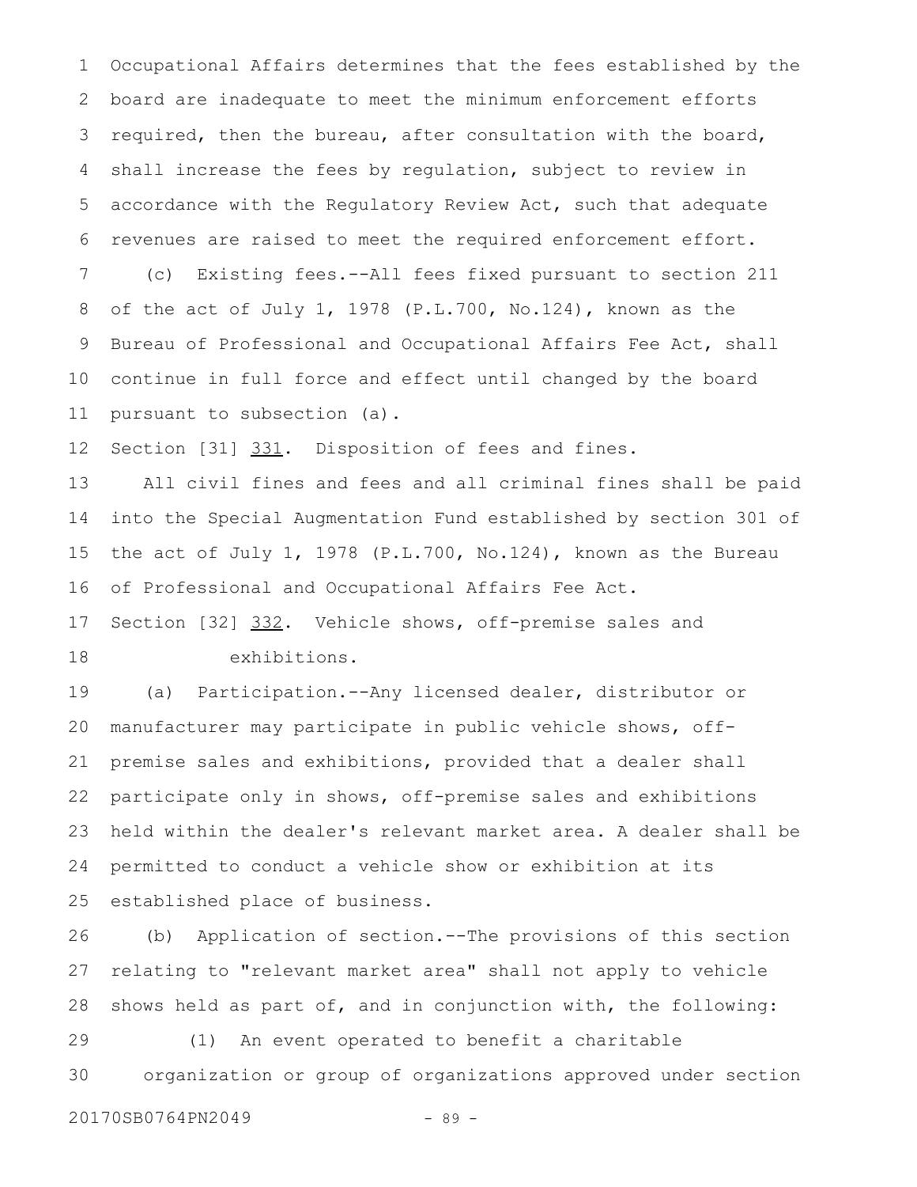Occupational Affairs determines that the fees established by the board are inadequate to meet the minimum enforcement efforts required, then the bureau, after consultation with the board, shall increase the fees by regulation, subject to review in accordance with the Regulatory Review Act, such that adequate revenues are raised to meet the required enforcement effort.

(c) Existing fees.--All fees fixed pursuant to section 211 of the act of July 1, 1978 (P.L.700, No.124), known as the Bureau of Professional and Occupational Affairs Fee Act, shall continue in full force and effect until changed by the board pursuant to subsection (a).

Section [31] <u>331</u>. Disposition of fees and fines.

All civil fines and fees and all criminal fines shall be paid into the Special Augmentation Fund established by section 301 of the act of July 1, 1978 (P.L.700, No.124), known as the Bureau of Professional and Occupational Affairs Fee Act.

Section [32] <u>332</u>. Vehicle shows, off-premise sales and exhibitions.

(a) Participation.--Any licensed dealer, distributor or manufacturer may participate in public vehicle shows, off-premise sales and exhibitions, provided that a dealer shall participate only in shows, off-premise sales and exhibitions held within the dealer's relevant market area. A dealer shall be permitted to conduct a vehicle show or exhibition at its established place of business.

(b) Application of section.--The provisions of this section relating to "relevant market area" shall not apply to vehicle shows held as part of, and in conjunction with, the following:

(1) An event operated to benefit a charitable organization or group of organizations approved under section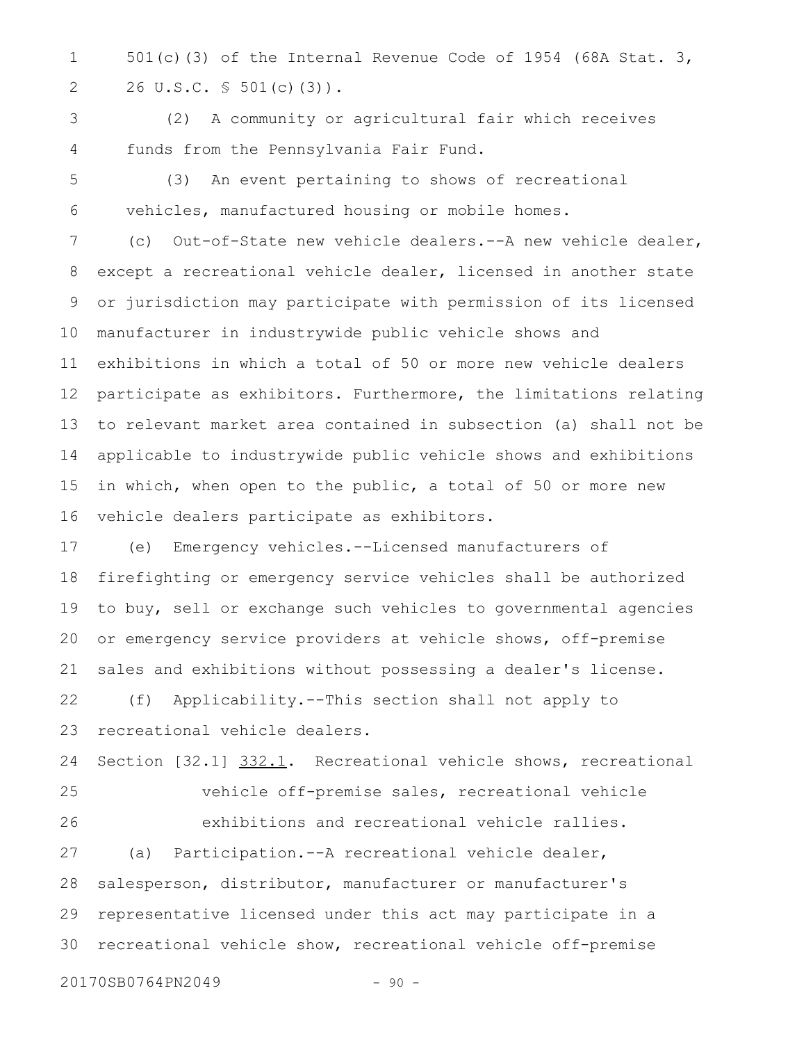501(c)(3) of the Internal Revenue Code of 1954 (68A Stat. 3, 26 U.S.C. § 501(c)(3)).

(2) A community or agricultural fair which receives funds from the Pennsylvania Fair Fund.

(3) An event pertaining to shows of recreational vehicles, manufactured housing or mobile homes.

(c) Out-of-State new vehicle dealers.--A new vehicle dealer, except a recreational vehicle dealer, licensed in another state or jurisdiction may participate with permission of its licensed manufacturer in industrywide public vehicle shows and exhibitions in which a total of 50 or more new vehicle dealers participate as exhibitors. Furthermore, the limitations relating to relevant market area contained in subsection (a) shall not be applicable to industrywide public vehicle shows and exhibitions in which, when open to the public, a total of 50 or more new vehicle dealers participate as exhibitors.

(e) Emergency vehicles.--Licensed manufacturers of firefighting or emergency service vehicles shall be authorized to buy, sell or exchange such vehicles to governmental agencies or emergency service providers at vehicle shows, off-premise sales and exhibitions without possessing a dealer's license.

(f) Applicability.--This section shall not apply to recreational vehicle dealers.

Section [32.1] <u>332.1</u>. Recreational vehicle shows, recreational vehicle off-premise sales, recreational vehicle exhibitions and recreational vehicle rallies.

(a) Participation.--A recreational vehicle dealer, salesperson, distributor, manufacturer or manufacturer's representative licensed under this act may participate in a recreational vehicle show, recreational vehicle off-premise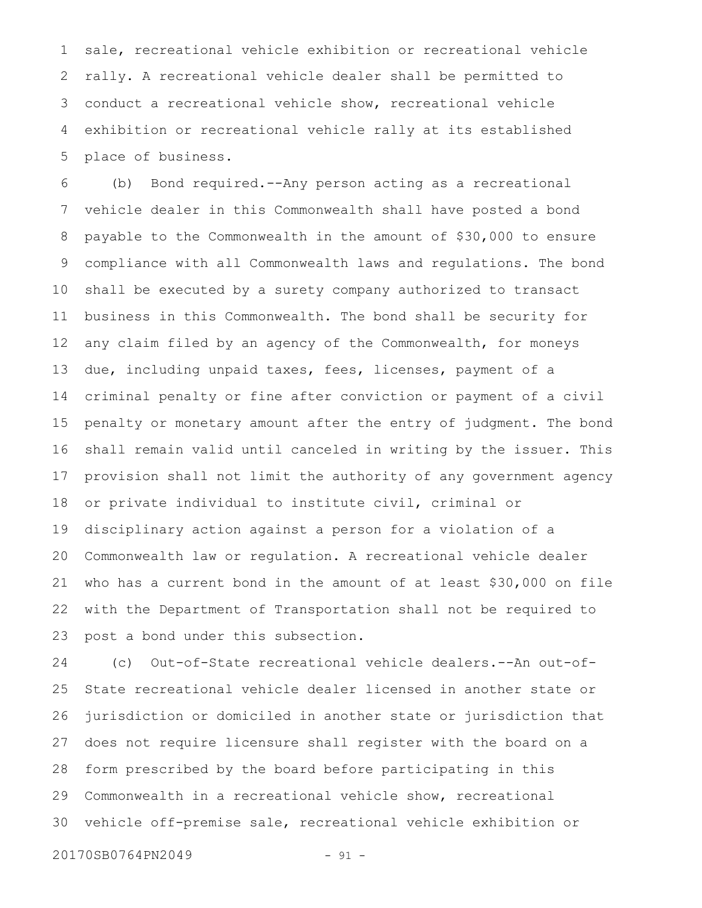sale, recreational vehicle exhibition or recreational vehicle rally. A recreational vehicle dealer shall be permitted to conduct a recreational vehicle show, recreational vehicle exhibition or recreational vehicle rally at its established place of business.

(b) Bond required.--Any person acting as a recreational vehicle dealer in this Commonwealth shall have posted a bond payable to the Commonwealth in the amount of $30,000 to ensure compliance with all Commonwealth laws and regulations. The bond shall be executed by a surety company authorized to transact business in this Commonwealth. The bond shall be security for any claim filed by an agency of the Commonwealth, for moneys due, including unpaid taxes, fees, licenses, payment of a criminal penalty or fine after conviction or payment of a civil penalty or monetary amount after the entry of judgment. The bond shall remain valid until canceled in writing by the issuer. This provision shall not limit the authority of any government agency or private individual to institute civil, criminal or disciplinary action against a person for a violation of a Commonwealth law or regulation. A recreational vehicle dealer who has a current bond in the amount of at least $30,000 on file with the Department of Transportation shall not be required to post a bond under this subsection.

(c) Out-of-State recreational vehicle dealers.--An out-of-State recreational vehicle dealer licensed in another state or jurisdiction or domiciled in another state or jurisdiction that does not require licensure shall register with the board on a form prescribed by the board before participating in this Commonwealth in a recreational vehicle show, recreational vehicle off-premise sale, recreational vehicle exhibition or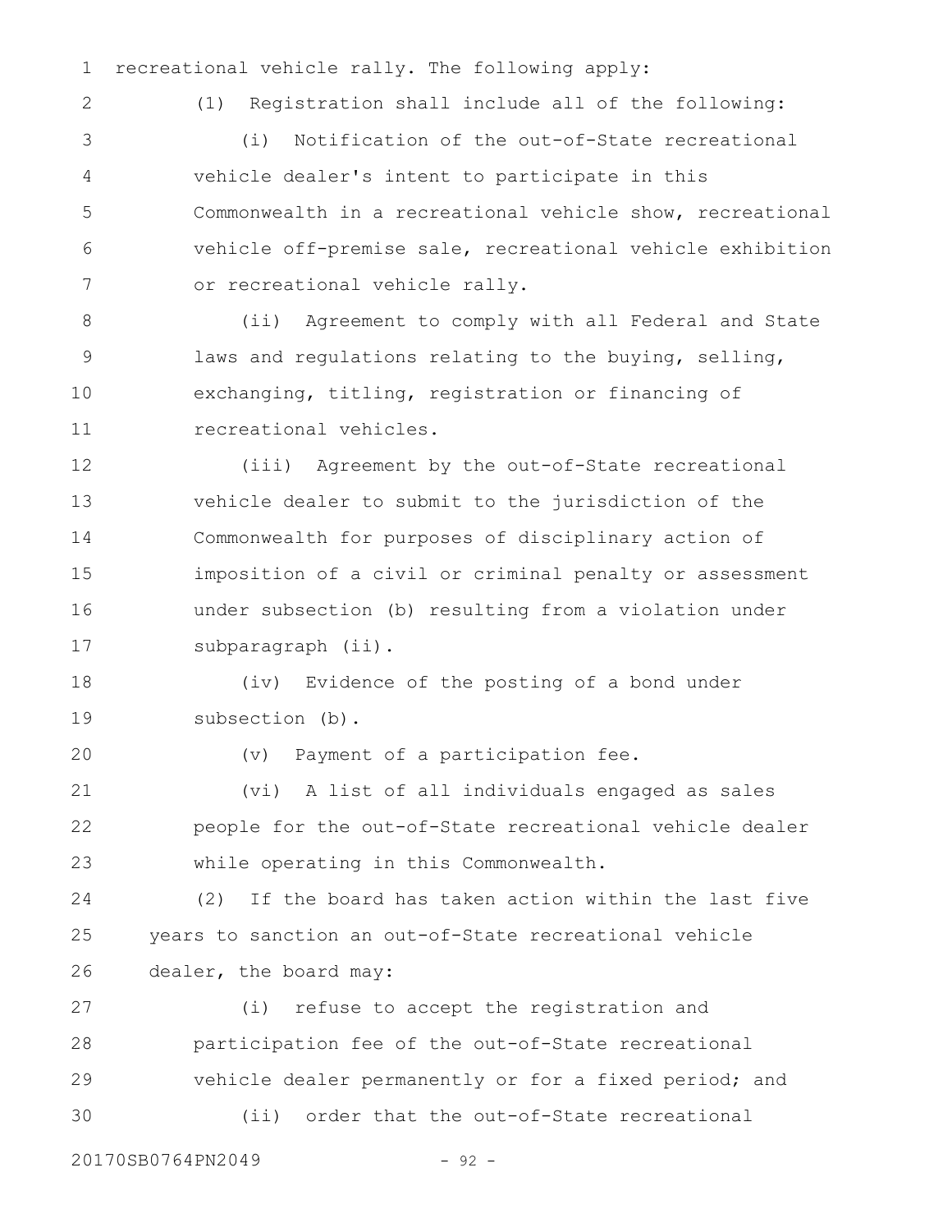recreational vehicle rally. The following apply:

(1) Registration shall include all of the following:

(i) Notification of the out-of-State recreational vehicle dealer's intent to participate in this Commonwealth in a recreational vehicle show, recreational vehicle off-premise sale, recreational vehicle exhibition or recreational vehicle rally.

(ii) Agreement to comply with all Federal and State laws and regulations relating to the buying, selling, exchanging, titling, registration or financing of recreational vehicles.

(iii) Agreement by the out-of-State recreational vehicle dealer to submit to the jurisdiction of the Commonwealth for purposes of disciplinary action of imposition of a civil or criminal penalty or assessment under subsection (b) resulting from a violation under subparagraph (ii).

(iv) Evidence of the posting of a bond under subsection (b).

(v) Payment of a participation fee.

(vi) A list of all individuals engaged as sales people for the out-of-State recreational vehicle dealer while operating in this Commonwealth.

(2) If the board has taken action within the last five years to sanction an out-of-State recreational vehicle dealer, the board may:

(i) refuse to accept the registration and participation fee of the out-of-State recreational vehicle dealer permanently or for a fixed period; and

(ii) order that the out-of-State recreational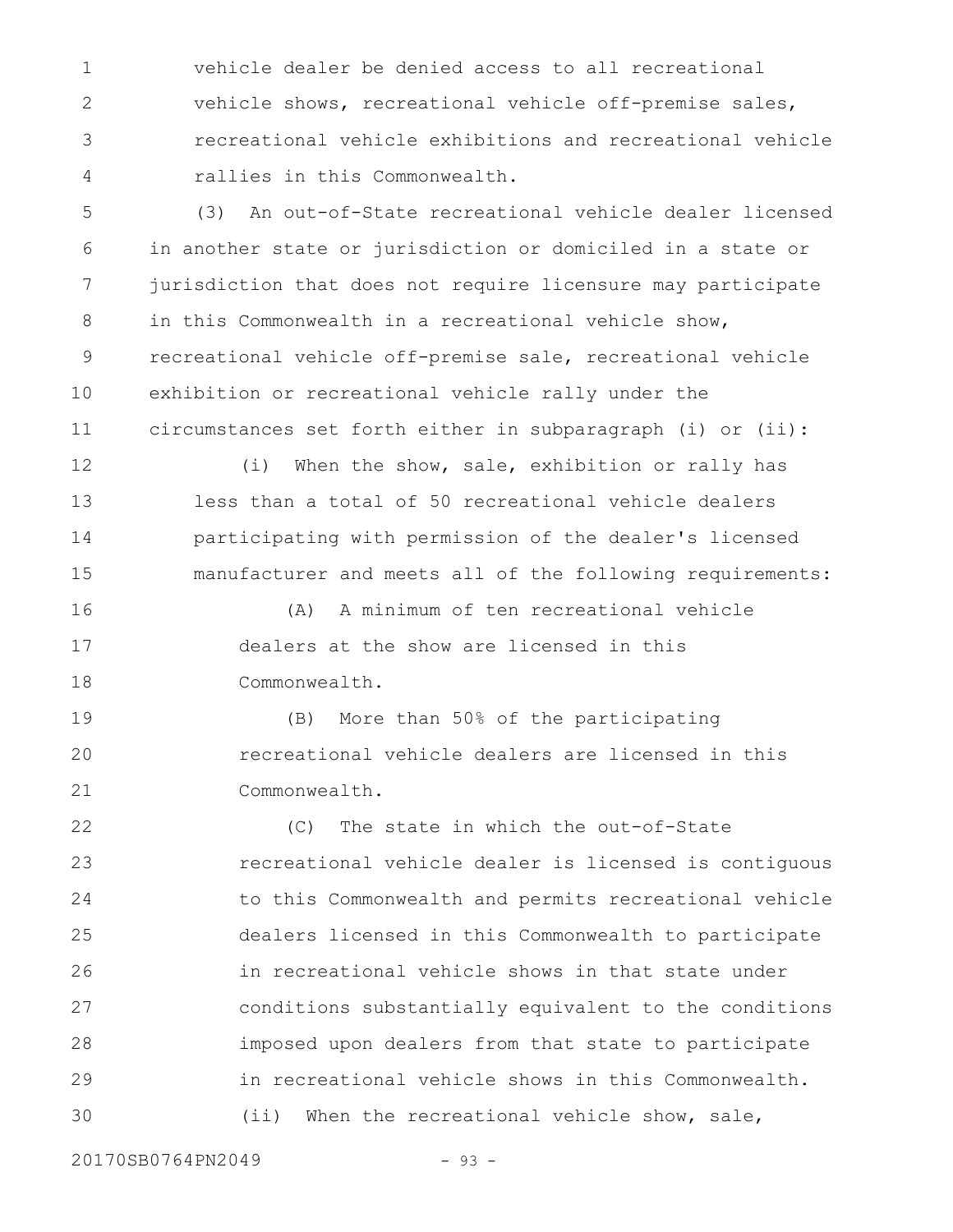vehicle dealer be denied access to all recreational vehicle shows, recreational vehicle off-premise sales, recreational vehicle exhibitions and recreational vehicle rallies in this Commonwealth.

(3) An out-of-State recreational vehicle dealer licensed in another state or jurisdiction or domiciled in a state or jurisdiction that does not require licensure may participate in this Commonwealth in a recreational vehicle show, recreational vehicle off-premise sale, recreational vehicle exhibition or recreational vehicle rally under the circumstances set forth either in subparagraph (i) or (ii):

(i) When the show, sale, exhibition or rally has less than a total of 50 recreational vehicle dealers participating with permission of the dealer's licensed manufacturer and meets all of the following requirements:

(A) A minimum of ten recreational vehicle dealers at the show are licensed in this Commonwealth.

(B) More than 50% of the participating recreational vehicle dealers are licensed in this Commonwealth.

(C) The state in which the out-of-State recreational vehicle dealer is licensed is contiguous to this Commonwealth and permits recreational vehicle dealers licensed in this Commonwealth to participate in recreational vehicle shows in that state under conditions substantially equivalent to the conditions imposed upon dealers from that state to participate in recreational vehicle shows in this Commonwealth.

(ii) When the recreational vehicle show, sale,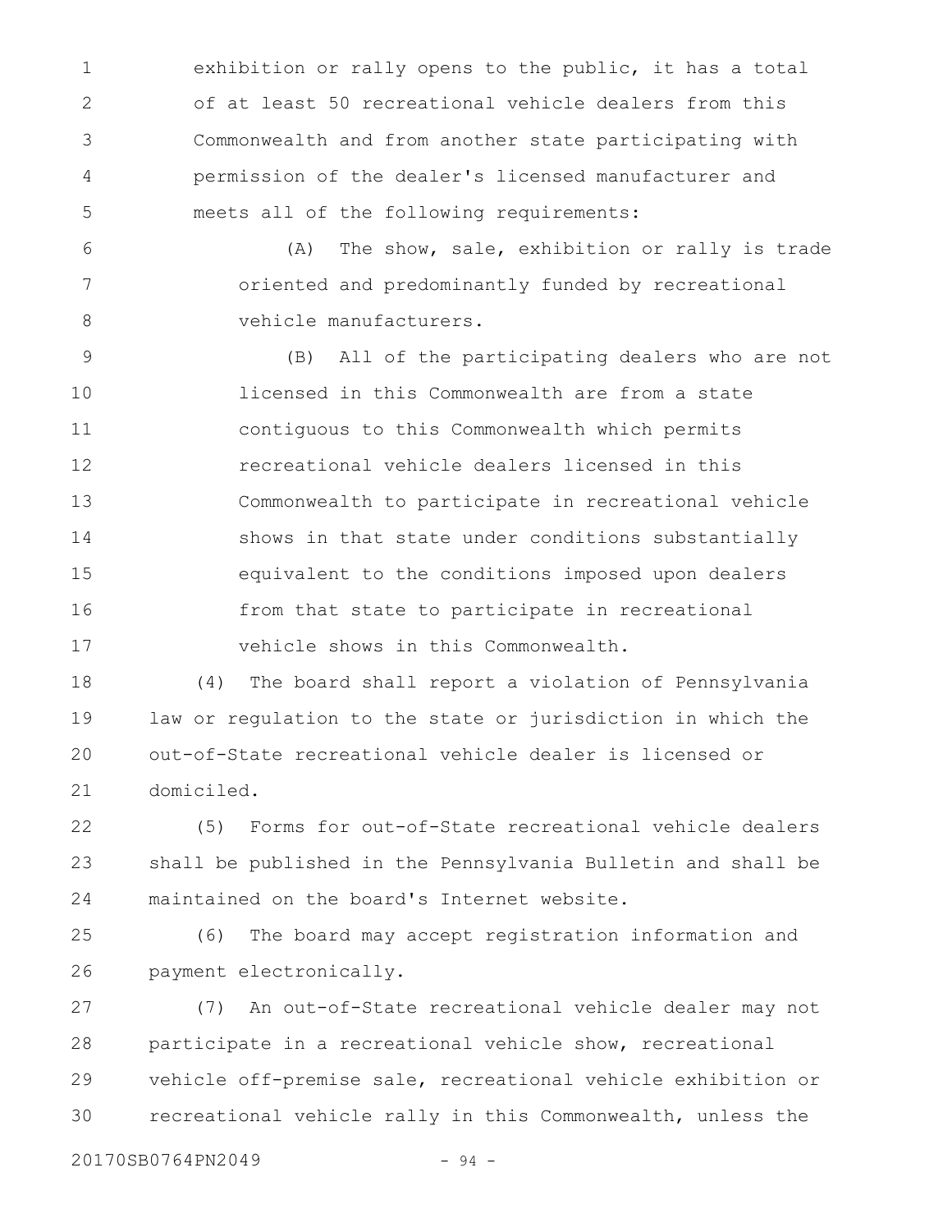exhibition or rally opens to the public, it has a total of at least 50 recreational vehicle dealers from this Commonwealth and from another state participating with permission of the dealer's licensed manufacturer and meets all of the following requirements:

(A) The show, sale, exhibition or rally is trade oriented and predominantly funded by recreational vehicle manufacturers.

(B) All of the participating dealers who are not licensed in this Commonwealth are from a state contiguous to this Commonwealth which permits recreational vehicle dealers licensed in this Commonwealth to participate in recreational vehicle shows in that state under conditions substantially equivalent to the conditions imposed upon dealers from that state to participate in recreational vehicle shows in this Commonwealth.

(4) The board shall report a violation of Pennsylvania law or regulation to the state or jurisdiction in which the out-of-State recreational vehicle dealer is licensed or domiciled.

(5) Forms for out-of-State recreational vehicle dealers shall be published in the Pennsylvania Bulletin and shall be maintained on the board's Internet website.

(6) The board may accept registration information and payment electronically.

(7) An out-of-State recreational vehicle dealer may not participate in a recreational vehicle show, recreational vehicle off-premise sale, recreational vehicle exhibition or recreational vehicle rally in this Commonwealth, unless the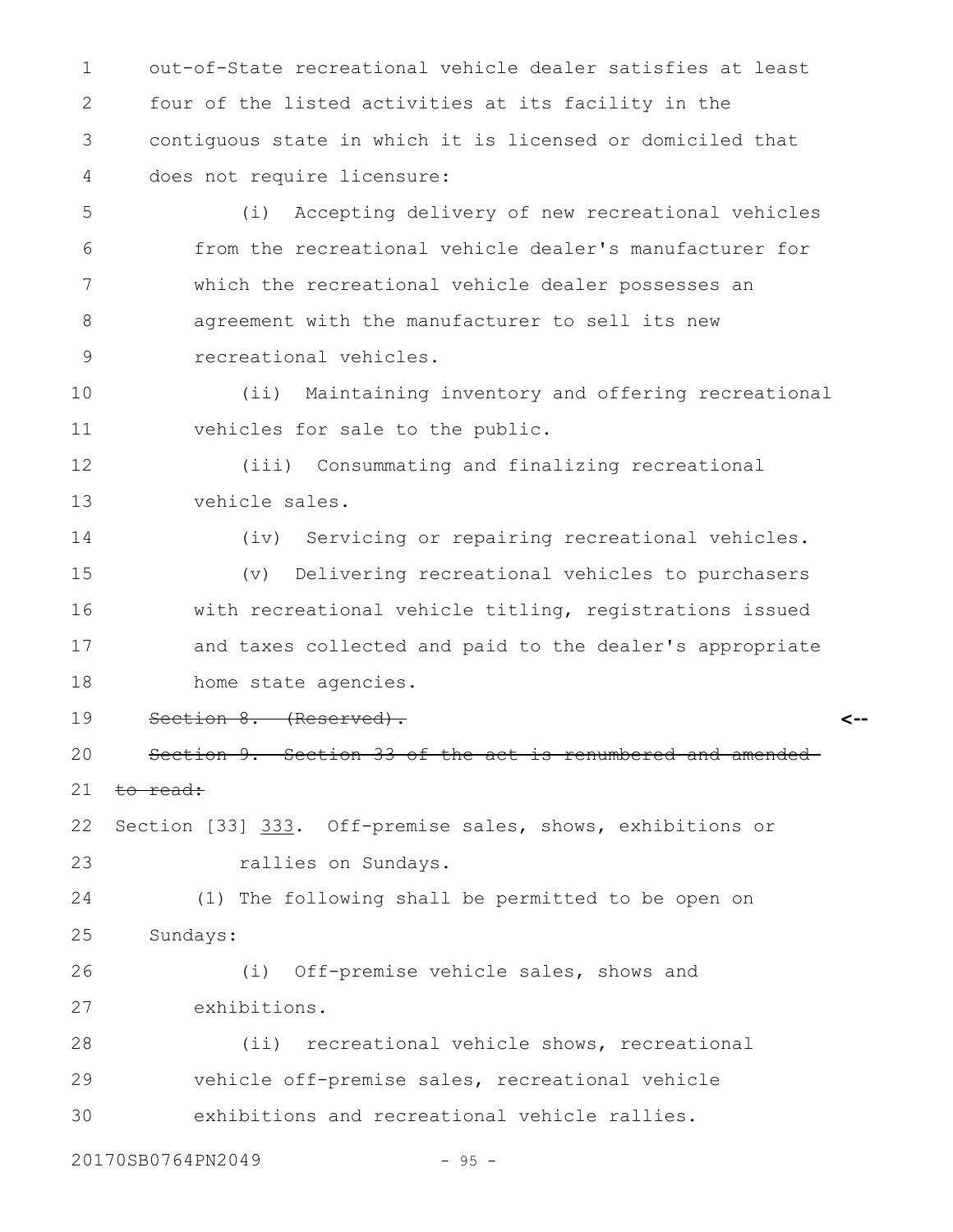out-of-State recreational vehicle dealer satisfies at least four of the listed activities at its facility in the contiguous state in which it is licensed or domiciled that does not require licensure:

(i) Accepting delivery of new recreational vehicles from the recreational vehicle dealer's manufacturer for which the recreational vehicle dealer possesses an agreement with the manufacturer to sell its new recreational vehicles.

(ii) Maintaining inventory and offering recreational vehicles for sale to the public.

(iii) Consummating and finalizing recreational vehicle sales.

(iv) Servicing or repairing recreational vehicles.

(v) Delivering recreational vehicles to purchasers with recreational vehicle titling, registrations issued and taxes collected and paid to the dealer's appropriate home state agencies.

~~Section 8. (Reserved).~~ <--

~~Section 9. Section 33 of the act is renumbered and amended to read:~~

Section [33] 333. Off-premise sales, shows, exhibitions or rallies on Sundays.

(1) The following shall be permitted to be open on Sundays:

(i) Off-premise vehicle sales, shows and exhibitions.

(ii) recreational vehicle shows, recreational vehicle off-premise sales, recreational vehicle exhibitions and recreational vehicle rallies.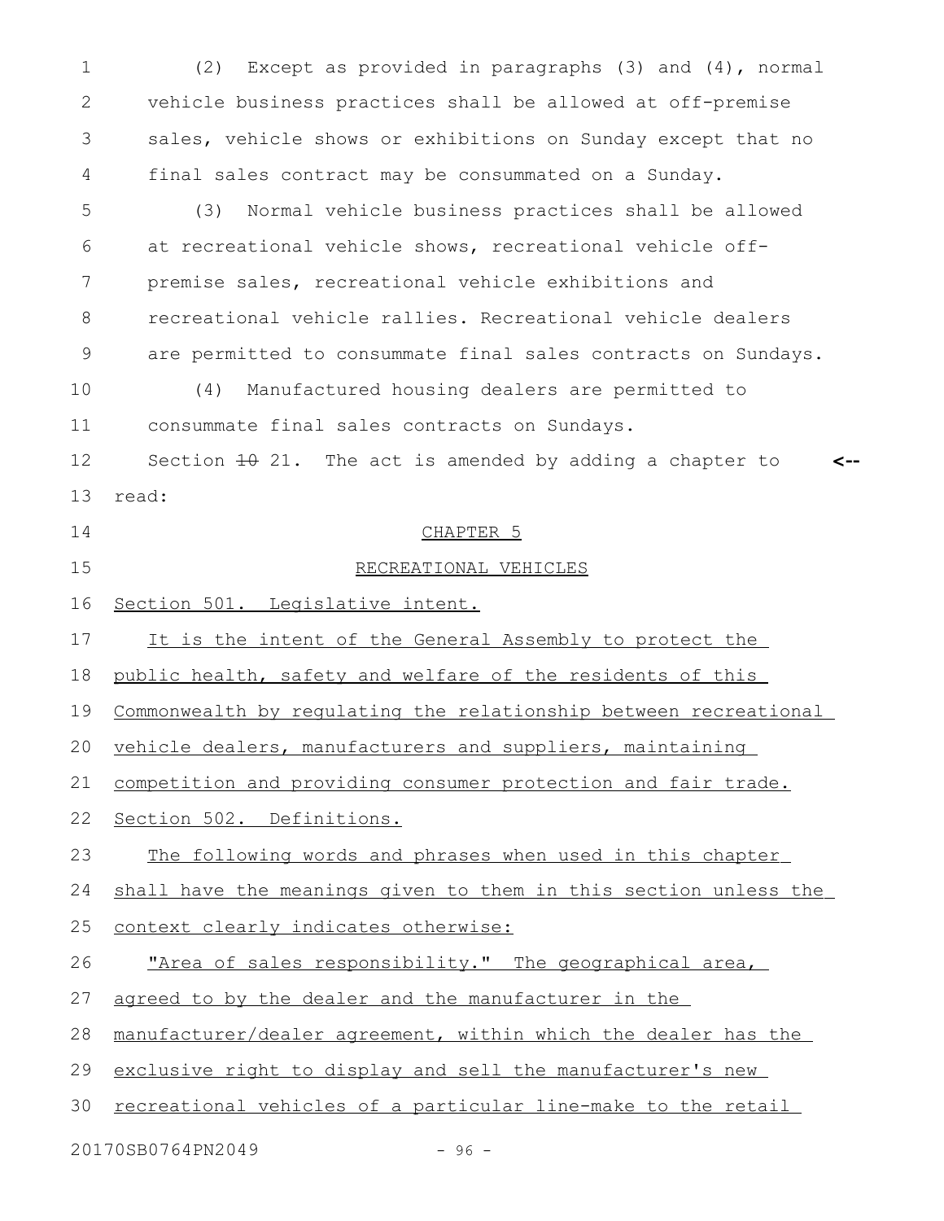(2) Except as provided in paragraphs (3) and (4), normal vehicle business practices shall be allowed at off-premise sales, vehicle shows or exhibitions on Sunday except that no final sales contract may be consummated on a Sunday.

(3) Normal vehicle business practices shall be allowed at recreational vehicle shows, recreational vehicle off-premise sales, recreational vehicle exhibitions and recreational vehicle rallies. Recreational vehicle dealers are permitted to consummate final sales contracts on Sundays.

(4) Manufactured housing dealers are permitted to consummate final sales contracts on Sundays.

Section ~~10~~ 21. The act is amended by adding a chapter to read:

CHAPTER 5

RECREATIONAL VEHICLES

Section 501. Legislative intent.

It is the intent of the General Assembly to protect the public health, safety and welfare of the residents of this Commonwealth by regulating the relationship between recreational vehicle dealers, manufacturers and suppliers, maintaining competition and providing consumer protection and fair trade.

Section 502. Definitions.

The following words and phrases when used in this chapter shall have the meanings given to them in this section unless the context clearly indicates otherwise:

"Area of sales responsibility." The geographical area, agreed to by the dealer and the manufacturer in the manufacturer/dealer agreement, within which the dealer has the exclusive right to display and sell the manufacturer's new recreational vehicles of a particular line-make to the retail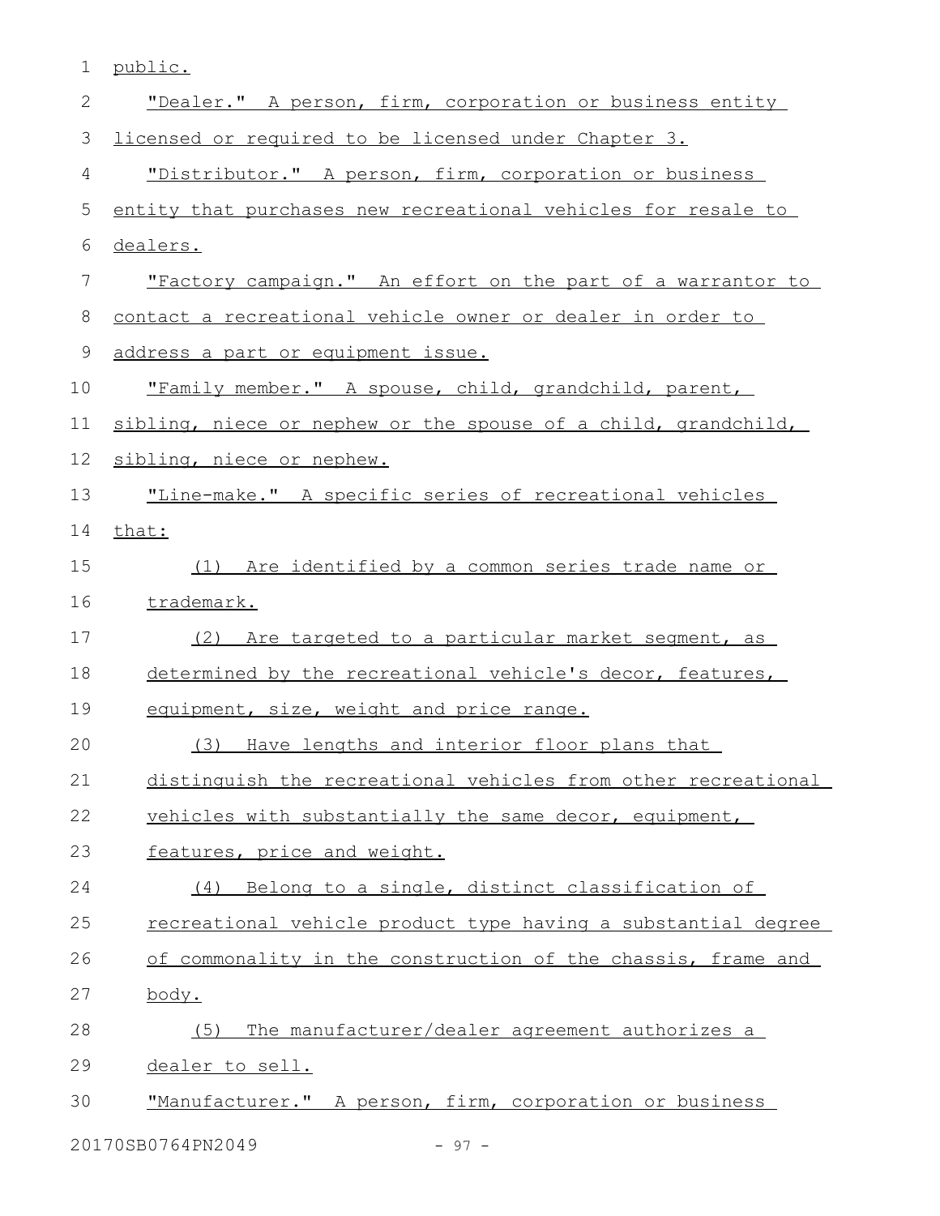public.

"Dealer." A person, firm, corporation or business entity licensed or required to be licensed under Chapter 3.

"Distributor." A person, firm, corporation or business entity that purchases new recreational vehicles for resale to dealers.

"Factory campaign." An effort on the part of a warrantor to contact a recreational vehicle owner or dealer in order to address a part or equipment issue.

"Family member." A spouse, child, grandchild, parent, sibling, niece or nephew or the spouse of a child, grandchild, sibling, niece or nephew.

"Line-make." A specific series of recreational vehicles that:

(1) Are identified by a common series trade name or trademark.

(2) Are targeted to a particular market segment, as determined by the recreational vehicle's decor, features, equipment, size, weight and price range.

(3) Have lengths and interior floor plans that distinguish the recreational vehicles from other recreational vehicles with substantially the same decor, equipment, features, price and weight.

(4) Belong to a single, distinct classification of recreational vehicle product type having a substantial degree of commonality in the construction of the chassis, frame and body.

(5) The manufacturer/dealer agreement authorizes a dealer to sell.

"Manufacturer." A person, firm, corporation or business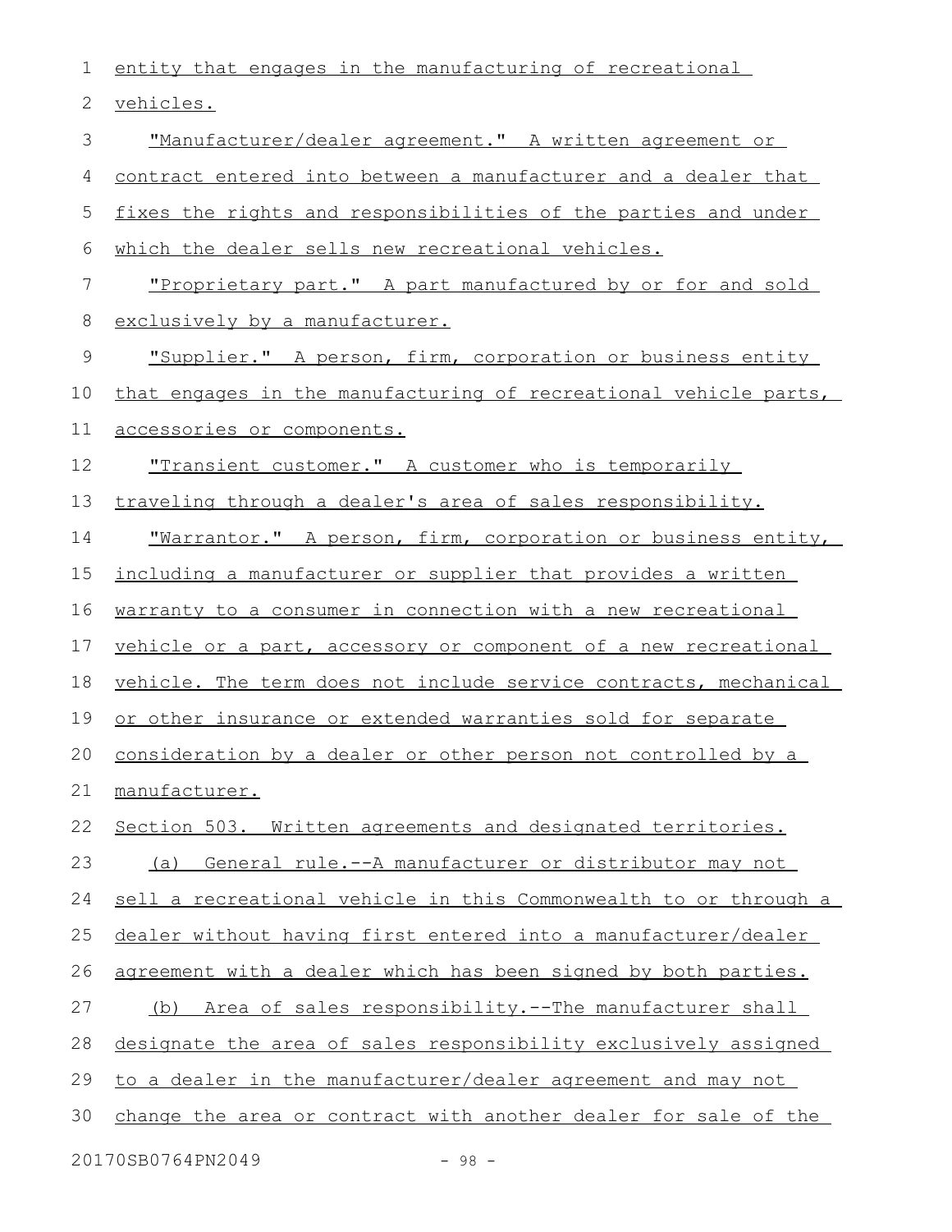entity that engages in the manufacturing of recreational vehicles.

"Manufacturer/dealer agreement." A written agreement or contract entered into between a manufacturer and a dealer that fixes the rights and responsibilities of the parties and under which the dealer sells new recreational vehicles.

"Proprietary part." A part manufactured by or for and sold exclusively by a manufacturer.

"Supplier." A person, firm, corporation or business entity that engages in the manufacturing of recreational vehicle parts, accessories or components.

"Transient customer." A customer who is temporarily traveling through a dealer's area of sales responsibility.

"Warrantor." A person, firm, corporation or business entity, including a manufacturer or supplier that provides a written warranty to a consumer in connection with a new recreational vehicle or a part, accessory or component of a new recreational vehicle. The term does not include service contracts, mechanical or other insurance or extended warranties sold for separate consideration by a dealer or other person not controlled by a manufacturer.

Section 503. Written agreements and designated territories.

(a) General rule.--A manufacturer or distributor may not sell a recreational vehicle in this Commonwealth to or through a dealer without having first entered into a manufacturer/dealer agreement with a dealer which has been signed by both parties.

(b) Area of sales responsibility.--The manufacturer shall designate the area of sales responsibility exclusively assigned to a dealer in the manufacturer/dealer agreement and may not change the area or contract with another dealer for sale of the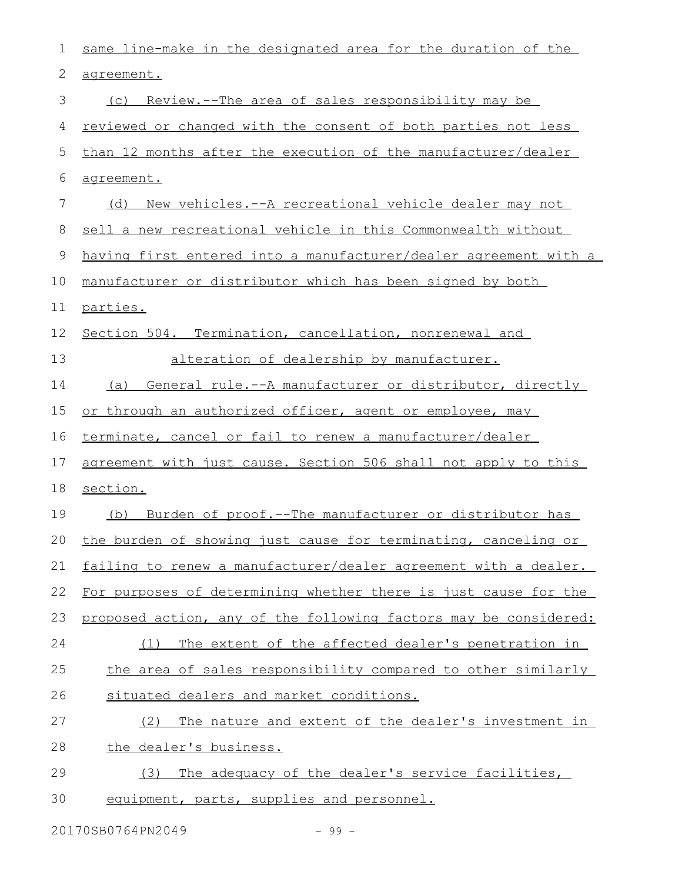same line-make in the designated area for the duration of the agreement.

(c) Review.--The area of sales responsibility may be reviewed or changed with the consent of both parties not less than 12 months after the execution of the manufacturer/dealer agreement.

(d) New vehicles.--A recreational vehicle dealer may not sell a new recreational vehicle in this Commonwealth without having first entered into a manufacturer/dealer agreement with a manufacturer or distributor which has been signed by both parties.

Section 504. Termination, cancellation, nonrenewal and alteration of dealership by manufacturer.

(a) General rule.--A manufacturer or distributor, directly or through an authorized officer, agent or employee, may terminate, cancel or fail to renew a manufacturer/dealer agreement with just cause. Section 506 shall not apply to this section.

(b) Burden of proof.--The manufacturer or distributor has the burden of showing just cause for terminating, canceling or failing to renew a manufacturer/dealer agreement with a dealer. For purposes of determining whether there is just cause for the proposed action, any of the following factors may be considered:

(1) The extent of the affected dealer's penetration in the area of sales responsibility compared to other similarly situated dealers and market conditions.

(2) The nature and extent of the dealer's investment in the dealer's business.

(3) The adequacy of the dealer's service facilities, equipment, parts, supplies and personnel.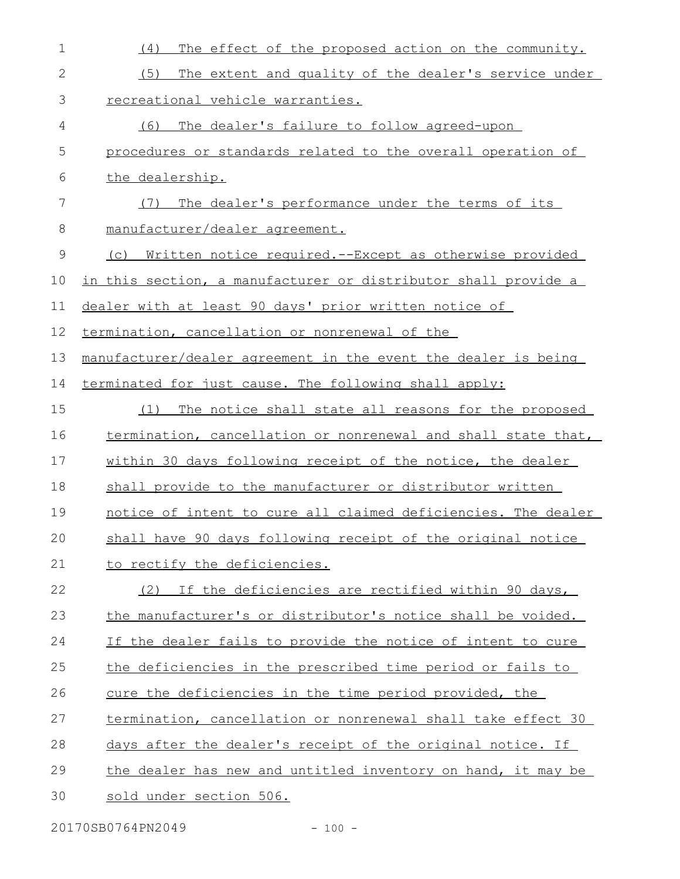(4) The effect of the proposed action on the community.

(5) The extent and quality of the dealer's service under recreational vehicle warranties.

(6) The dealer's failure to follow agreed-upon procedures or standards related to the overall operation of the dealership.

(7) The dealer's performance under the terms of its manufacturer/dealer agreement.

(c) Written notice required.--Except as otherwise provided in this section, a manufacturer or distributor shall provide a dealer with at least 90 days' prior written notice of termination, cancellation or nonrenewal of the manufacturer/dealer agreement in the event the dealer is being terminated for just cause. The following shall apply:

(1) The notice shall state all reasons for the proposed termination, cancellation or nonrenewal and shall state that, within 30 days following receipt of the notice, the dealer shall provide to the manufacturer or distributor written notice of intent to cure all claimed deficiencies. The dealer shall have 90 days following receipt of the original notice to rectify the deficiencies.

(2) If the deficiencies are rectified within 90 days, the manufacturer's or distributor's notice shall be voided. If the dealer fails to provide the notice of intent to cure the deficiencies in the prescribed time period or fails to cure the deficiencies in the time period provided, the termination, cancellation or nonrenewal shall take effect 30 days after the dealer's receipt of the original notice. If the dealer has new and untitled inventory on hand, it may be sold under section 506.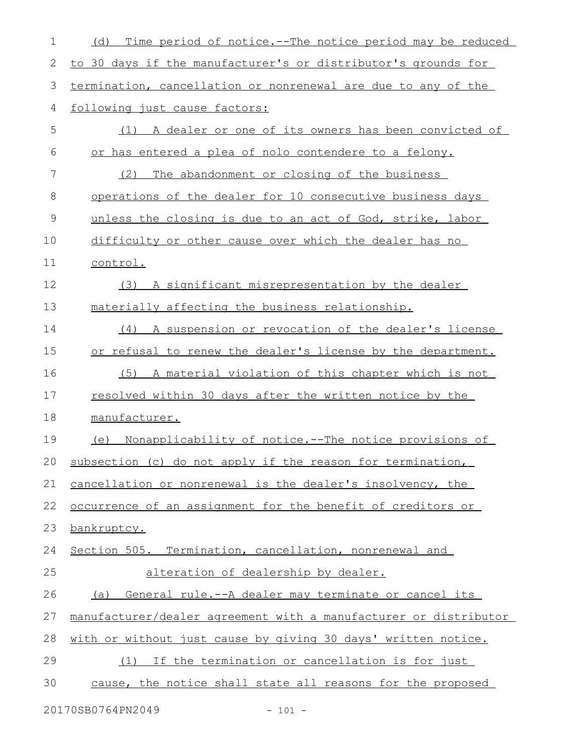(d) Time period of notice.--The notice period may be reduced to 30 days if the manufacturer's or distributor's grounds for termination, cancellation or nonrenewal are due to any of the following just cause factors:

(1) A dealer or one of its owners has been convicted of or has entered a plea of nolo contendere to a felony.

(2) The abandonment or closing of the business operations of the dealer for 10 consecutive business days unless the closing is due to an act of God, strike, labor difficulty or other cause over which the dealer has no control.

(3) A significant misrepresentation by the dealer materially affecting the business relationship.

(4) A suspension or revocation of the dealer's license or refusal to renew the dealer's license by the department.

(5) A material violation of this chapter which is not resolved within 30 days after the written notice by the manufacturer.

(e) Nonapplicability of notice.--The notice provisions of subsection (c) do not apply if the reason for termination, cancellation or nonrenewal is the dealer's insolvency, the occurrence of an assignment for the benefit of creditors or bankruptcy.

Section 505. Termination, cancellation, nonrenewal and alteration of dealership by dealer.

(a) General rule.--A dealer may terminate or cancel its manufacturer/dealer agreement with a manufacturer or distributor with or without just cause by giving 30 days' written notice.

(1) If the termination or cancellation is for just cause, the notice shall state all reasons for the proposed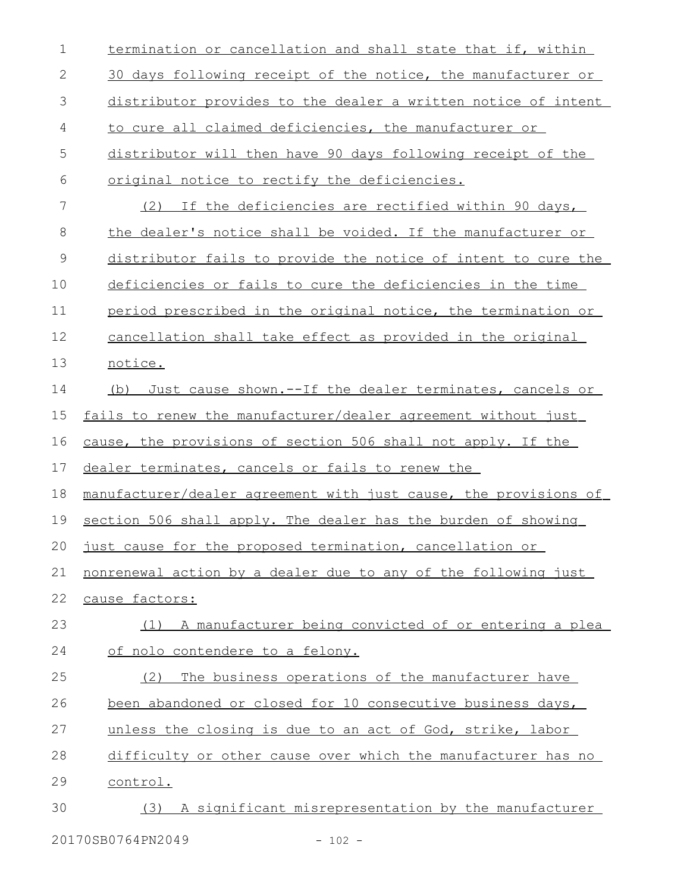termination or cancellation and shall state that if, within 30 days following receipt of the notice, the manufacturer or distributor provides to the dealer a written notice of intent to cure all claimed deficiencies, the manufacturer or distributor will then have 90 days following receipt of the original notice to rectify the deficiencies.

(2) If the deficiencies are rectified within 90 days, the dealer's notice shall be voided. If the manufacturer or distributor fails to provide the notice of intent to cure the deficiencies or fails to cure the deficiencies in the time period prescribed in the original notice, the termination or cancellation shall take effect as provided in the original notice.

(b) Just cause shown.--If the dealer terminates, cancels or fails to renew the manufacturer/dealer agreement without just cause, the provisions of section 506 shall not apply. If the dealer terminates, cancels or fails to renew the manufacturer/dealer agreement with just cause, the provisions of section 506 shall apply. The dealer has the burden of showing just cause for the proposed termination, cancellation or nonrenewal action by a dealer due to any of the following just cause factors:

(1) A manufacturer being convicted of or entering a plea of nolo contendere to a felony.

(2) The business operations of the manufacturer have been abandoned or closed for 10 consecutive business days, unless the closing is due to an act of God, strike, labor difficulty or other cause over which the manufacturer has no control.

(3) A significant misrepresentation by the manufacturer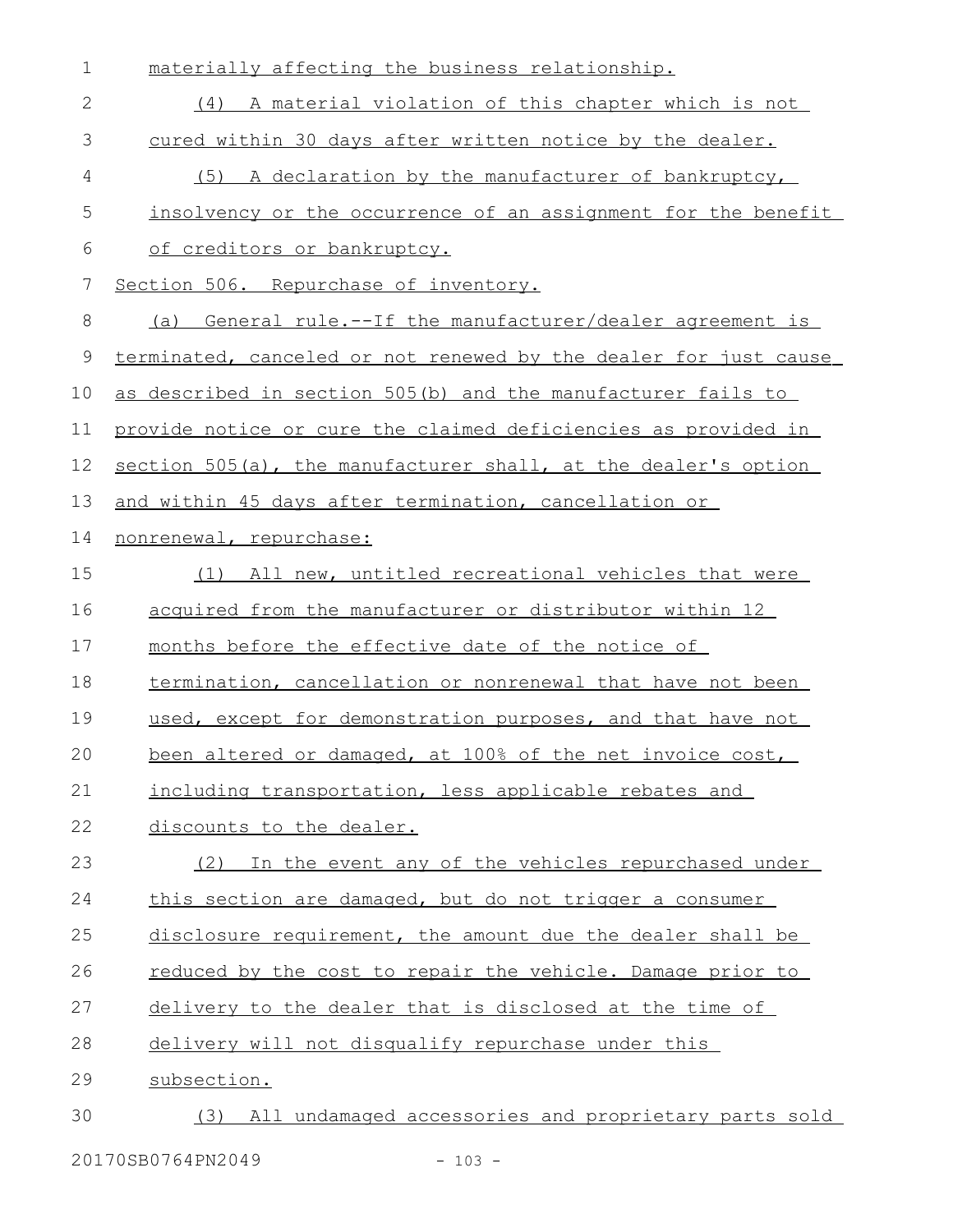materially affecting the business relationship.

(4) A material violation of this chapter which is not cured within 30 days after written notice by the dealer.

(5) A declaration by the manufacturer of bankruptcy, insolvency or the occurrence of an assignment for the benefit of creditors or bankruptcy.

Section 506. Repurchase of inventory.

(a) General rule.--If the manufacturer/dealer agreement is terminated, canceled or not renewed by the dealer for just cause as described in section 505(b) and the manufacturer fails to provide notice or cure the claimed deficiencies as provided in section 505(a), the manufacturer shall, at the dealer's option and within 45 days after termination, cancellation or nonrenewal, repurchase:

(1) All new, untitled recreational vehicles that were acquired from the manufacturer or distributor within 12 months before the effective date of the notice of termination, cancellation or nonrenewal that have not been used, except for demonstration purposes, and that have not been altered or damaged, at 100% of the net invoice cost, including transportation, less applicable rebates and discounts to the dealer.

(2) In the event any of the vehicles repurchased under this section are damaged, but do not trigger a consumer disclosure requirement, the amount due the dealer shall be reduced by the cost to repair the vehicle. Damage prior to delivery to the dealer that is disclosed at the time of delivery will not disqualify repurchase under this subsection.

(3) All undamaged accessories and proprietary parts sold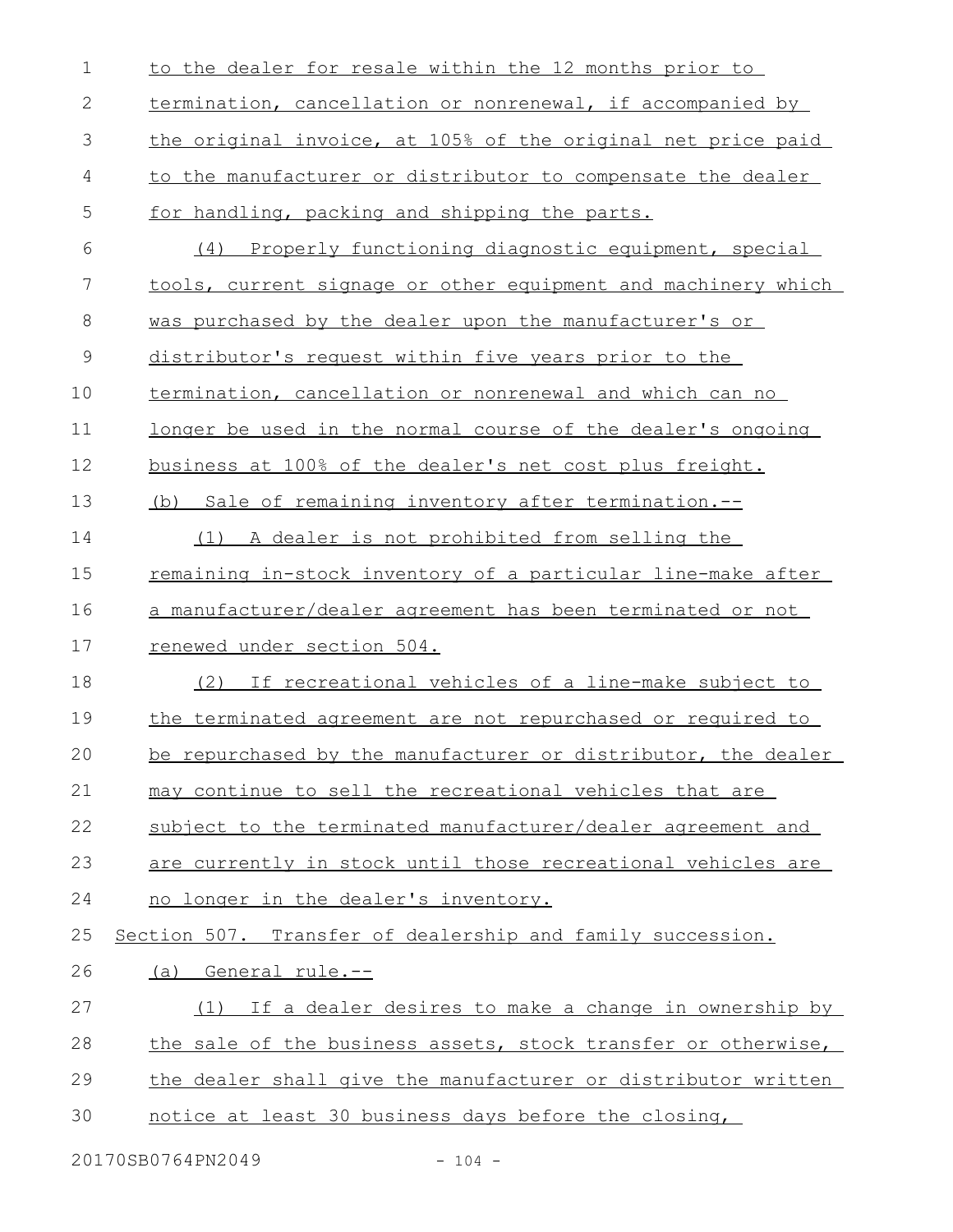to the dealer for resale within the 12 months prior to termination, cancellation or nonrenewal, if accompanied by the original invoice, at 105% of the original net price paid to the manufacturer or distributor to compensate the dealer for handling, packing and shipping the parts.

(4) Properly functioning diagnostic equipment, special tools, current signage or other equipment and machinery which was purchased by the dealer upon the manufacturer's or distributor's request within five years prior to the termination, cancellation or nonrenewal and which can no longer be used in the normal course of the dealer's ongoing business at 100% of the dealer's net cost plus freight.

(b) Sale of remaining inventory after termination.--

(1) A dealer is not prohibited from selling the remaining in-stock inventory of a particular line-make after a manufacturer/dealer agreement has been terminated or not renewed under section 504.

(2) If recreational vehicles of a line-make subject to the terminated agreement are not repurchased or required to be repurchased by the manufacturer or distributor, the dealer may continue to sell the recreational vehicles that are subject to the terminated manufacturer/dealer agreement and are currently in stock until those recreational vehicles are no longer in the dealer's inventory.

Section 507. Transfer of dealership and family succession.

(a) General rule.--

(1) If a dealer desires to make a change in ownership by the sale of the business assets, stock transfer or otherwise, the dealer shall give the manufacturer or distributor written notice at least 30 business days before the closing,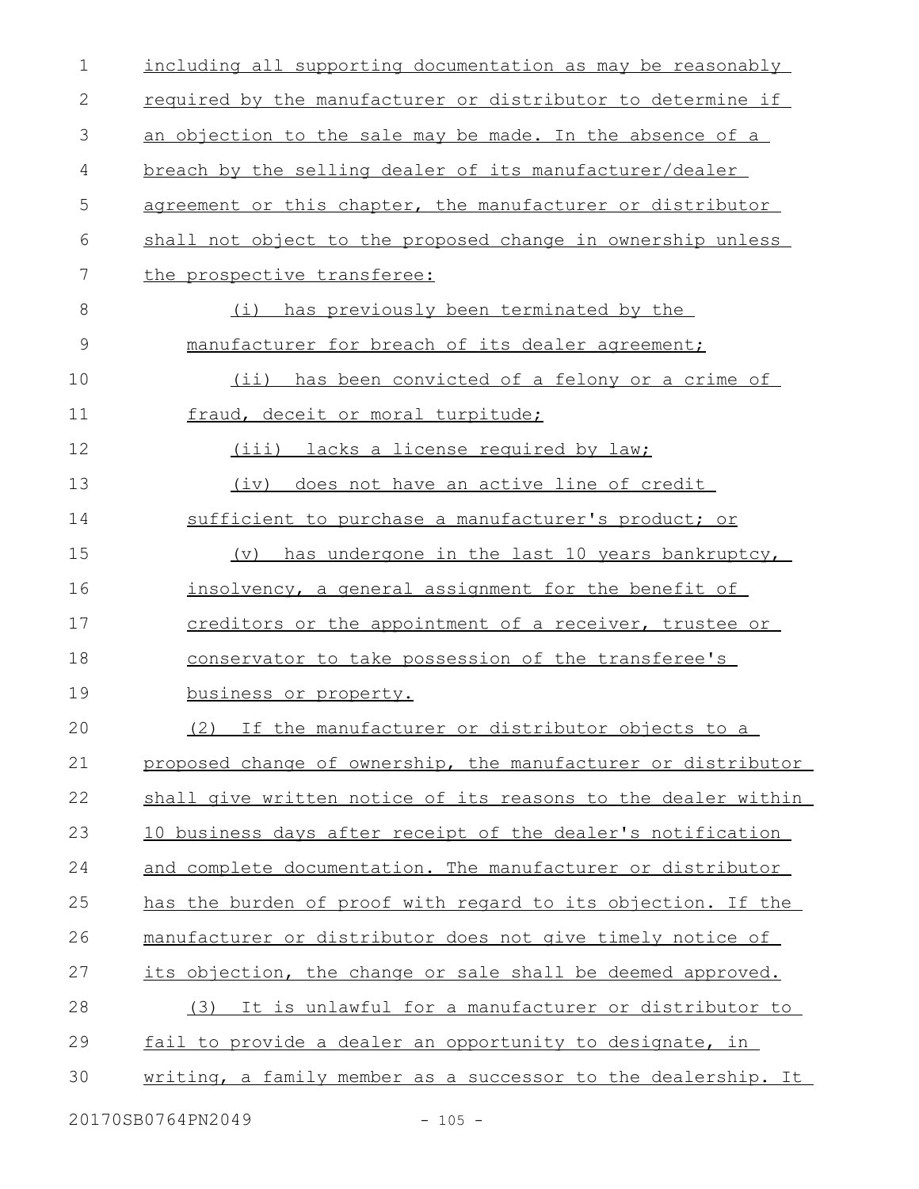including all supporting documentation as may be reasonably required by the manufacturer or distributor to determine if an objection to the sale may be made. In the absence of a breach by the selling dealer of its manufacturer/dealer agreement or this chapter, the manufacturer or distributor shall not object to the proposed change in ownership unless the prospective transferee:

(i) has previously been terminated by the manufacturer for breach of its dealer agreement;

(ii) has been convicted of a felony or a crime of fraud, deceit or moral turpitude;

(iii) lacks a license required by law;

(iv) does not have an active line of credit sufficient to purchase a manufacturer's product; or

(v) has undergone in the last 10 years bankruptcy, insolvency, a general assignment for the benefit of creditors or the appointment of a receiver, trustee or conservator to take possession of the transferee's business or property.

(2) If the manufacturer or distributor objects to a proposed change of ownership, the manufacturer or distributor shall give written notice of its reasons to the dealer within 10 business days after receipt of the dealer's notification and complete documentation. The manufacturer or distributor has the burden of proof with regard to its objection. If the manufacturer or distributor does not give timely notice of its objection, the change or sale shall be deemed approved.

(3) It is unlawful for a manufacturer or distributor to fail to provide a dealer an opportunity to designate, in writing, a family member as a successor to the dealership. It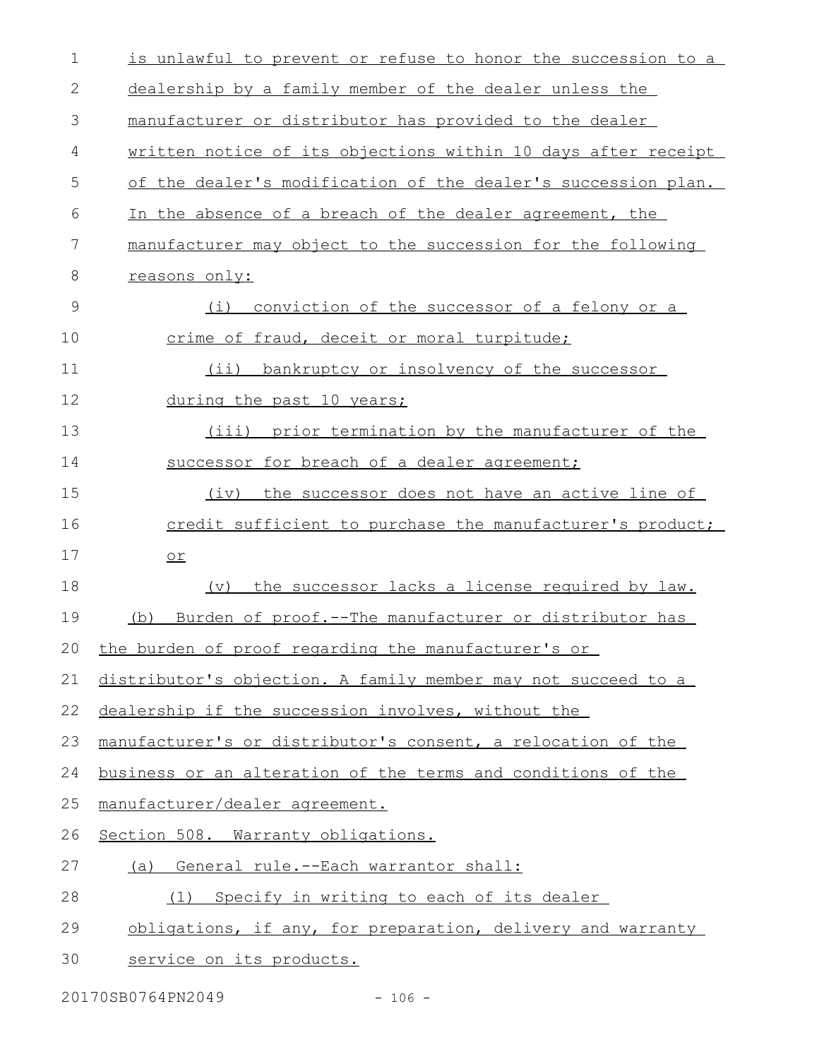is unlawful to prevent or refuse to honor the succession to a dealership by a family member of the dealer unless the manufacturer or distributor has provided to the dealer written notice of its objections within 10 days after receipt of the dealer's modification of the dealer's succession plan. In the absence of a breach of the dealer agreement, the manufacturer may object to the succession for the following reasons only:

(i) conviction of the successor of a felony or a crime of fraud, deceit or moral turpitude;

(ii) bankruptcy or insolvency of the successor during the past 10 years;

(iii) prior termination by the manufacturer of the successor for breach of a dealer agreement;

(iv) the successor does not have an active line of credit sufficient to purchase the manufacturer's product; or

(v) the successor lacks a license required by law.

(b) Burden of proof.--The manufacturer or distributor has the burden of proof regarding the manufacturer's or distributor's objection. A family member may not succeed to a dealership if the succession involves, without the manufacturer's or distributor's consent, a relocation of the business or an alteration of the terms and conditions of the manufacturer/dealer agreement.

Section 508. Warranty obligations.

(a) General rule.--Each warrantor shall:

(1) Specify in writing to each of its dealer obligations, if any, for preparation, delivery and warranty service on its products.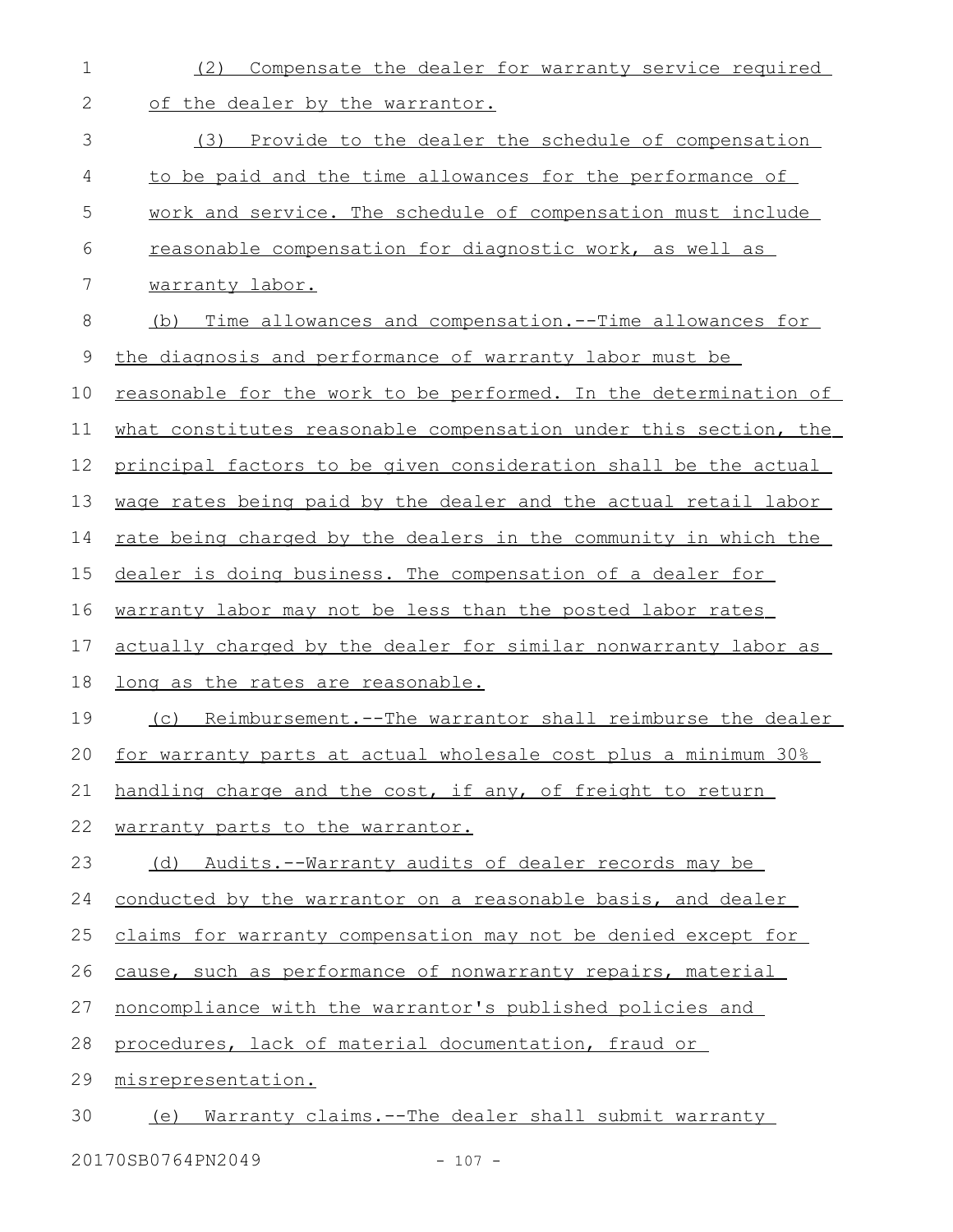(2) Compensate the dealer for warranty service required of the dealer by the warrantor.

(3) Provide to the dealer the schedule of compensation to be paid and the time allowances for the performance of work and service. The schedule of compensation must include reasonable compensation for diagnostic work, as well as warranty labor.

(b) Time allowances and compensation.--Time allowances for the diagnosis and performance of warranty labor must be reasonable for the work to be performed. In the determination of what constitutes reasonable compensation under this section, the principal factors to be given consideration shall be the actual wage rates being paid by the dealer and the actual retail labor rate being charged by the dealers in the community in which the dealer is doing business. The compensation of a dealer for warranty labor may not be less than the posted labor rates actually charged by the dealer for similar nonwarranty labor as long as the rates are reasonable.

(c) Reimbursement.--The warrantor shall reimburse the dealer for warranty parts at actual wholesale cost plus a minimum 30% handling charge and the cost, if any, of freight to return warranty parts to the warrantor.

(d) Audits.--Warranty audits of dealer records may be conducted by the warrantor on a reasonable basis, and dealer claims for warranty compensation may not be denied except for cause, such as performance of nonwarranty repairs, material noncompliance with the warrantor's published policies and procedures, lack of material documentation, fraud or misrepresentation.

(e) Warranty claims.--The dealer shall submit warranty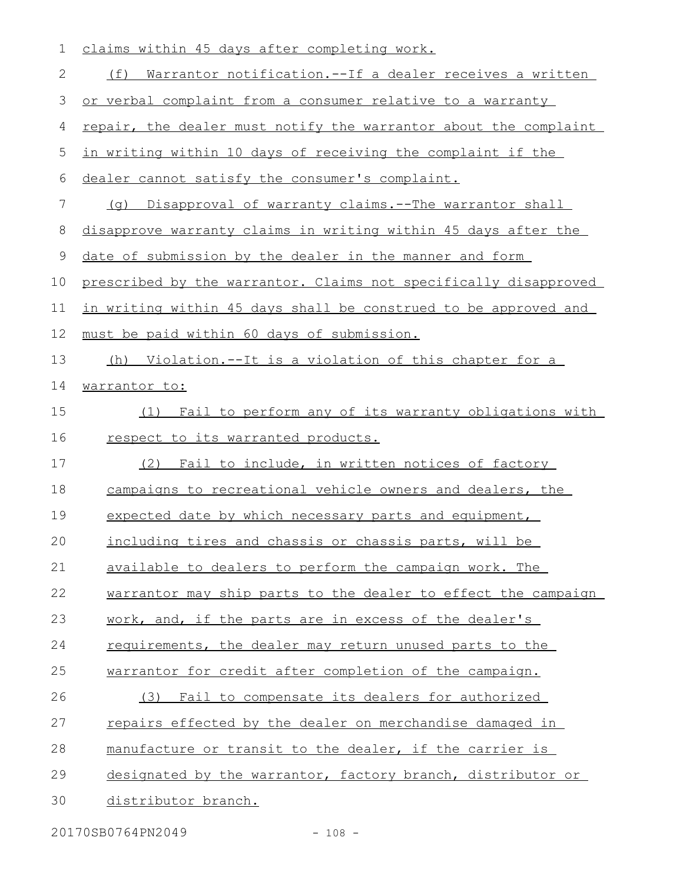claims within 45 days after completing work.

(f) Warrantor notification.--If a dealer receives a written or verbal complaint from a consumer relative to a warranty repair, the dealer must notify the warrantor about the complaint in writing within 10 days of receiving the complaint if the dealer cannot satisfy the consumer's complaint.

(g) Disapproval of warranty claims.--The warrantor shall disapprove warranty claims in writing within 45 days after the date of submission by the dealer in the manner and form prescribed by the warrantor. Claims not specifically disapproved in writing within 45 days shall be construed to be approved and must be paid within 60 days of submission.

(h) Violation.--It is a violation of this chapter for a warrantor to:

(1) Fail to perform any of its warranty obligations with respect to its warranted products.

(2) Fail to include, in written notices of factory campaigns to recreational vehicle owners and dealers, the expected date by which necessary parts and equipment, including tires and chassis or chassis parts, will be available to dealers to perform the campaign work. The warrantor may ship parts to the dealer to effect the campaign work, and, if the parts are in excess of the dealer's requirements, the dealer may return unused parts to the warrantor for credit after completion of the campaign.

(3) Fail to compensate its dealers for authorized repairs effected by the dealer on merchandise damaged in manufacture or transit to the dealer, if the carrier is designated by the warrantor, factory branch, distributor or distributor branch.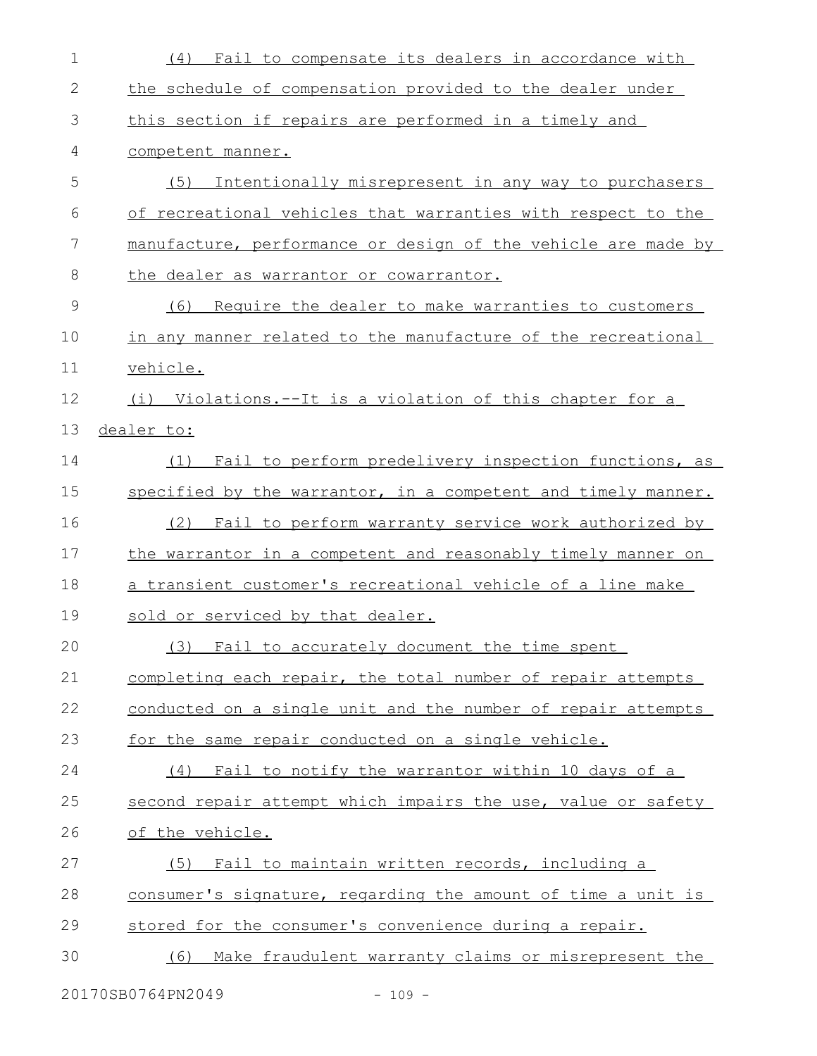(4) Fail to compensate its dealers in accordance with the schedule of compensation provided to the dealer under this section if repairs are performed in a timely and competent manner.

(5) Intentionally misrepresent in any way to purchasers of recreational vehicles that warranties with respect to the manufacture, performance or design of the vehicle are made by the dealer as warrantor or cowarrantor.

(6) Require the dealer to make warranties to customers in any manner related to the manufacture of the recreational vehicle.

(i) Violations.--It is a violation of this chapter for a dealer to:

(1) Fail to perform predelivery inspection functions, as specified by the warrantor, in a competent and timely manner.

(2) Fail to perform warranty service work authorized by the warrantor in a competent and reasonably timely manner on a transient customer's recreational vehicle of a line make sold or serviced by that dealer.

(3) Fail to accurately document the time spent completing each repair, the total number of repair attempts conducted on a single unit and the number of repair attempts for the same repair conducted on a single vehicle.

(4) Fail to notify the warrantor within 10 days of a second repair attempt which impairs the use, value or safety of the vehicle.

(5) Fail to maintain written records, including a consumer's signature, regarding the amount of time a unit is stored for the consumer's convenience during a repair.

(6) Make fraudulent warranty claims or misrepresent the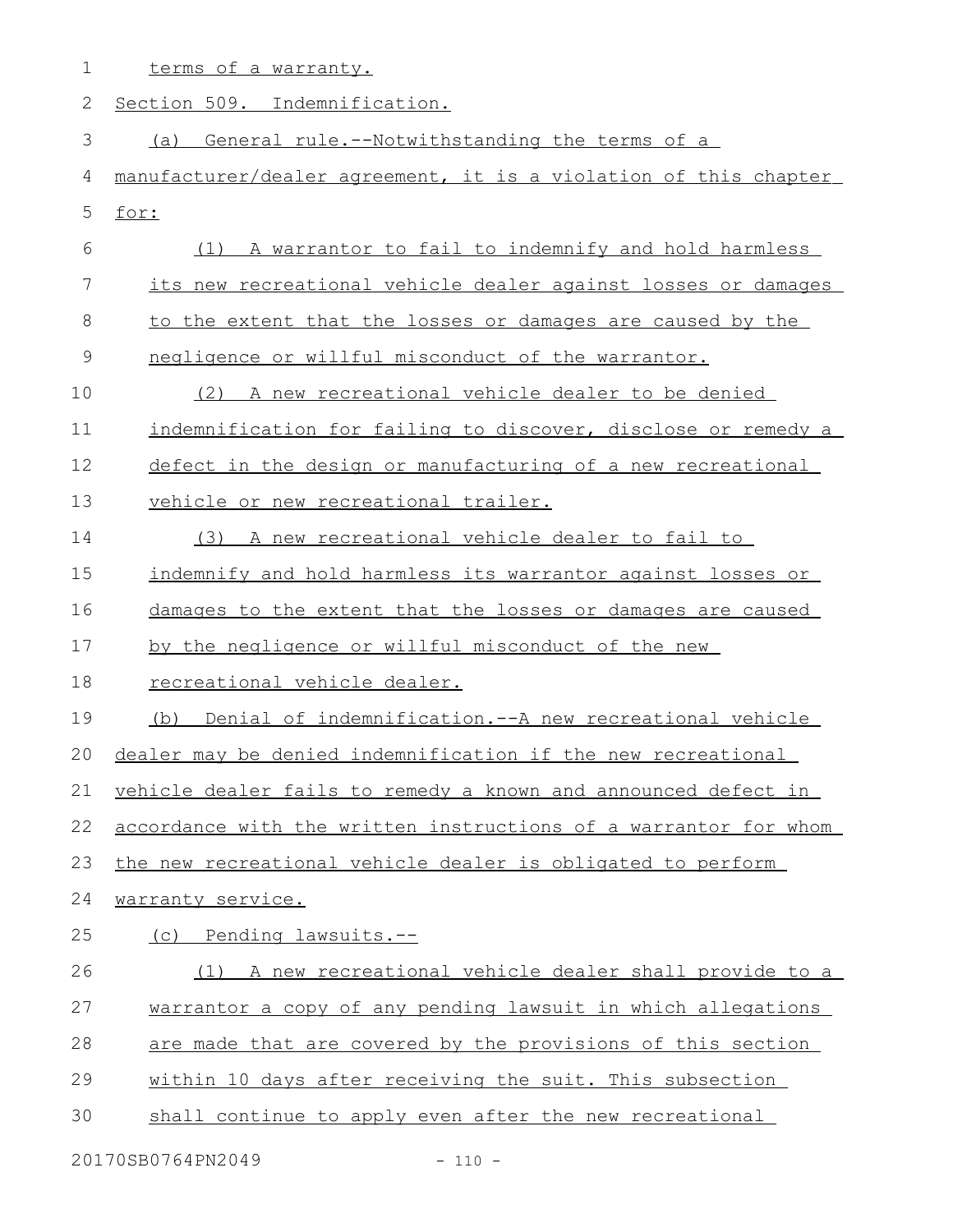terms of a warranty.

Section 509. Indemnification.

(a) General rule.--Notwithstanding the terms of a manufacturer/dealer agreement, it is a violation of this chapter for:

(1) A warrantor to fail to indemnify and hold harmless its new recreational vehicle dealer against losses or damages to the extent that the losses or damages are caused by the negligence or willful misconduct of the warrantor.

(2) A new recreational vehicle dealer to be denied indemnification for failing to discover, disclose or remedy a defect in the design or manufacturing of a new recreational vehicle or new recreational trailer.

(3) A new recreational vehicle dealer to fail to indemnify and hold harmless its warrantor against losses or damages to the extent that the losses or damages are caused by the negligence or willful misconduct of the new recreational vehicle dealer.

(b) Denial of indemnification.--A new recreational vehicle dealer may be denied indemnification if the new recreational vehicle dealer fails to remedy a known and announced defect in accordance with the written instructions of a warrantor for whom the new recreational vehicle dealer is obligated to perform warranty service.

(c) Pending lawsuits.--

(1) A new recreational vehicle dealer shall provide to a warrantor a copy of any pending lawsuit in which allegations are made that are covered by the provisions of this section within 10 days after receiving the suit. This subsection shall continue to apply even after the new recreational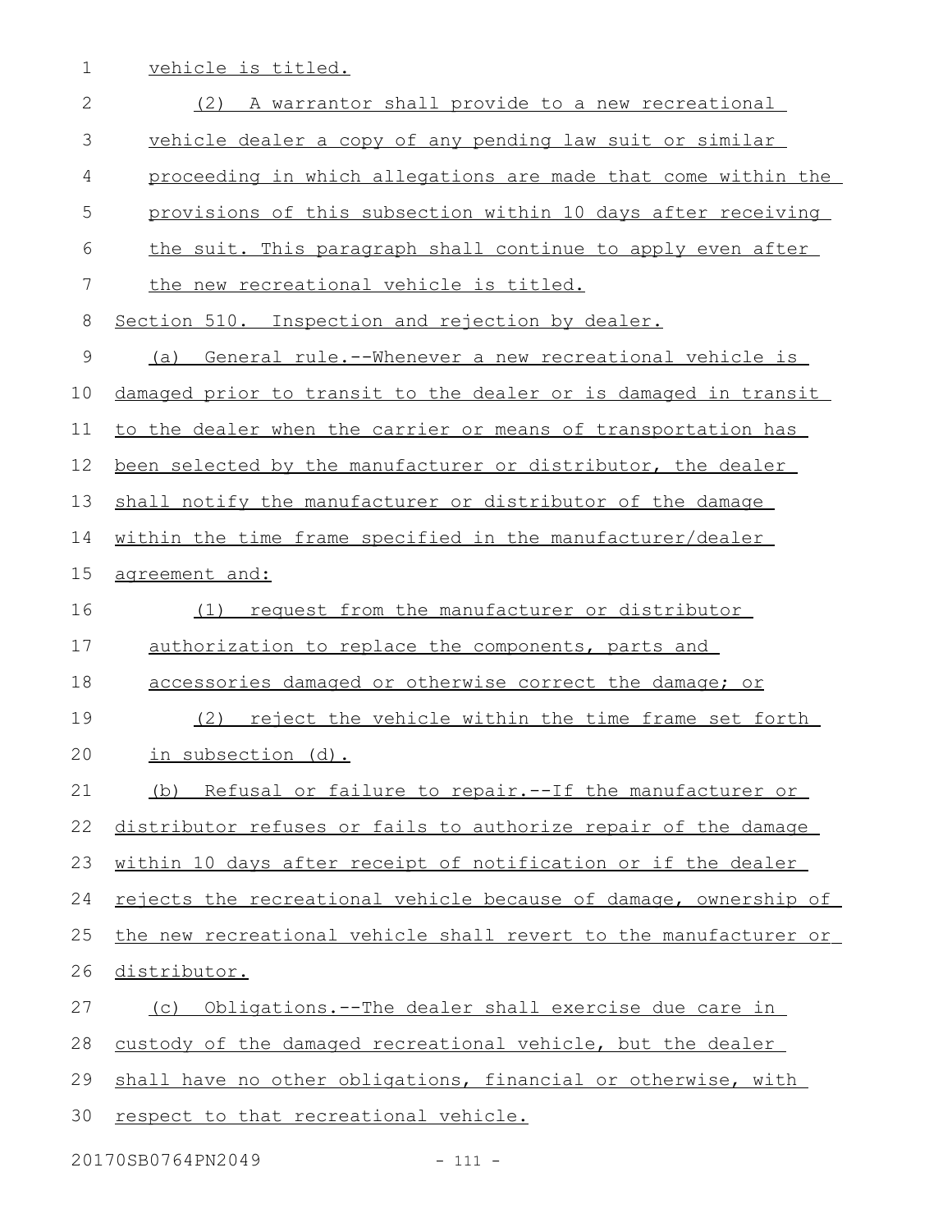vehicle is titled.

(2) A warrantor shall provide to a new recreational vehicle dealer a copy of any pending law suit or similar proceeding in which allegations are made that come within the provisions of this subsection within 10 days after receiving the suit. This paragraph shall continue to apply even after the new recreational vehicle is titled.

Section 510. Inspection and rejection by dealer.

(a) General rule.--Whenever a new recreational vehicle is damaged prior to transit to the dealer or is damaged in transit to the dealer when the carrier or means of transportation has been selected by the manufacturer or distributor, the dealer shall notify the manufacturer or distributor of the damage within the time frame specified in the manufacturer/dealer agreement and:

(1) request from the manufacturer or distributor authorization to replace the components, parts and accessories damaged or otherwise correct the damage; or

(2) reject the vehicle within the time frame set forth in subsection (d).

(b) Refusal or failure to repair.--If the manufacturer or distributor refuses or fails to authorize repair of the damage within 10 days after receipt of notification or if the dealer rejects the recreational vehicle because of damage, ownership of the new recreational vehicle shall revert to the manufacturer or distributor.

(c) Obligations.--The dealer shall exercise due care in custody of the damaged recreational vehicle, but the dealer shall have no other obligations, financial or otherwise, with respect to that recreational vehicle.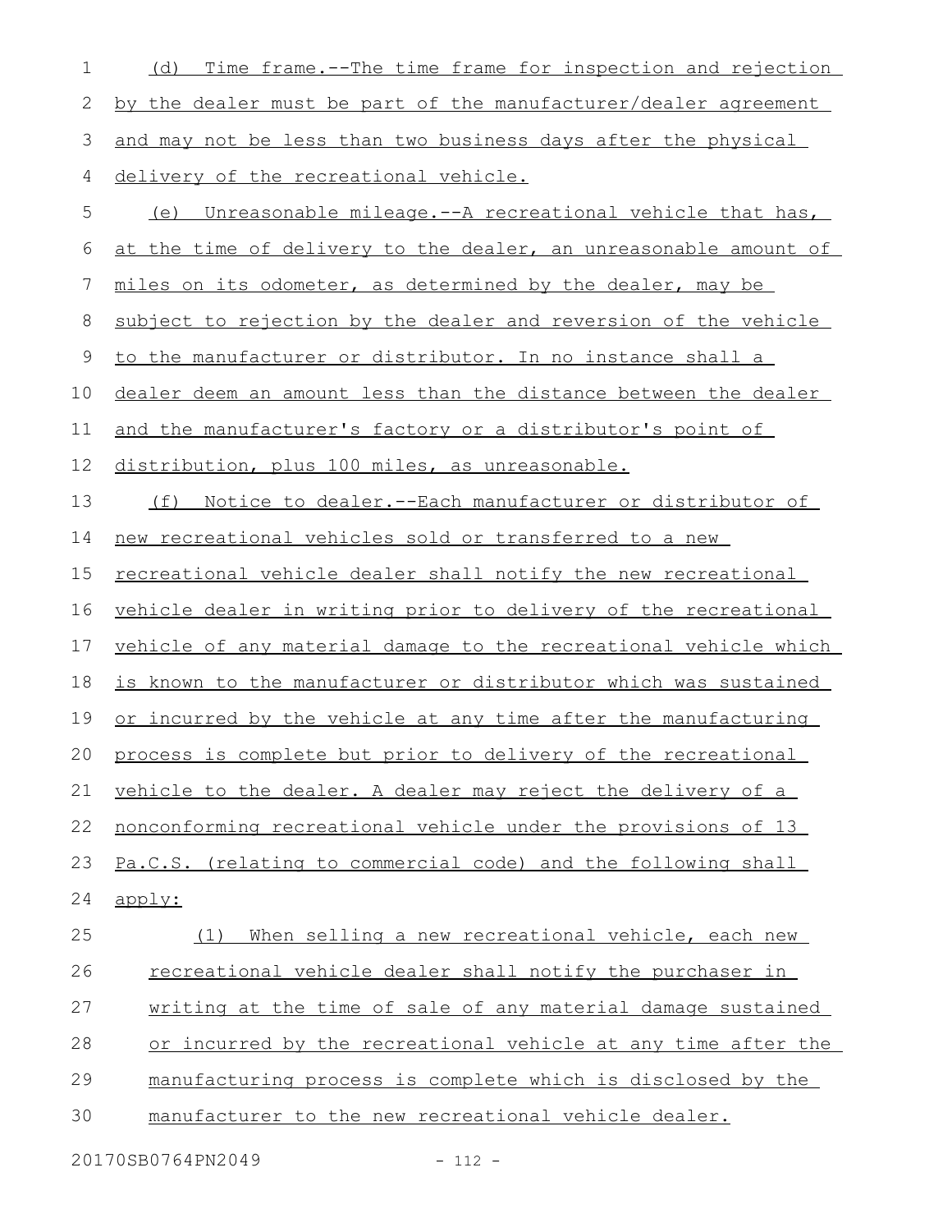(d) Time frame.--The time frame for inspection and rejection by the dealer must be part of the manufacturer/dealer agreement and may not be less than two business days after the physical delivery of the recreational vehicle.

(e) Unreasonable mileage.--A recreational vehicle that has, at the time of delivery to the dealer, an unreasonable amount of miles on its odometer, as determined by the dealer, may be subject to rejection by the dealer and reversion of the vehicle to the manufacturer or distributor. In no instance shall a dealer deem an amount less than the distance between the dealer and the manufacturer's factory or a distributor's point of distribution, plus 100 miles, as unreasonable.

(f) Notice to dealer.--Each manufacturer or distributor of new recreational vehicles sold or transferred to a new recreational vehicle dealer shall notify the new recreational vehicle dealer in writing prior to delivery of the recreational vehicle of any material damage to the recreational vehicle which is known to the manufacturer or distributor which was sustained or incurred by the vehicle at any time after the manufacturing process is complete but prior to delivery of the recreational vehicle to the dealer. A dealer may reject the delivery of a nonconforming recreational vehicle under the provisions of 13 Pa.C.S. (relating to commercial code) and the following shall apply:

(1) When selling a new recreational vehicle, each new recreational vehicle dealer shall notify the purchaser in writing at the time of sale of any material damage sustained or incurred by the recreational vehicle at any time after the manufacturing process is complete which is disclosed by the manufacturer to the new recreational vehicle dealer.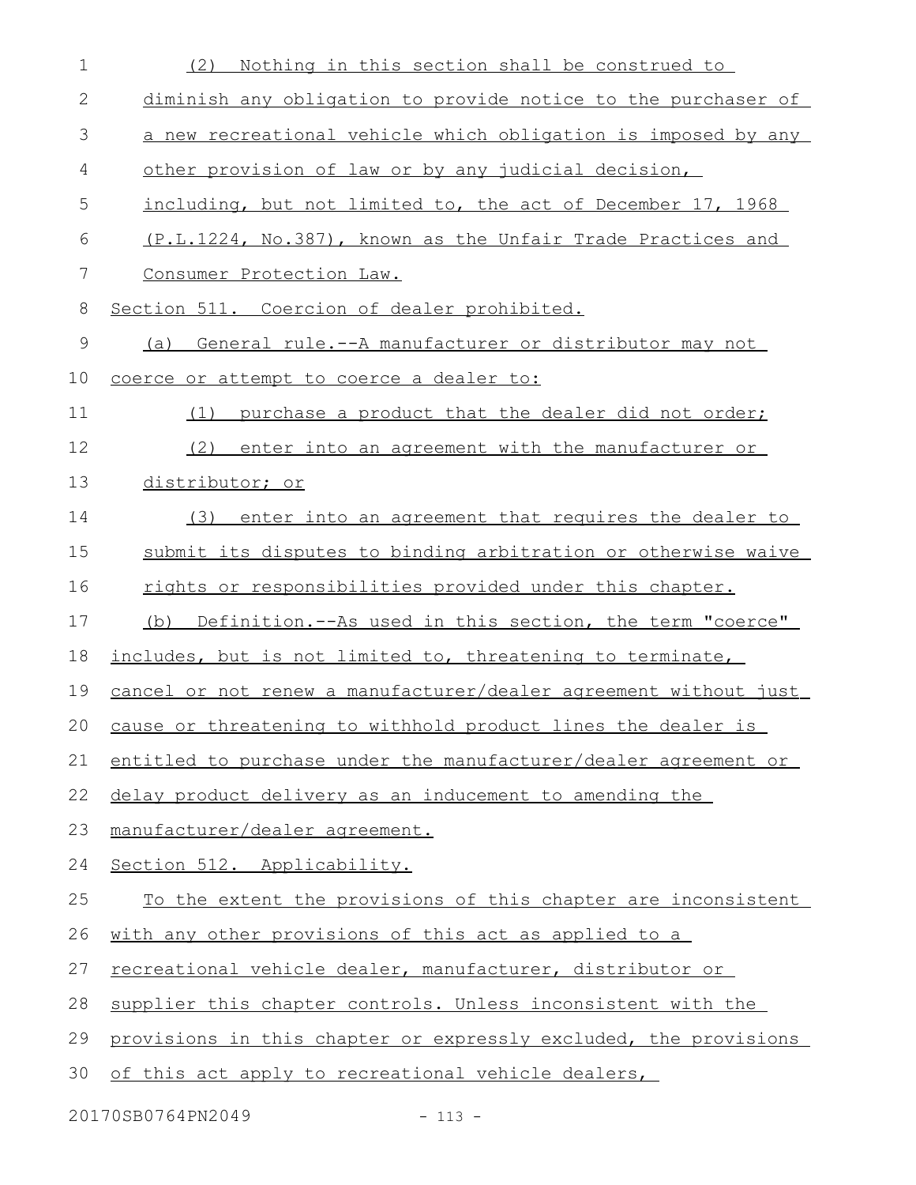(2) Nothing in this section shall be construed to diminish any obligation to provide notice to the purchaser of a new recreational vehicle which obligation is imposed by any other provision of law or by any judicial decision, including, but not limited to, the act of December 17, 1968 (P.L.1224, No.387), known as the Unfair Trade Practices and Consumer Protection Law.

Section 511. Coercion of dealer prohibited.

(a) General rule.--A manufacturer or distributor may not coerce or attempt to coerce a dealer to:

(1) purchase a product that the dealer did not order;

(2) enter into an agreement with the manufacturer or distributor; or

(3) enter into an agreement that requires the dealer to submit its disputes to binding arbitration or otherwise waive rights or responsibilities provided under this chapter.

(b) Definition.--As used in this section, the term "coerce" includes, but is not limited to, threatening to terminate, cancel or not renew a manufacturer/dealer agreement without just cause or threatening to withhold product lines the dealer is entitled to purchase under the manufacturer/dealer agreement or delay product delivery as an inducement to amending the manufacturer/dealer agreement.

Section 512. Applicability.

To the extent the provisions of this chapter are inconsistent with any other provisions of this act as applied to a recreational vehicle dealer, manufacturer, distributor or supplier this chapter controls. Unless inconsistent with the provisions in this chapter or expressly excluded, the provisions of this act apply to recreational vehicle dealers,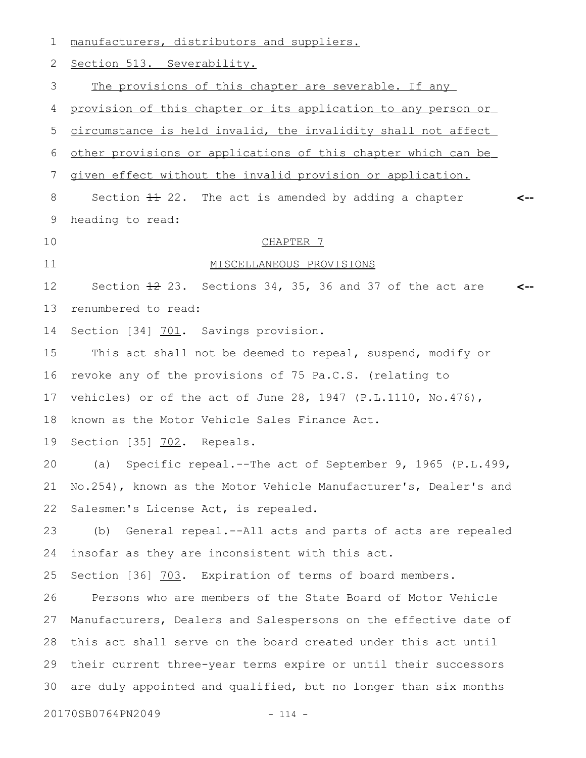manufacturers, distributors and suppliers.

Section 513. Severability.

The provisions of this chapter are severable. If any provision of this chapter or its application to any person or circumstance is held invalid, the invalidity shall not affect other provisions or applications of this chapter which can be given effect without the invalid provision or application.

Section ~~11~~ 22. The act is amended by adding a chapter heading to read:

CHAPTER 7

MISCELLANEOUS PROVISIONS

Section ~~12~~ 23. Sections 34, 35, 36 and 37 of the act are renumbered to read:

Section [34] 701. Savings provision.

This act shall not be deemed to repeal, suspend, modify or revoke any of the provisions of 75 Pa.C.S. (relating to vehicles) or of the act of June 28, 1947 (P.L.1110, No.476), known as the Motor Vehicle Sales Finance Act.

Section [35] 702. Repeals.

(a) Specific repeal.--The act of September 9, 1965 (P.L.499, No.254), known as the Motor Vehicle Manufacturer's, Dealer's and Salesmen's License Act, is repealed.

(b) General repeal.--All acts and parts of acts are repealed insofar as they are inconsistent with this act.

Section [36] 703. Expiration of terms of board members.

Persons who are members of the State Board of Motor Vehicle Manufacturers, Dealers and Salespersons on the effective date of this act shall serve on the board created under this act until their current three-year terms expire or until their successors are duly appointed and qualified, but no longer than six months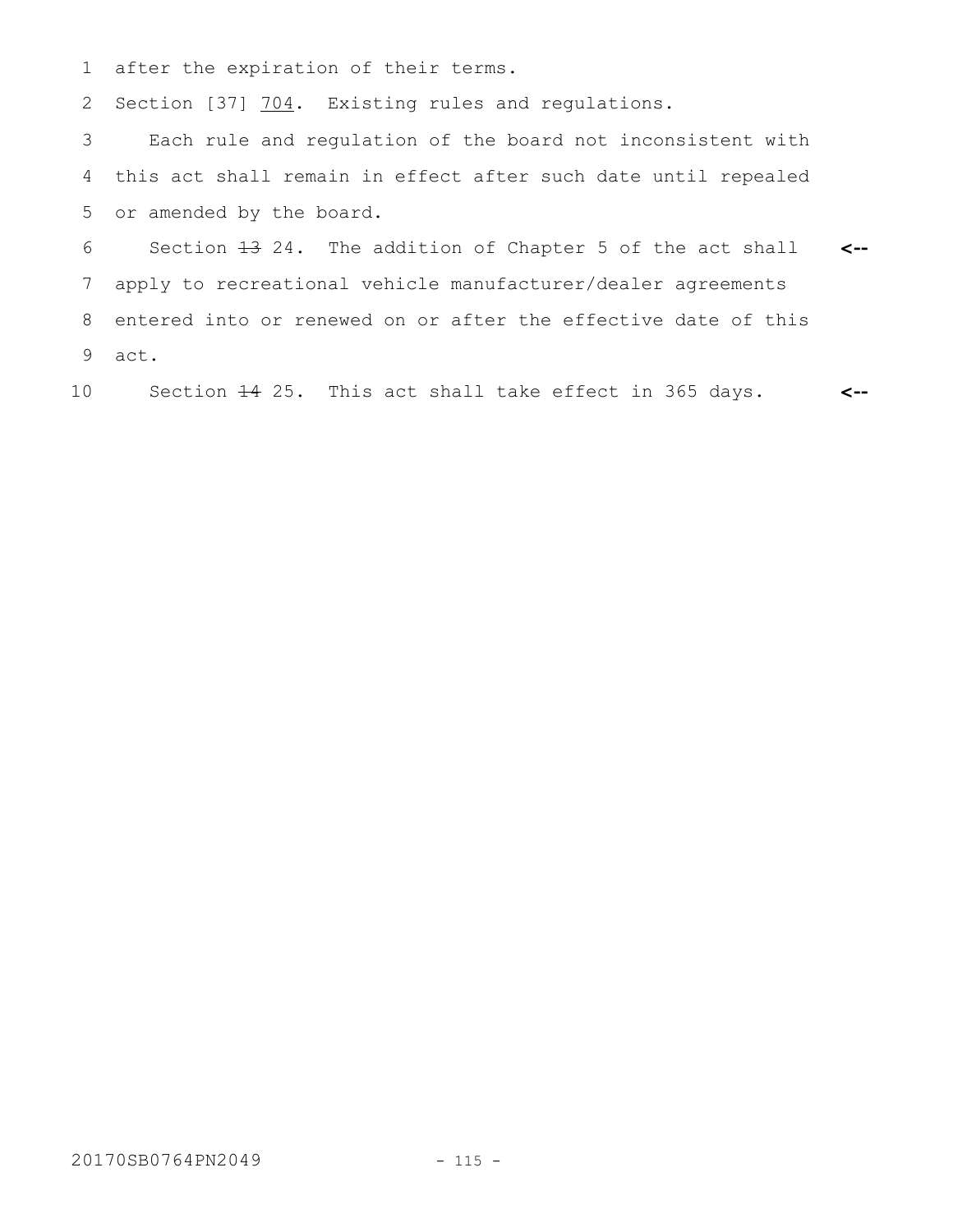after the expiration of their terms.

Section [37] 704. Existing rules and regulations.

Each rule and regulation of the board not inconsistent with this act shall remain in effect after such date until repealed or amended by the board.

Section ~~13~~ 24. The addition of Chapter 5 of the act shall apply to recreational vehicle manufacturer/dealer agreements entered into or renewed on or after the effective date of this act.

Section ~~14~~ 25. This act shall take effect in 365 days.